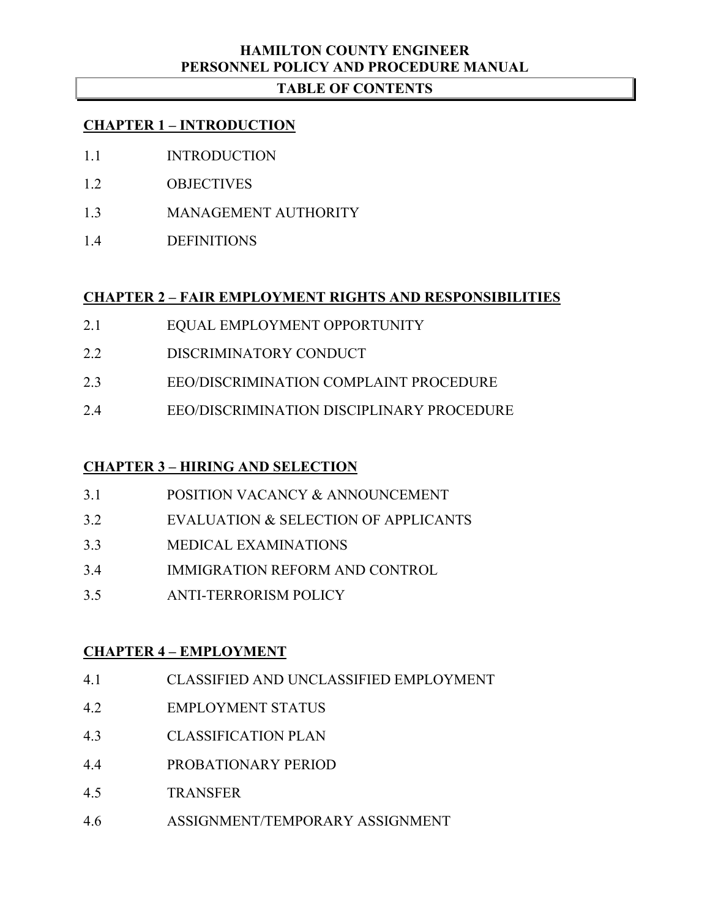# HAMILTON COUNTY ENGINEER
# PERSONNEL POLICY AND PROCEDURE MANUAL

## TABLE OF CONTENTS

### CHAPTER 1 – INTRODUCTION

1.1 INTRODUCTION

1.2 OBJECTIVES

1.3 MANAGEMENT AUTHORITY

1.4 DEFINITIONS

### CHAPTER 2 – FAIR EMPLOYMENT RIGHTS AND RESPONSIBILITIES

2.1 EQUAL EMPLOYMENT OPPORTUNITY

2.2 DISCRIMINATORY CONDUCT

2.3 EEO/DISCRIMINATION COMPLAINT PROCEDURE

2.4 EEO/DISCRIMINATION DISCIPLINARY PROCEDURE

### CHAPTER 3 – HIRING AND SELECTION

3.1 POSITION VACANCY & ANNOUNCEMENT

3.2 EVALUATION & SELECTION OF APPLICANTS

3.3 MEDICAL EXAMINATIONS

3.4 IMMIGRATION REFORM AND CONTROL

3.5 ANTI-TERRORISM POLICY

### CHAPTER 4 – EMPLOYMENT

4.1 CLASSIFIED AND UNCLASSIFIED EMPLOYMENT

4.2 EMPLOYMENT STATUS

4.3 CLASSIFICATION PLAN

4.4 PROBATIONARY PERIOD

4.5 TRANSFER

4.6 ASSIGNMENT/TEMPORARY ASSIGNMENT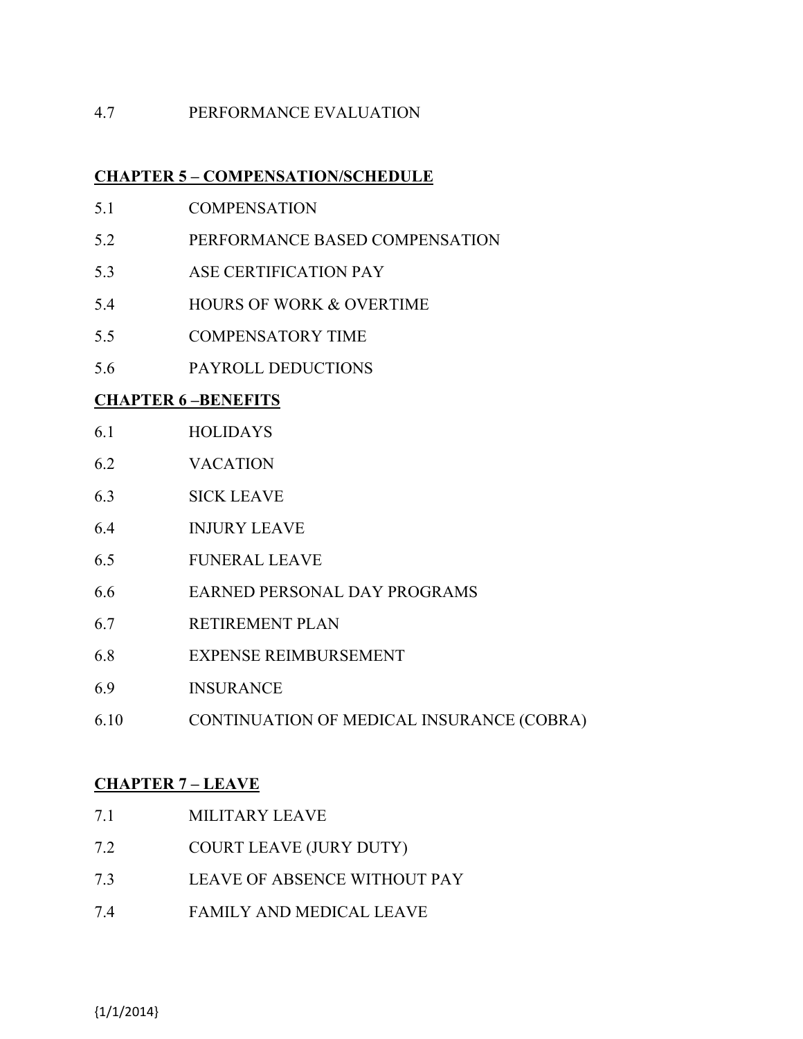4.7 PERFORMANCE EVALUATION

**CHAPTER 5 – COMPENSATION/SCHEDULE**

5.1 COMPENSATION

5.2 PERFORMANCE BASED COMPENSATION

5.3 ASE CERTIFICATION PAY

5.4 HOURS OF WORK & OVERTIME

5.5 COMPENSATORY TIME

5.6 PAYROLL DEDUCTIONS

**CHAPTER 6 –BENEFITS**

6.1 HOLIDAYS

6.2 VACATION

6.3 SICK LEAVE

6.4 INJURY LEAVE

6.5 FUNERAL LEAVE

6.6 EARNED PERSONAL DAY PROGRAMS

6.7 RETIREMENT PLAN

6.8 EXPENSE REIMBURSEMENT

6.9 INSURANCE

6.10 CONTINUATION OF MEDICAL INSURANCE (COBRA)

**CHAPTER 7 – LEAVE**

7.1 MILITARY LEAVE

7.2 COURT LEAVE (JURY DUTY)

7.3 LEAVE OF ABSENCE WITHOUT PAY

7.4 FAMILY AND MEDICAL LEAVE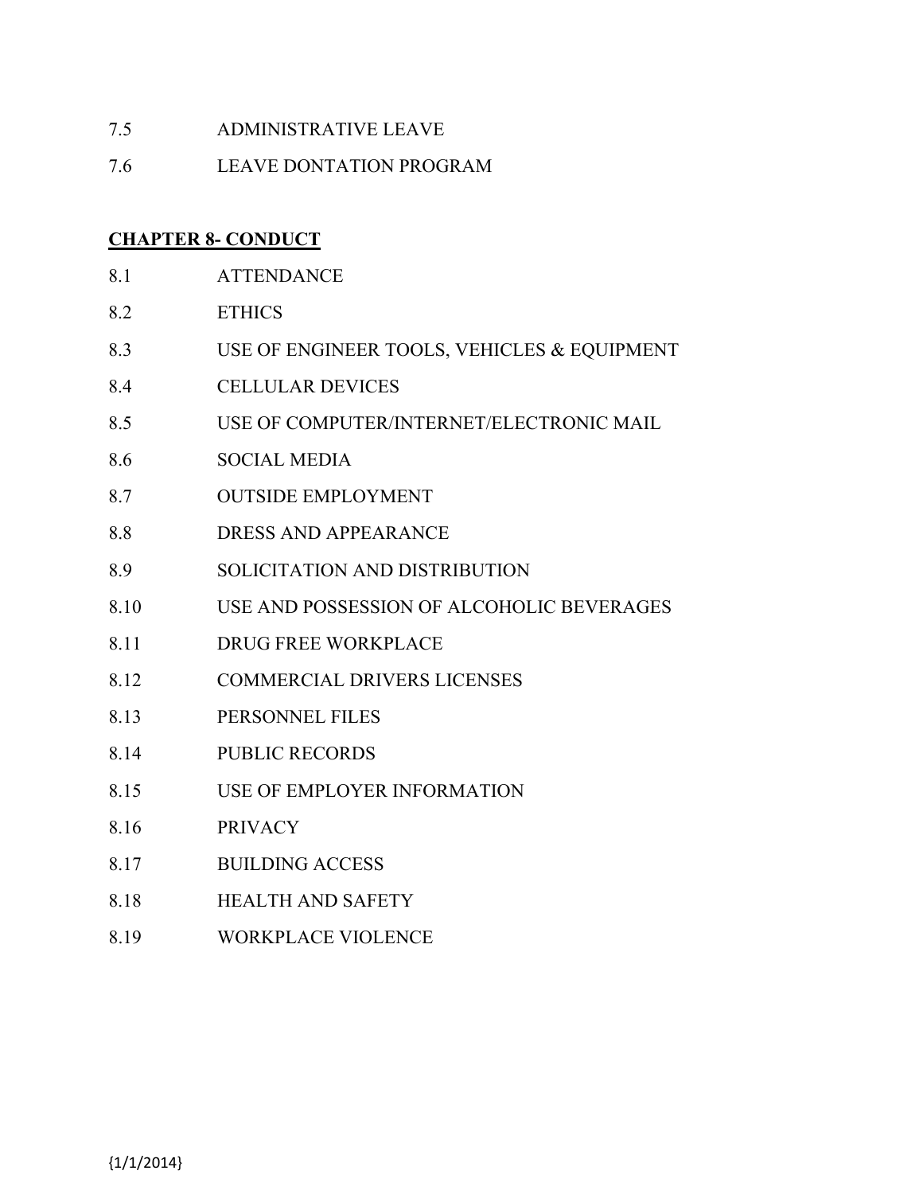7.5 ADMINISTRATIVE LEAVE

7.6 LEAVE DONTATION PROGRAM

**CHAPTER 8- CONDUCT**

8.1 ATTENDANCE

8.2 ETHICS

8.3 USE OF ENGINEER TOOLS, VEHICLES & EQUIPMENT

8.4 CELLULAR DEVICES

8.5 USE OF COMPUTER/INTERNET/ELECTRONIC MAIL

8.6 SOCIAL MEDIA

8.7 OUTSIDE EMPLOYMENT

8.8 DRESS AND APPEARANCE

8.9 SOLICITATION AND DISTRIBUTION

8.10 USE AND POSSESSION OF ALCOHOLIC BEVERAGES

8.11 DRUG FREE WORKPLACE

8.12 COMMERCIAL DRIVERS LICENSES

8.13 PERSONNEL FILES

8.14 PUBLIC RECORDS

8.15 USE OF EMPLOYER INFORMATION

8.16 PRIVACY

8.17 BUILDING ACCESS

8.18 HEALTH AND SAFETY

8.19 WORKPLACE VIOLENCE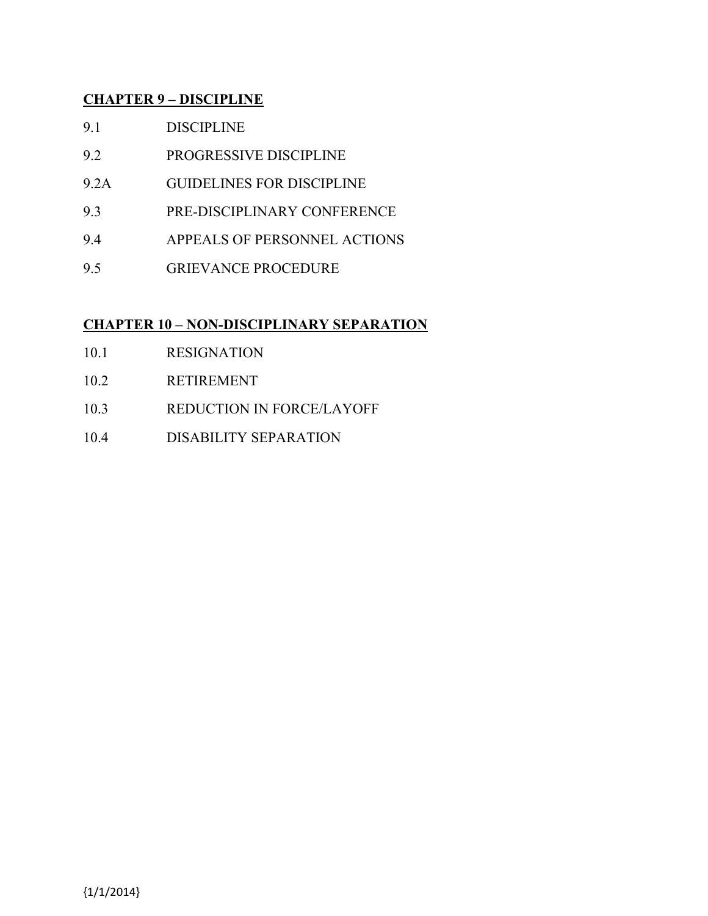**CHAPTER 9 – DISCIPLINE**

9.1 DISCIPLINE

9.2 PROGRESSIVE DISCIPLINE

9.2A GUIDELINES FOR DISCIPLINE

9.3 PRE-DISCIPLINARY CONFERENCE

9.4 APPEALS OF PERSONNEL ACTIONS

9.5 GRIEVANCE PROCEDURE

**CHAPTER 10 – NON-DISCIPLINARY SEPARATION**

10.1 RESIGNATION

10.2 RETIREMENT

10.3 REDUCTION IN FORCE/LAYOFF

10.4 DISABILITY SEPARATION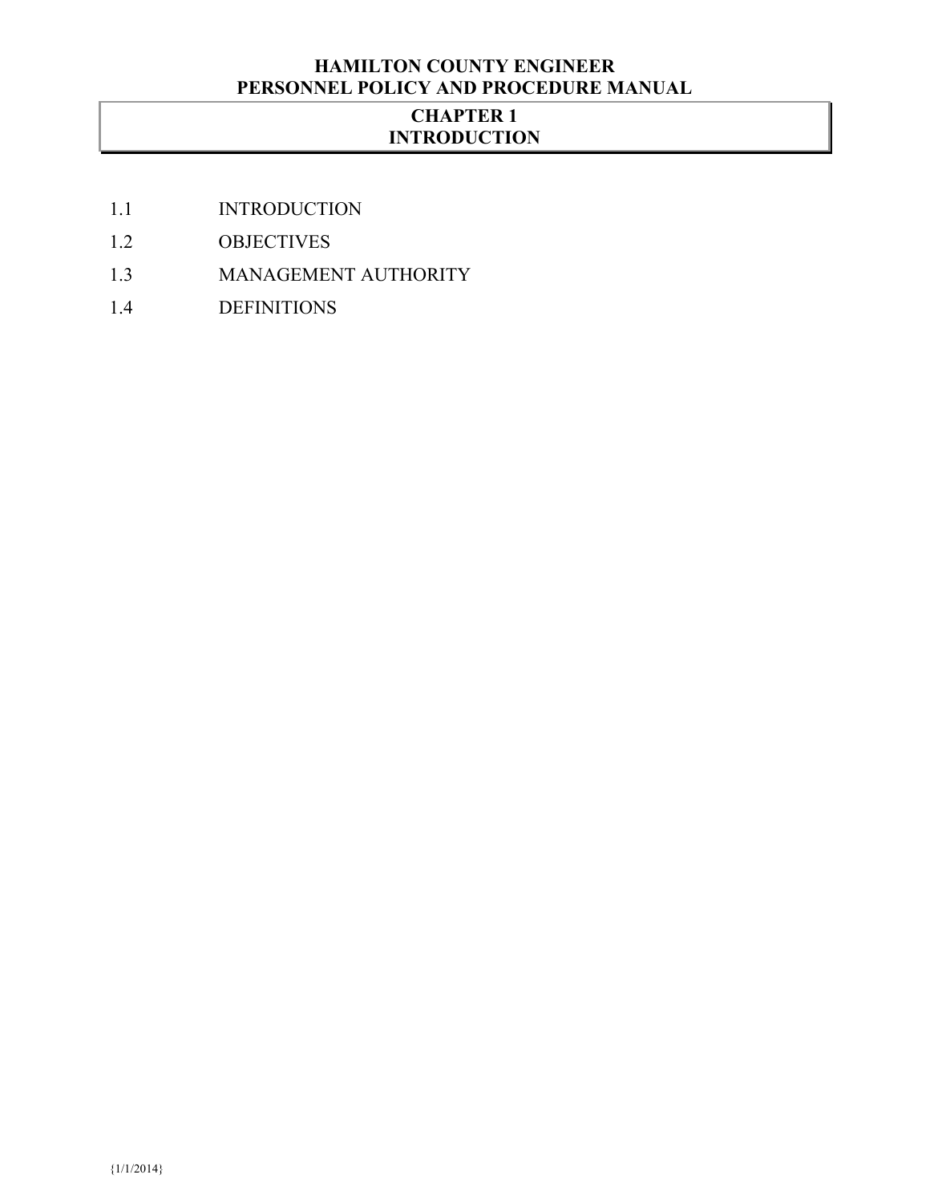# CHAPTER 1
# INTRODUCTION

1.1 INTRODUCTION

1.2 OBJECTIVES

1.3 MANAGEMENT AUTHORITY

1.4 DEFINITIONS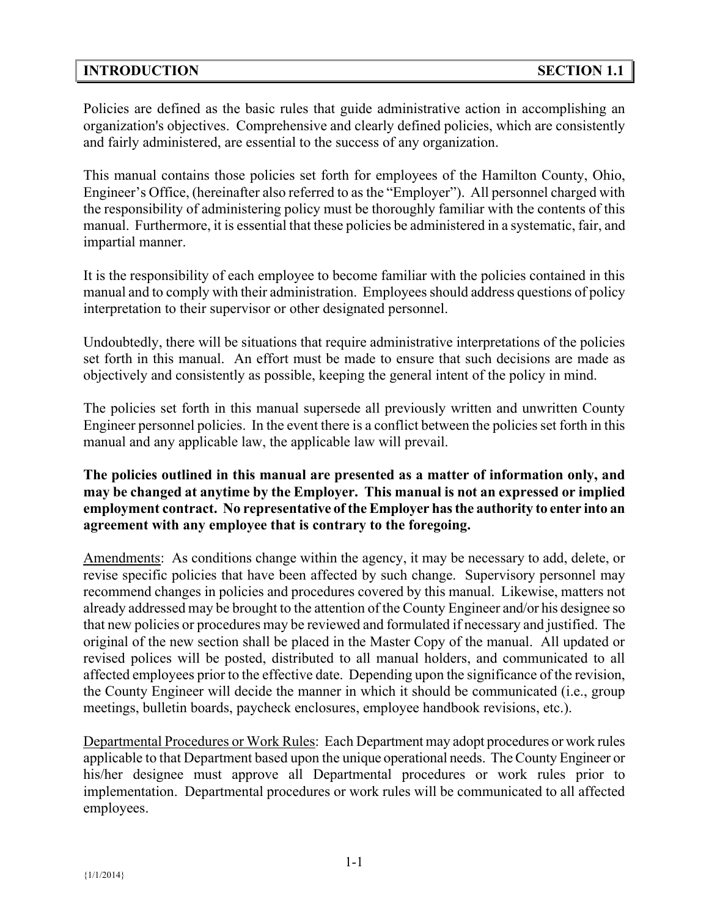## INTRODUCTION SECTION 1.1

Policies are defined as the basic rules that guide administrative action in accomplishing an organization's objectives. Comprehensive and clearly defined policies, which are consistently and fairly administered, are essential to the success of any organization.

This manual contains those policies set forth for employees of the Hamilton County, Ohio, Engineer's Office, (hereinafter also referred to as the "Employer"). All personnel charged with the responsibility of administering policy must be thoroughly familiar with the contents of this manual. Furthermore, it is essential that these policies be administered in a systematic, fair, and impartial manner.

It is the responsibility of each employee to become familiar with the policies contained in this manual and to comply with their administration. Employees should address questions of policy interpretation to their supervisor or other designated personnel.

Undoubtedly, there will be situations that require administrative interpretations of the policies set forth in this manual. An effort must be made to ensure that such decisions are made as objectively and consistently as possible, keeping the general intent of the policy in mind.

The policies set forth in this manual supersede all previously written and unwritten County Engineer personnel policies. In the event there is a conflict between the policies set forth in this manual and any applicable law, the applicable law will prevail.

**The policies outlined in this manual are presented as a matter of information only, and may be changed at anytime by the Employer. This manual is not an expressed or implied employment contract. No representative of the Employer has the authority to enter into an agreement with any employee that is contrary to the foregoing.**

<u>Amendments</u>: As conditions change within the agency, it may be necessary to add, delete, or revise specific policies that have been affected by such change. Supervisory personnel may recommend changes in policies and procedures covered by this manual. Likewise, matters not already addressed may be brought to the attention of the County Engineer and/or his designee so that new policies or procedures may be reviewed and formulated if necessary and justified. The original of the new section shall be placed in the Master Copy of the manual. All updated or revised polices will be posted, distributed to all manual holders, and communicated to all affected employees prior to the effective date. Depending upon the significance of the revision, the County Engineer will decide the manner in which it should be communicated (i.e., group meetings, bulletin boards, paycheck enclosures, employee handbook revisions, etc.).

<u>Departmental Procedures or Work Rules</u>: Each Department may adopt procedures or work rules applicable to that Department based upon the unique operational needs. The County Engineer or his/her designee must approve all Departmental procedures or work rules prior to implementation. Departmental procedures or work rules will be communicated to all affected employees.

{1/1/2014}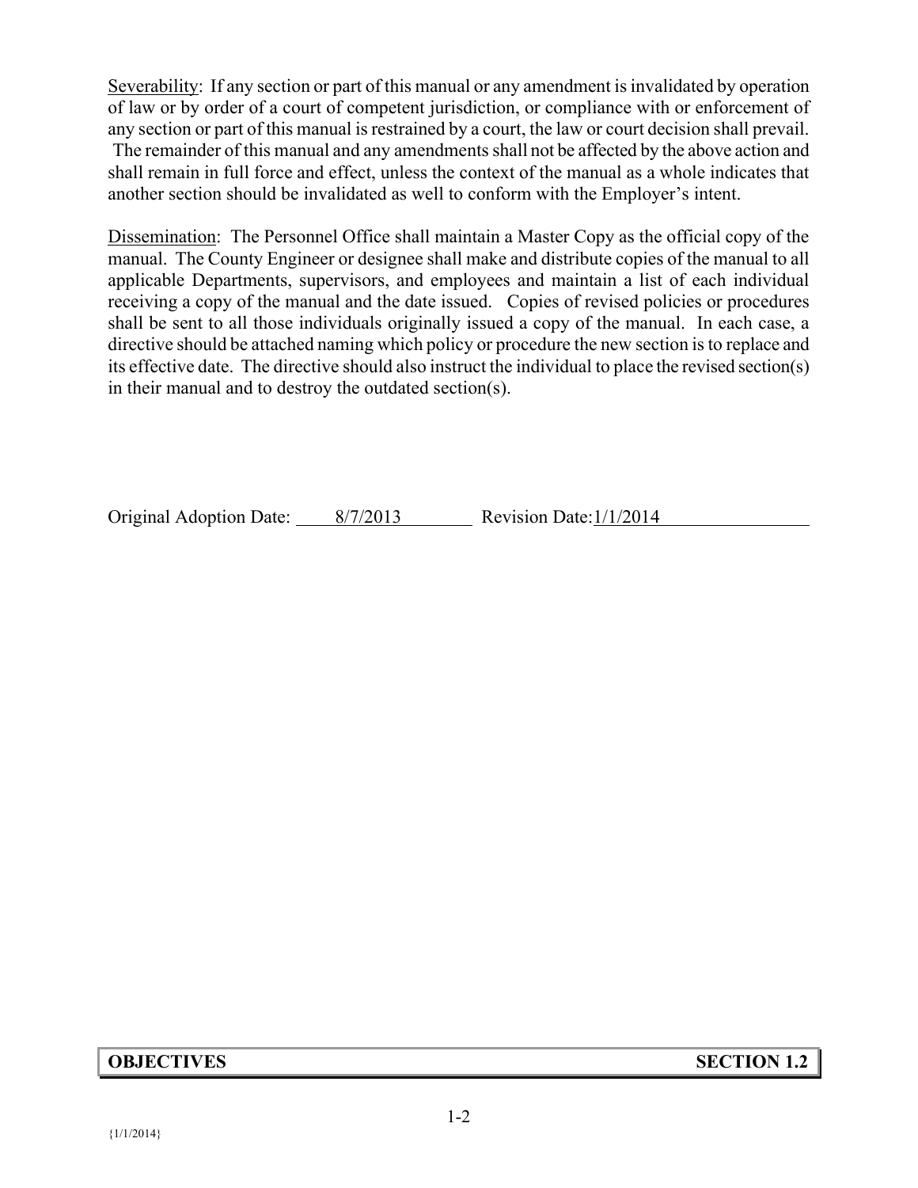Severability: If any section or part of this manual or any amendment is invalidated by operation of law or by order of a court of competent jurisdiction, or compliance with or enforcement of any section or part of this manual is restrained by a court, the law or court decision shall prevail. The remainder of this manual and any amendments shall not be affected by the above action and shall remain in full force and effect, unless the context of the manual as a whole indicates that another section should be invalidated as well to conform with the Employer's intent.

Dissemination: The Personnel Office shall maintain a Master Copy as the official copy of the manual. The County Engineer or designee shall make and distribute copies of the manual to all applicable Departments, supervisors, and employees and maintain a list of each individual receiving a copy of the manual and the date issued. Copies of revised policies or procedures shall be sent to all those individuals originally issued a copy of the manual. In each case, a directive should be attached naming which policy or procedure the new section is to replace and its effective date. The directive should also instruct the individual to place the revised section(s) in their manual and to destroy the outdated section(s).

Original Adoption Date: 8/7/2013 Revision Date: 1/1/2014

## OBJECTIVES SECTION 1.2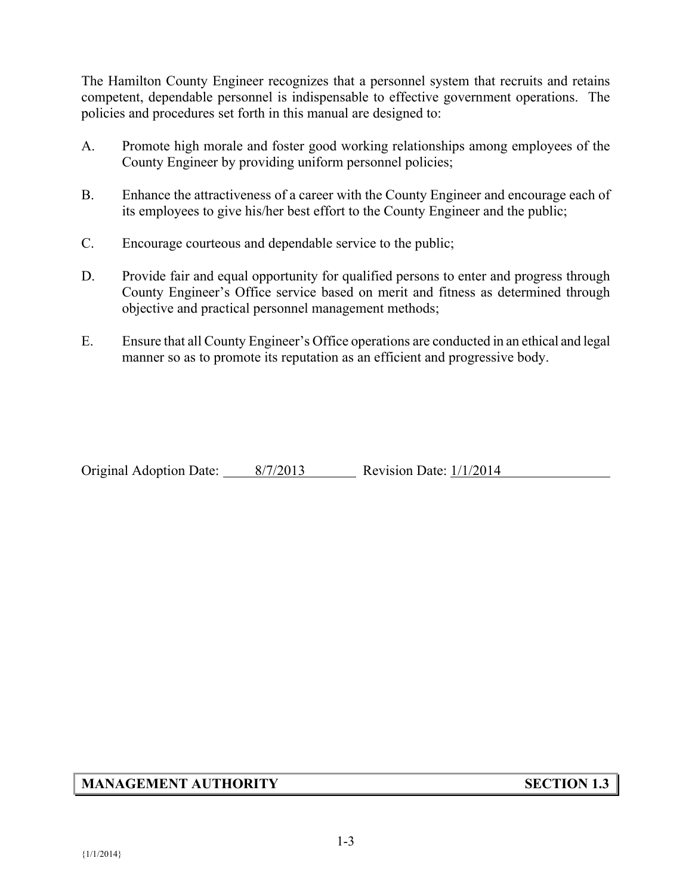The Hamilton County Engineer recognizes that a personnel system that recruits and retains competent, dependable personnel is indispensable to effective government operations. The policies and procedures set forth in this manual are designed to:

A. Promote high morale and foster good working relationships among employees of the County Engineer by providing uniform personnel policies;

B. Enhance the attractiveness of a career with the County Engineer and encourage each of its employees to give his/her best effort to the County Engineer and the public;

C. Encourage courteous and dependable service to the public;

D. Provide fair and equal opportunity for qualified persons to enter and progress through County Engineer's Office service based on merit and fitness as determined through objective and practical personnel management methods;

E. Ensure that all County Engineer's Office operations are conducted in an ethical and legal manner so as to promote its reputation as an efficient and progressive body.

Original Adoption Date: 8/7/2013 Revision Date: 1/1/2014

## MANAGEMENT AUTHORITY SECTION 1.3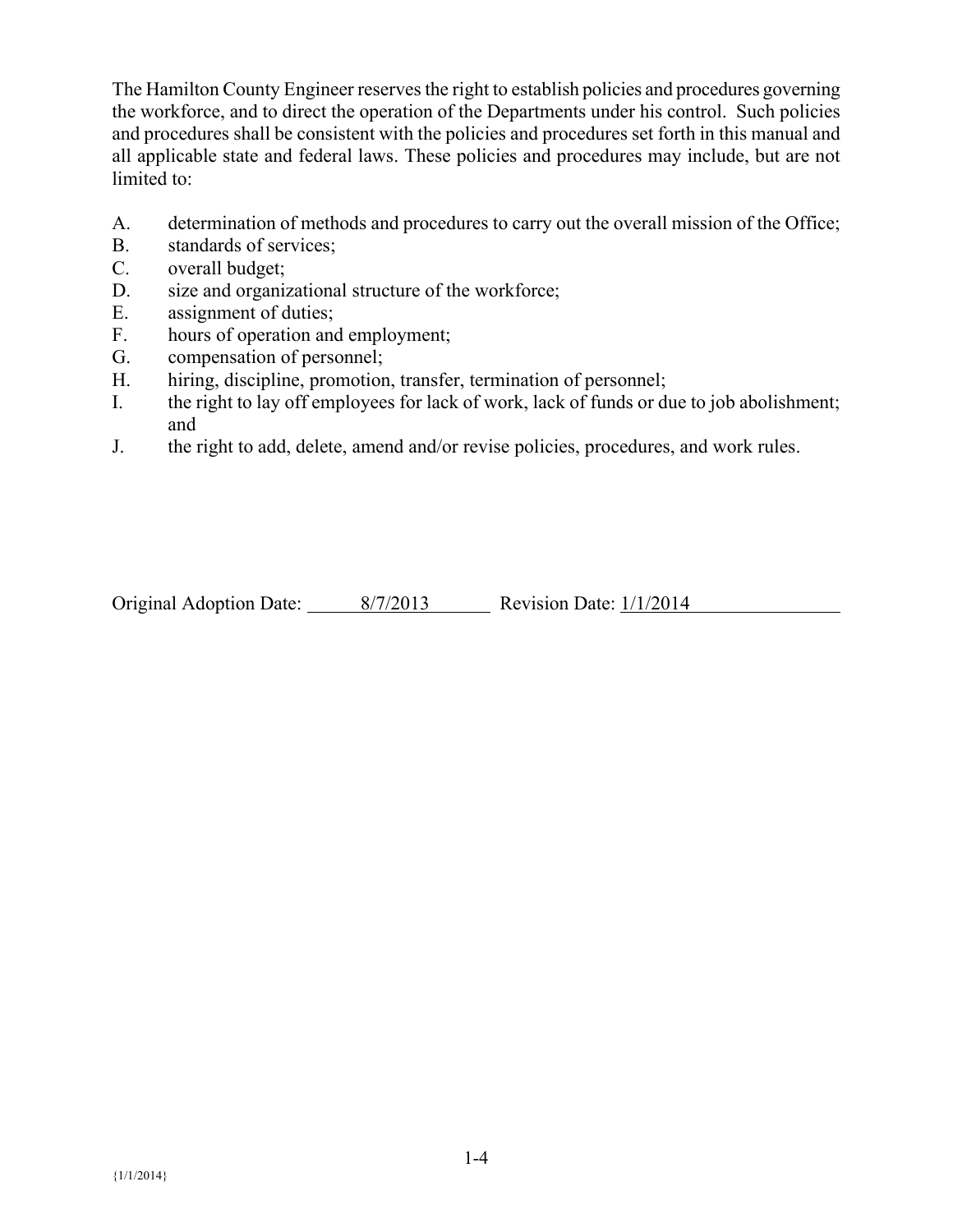The Hamilton County Engineer reserves the right to establish policies and procedures governing the workforce, and to direct the operation of the Departments under his control. Such policies and procedures shall be consistent with the policies and procedures set forth in this manual and all applicable state and federal laws. These policies and procedures may include, but are not limited to:

A. determination of methods and procedures to carry out the overall mission of the Office;
B. standards of services;
C. overall budget;
D. size and organizational structure of the workforce;
E. assignment of duties;
F. hours of operation and employment;
G. compensation of personnel;
H. hiring, discipline, promotion, transfer, termination of personnel;
I. the right to lay off employees for lack of work, lack of funds or due to job abolishment; and
J. the right to add, delete, amend and/or revise policies, procedures, and work rules.

Original Adoption Date: 8/7/2013 Revision Date: 1/1/2014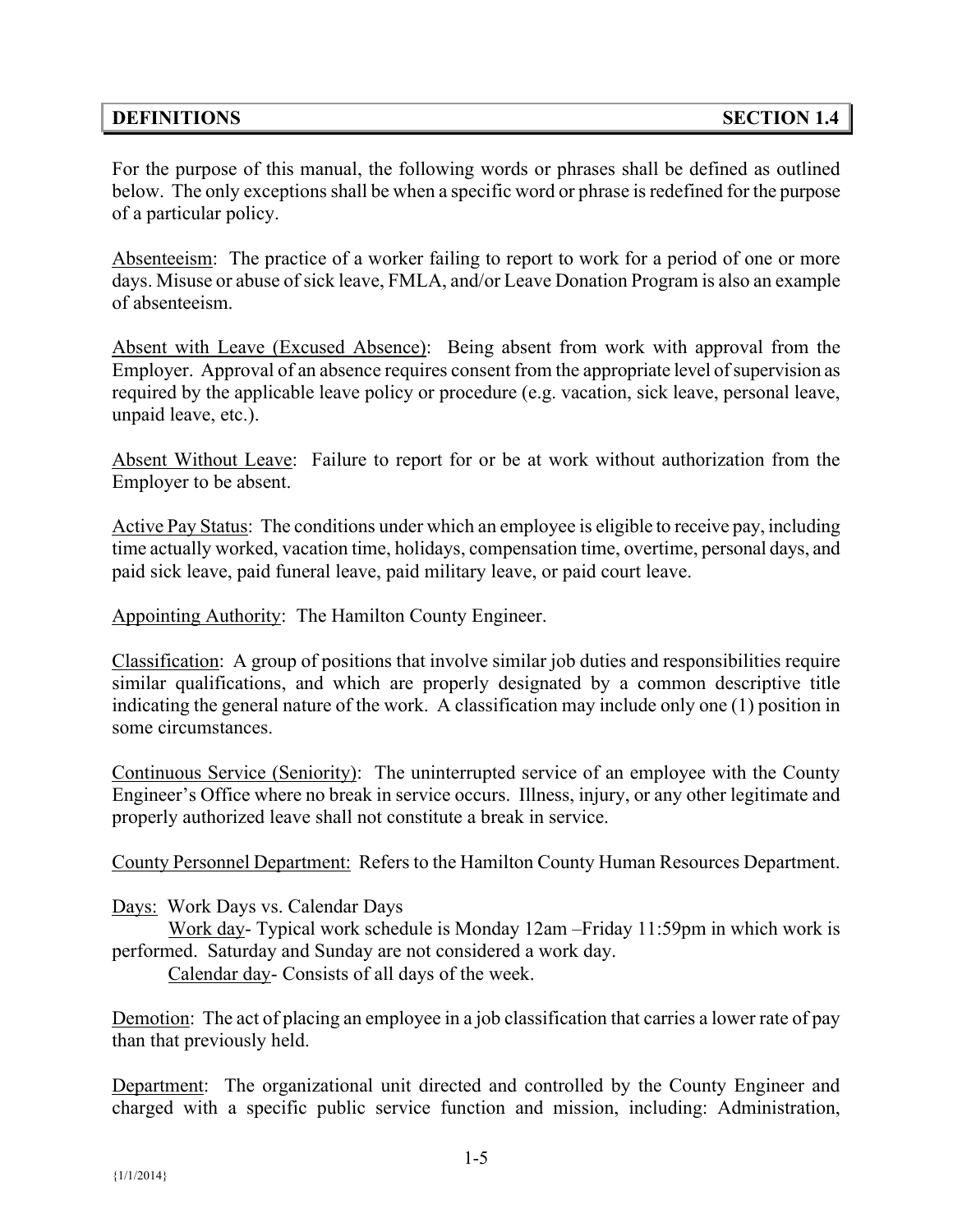## DEFINITIONS — SECTION 1.4

For the purpose of this manual, the following words or phrases shall be defined as outlined below. The only exceptions shall be when a specific word or phrase is redefined for the purpose of a particular policy.

Absenteeism: The practice of a worker failing to report to work for a period of one or more days. Misuse or abuse of sick leave, FMLA, and/or Leave Donation Program is also an example of absenteeism.

Absent with Leave (Excused Absence): Being absent from work with approval from the Employer. Approval of an absence requires consent from the appropriate level of supervision as required by the applicable leave policy or procedure (e.g. vacation, sick leave, personal leave, unpaid leave, etc.).

Absent Without Leave: Failure to report for or be at work without authorization from the Employer to be absent.

Active Pay Status: The conditions under which an employee is eligible to receive pay, including time actually worked, vacation time, holidays, compensation time, overtime, personal days, and paid sick leave, paid funeral leave, paid military leave, or paid court leave.

Appointing Authority: The Hamilton County Engineer.

Classification: A group of positions that involve similar job duties and responsibilities require similar qualifications, and which are properly designated by a common descriptive title indicating the general nature of the work. A classification may include only one (1) position in some circumstances.

Continuous Service (Seniority): The uninterrupted service of an employee with the County Engineer's Office where no break in service occurs. Illness, injury, or any other legitimate and properly authorized leave shall not constitute a break in service.

County Personnel Department: Refers to the Hamilton County Human Resources Department.

Days: Work Days vs. Calendar Days

Work day- Typical work schedule is Monday 12am –Friday 11:59pm in which work is performed. Saturday and Sunday are not considered a work day.

Calendar day- Consists of all days of the week.

Demotion: The act of placing an employee in a job classification that carries a lower rate of pay than that previously held.

Department: The organizational unit directed and controlled by the County Engineer and charged with a specific public service function and mission, including: Administration,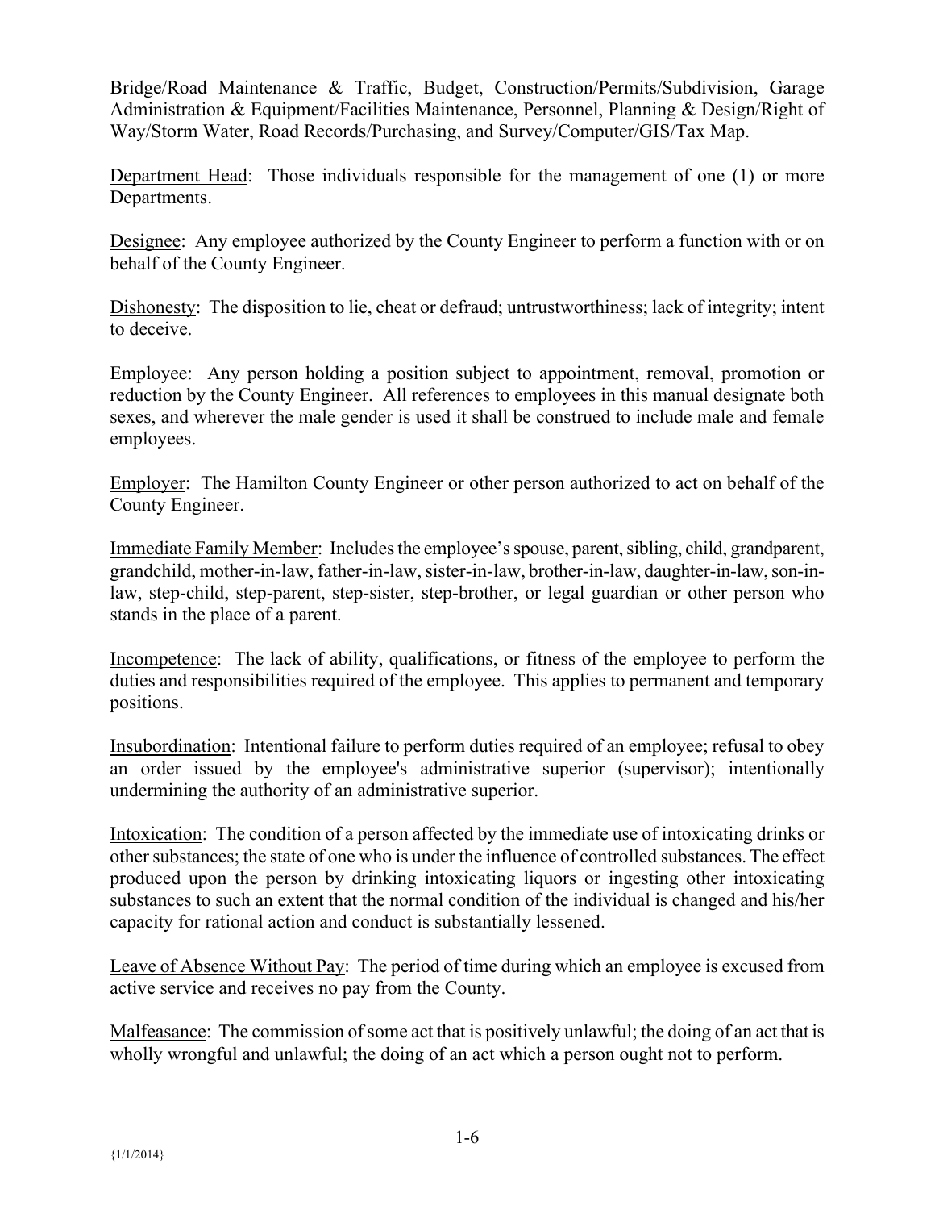Bridge/Road Maintenance & Traffic, Budget, Construction/Permits/Subdivision, Garage Administration & Equipment/Facilities Maintenance, Personnel, Planning & Design/Right of Way/Storm Water, Road Records/Purchasing, and Survey/Computer/GIS/Tax Map.

<u>Department Head</u>: Those individuals responsible for the management of one (1) or more Departments.

<u>Designee</u>: Any employee authorized by the County Engineer to perform a function with or on behalf of the County Engineer.

<u>Dishonesty</u>: The disposition to lie, cheat or defraud; untrustworthiness; lack of integrity; intent to deceive.

<u>Employee</u>: Any person holding a position subject to appointment, removal, promotion or reduction by the County Engineer. All references to employees in this manual designate both sexes, and wherever the male gender is used it shall be construed to include male and female employees.

<u>Employer</u>: The Hamilton County Engineer or other person authorized to act on behalf of the County Engineer.

<u>Immediate Family Member</u>: Includes the employee's spouse, parent, sibling, child, grandparent, grandchild, mother-in-law, father-in-law, sister-in-law, brother-in-law, daughter-in-law, son-in-law, step-child, step-parent, step-sister, step-brother, or legal guardian or other person who stands in the place of a parent.

<u>Incompetence</u>: The lack of ability, qualifications, or fitness of the employee to perform the duties and responsibilities required of the employee. This applies to permanent and temporary positions.

<u>Insubordination</u>: Intentional failure to perform duties required of an employee; refusal to obey an order issued by the employee's administrative superior (supervisor); intentionally undermining the authority of an administrative superior.

<u>Intoxication</u>: The condition of a person affected by the immediate use of intoxicating drinks or other substances; the state of one who is under the influence of controlled substances. The effect produced upon the person by drinking intoxicating liquors or ingesting other intoxicating substances to such an extent that the normal condition of the individual is changed and his/her capacity for rational action and conduct is substantially lessened.

<u>Leave of Absence Without Pay</u>: The period of time during which an employee is excused from active service and receives no pay from the County.

<u>Malfeasance</u>: The commission of some act that is positively unlawful; the doing of an act that is wholly wrongful and unlawful; the doing of an act which a person ought not to perform.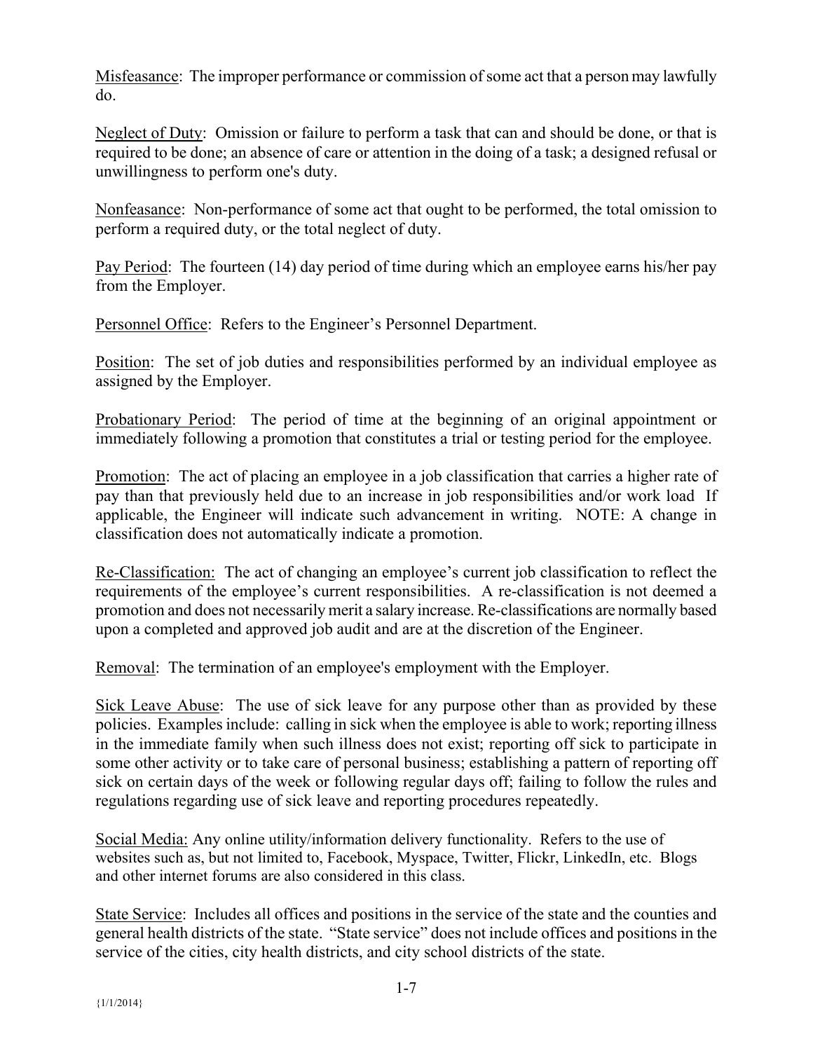Misfeasance: The improper performance or commission of some act that a person may lawfully do.

Neglect of Duty: Omission or failure to perform a task that can and should be done, or that is required to be done; an absence of care or attention in the doing of a task; a designed refusal or unwillingness to perform one's duty.

Nonfeasance: Non-performance of some act that ought to be performed, the total omission to perform a required duty, or the total neglect of duty.

Pay Period: The fourteen (14) day period of time during which an employee earns his/her pay from the Employer.

Personnel Office: Refers to the Engineer's Personnel Department.

Position: The set of job duties and responsibilities performed by an individual employee as assigned by the Employer.

Probationary Period: The period of time at the beginning of an original appointment or immediately following a promotion that constitutes a trial or testing period for the employee.

Promotion: The act of placing an employee in a job classification that carries a higher rate of pay than that previously held due to an increase in job responsibilities and/or work load If applicable, the Engineer will indicate such advancement in writing. NOTE: A change in classification does not automatically indicate a promotion.

Re-Classification: The act of changing an employee's current job classification to reflect the requirements of the employee's current responsibilities. A re-classification is not deemed a promotion and does not necessarily merit a salary increase. Re-classifications are normally based upon a completed and approved job audit and are at the discretion of the Engineer.

Removal: The termination of an employee's employment with the Employer.

Sick Leave Abuse: The use of sick leave for any purpose other than as provided by these policies. Examples include: calling in sick when the employee is able to work; reporting illness in the immediate family when such illness does not exist; reporting off sick to participate in some other activity or to take care of personal business; establishing a pattern of reporting off sick on certain days of the week or following regular days off; failing to follow the rules and regulations regarding use of sick leave and reporting procedures repeatedly.

Social Media: Any online utility/information delivery functionality. Refers to the use of websites such as, but not limited to, Facebook, Myspace, Twitter, Flickr, LinkedIn, etc. Blogs and other internet forums are also considered in this class.

State Service: Includes all offices and positions in the service of the state and the counties and general health districts of the state. "State service" does not include offices and positions in the service of the cities, city health districts, and city school districts of the state.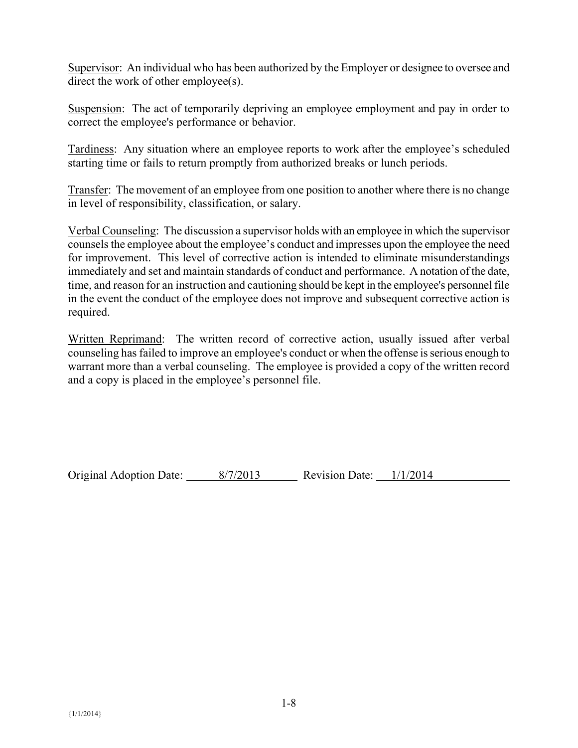Supervisor: An individual who has been authorized by the Employer or designee to oversee and direct the work of other employee(s).

Suspension: The act of temporarily depriving an employee employment and pay in order to correct the employee's performance or behavior.

Tardiness: Any situation where an employee reports to work after the employee's scheduled starting time or fails to return promptly from authorized breaks or lunch periods.

Transfer: The movement of an employee from one position to another where there is no change in level of responsibility, classification, or salary.

Verbal Counseling: The discussion a supervisor holds with an employee in which the supervisor counsels the employee about the employee's conduct and impresses upon the employee the need for improvement. This level of corrective action is intended to eliminate misunderstandings immediately and set and maintain standards of conduct and performance. A notation of the date, time, and reason for an instruction and cautioning should be kept in the employee's personnel file in the event the conduct of the employee does not improve and subsequent corrective action is required.

Written Reprimand: The written record of corrective action, usually issued after verbal counseling has failed to improve an employee's conduct or when the offense is serious enough to warrant more than a verbal counseling. The employee is provided a copy of the written record and a copy is placed in the employee's personnel file.

Original Adoption Date: 8/7/2013 Revision Date: 1/1/2014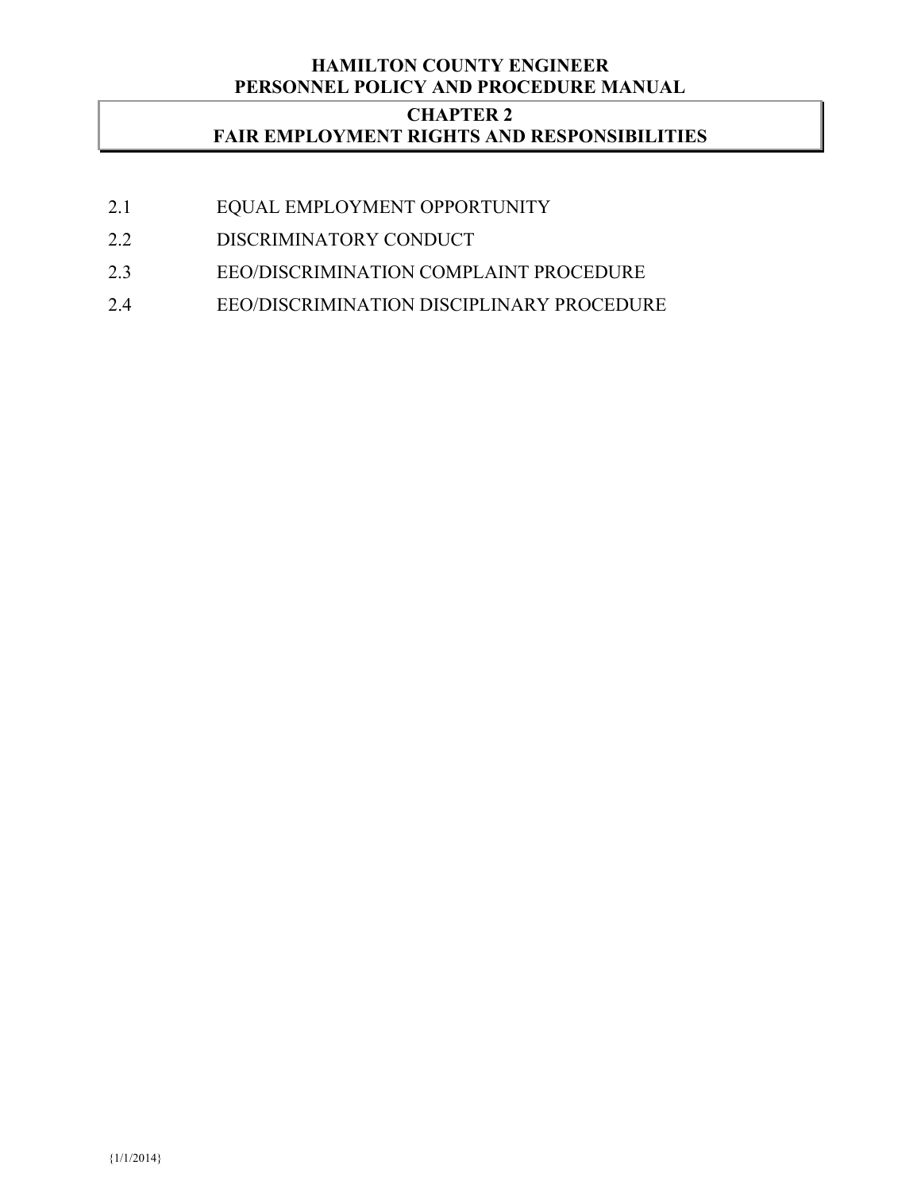# CHAPTER 2
# FAIR EMPLOYMENT RIGHTS AND RESPONSIBILITIES

2.1 EQUAL EMPLOYMENT OPPORTUNITY

2.2 DISCRIMINATORY CONDUCT

2.3 EEO/DISCRIMINATION COMPLAINT PROCEDURE

2.4 EEO/DISCRIMINATION DISCIPLINARY PROCEDURE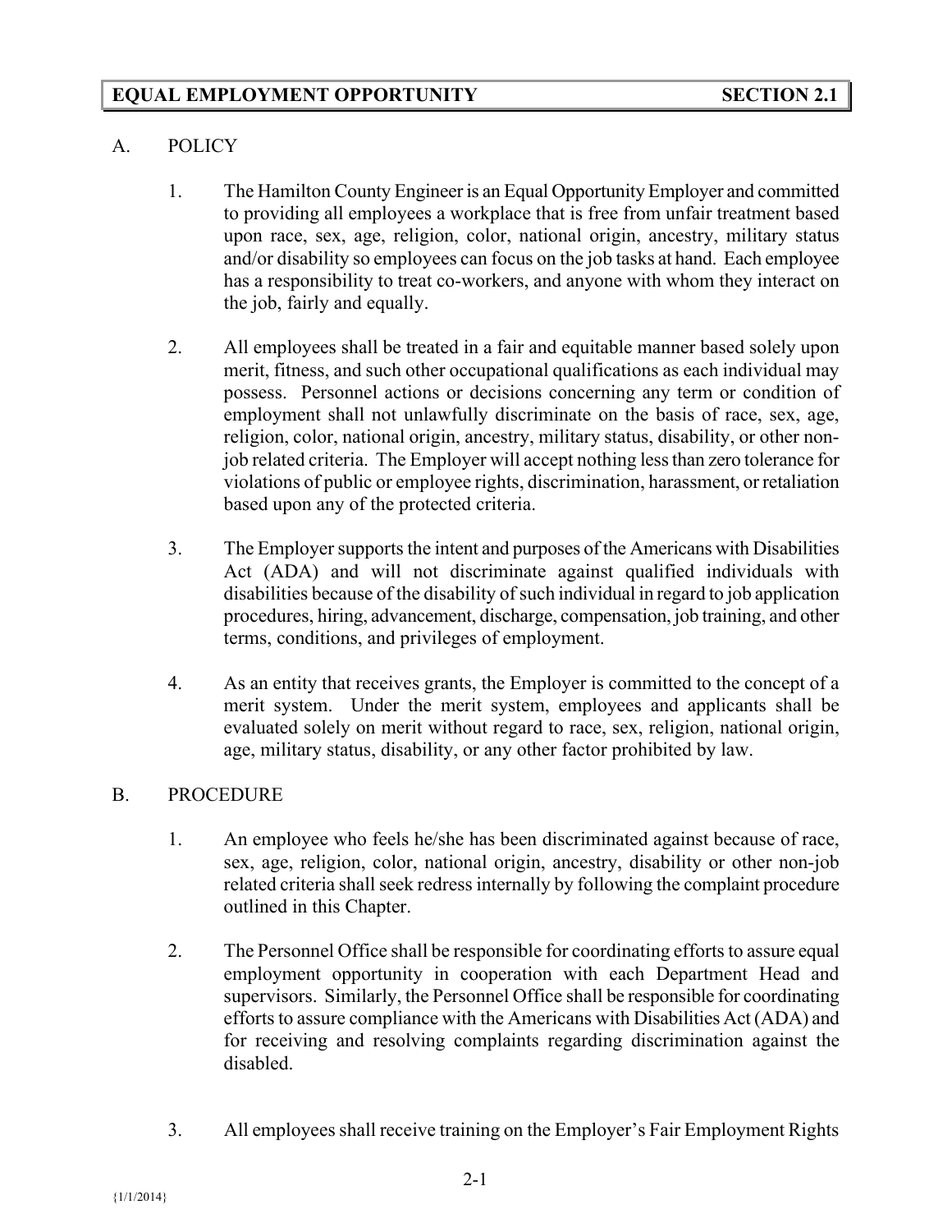# EQUAL EMPLOYMENT OPPORTUNITY SECTION 2.1

## A. POLICY

1. The Hamilton County Engineer is an Equal Opportunity Employer and committed to providing all employees a workplace that is free from unfair treatment based upon race, sex, age, religion, color, national origin, ancestry, military status and/or disability so employees can focus on the job tasks at hand. Each employee has a responsibility to treat co-workers, and anyone with whom they interact on the job, fairly and equally.

2. All employees shall be treated in a fair and equitable manner based solely upon merit, fitness, and such other occupational qualifications as each individual may possess. Personnel actions or decisions concerning any term or condition of employment shall not unlawfully discriminate on the basis of race, sex, age, religion, color, national origin, ancestry, military status, disability, or other non-job related criteria. The Employer will accept nothing less than zero tolerance for violations of public or employee rights, discrimination, harassment, or retaliation based upon any of the protected criteria.

3. The Employer supports the intent and purposes of the Americans with Disabilities Act (ADA) and will not discriminate against qualified individuals with disabilities because of the disability of such individual in regard to job application procedures, hiring, advancement, discharge, compensation, job training, and other terms, conditions, and privileges of employment.

4. As an entity that receives grants, the Employer is committed to the concept of a merit system. Under the merit system, employees and applicants shall be evaluated solely on merit without regard to race, sex, religion, national origin, age, military status, disability, or any other factor prohibited by law.

## B. PROCEDURE

1. An employee who feels he/she has been discriminated against because of race, sex, age, religion, color, national origin, ancestry, disability or other non-job related criteria shall seek redress internally by following the complaint procedure outlined in this Chapter.

2. The Personnel Office shall be responsible for coordinating efforts to assure equal employment opportunity in cooperation with each Department Head and supervisors. Similarly, the Personnel Office shall be responsible for coordinating efforts to assure compliance with the Americans with Disabilities Act (ADA) and for receiving and resolving complaints regarding discrimination against the disabled.

3. All employees shall receive training on the Employer's Fair Employment Rights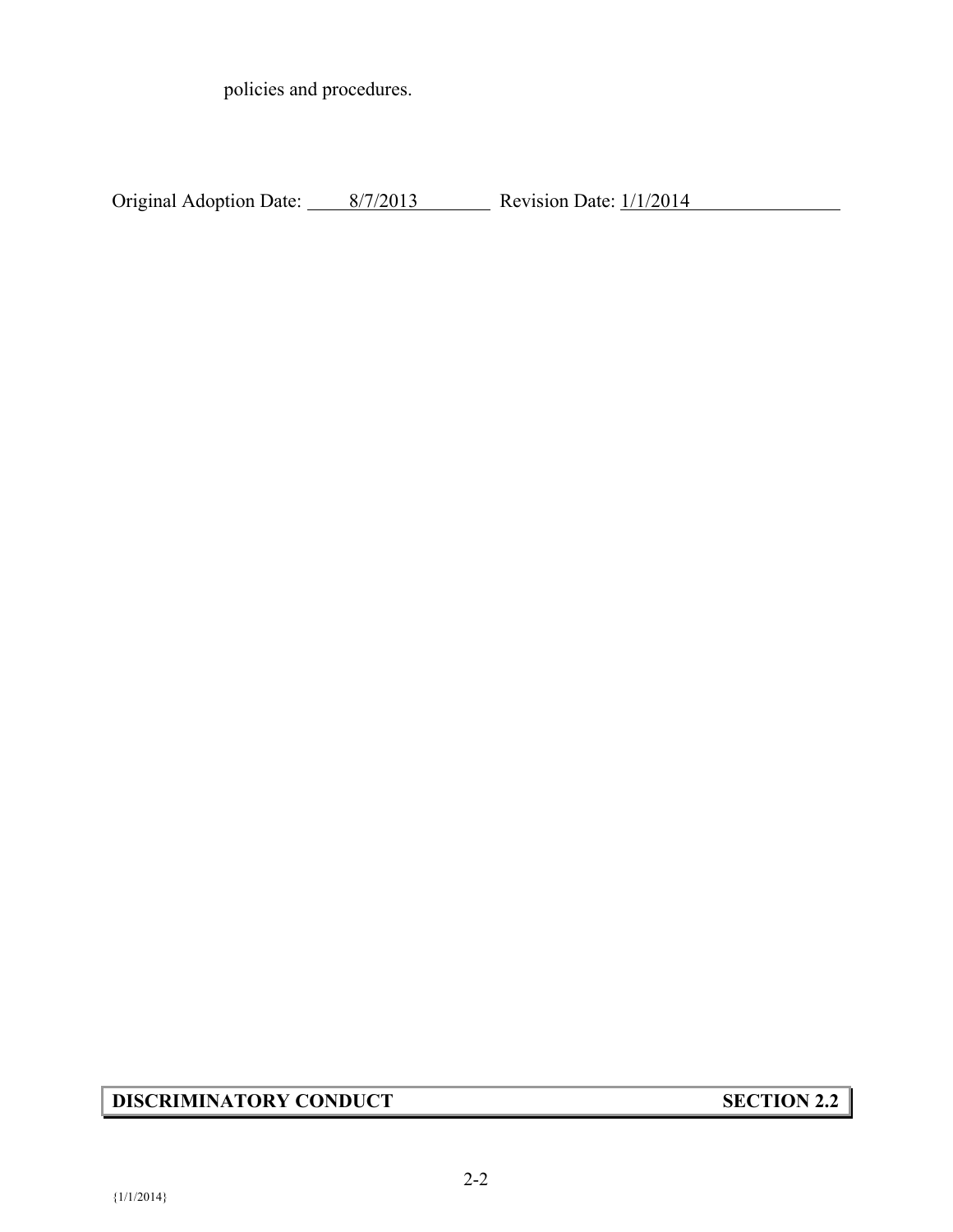policies and procedures.

Original Adoption Date: 8/7/2013 Revision Date: 1/1/2014

## DISCRIMINATORY CONDUCT SECTION 2.2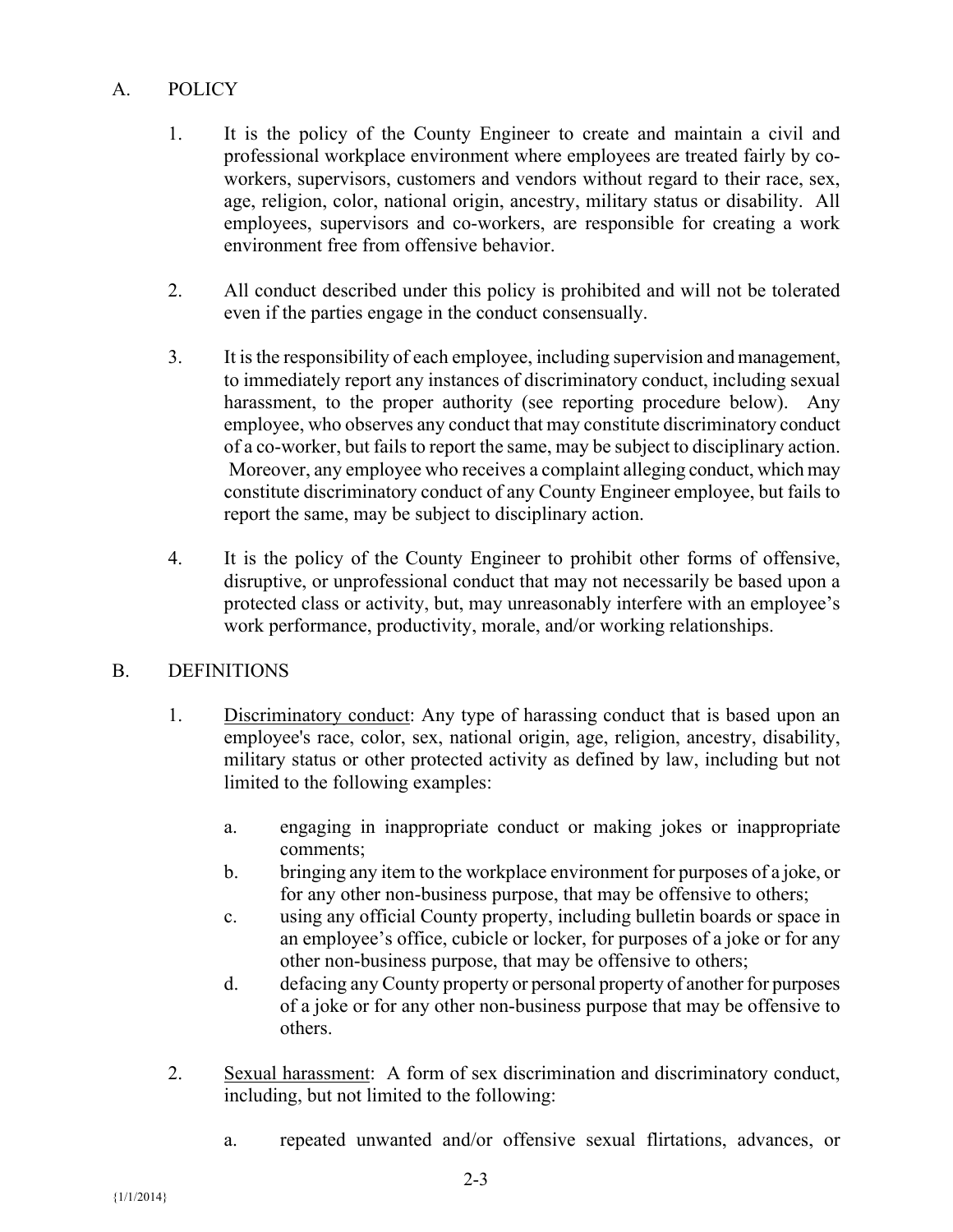## A. POLICY

1. It is the policy of the County Engineer to create and maintain a civil and professional workplace environment where employees are treated fairly by co-workers, supervisors, customers and vendors without regard to their race, sex, age, religion, color, national origin, ancestry, military status or disability. All employees, supervisors and co-workers, are responsible for creating a work environment free from offensive behavior.

2. All conduct described under this policy is prohibited and will not be tolerated even if the parties engage in the conduct consensually.

3. It is the responsibility of each employee, including supervision and management, to immediately report any instances of discriminatory conduct, including sexual harassment, to the proper authority (see reporting procedure below). Any employee, who observes any conduct that may constitute discriminatory conduct of a co-worker, but fails to report the same, may be subject to disciplinary action. Moreover, any employee who receives a complaint alleging conduct, which may constitute discriminatory conduct of any County Engineer employee, but fails to report the same, may be subject to disciplinary action.

4. It is the policy of the County Engineer to prohibit other forms of offensive, disruptive, or unprofessional conduct that may not necessarily be based upon a protected class or activity, but, may unreasonably interfere with an employee's work performance, productivity, morale, and/or working relationships.

## B. DEFINITIONS

1. Discriminatory conduct: Any type of harassing conduct that is based upon an employee's race, color, sex, national origin, age, religion, ancestry, disability, military status or other protected activity as defined by law, including but not limited to the following examples:

   a. engaging in inappropriate conduct or making jokes or inappropriate comments;
   b. bringing any item to the workplace environment for purposes of a joke, or for any other non-business purpose, that may be offensive to others;
   c. using any official County property, including bulletin boards or space in an employee's office, cubicle or locker, for purposes of a joke or for any other non-business purpose, that may be offensive to others;
   d. defacing any County property or personal property of another for purposes of a joke or for any other non-business purpose that may be offensive to others.

2. Sexual harassment: A form of sex discrimination and discriminatory conduct, including, but not limited to the following:

   a. repeated unwanted and/or offensive sexual flirtations, advances, or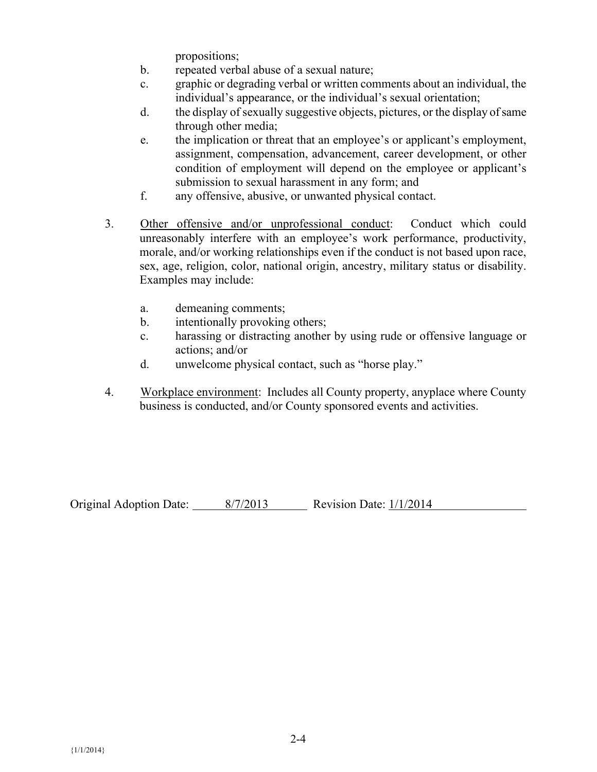propositions;

b. repeated verbal abuse of a sexual nature;

c. graphic or degrading verbal or written comments about an individual, the individual's appearance, or the individual's sexual orientation;

d. the display of sexually suggestive objects, pictures, or the display of same through other media;

e. the implication or threat that an employee's or applicant's employment, assignment, compensation, advancement, career development, or other condition of employment will depend on the employee or applicant's submission to sexual harassment in any form; and

f. any offensive, abusive, or unwanted physical contact.

3. <u>Other offensive and/or unprofessional conduct</u>: Conduct which could unreasonably interfere with an employee's work performance, productivity, morale, and/or working relationships even if the conduct is not based upon race, sex, age, religion, color, national origin, ancestry, military status or disability. Examples may include:

   a. demeaning comments;
   b. intentionally provoking others;
   c. harassing or distracting another by using rude or offensive language or actions; and/or
   d. unwelcome physical contact, such as "horse play."

4. <u>Workplace environment</u>: Includes all County property, anyplace where County business is conducted, and/or County sponsored events and activities.

Original Adoption Date: 8/7/2013 Revision Date: 1/1/2014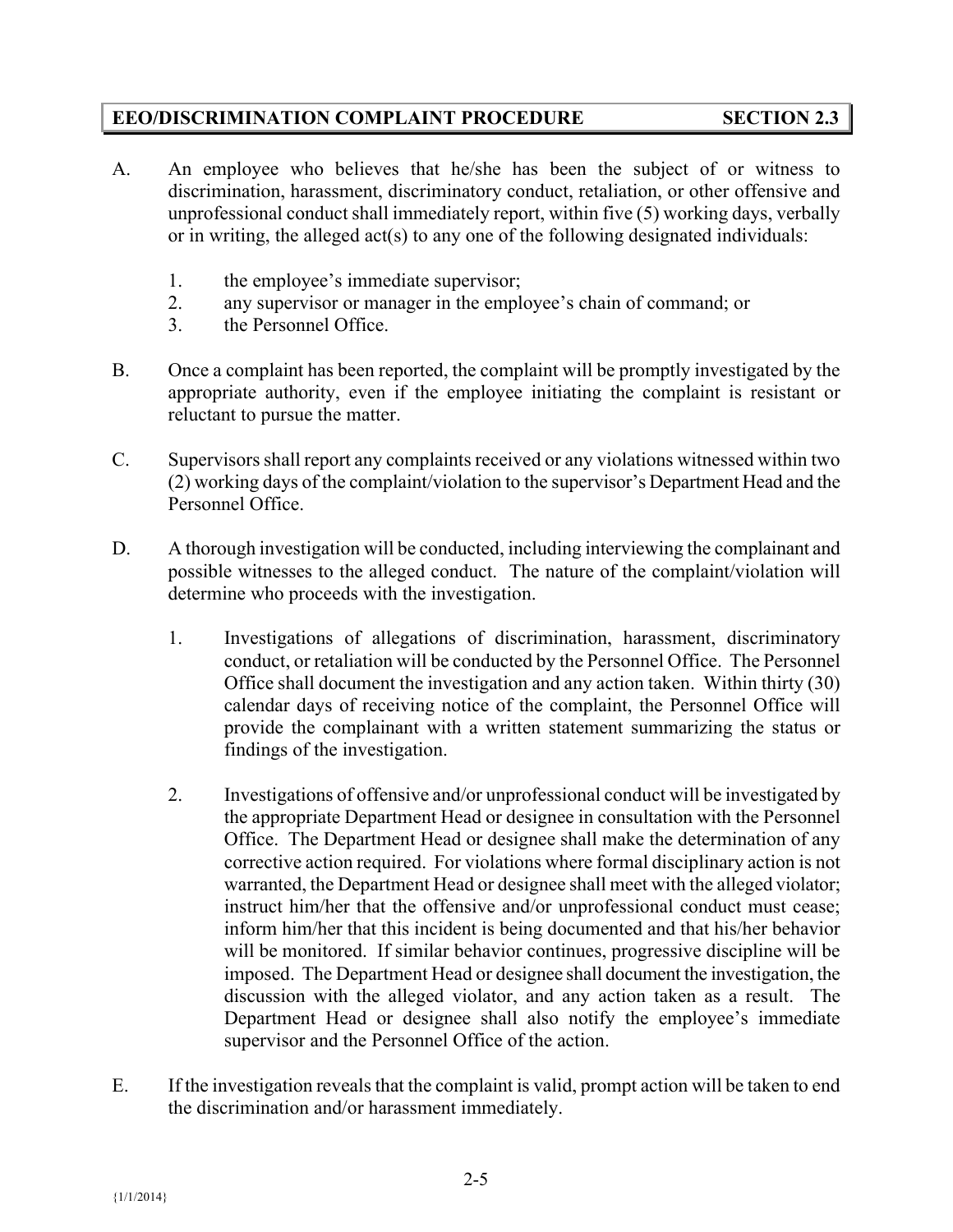## EEO/DISCRIMINATION COMPLAINT PROCEDURE — SECTION 2.3

A. An employee who believes that he/she has been the subject of or witness to discrimination, harassment, discriminatory conduct, retaliation, or other offensive and unprofessional conduct shall immediately report, within five (5) working days, verbally or in writing, the alleged act(s) to any one of the following designated individuals:

   1. the employee's immediate supervisor;
   2. any supervisor or manager in the employee's chain of command; or
   3. the Personnel Office.

B. Once a complaint has been reported, the complaint will be promptly investigated by the appropriate authority, even if the employee initiating the complaint is resistant or reluctant to pursue the matter.

C. Supervisors shall report any complaints received or any violations witnessed within two (2) working days of the complaint/violation to the supervisor's Department Head and the Personnel Office.

D. A thorough investigation will be conducted, including interviewing the complainant and possible witnesses to the alleged conduct. The nature of the complaint/violation will determine who proceeds with the investigation.

   1. Investigations of allegations of discrimination, harassment, discriminatory conduct, or retaliation will be conducted by the Personnel Office. The Personnel Office shall document the investigation and any action taken. Within thirty (30) calendar days of receiving notice of the complaint, the Personnel Office will provide the complainant with a written statement summarizing the status or findings of the investigation.

   2. Investigations of offensive and/or unprofessional conduct will be investigated by the appropriate Department Head or designee in consultation with the Personnel Office. The Department Head or designee shall make the determination of any corrective action required. For violations where formal disciplinary action is not warranted, the Department Head or designee shall meet with the alleged violator; instruct him/her that the offensive and/or unprofessional conduct must cease; inform him/her that this incident is being documented and that his/her behavior will be monitored. If similar behavior continues, progressive discipline will be imposed. The Department Head or designee shall document the investigation, the discussion with the alleged violator, and any action taken as a result. The Department Head or designee shall also notify the employee's immediate supervisor and the Personnel Office of the action.

E. If the investigation reveals that the complaint is valid, prompt action will be taken to end the discrimination and/or harassment immediately.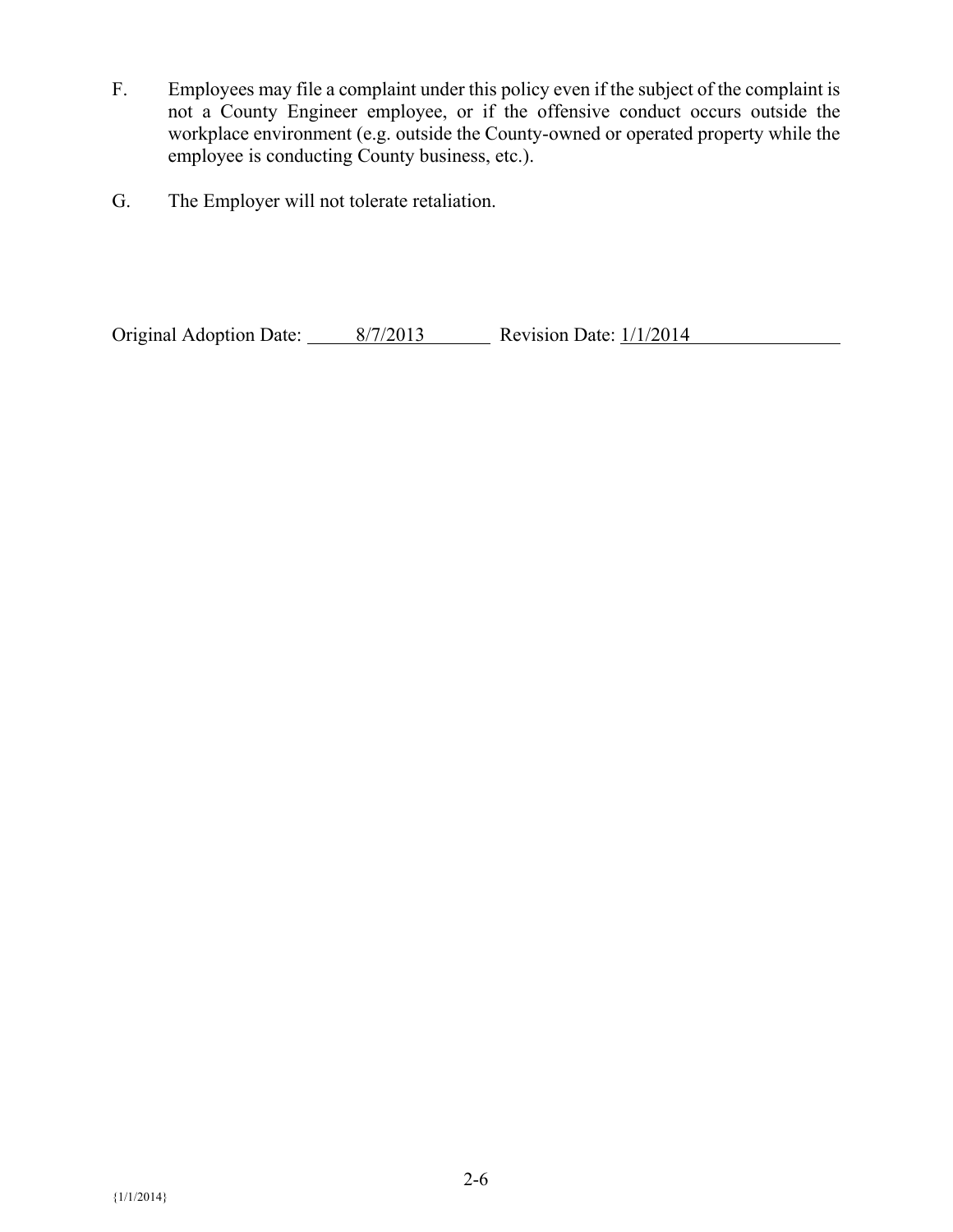F. Employees may file a complaint under this policy even if the subject of the complaint is not a County Engineer employee, or if the offensive conduct occurs outside the workplace environment (e.g. outside the County-owned or operated property while the employee is conducting County business, etc.).

G. The Employer will not tolerate retaliation.

Original Adoption Date: 8/7/2013 Revision Date: 1/1/2014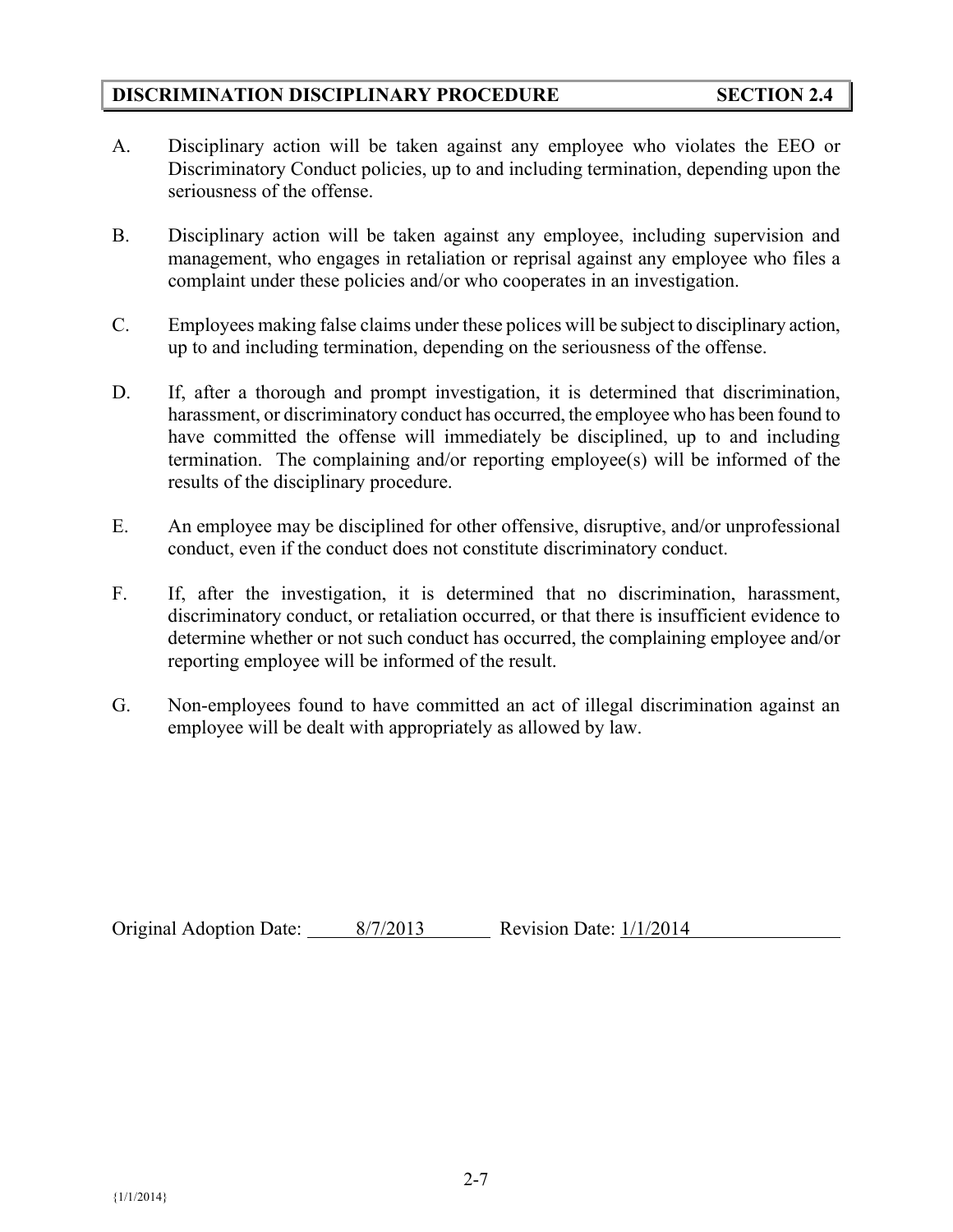## DISCRIMINATION DISCIPLINARY PROCEDURE SECTION 2.4

A. Disciplinary action will be taken against any employee who violates the EEO or Discriminatory Conduct policies, up to and including termination, depending upon the seriousness of the offense.

B. Disciplinary action will be taken against any employee, including supervision and management, who engages in retaliation or reprisal against any employee who files a complaint under these policies and/or who cooperates in an investigation.

C. Employees making false claims under these polices will be subject to disciplinary action, up to and including termination, depending on the seriousness of the offense.

D. If, after a thorough and prompt investigation, it is determined that discrimination, harassment, or discriminatory conduct has occurred, the employee who has been found to have committed the offense will immediately be disciplined, up to and including termination. The complaining and/or reporting employee(s) will be informed of the results of the disciplinary procedure.

E. An employee may be disciplined for other offensive, disruptive, and/or unprofessional conduct, even if the conduct does not constitute discriminatory conduct.

F. If, after the investigation, it is determined that no discrimination, harassment, discriminatory conduct, or retaliation occurred, or that there is insufficient evidence to determine whether or not such conduct has occurred, the complaining employee and/or reporting employee will be informed of the result.

G. Non-employees found to have committed an act of illegal discrimination against an employee will be dealt with appropriately as allowed by law.

Original Adoption Date: 8/7/2013 Revision Date: 1/1/2014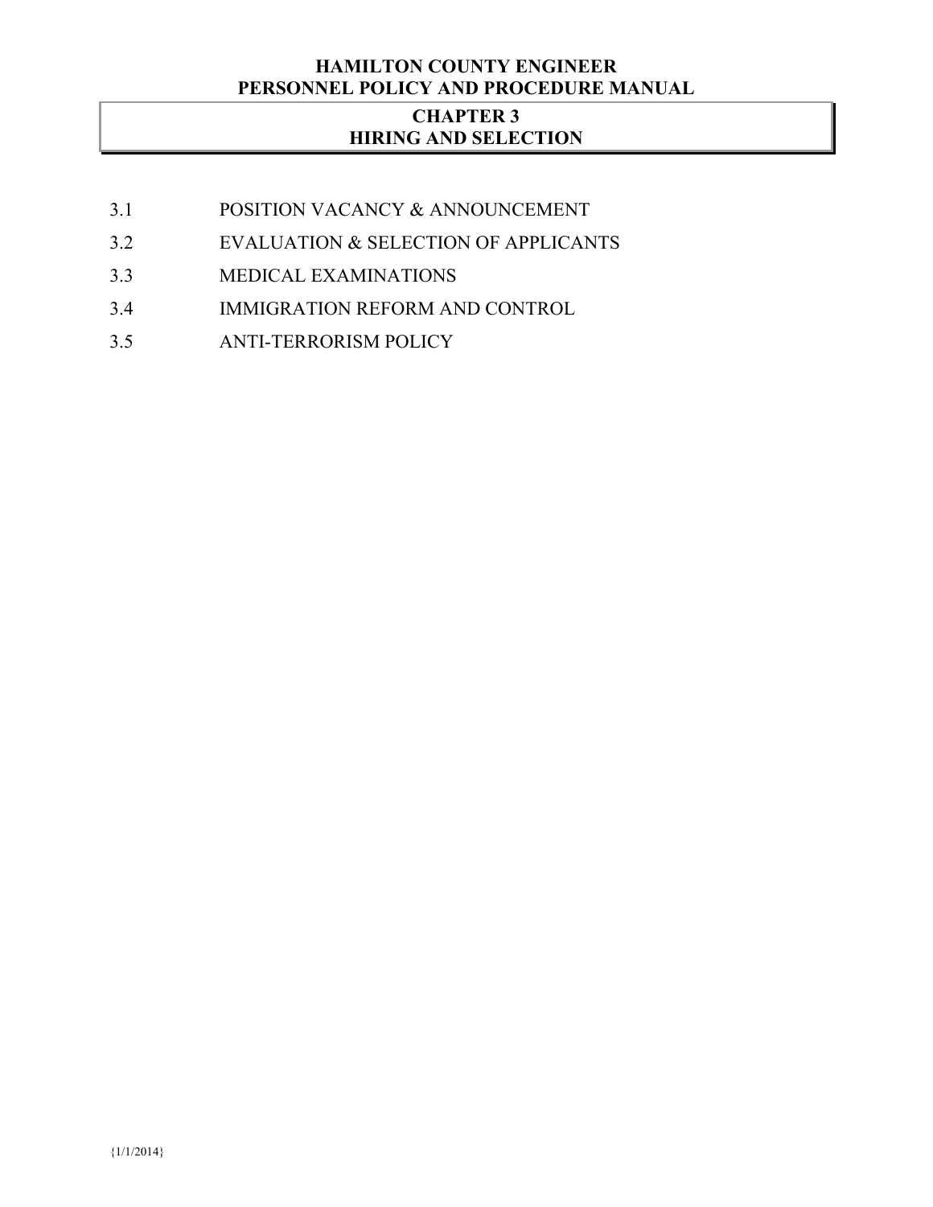# CHAPTER 3
# HIRING AND SELECTION

3.1 POSITION VACANCY & ANNOUNCEMENT

3.2 EVALUATION & SELECTION OF APPLICANTS

3.3 MEDICAL EXAMINATIONS

3.4 IMMIGRATION REFORM AND CONTROL

3.5 ANTI-TERRORISM POLICY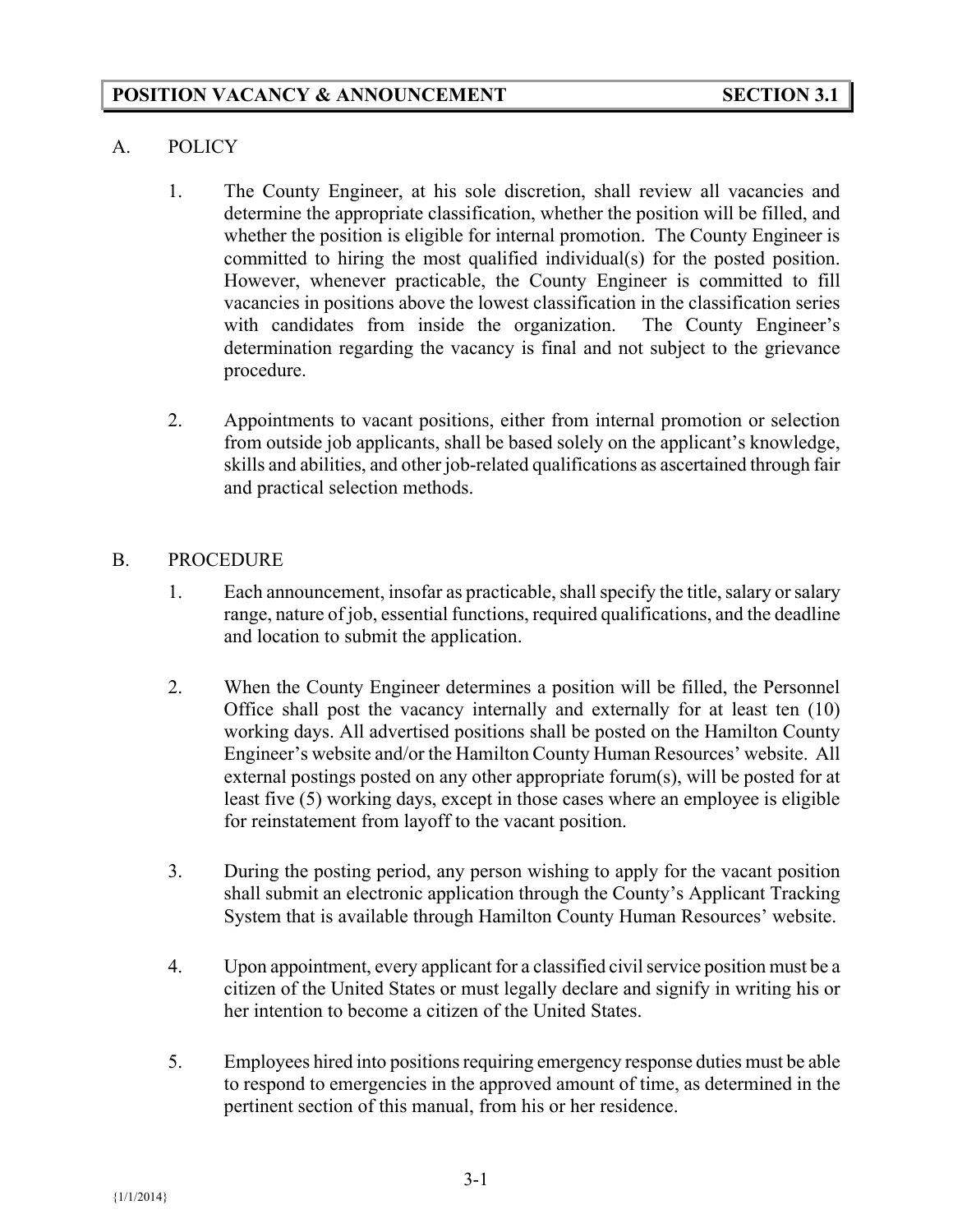## POSITION VACANCY & ANNOUNCEMENT — SECTION 3.1

### A. POLICY

1. The County Engineer, at his sole discretion, shall review all vacancies and determine the appropriate classification, whether the position will be filled, and whether the position is eligible for internal promotion. The County Engineer is committed to hiring the most qualified individual(s) for the posted position. However, whenever practicable, the County Engineer is committed to fill vacancies in positions above the lowest classification in the classification series with candidates from inside the organization. The County Engineer's determination regarding the vacancy is final and not subject to the grievance procedure.

2. Appointments to vacant positions, either from internal promotion or selection from outside job applicants, shall be based solely on the applicant's knowledge, skills and abilities, and other job-related qualifications as ascertained through fair and practical selection methods.

### B. PROCEDURE

1. Each announcement, insofar as practicable, shall specify the title, salary or salary range, nature of job, essential functions, required qualifications, and the deadline and location to submit the application.

2. When the County Engineer determines a position will be filled, the Personnel Office shall post the vacancy internally and externally for at least ten (10) working days. All advertised positions shall be posted on the Hamilton County Engineer's website and/or the Hamilton County Human Resources' website. All external postings posted on any other appropriate forum(s), will be posted for at least five (5) working days, except in those cases where an employee is eligible for reinstatement from layoff to the vacant position.

3. During the posting period, any person wishing to apply for the vacant position shall submit an electronic application through the County's Applicant Tracking System that is available through Hamilton County Human Resources' website.

4. Upon appointment, every applicant for a classified civil service position must be a citizen of the United States or must legally declare and signify in writing his or her intention to become a citizen of the United States.

5. Employees hired into positions requiring emergency response duties must be able to respond to emergencies in the approved amount of time, as determined in the pertinent section of this manual, from his or her residence.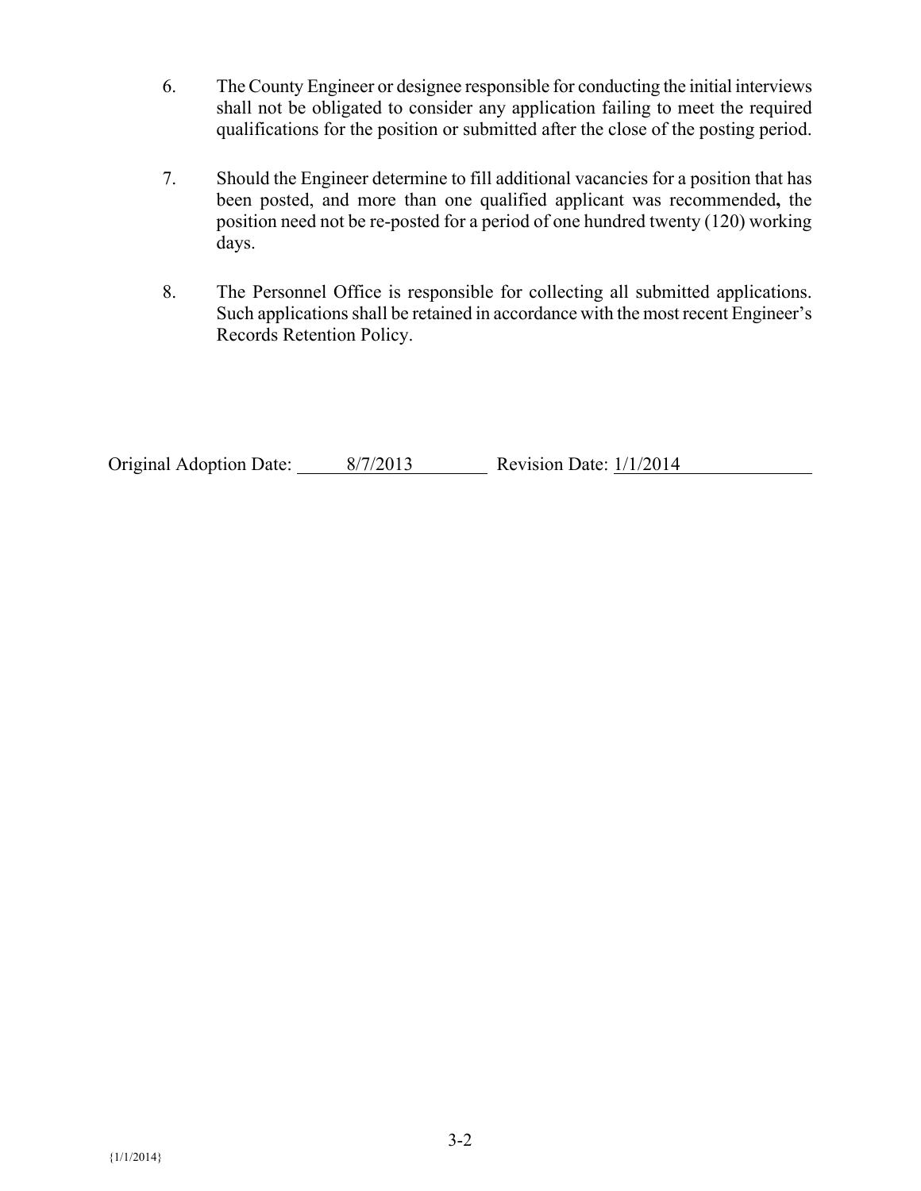6. The County Engineer or designee responsible for conducting the initial interviews shall not be obligated to consider any application failing to meet the required qualifications for the position or submitted after the close of the posting period.

7. Should the Engineer determine to fill additional vacancies for a position that has been posted, and more than one qualified applicant was recommended**,** the position need not be re-posted for a period of one hundred twenty (120) working days.

8. The Personnel Office is responsible for collecting all submitted applications. Such applications shall be retained in accordance with the most recent Engineer's Records Retention Policy.

Original Adoption Date: 8/7/2013 Revision Date: 1/1/2014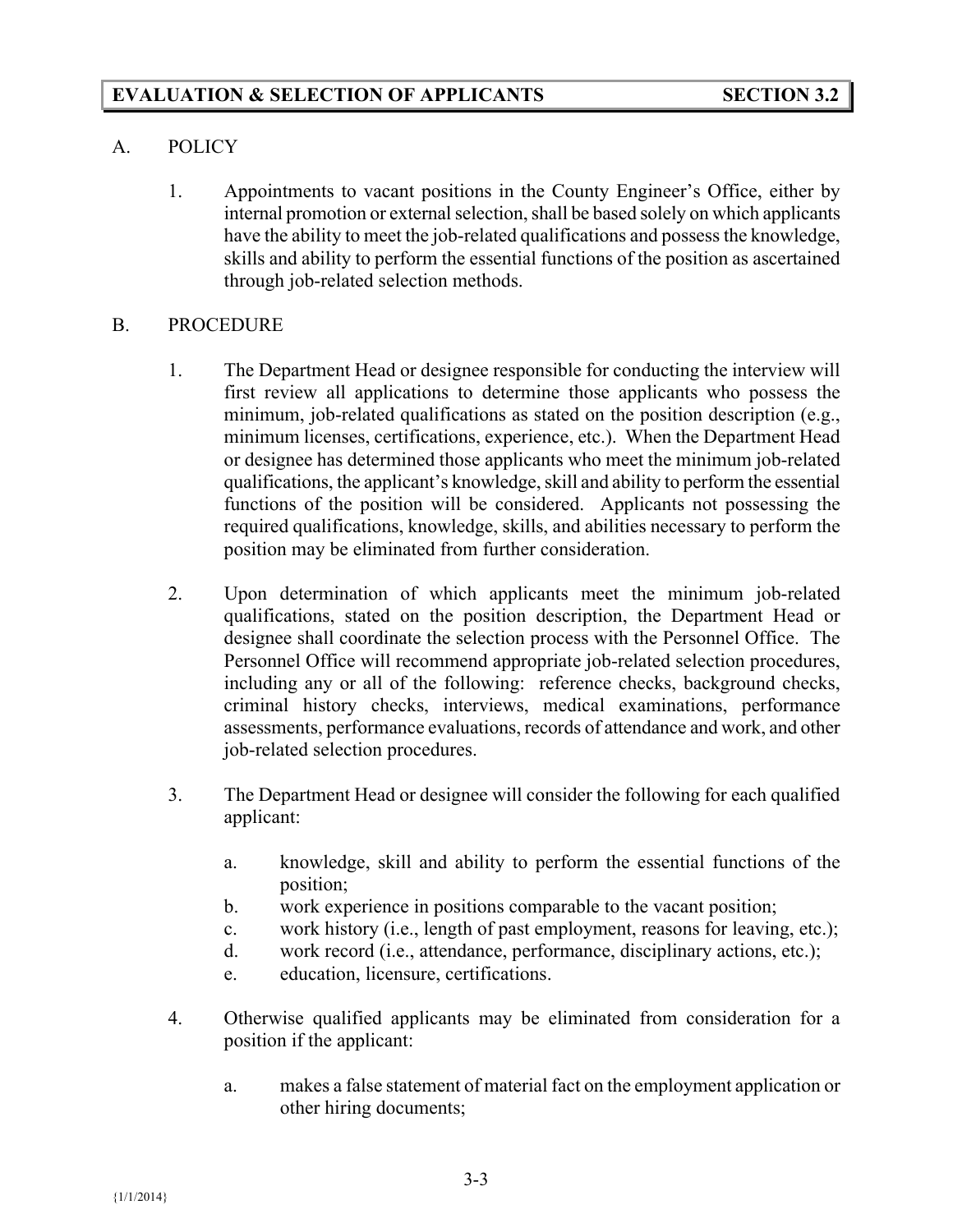## EVALUATION & SELECTION OF APPLICANTS SECTION 3.2

A. POLICY

1. Appointments to vacant positions in the County Engineer's Office, either by internal promotion or external selection, shall be based solely on which applicants have the ability to meet the job-related qualifications and possess the knowledge, skills and ability to perform the essential functions of the position as ascertained through job-related selection methods.

B. PROCEDURE

1. The Department Head or designee responsible for conducting the interview will first review all applications to determine those applicants who possess the minimum, job-related qualifications as stated on the position description (e.g., minimum licenses, certifications, experience, etc.). When the Department Head or designee has determined those applicants who meet the minimum job-related qualifications, the applicant's knowledge, skill and ability to perform the essential functions of the position will be considered. Applicants not possessing the required qualifications, knowledge, skills, and abilities necessary to perform the position may be eliminated from further consideration.

2. Upon determination of which applicants meet the minimum job-related qualifications, stated on the position description, the Department Head or designee shall coordinate the selection process with the Personnel Office. The Personnel Office will recommend appropriate job-related selection procedures, including any or all of the following: reference checks, background checks, criminal history checks, interviews, medical examinations, performance assessments, performance evaluations, records of attendance and work, and other job-related selection procedures.

3. The Department Head or designee will consider the following for each qualified applicant:

   a. knowledge, skill and ability to perform the essential functions of the position;
   b. work experience in positions comparable to the vacant position;
   c. work history (i.e., length of past employment, reasons for leaving, etc.);
   d. work record (i.e., attendance, performance, disciplinary actions, etc.);
   e. education, licensure, certifications.

4. Otherwise qualified applicants may be eliminated from consideration for a position if the applicant:

   a. makes a false statement of material fact on the employment application or other hiring documents;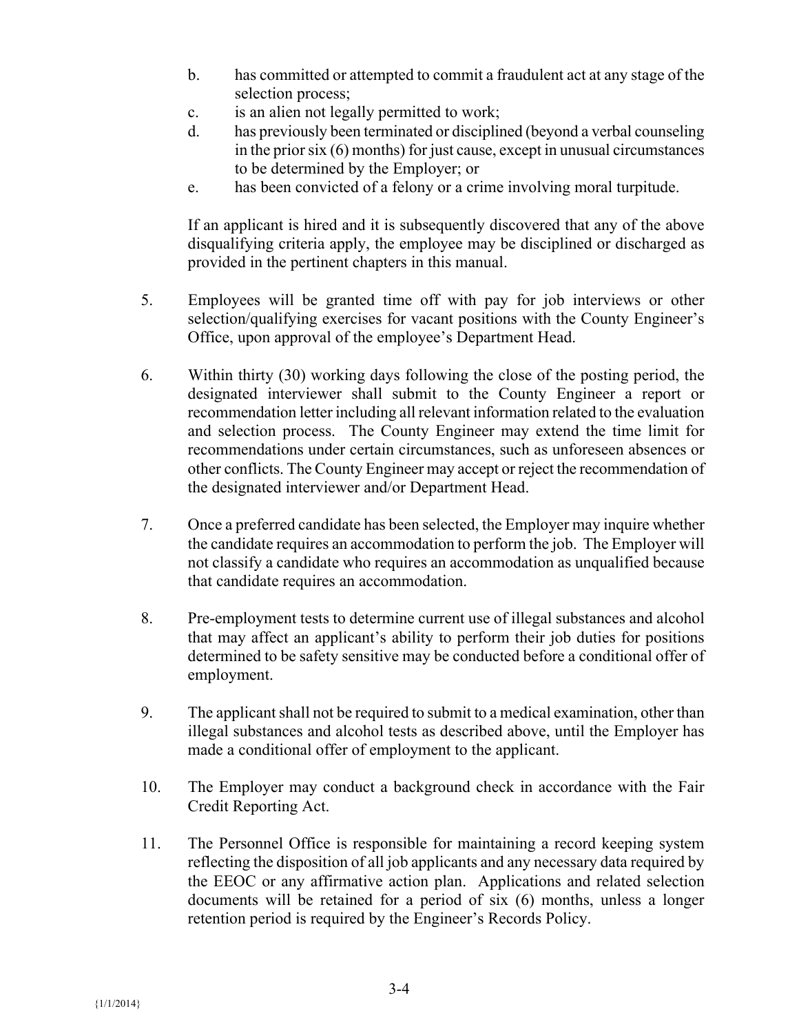b. has committed or attempted to commit a fraudulent act at any stage of the selection process;
c. is an alien not legally permitted to work;
d. has previously been terminated or disciplined (beyond a verbal counseling in the prior six (6) months) for just cause, except in unusual circumstances to be determined by the Employer; or
e. has been convicted of a felony or a crime involving moral turpitude.

If an applicant is hired and it is subsequently discovered that any of the above disqualifying criteria apply, the employee may be disciplined or discharged as provided in the pertinent chapters in this manual.

5. Employees will be granted time off with pay for job interviews or other selection/qualifying exercises for vacant positions with the County Engineer's Office, upon approval of the employee's Department Head.

6. Within thirty (30) working days following the close of the posting period, the designated interviewer shall submit to the County Engineer a report or recommendation letter including all relevant information related to the evaluation and selection process. The County Engineer may extend the time limit for recommendations under certain circumstances, such as unforeseen absences or other conflicts. The County Engineer may accept or reject the recommendation of the designated interviewer and/or Department Head.

7. Once a preferred candidate has been selected, the Employer may inquire whether the candidate requires an accommodation to perform the job. The Employer will not classify a candidate who requires an accommodation as unqualified because that candidate requires an accommodation.

8. Pre-employment tests to determine current use of illegal substances and alcohol that may affect an applicant's ability to perform their job duties for positions determined to be safety sensitive may be conducted before a conditional offer of employment.

9. The applicant shall not be required to submit to a medical examination, other than illegal substances and alcohol tests as described above, until the Employer has made a conditional offer of employment to the applicant.

10. The Employer may conduct a background check in accordance with the Fair Credit Reporting Act.

11. The Personnel Office is responsible for maintaining a record keeping system reflecting the disposition of all job applicants and any necessary data required by the EEOC or any affirmative action plan. Applications and related selection documents will be retained for a period of six (6) months, unless a longer retention period is required by the Engineer's Records Policy.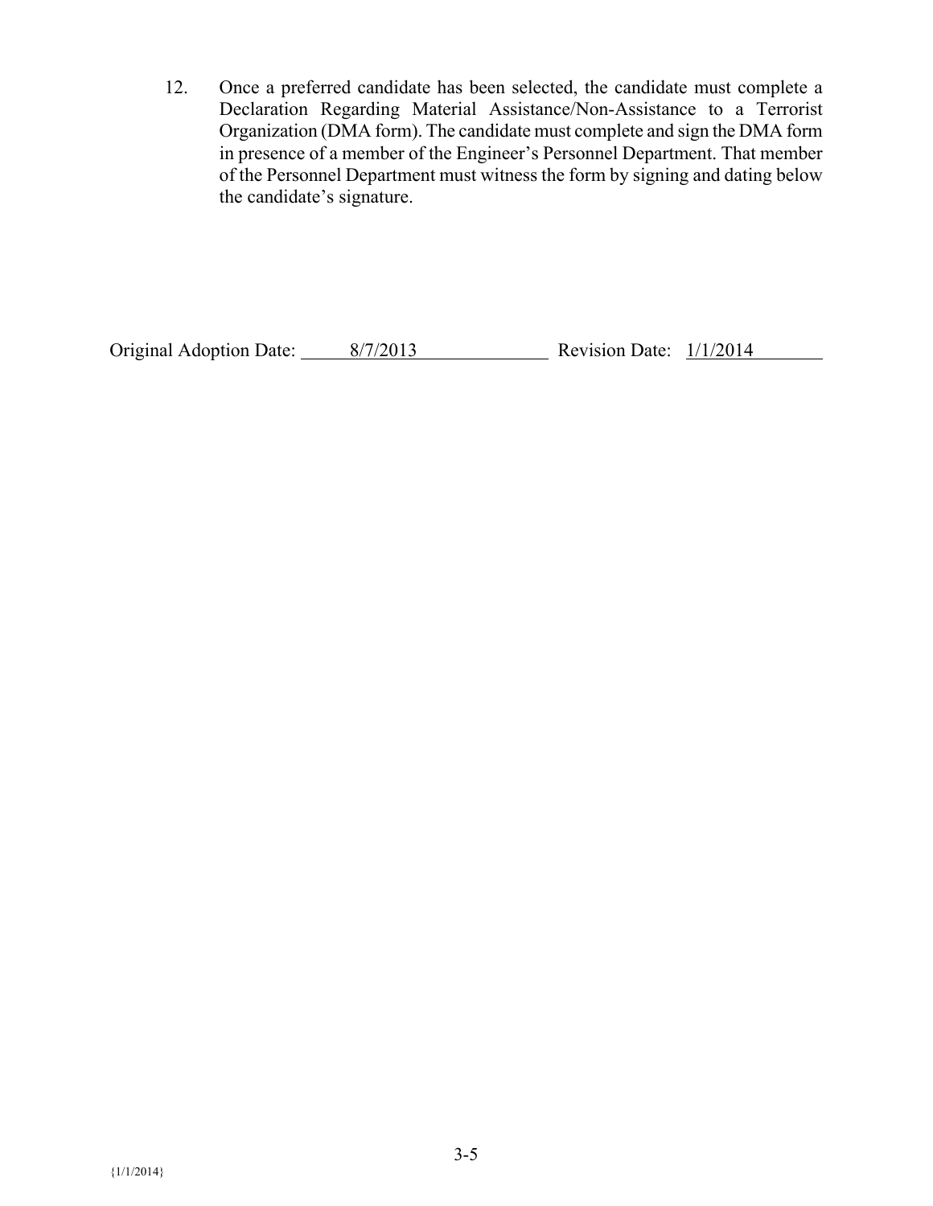12. Once a preferred candidate has been selected, the candidate must complete a Declaration Regarding Material Assistance/Non-Assistance to a Terrorist Organization (DMA form). The candidate must complete and sign the DMA form in presence of a member of the Engineer's Personnel Department. That member of the Personnel Department must witness the form by signing and dating below the candidate's signature.

Original Adoption Date: 8/7/2013 Revision Date: 1/1/2014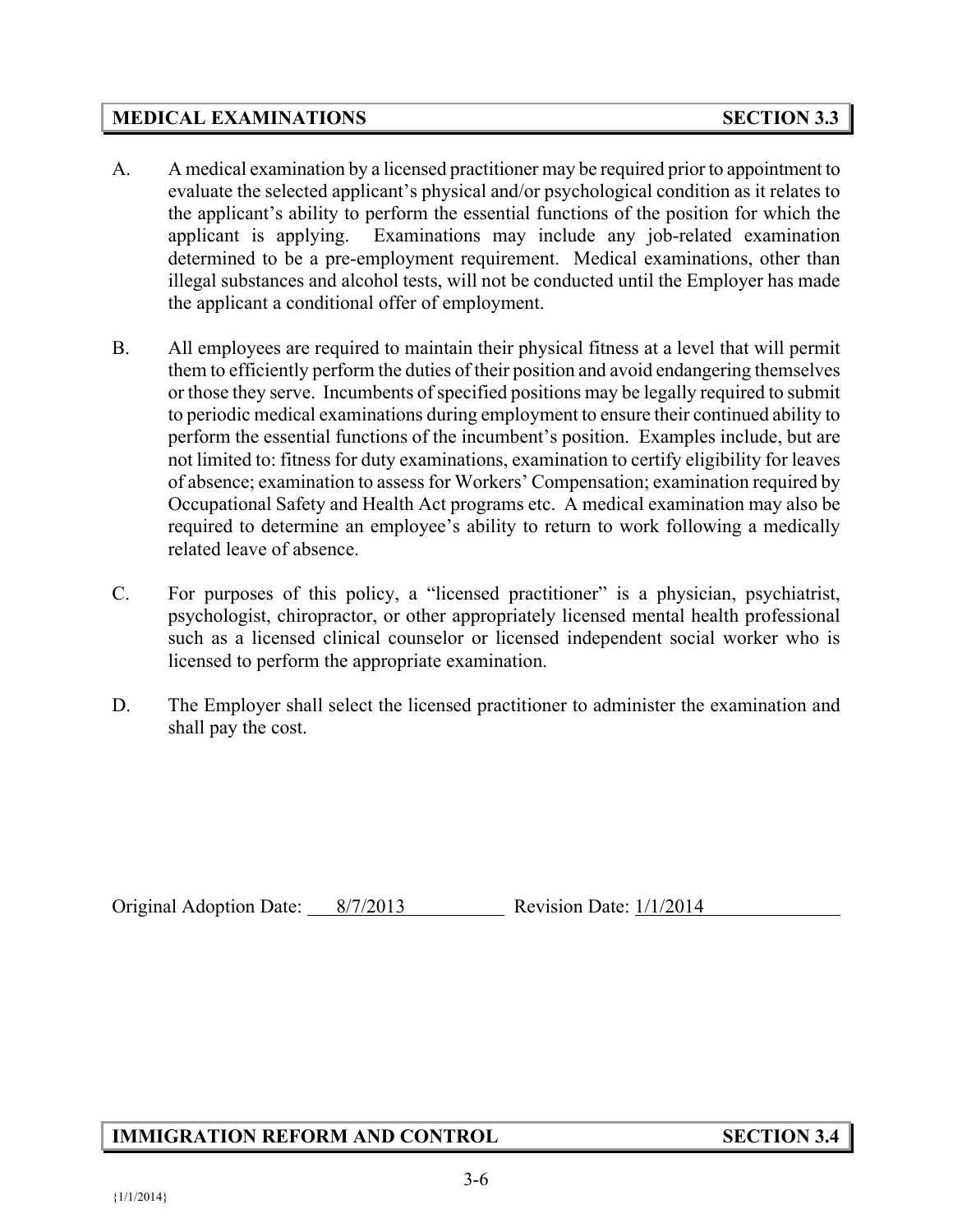## MEDICAL EXAMINATIONS — SECTION 3.3

A. A medical examination by a licensed practitioner may be required prior to appointment to evaluate the selected applicant's physical and/or psychological condition as it relates to the applicant's ability to perform the essential functions of the position for which the applicant is applying. Examinations may include any job-related examination determined to be a pre-employment requirement. Medical examinations, other than illegal substances and alcohol tests, will not be conducted until the Employer has made the applicant a conditional offer of employment.

B. All employees are required to maintain their physical fitness at a level that will permit them to efficiently perform the duties of their position and avoid endangering themselves or those they serve. Incumbents of specified positions may be legally required to submit to periodic medical examinations during employment to ensure their continued ability to perform the essential functions of the incumbent's position. Examples include, but are not limited to: fitness for duty examinations, examination to certify eligibility for leaves of absence; examination to assess for Workers' Compensation; examination required by Occupational Safety and Health Act programs etc. A medical examination may also be required to determine an employee's ability to return to work following a medically related leave of absence.

C. For purposes of this policy, a "licensed practitioner" is a physician, psychiatrist, psychologist, chiropractor, or other appropriately licensed mental health professional such as a licensed clinical counselor or licensed independent social worker who is licensed to perform the appropriate examination.

D. The Employer shall select the licensed practitioner to administer the examination and shall pay the cost.

Original Adoption Date: 8/7/2013 Revision Date: 1/1/2014

## IMMIGRATION REFORM AND CONTROL — SECTION 3.4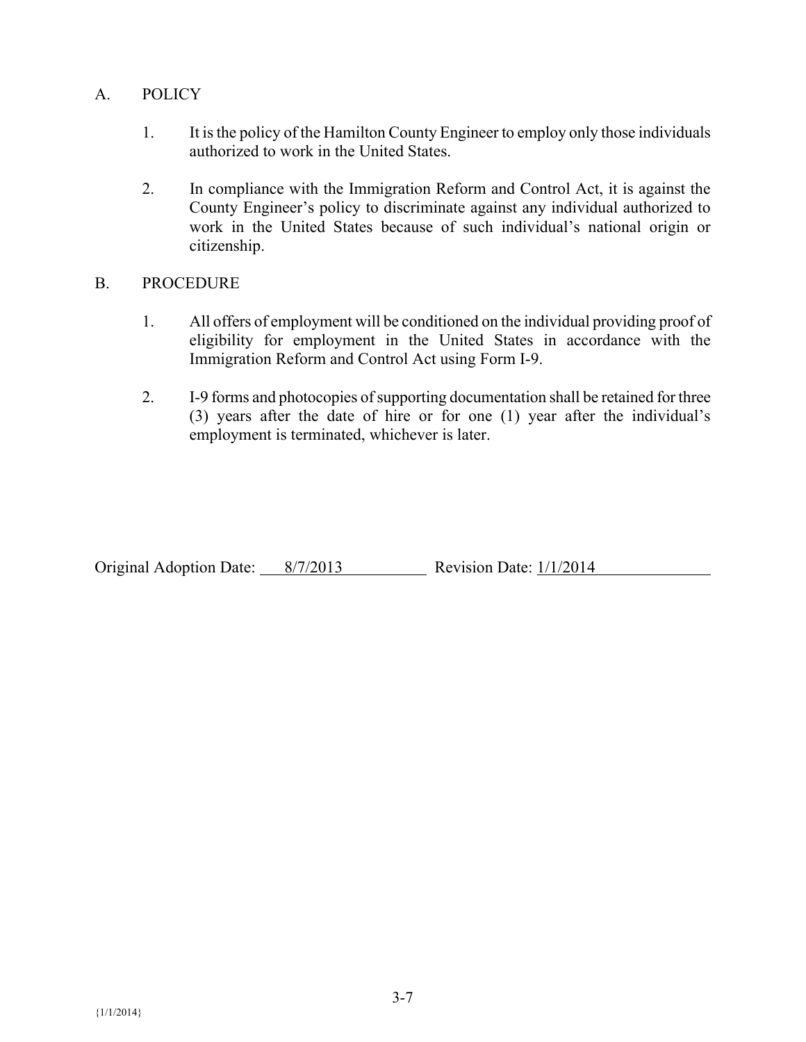A. POLICY

1. It is the policy of the Hamilton County Engineer to employ only those individuals authorized to work in the United States.

2. In compliance with the Immigration Reform and Control Act, it is against the County Engineer's policy to discriminate against any individual authorized to work in the United States because of such individual's national origin or citizenship.

B. PROCEDURE

1. All offers of employment will be conditioned on the individual providing proof of eligibility for employment in the United States in accordance with the Immigration Reform and Control Act using Form I-9.

2. I-9 forms and photocopies of supporting documentation shall be retained for three (3) years after the date of hire or for one (1) year after the individual's employment is terminated, whichever is later.

Original Adoption Date: 8/7/2013 Revision Date: 1/1/2014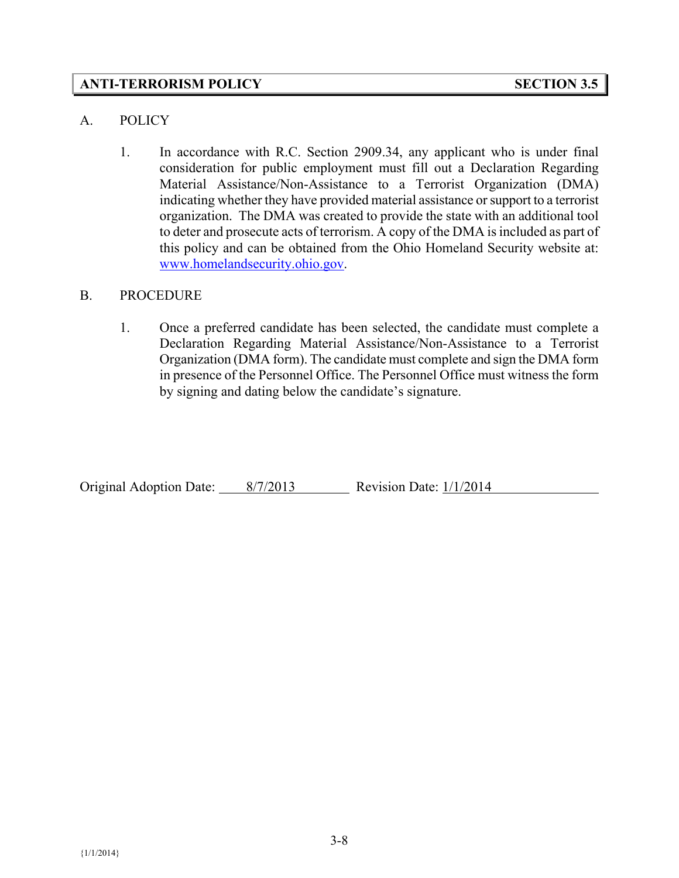## ANTI-TERRORISM POLICY — SECTION 3.5

A. POLICY

1. In accordance with R.C. Section 2909.34, any applicant who is under final consideration for public employment must fill out a Declaration Regarding Material Assistance/Non-Assistance to a Terrorist Organization (DMA) indicating whether they have provided material assistance or support to a terrorist organization. The DMA was created to provide the state with an additional tool to deter and prosecute acts of terrorism. A copy of the DMA is included as part of this policy and can be obtained from the Ohio Homeland Security website at: www.homelandsecurity.ohio.gov.

B. PROCEDURE

1. Once a preferred candidate has been selected, the candidate must complete a Declaration Regarding Material Assistance/Non-Assistance to a Terrorist Organization (DMA form). The candidate must complete and sign the DMA form in presence of the Personnel Office. The Personnel Office must witness the form by signing and dating below the candidate's signature.

Original Adoption Date: 8/7/2013 Revision Date: 1/1/2014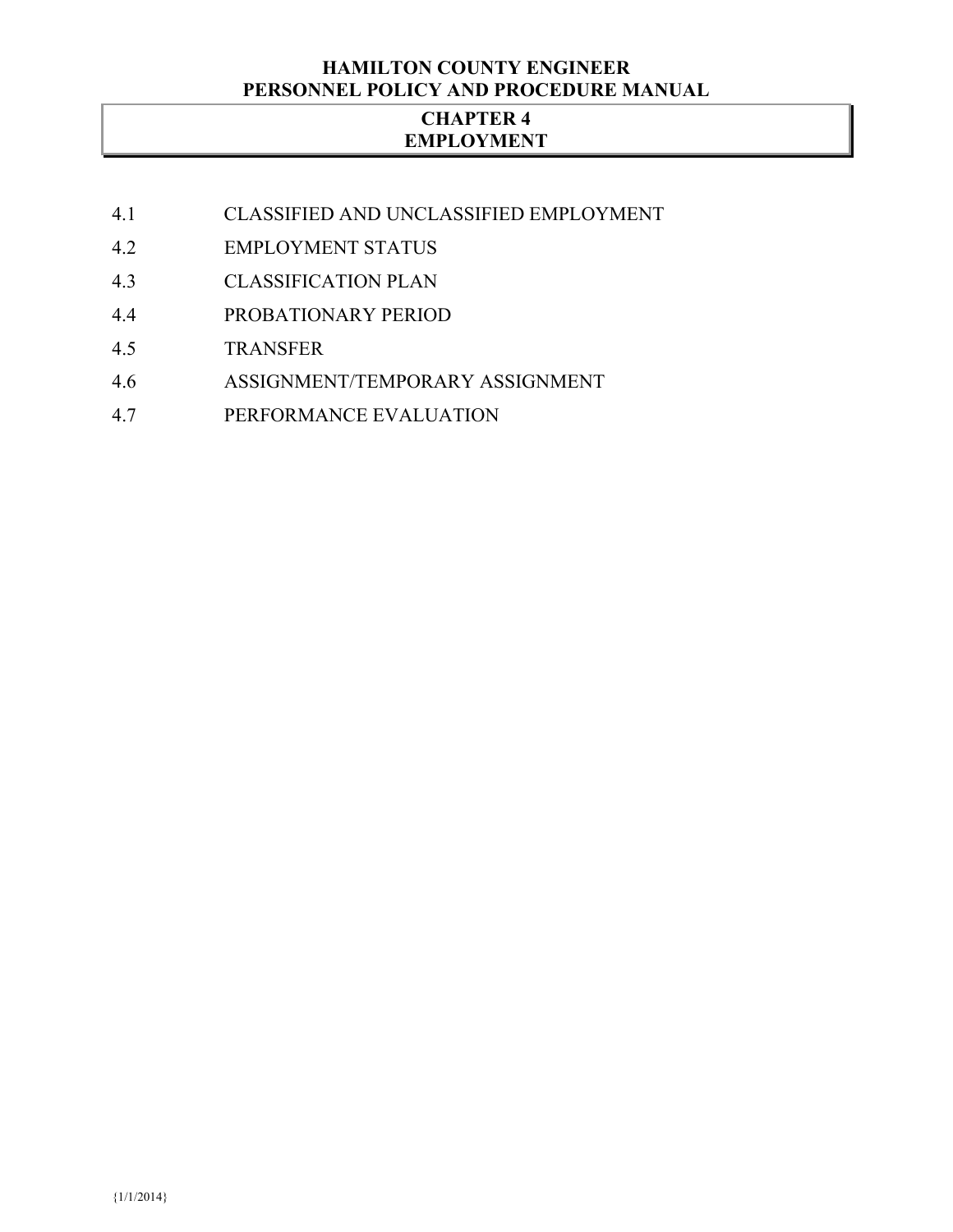# CHAPTER 4
# EMPLOYMENT

4.1 CLASSIFIED AND UNCLASSIFIED EMPLOYMENT

4.2 EMPLOYMENT STATUS

4.3 CLASSIFICATION PLAN

4.4 PROBATIONARY PERIOD

4.5 TRANSFER

4.6 ASSIGNMENT/TEMPORARY ASSIGNMENT

4.7 PERFORMANCE EVALUATION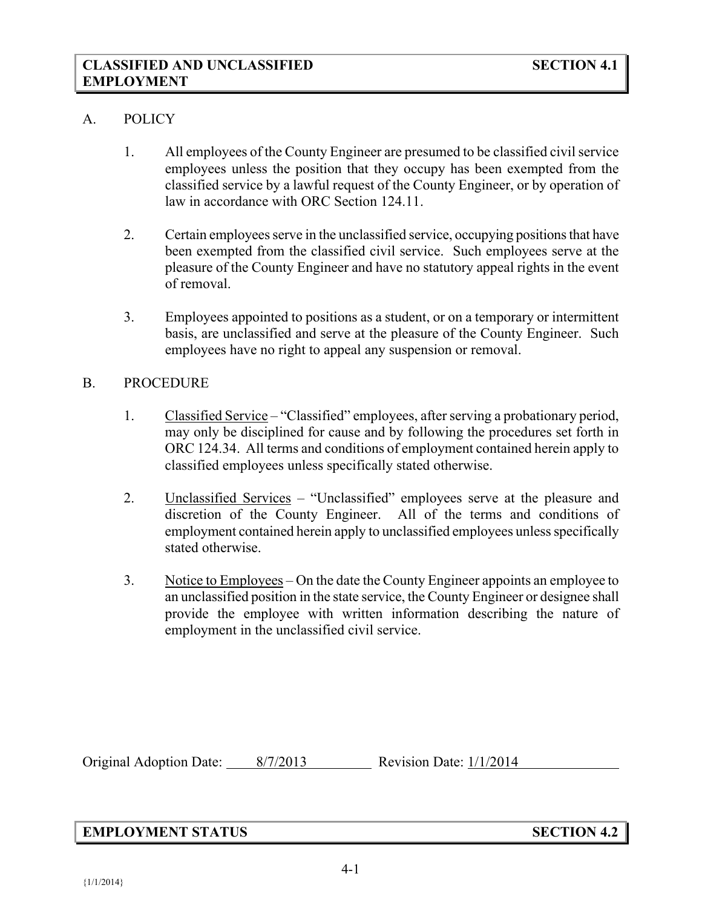## CLASSIFIED AND UNCLASSIFIED EMPLOYMENT — SECTION 4.1

A. POLICY

1. All employees of the County Engineer are presumed to be classified civil service employees unless the position that they occupy has been exempted from the classified service by a lawful request of the County Engineer, or by operation of law in accordance with ORC Section 124.11.

2. Certain employees serve in the unclassified service, occupying positions that have been exempted from the classified civil service. Such employees serve at the pleasure of the County Engineer and have no statutory appeal rights in the event of removal.

3. Employees appointed to positions as a student, or on a temporary or intermittent basis, are unclassified and serve at the pleasure of the County Engineer. Such employees have no right to appeal any suspension or removal.

B. PROCEDURE

1. Classified Service – "Classified" employees, after serving a probationary period, may only be disciplined for cause and by following the procedures set forth in ORC 124.34. All terms and conditions of employment contained herein apply to classified employees unless specifically stated otherwise.

2. Unclassified Services – "Unclassified" employees serve at the pleasure and discretion of the County Engineer. All of the terms and conditions of employment contained herein apply to unclassified employees unless specifically stated otherwise.

3. Notice to Employees – On the date the County Engineer appoints an employee to an unclassified position in the state service, the County Engineer or designee shall provide the employee with written information describing the nature of employment in the unclassified civil service.

Original Adoption Date: 8/7/2013 Revision Date: 1/1/2014

## EMPLOYMENT STATUS — SECTION 4.2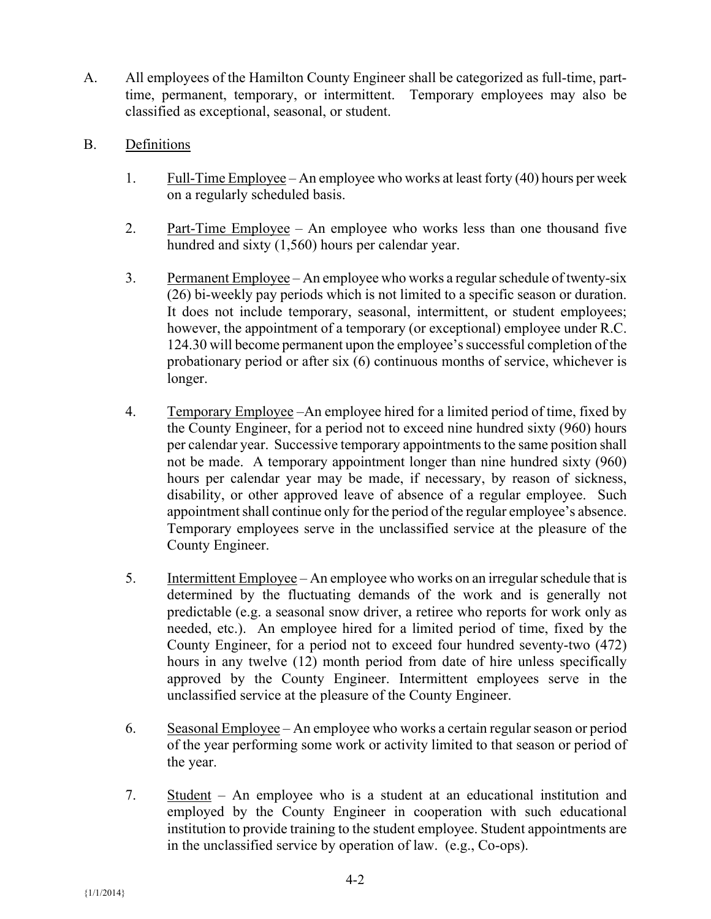A. All employees of the Hamilton County Engineer shall be categorized as full-time, part-time, permanent, temporary, or intermittent. Temporary employees may also be classified as exceptional, seasonal, or student.

B. Definitions

1. Full-Time Employee – An employee who works at least forty (40) hours per week on a regularly scheduled basis.

2. Part-Time Employee – An employee who works less than one thousand five hundred and sixty (1,560) hours per calendar year.

3. Permanent Employee – An employee who works a regular schedule of twenty-six (26) bi-weekly pay periods which is not limited to a specific season or duration. It does not include temporary, seasonal, intermittent, or student employees; however, the appointment of a temporary (or exceptional) employee under R.C. 124.30 will become permanent upon the employee's successful completion of the probationary period or after six (6) continuous months of service, whichever is longer.

4. Temporary Employee –An employee hired for a limited period of time, fixed by the County Engineer, for a period not to exceed nine hundred sixty (960) hours per calendar year. Successive temporary appointments to the same position shall not be made. A temporary appointment longer than nine hundred sixty (960) hours per calendar year may be made, if necessary, by reason of sickness, disability, or other approved leave of absence of a regular employee. Such appointment shall continue only for the period of the regular employee's absence. Temporary employees serve in the unclassified service at the pleasure of the County Engineer.

5. Intermittent Employee – An employee who works on an irregular schedule that is determined by the fluctuating demands of the work and is generally not predictable (e.g. a seasonal snow driver, a retiree who reports for work only as needed, etc.). An employee hired for a limited period of time, fixed by the County Engineer, for a period not to exceed four hundred seventy-two (472) hours in any twelve (12) month period from date of hire unless specifically approved by the County Engineer. Intermittent employees serve in the unclassified service at the pleasure of the County Engineer.

6. Seasonal Employee – An employee who works a certain regular season or period of the year performing some work or activity limited to that season or period of the year.

7. Student – An employee who is a student at an educational institution and employed by the County Engineer in cooperation with such educational institution to provide training to the student employee. Student appointments are in the unclassified service by operation of law. (e.g., Co-ops).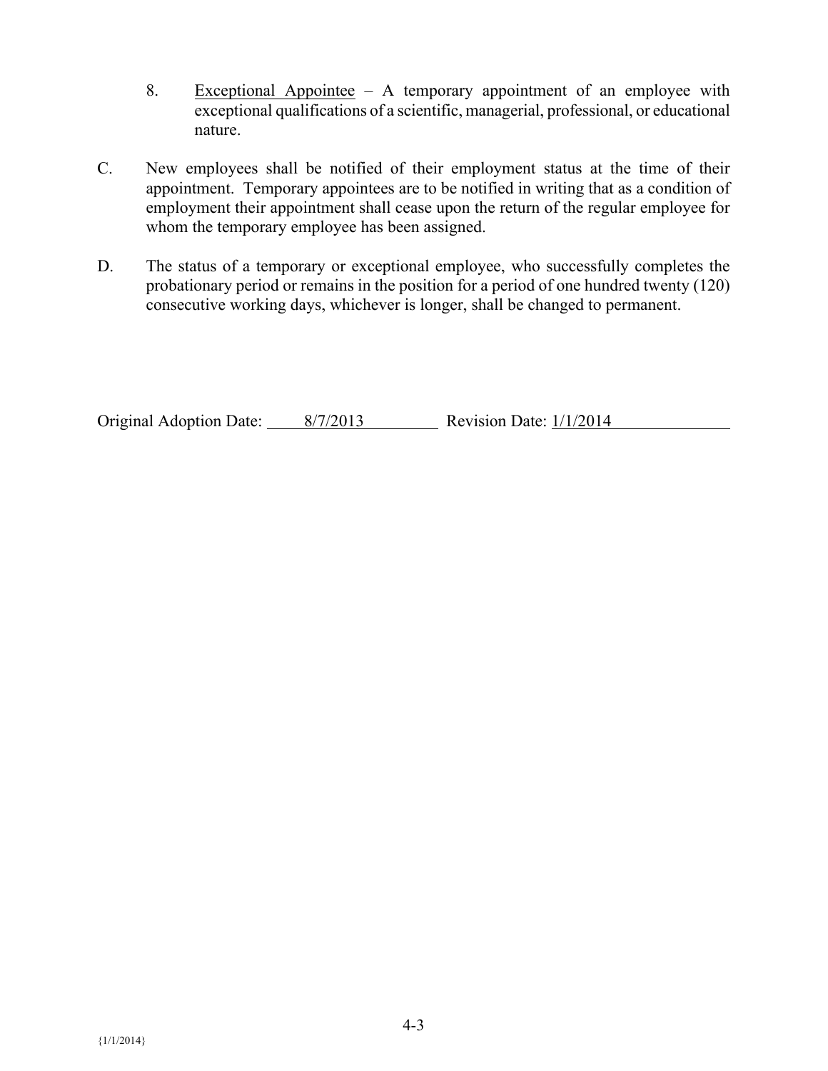8. Exceptional Appointee – A temporary appointment of an employee with exceptional qualifications of a scientific, managerial, professional, or educational nature.

C. New employees shall be notified of their employment status at the time of their appointment. Temporary appointees are to be notified in writing that as a condition of employment their appointment shall cease upon the return of the regular employee for whom the temporary employee has been assigned.

D. The status of a temporary or exceptional employee, who successfully completes the probationary period or remains in the position for a period of one hundred twenty (120) consecutive working days, whichever is longer, shall be changed to permanent.

Original Adoption Date: 8/7/2013 Revision Date: 1/1/2014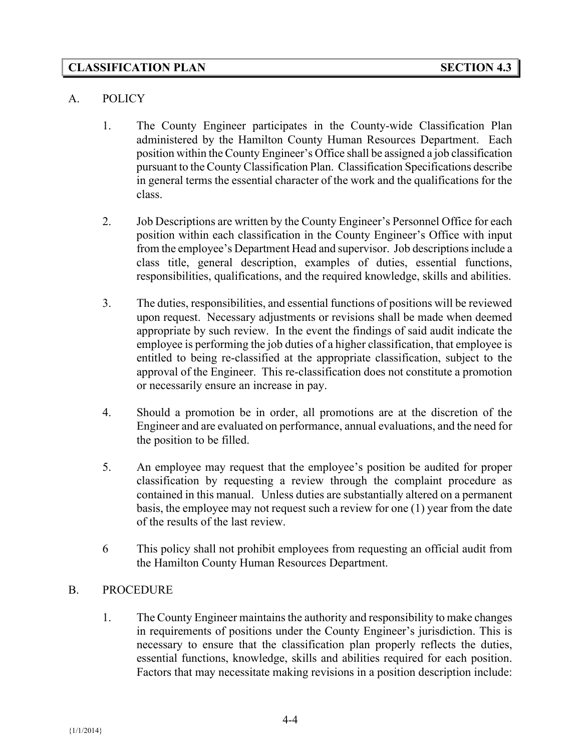## CLASSIFICATION PLAN SECTION 4.3

A. POLICY

1. The County Engineer participates in the County-wide Classification Plan administered by the Hamilton County Human Resources Department. Each position within the County Engineer's Office shall be assigned a job classification pursuant to the County Classification Plan. Classification Specifications describe in general terms the essential character of the work and the qualifications for the class.

2. Job Descriptions are written by the County Engineer's Personnel Office for each position within each classification in the County Engineer's Office with input from the employee's Department Head and supervisor. Job descriptions include a class title, general description, examples of duties, essential functions, responsibilities, qualifications, and the required knowledge, skills and abilities.

3. The duties, responsibilities, and essential functions of positions will be reviewed upon request. Necessary adjustments or revisions shall be made when deemed appropriate by such review. In the event the findings of said audit indicate the employee is performing the job duties of a higher classification, that employee is entitled to being re-classified at the appropriate classification, subject to the approval of the Engineer. This re-classification does not constitute a promotion or necessarily ensure an increase in pay.

4. Should a promotion be in order, all promotions are at the discretion of the Engineer and are evaluated on performance, annual evaluations, and the need for the position to be filled.

5. An employee may request that the employee's position be audited for proper classification by requesting a review through the complaint procedure as contained in this manual. Unless duties are substantially altered on a permanent basis, the employee may not request such a review for one (1) year from the date of the results of the last review.

6 This policy shall not prohibit employees from requesting an official audit from the Hamilton County Human Resources Department.

B. PROCEDURE

1. The County Engineer maintains the authority and responsibility to make changes in requirements of positions under the County Engineer's jurisdiction. This is necessary to ensure that the classification plan properly reflects the duties, essential functions, knowledge, skills and abilities required for each position. Factors that may necessitate making revisions in a position description include: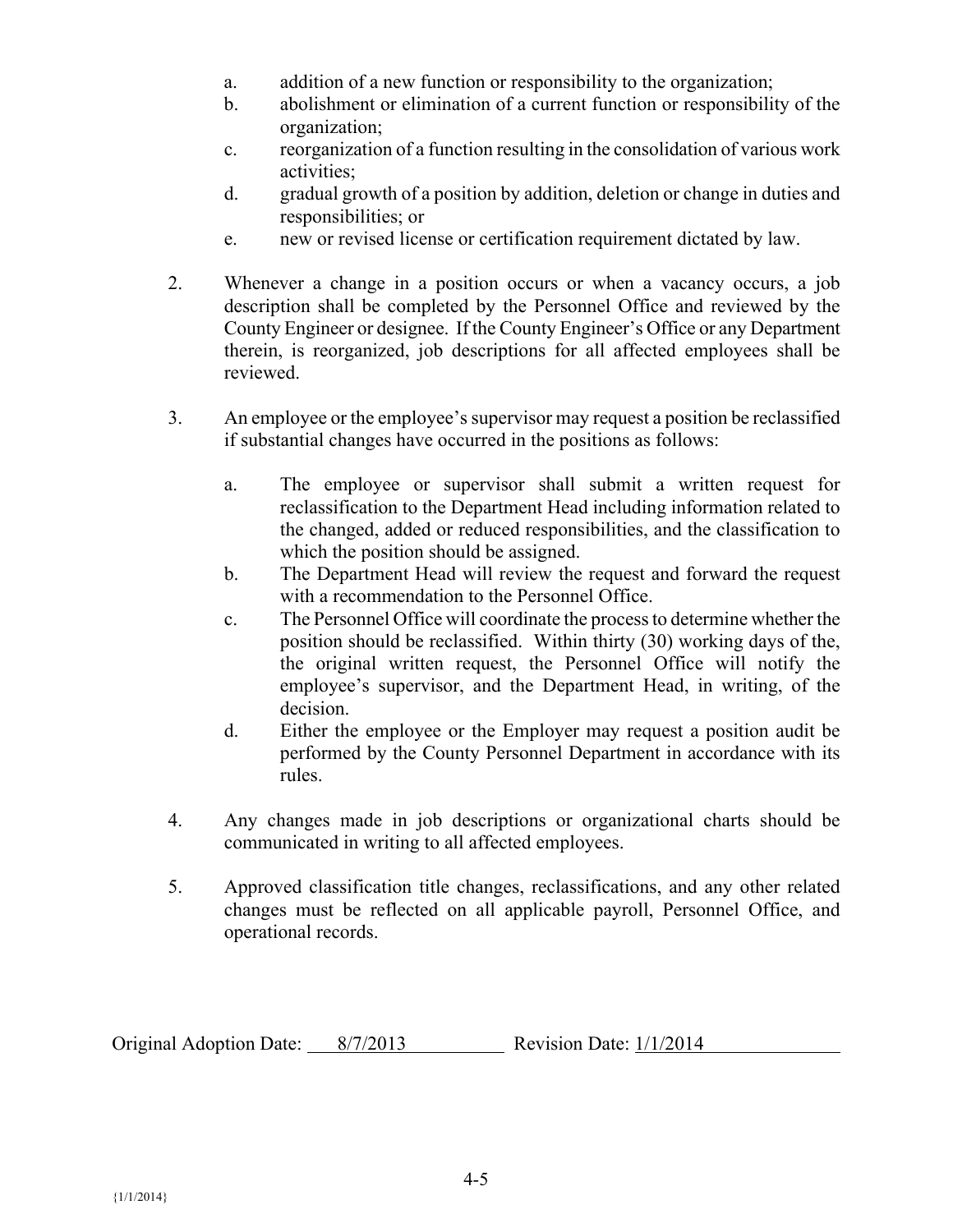a. addition of a new function or responsibility to the organization;
b. abolishment or elimination of a current function or responsibility of the organization;
c. reorganization of a function resulting in the consolidation of various work activities;
d. gradual growth of a position by addition, deletion or change in duties and responsibilities; or
e. new or revised license or certification requirement dictated by law.

2. Whenever a change in a position occurs or when a vacancy occurs, a job description shall be completed by the Personnel Office and reviewed by the County Engineer or designee. If the County Engineer's Office or any Department therein, is reorganized, job descriptions for all affected employees shall be reviewed.

3. An employee or the employee's supervisor may request a position be reclassified if substantial changes have occurred in the positions as follows:

   a. The employee or supervisor shall submit a written request for reclassification to the Department Head including information related to the changed, added or reduced responsibilities, and the classification to which the position should be assigned.
   b. The Department Head will review the request and forward the request with a recommendation to the Personnel Office.
   c. The Personnel Office will coordinate the process to determine whether the position should be reclassified. Within thirty (30) working days of the, the original written request, the Personnel Office will notify the employee's supervisor, and the Department Head, in writing, of the decision.
   d. Either the employee or the Employer may request a position audit be performed by the County Personnel Department in accordance with its rules.

4. Any changes made in job descriptions or organizational charts should be communicated in writing to all affected employees.

5. Approved classification title changes, reclassifications, and any other related changes must be reflected on all applicable payroll, Personnel Office, and operational records.

Original Adoption Date: 8/7/2013 Revision Date: 1/1/2014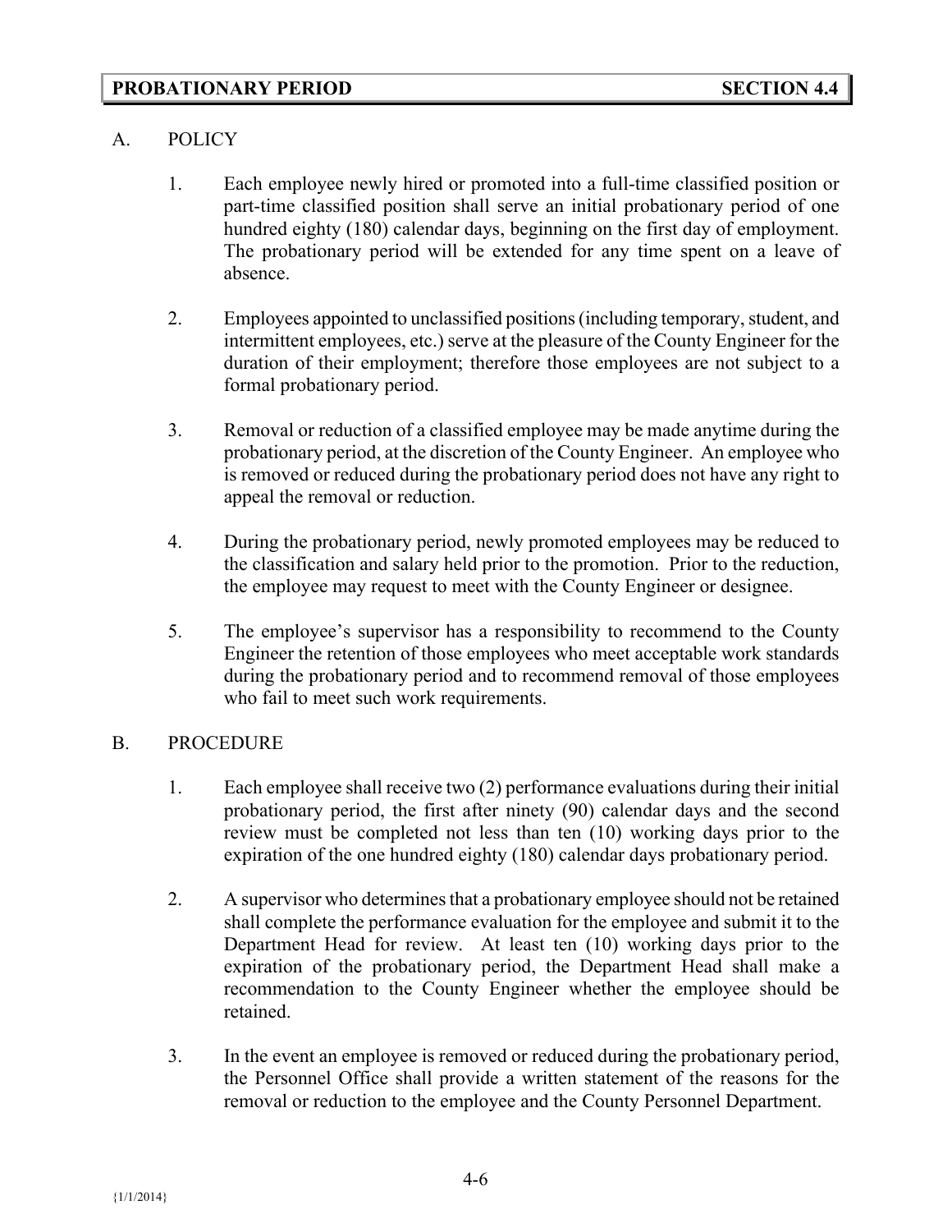## PROBATIONARY PERIOD — SECTION 4.4

A. POLICY

1. Each employee newly hired or promoted into a full-time classified position or part-time classified position shall serve an initial probationary period of one hundred eighty (180) calendar days, beginning on the first day of employment. The probationary period will be extended for any time spent on a leave of absence.

2. Employees appointed to unclassified positions (including temporary, student, and intermittent employees, etc.) serve at the pleasure of the County Engineer for the duration of their employment; therefore those employees are not subject to a formal probationary period.

3. Removal or reduction of a classified employee may be made anytime during the probationary period, at the discretion of the County Engineer. An employee who is removed or reduced during the probationary period does not have any right to appeal the removal or reduction.

4. During the probationary period, newly promoted employees may be reduced to the classification and salary held prior to the promotion. Prior to the reduction, the employee may request to meet with the County Engineer or designee.

5. The employee's supervisor has a responsibility to recommend to the County Engineer the retention of those employees who meet acceptable work standards during the probationary period and to recommend removal of those employees who fail to meet such work requirements.

B. PROCEDURE

1. Each employee shall receive two (2) performance evaluations during their initial probationary period, the first after ninety (90) calendar days and the second review must be completed not less than ten (10) working days prior to the expiration of the one hundred eighty (180) calendar days probationary period.

2. A supervisor who determines that a probationary employee should not be retained shall complete the performance evaluation for the employee and submit it to the Department Head for review. At least ten (10) working days prior to the expiration of the probationary period, the Department Head shall make a recommendation to the County Engineer whether the employee should be retained.

3. In the event an employee is removed or reduced during the probationary period, the Personnel Office shall provide a written statement of the reasons for the removal or reduction to the employee and the County Personnel Department.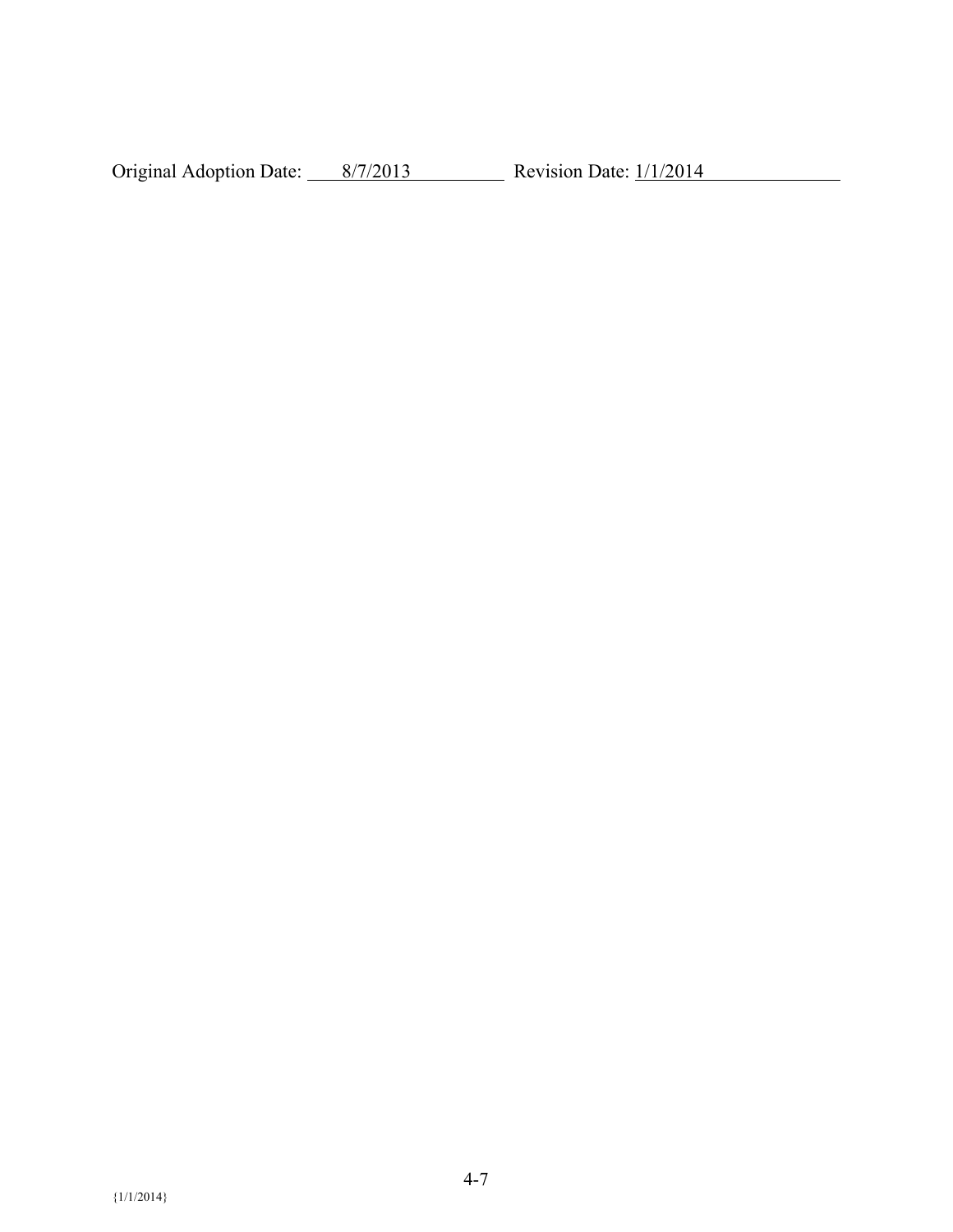Original Adoption Date: 8/7/2013 Revision Date: 1/1/2014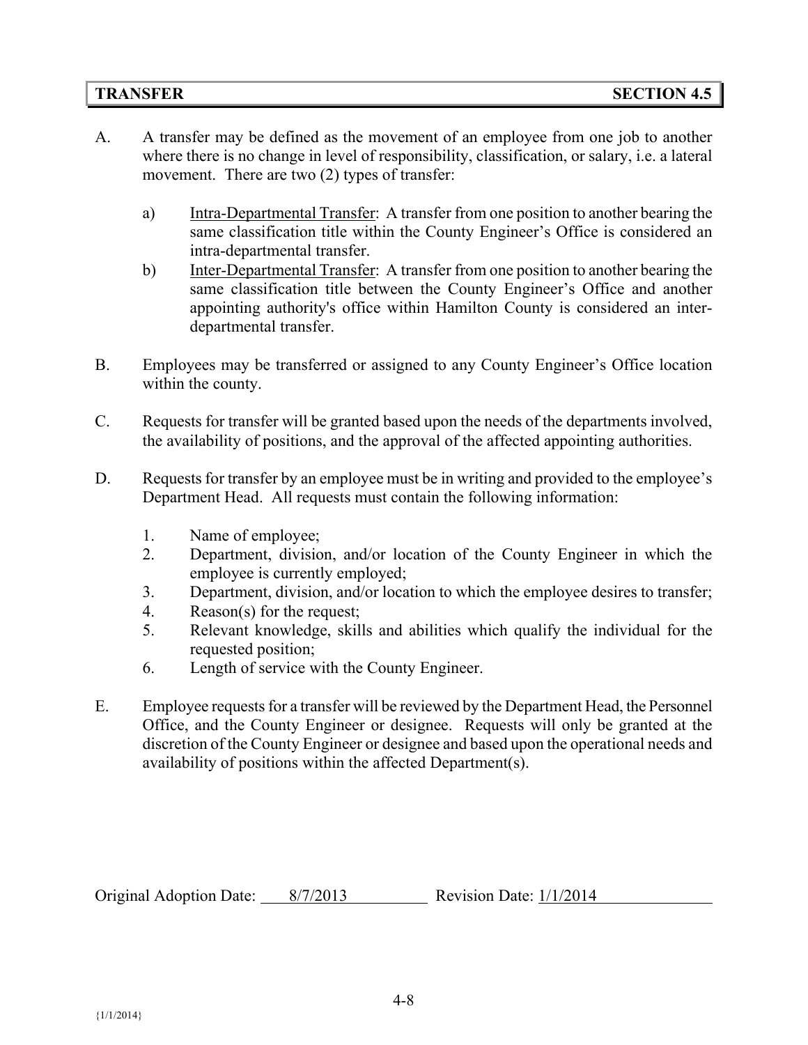## TRANSFER SECTION 4.5

A. A transfer may be defined as the movement of an employee from one job to another where there is no change in level of responsibility, classification, or salary, i.e. a lateral movement. There are two (2) types of transfer:

   a) Intra-Departmental Transfer: A transfer from one position to another bearing the same classification title within the County Engineer's Office is considered an intra-departmental transfer.

   b) Inter-Departmental Transfer: A transfer from one position to another bearing the same classification title between the County Engineer's Office and another appointing authority's office within Hamilton County is considered an inter-departmental transfer.

B. Employees may be transferred or assigned to any County Engineer's Office location within the county.

C. Requests for transfer will be granted based upon the needs of the departments involved, the availability of positions, and the approval of the affected appointing authorities.

D. Requests for transfer by an employee must be in writing and provided to the employee's Department Head. All requests must contain the following information:

   1. Name of employee;
   2. Department, division, and/or location of the County Engineer in which the employee is currently employed;
   3. Department, division, and/or location to which the employee desires to transfer;
   4. Reason(s) for the request;
   5. Relevant knowledge, skills and abilities which qualify the individual for the requested position;
   6. Length of service with the County Engineer.

E. Employee requests for a transfer will be reviewed by the Department Head, the Personnel Office, and the County Engineer or designee. Requests will only be granted at the discretion of the County Engineer or designee and based upon the operational needs and availability of positions within the affected Department(s).

Original Adoption Date: 8/7/2013 Revision Date: 1/1/2014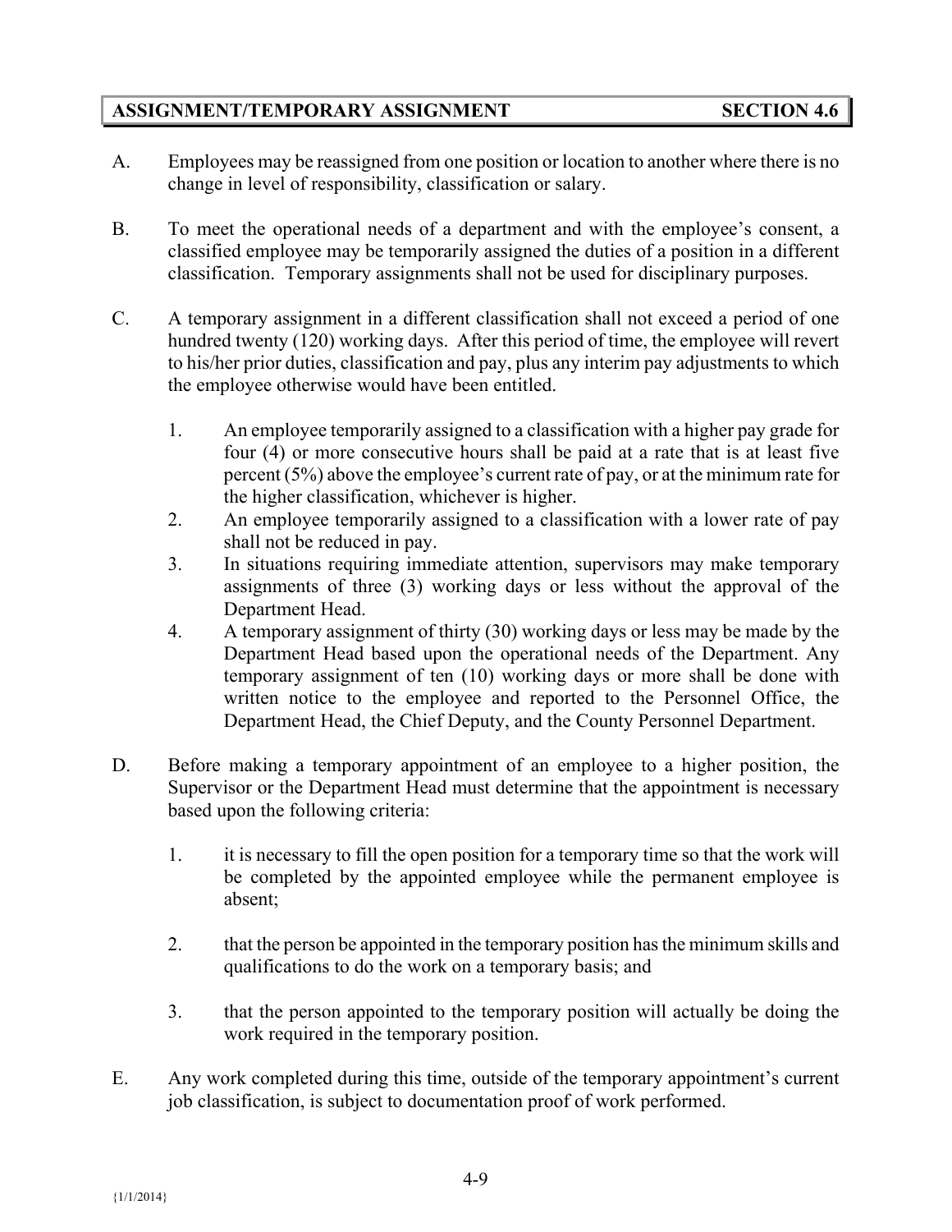## ASSIGNMENT/TEMPORARY ASSIGNMENT — SECTION 4.6

A. Employees may be reassigned from one position or location to another where there is no change in level of responsibility, classification or salary.

B. To meet the operational needs of a department and with the employee's consent, a classified employee may be temporarily assigned the duties of a position in a different classification. Temporary assignments shall not be used for disciplinary purposes.

C. A temporary assignment in a different classification shall not exceed a period of one hundred twenty (120) working days. After this period of time, the employee will revert to his/her prior duties, classification and pay, plus any interim pay adjustments to which the employee otherwise would have been entitled.

   1. An employee temporarily assigned to a classification with a higher pay grade for four (4) or more consecutive hours shall be paid at a rate that is at least five percent (5%) above the employee's current rate of pay, or at the minimum rate for the higher classification, whichever is higher.
   2. An employee temporarily assigned to a classification with a lower rate of pay shall not be reduced in pay.
   3. In situations requiring immediate attention, supervisors may make temporary assignments of three (3) working days or less without the approval of the Department Head.
   4. A temporary assignment of thirty (30) working days or less may be made by the Department Head based upon the operational needs of the Department. Any temporary assignment of ten (10) working days or more shall be done with written notice to the employee and reported to the Personnel Office, the Department Head, the Chief Deputy, and the County Personnel Department.

D. Before making a temporary appointment of an employee to a higher position, the Supervisor or the Department Head must determine that the appointment is necessary based upon the following criteria:

   1. it is necessary to fill the open position for a temporary time so that the work will be completed by the appointed employee while the permanent employee is absent;

   2. that the person be appointed in the temporary position has the minimum skills and qualifications to do the work on a temporary basis; and

   3. that the person appointed to the temporary position will actually be doing the work required in the temporary position.

E. Any work completed during this time, outside of the temporary appointment's current job classification, is subject to documentation proof of work performed.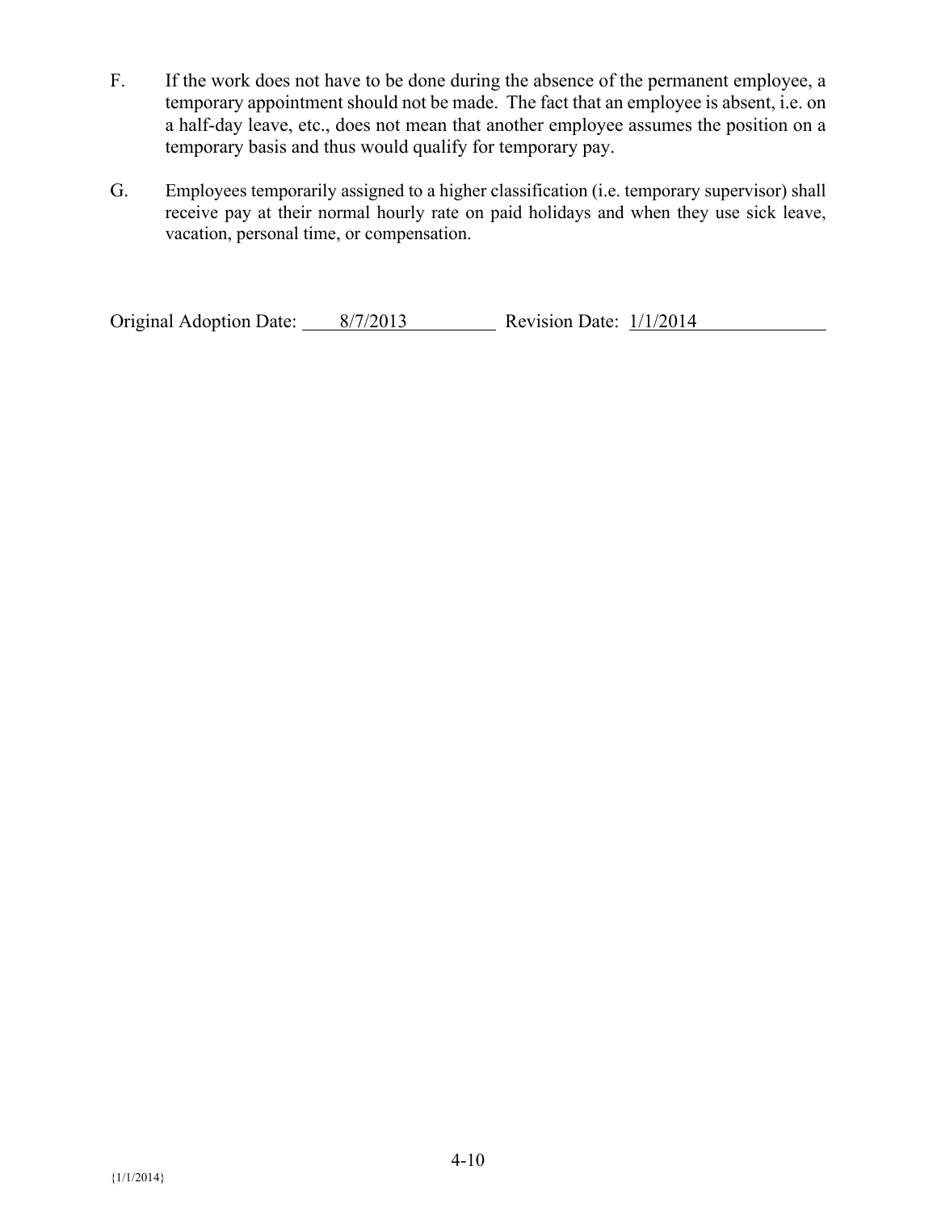F. If the work does not have to be done during the absence of the permanent employee, a temporary appointment should not be made. The fact that an employee is absent, i.e. on a half-day leave, etc., does not mean that another employee assumes the position on a temporary basis and thus would qualify for temporary pay.

G. Employees temporarily assigned to a higher classification (i.e. temporary supervisor) shall receive pay at their normal hourly rate on paid holidays and when they use sick leave, vacation, personal time, or compensation.

Original Adoption Date: 8/7/2013 Revision Date: 1/1/2014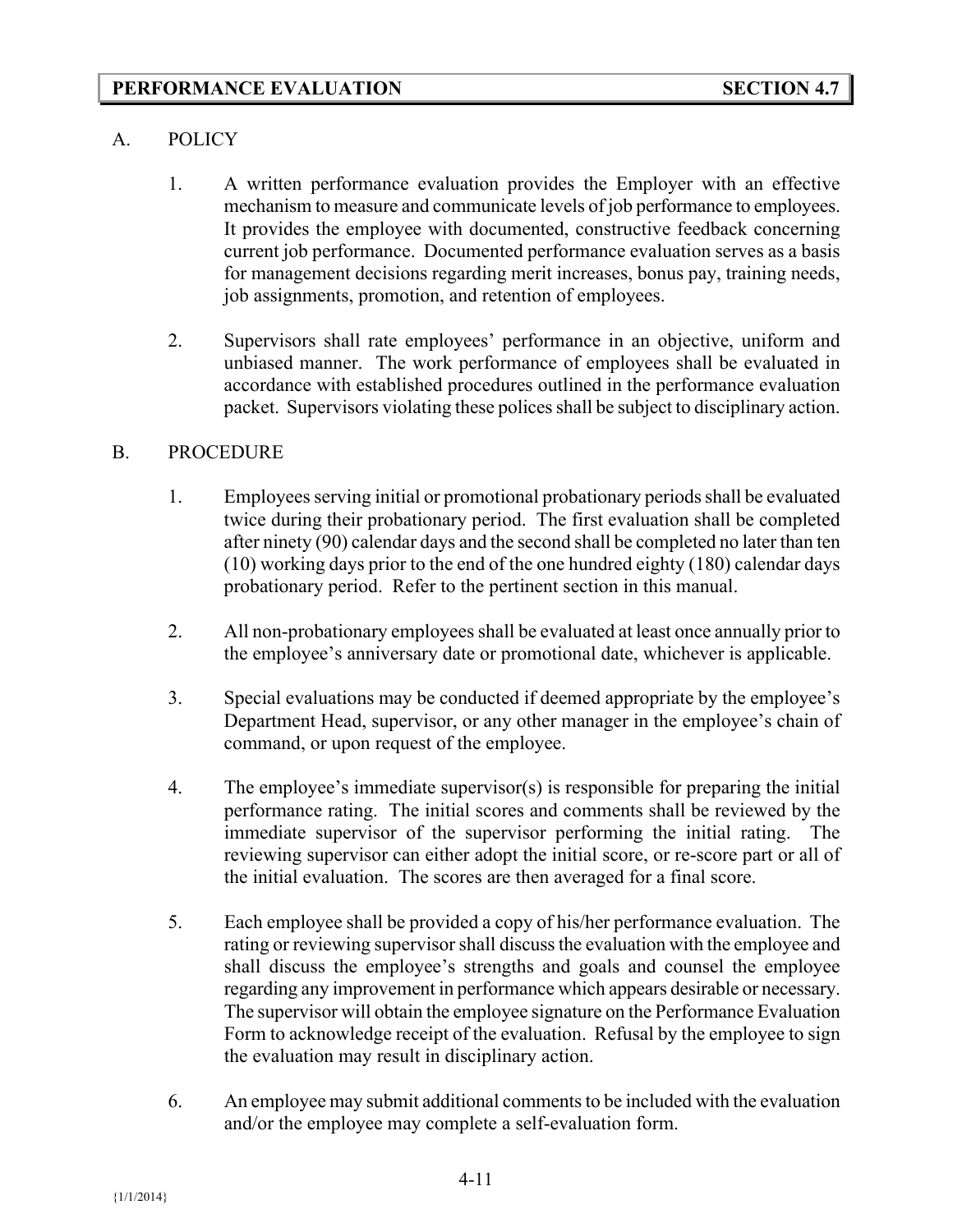## PERFORMANCE EVALUATION — SECTION 4.7

A. POLICY

1. A written performance evaluation provides the Employer with an effective mechanism to measure and communicate levels of job performance to employees. It provides the employee with documented, constructive feedback concerning current job performance. Documented performance evaluation serves as a basis for management decisions regarding merit increases, bonus pay, training needs, job assignments, promotion, and retention of employees.

2. Supervisors shall rate employees' performance in an objective, uniform and unbiased manner. The work performance of employees shall be evaluated in accordance with established procedures outlined in the performance evaluation packet. Supervisors violating these polices shall be subject to disciplinary action.

B. PROCEDURE

1. Employees serving initial or promotional probationary periods shall be evaluated twice during their probationary period. The first evaluation shall be completed after ninety (90) calendar days and the second shall be completed no later than ten (10) working days prior to the end of the one hundred eighty (180) calendar days probationary period. Refer to the pertinent section in this manual.

2. All non-probationary employees shall be evaluated at least once annually prior to the employee's anniversary date or promotional date, whichever is applicable.

3. Special evaluations may be conducted if deemed appropriate by the employee's Department Head, supervisor, or any other manager in the employee's chain of command, or upon request of the employee.

4. The employee's immediate supervisor(s) is responsible for preparing the initial performance rating. The initial scores and comments shall be reviewed by the immediate supervisor of the supervisor performing the initial rating. The reviewing supervisor can either adopt the initial score, or re-score part or all of the initial evaluation. The scores are then averaged for a final score.

5. Each employee shall be provided a copy of his/her performance evaluation. The rating or reviewing supervisor shall discuss the evaluation with the employee and shall discuss the employee's strengths and goals and counsel the employee regarding any improvement in performance which appears desirable or necessary. The supervisor will obtain the employee signature on the Performance Evaluation Form to acknowledge receipt of the evaluation. Refusal by the employee to sign the evaluation may result in disciplinary action.

6. An employee may submit additional comments to be included with the evaluation and/or the employee may complete a self-evaluation form.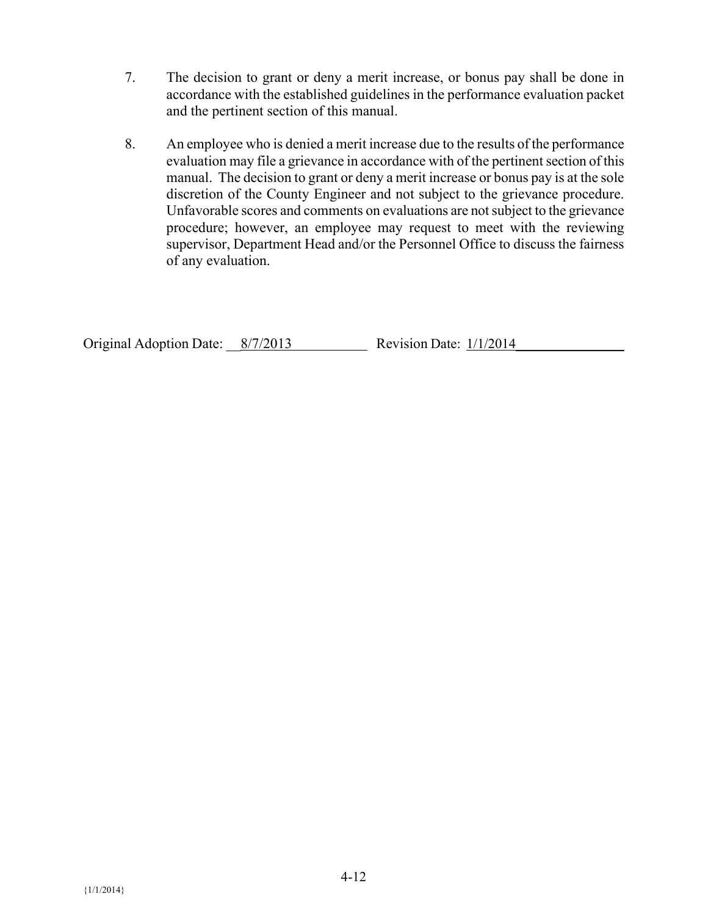7. The decision to grant or deny a merit increase, or bonus pay shall be done in accordance with the established guidelines in the performance evaluation packet and the pertinent section of this manual.

8. An employee who is denied a merit increase due to the results of the performance evaluation may file a grievance in accordance with of the pertinent section of this manual. The decision to grant or deny a merit increase or bonus pay is at the sole discretion of the County Engineer and not subject to the grievance procedure. Unfavorable scores and comments on evaluations are not subject to the grievance procedure; however, an employee may request to meet with the reviewing supervisor, Department Head and/or the Personnel Office to discuss the fairness of any evaluation.

Original Adoption Date: 8/7/2013 Revision Date: 1/1/2014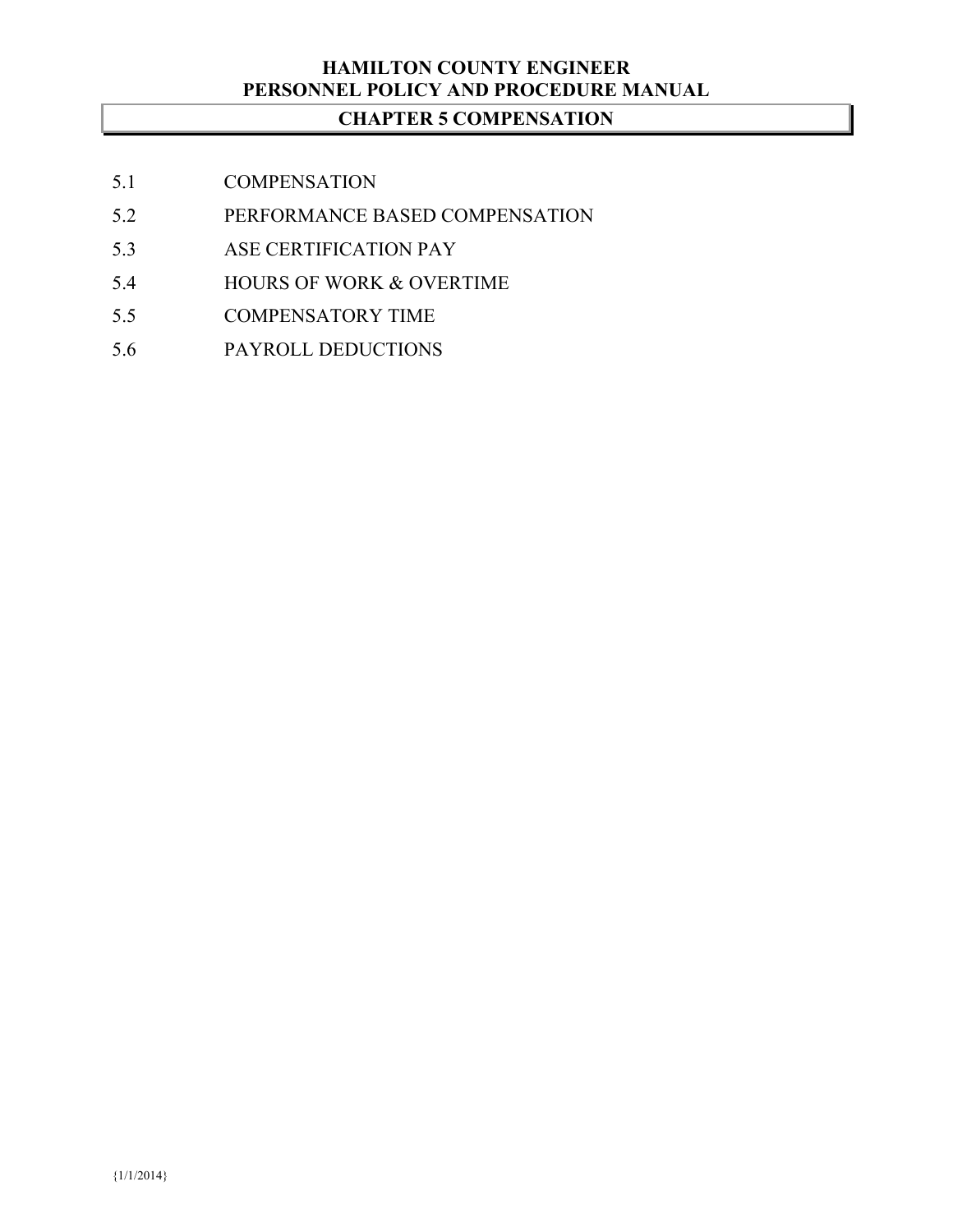# CHAPTER 5 COMPENSATION

5.1 COMPENSATION

5.2 PERFORMANCE BASED COMPENSATION

5.3 ASE CERTIFICATION PAY

5.4 HOURS OF WORK & OVERTIME

5.5 COMPENSATORY TIME

5.6 PAYROLL DEDUCTIONS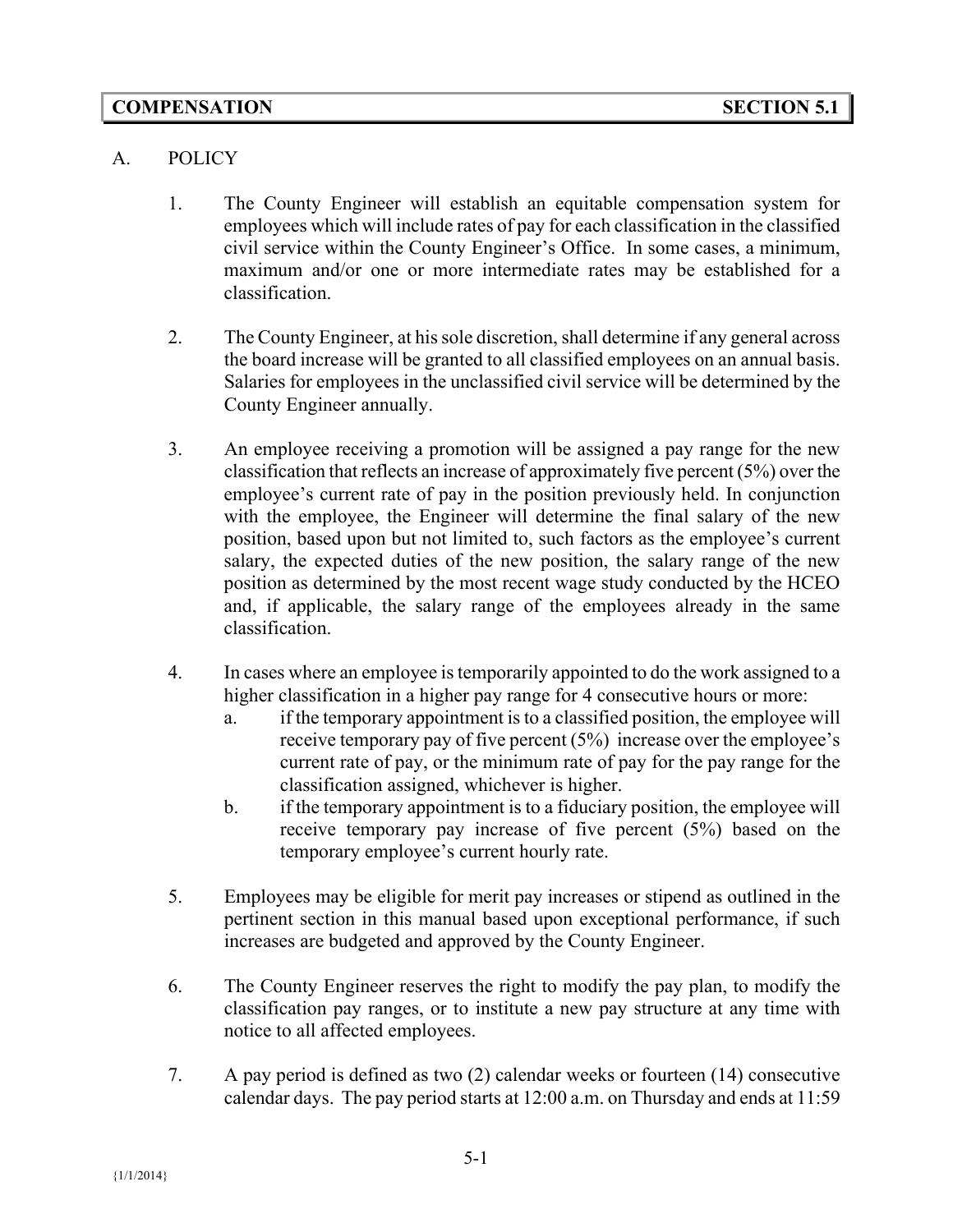## COMPENSATION SECTION 5.1

A. POLICY

1. The County Engineer will establish an equitable compensation system for employees which will include rates of pay for each classification in the classified civil service within the County Engineer's Office. In some cases, a minimum, maximum and/or one or more intermediate rates may be established for a classification.

2. The County Engineer, at his sole discretion, shall determine if any general across the board increase will be granted to all classified employees on an annual basis. Salaries for employees in the unclassified civil service will be determined by the County Engineer annually.

3. An employee receiving a promotion will be assigned a pay range for the new classification that reflects an increase of approximately five percent (5%) over the employee's current rate of pay in the position previously held. In conjunction with the employee, the Engineer will determine the final salary of the new position, based upon but not limited to, such factors as the employee's current salary, the expected duties of the new position, the salary range of the new position as determined by the most recent wage study conducted by the HCEO and, if applicable, the salary range of the employees already in the same classification.

4. In cases where an employee is temporarily appointed to do the work assigned to a higher classification in a higher pay range for 4 consecutive hours or more:
   a. if the temporary appointment is to a classified position, the employee will receive temporary pay of five percent (5%) increase over the employee's current rate of pay, or the minimum rate of pay for the pay range for the classification assigned, whichever is higher.
   b. if the temporary appointment is to a fiduciary position, the employee will receive temporary pay increase of five percent (5%) based on the temporary employee's current hourly rate.

5. Employees may be eligible for merit pay increases or stipend as outlined in the pertinent section in this manual based upon exceptional performance, if such increases are budgeted and approved by the County Engineer.

6. The County Engineer reserves the right to modify the pay plan, to modify the classification pay ranges, or to institute a new pay structure at any time with notice to all affected employees.

7. A pay period is defined as two (2) calendar weeks or fourteen (14) consecutive calendar days. The pay period starts at 12:00 a.m. on Thursday and ends at 11:59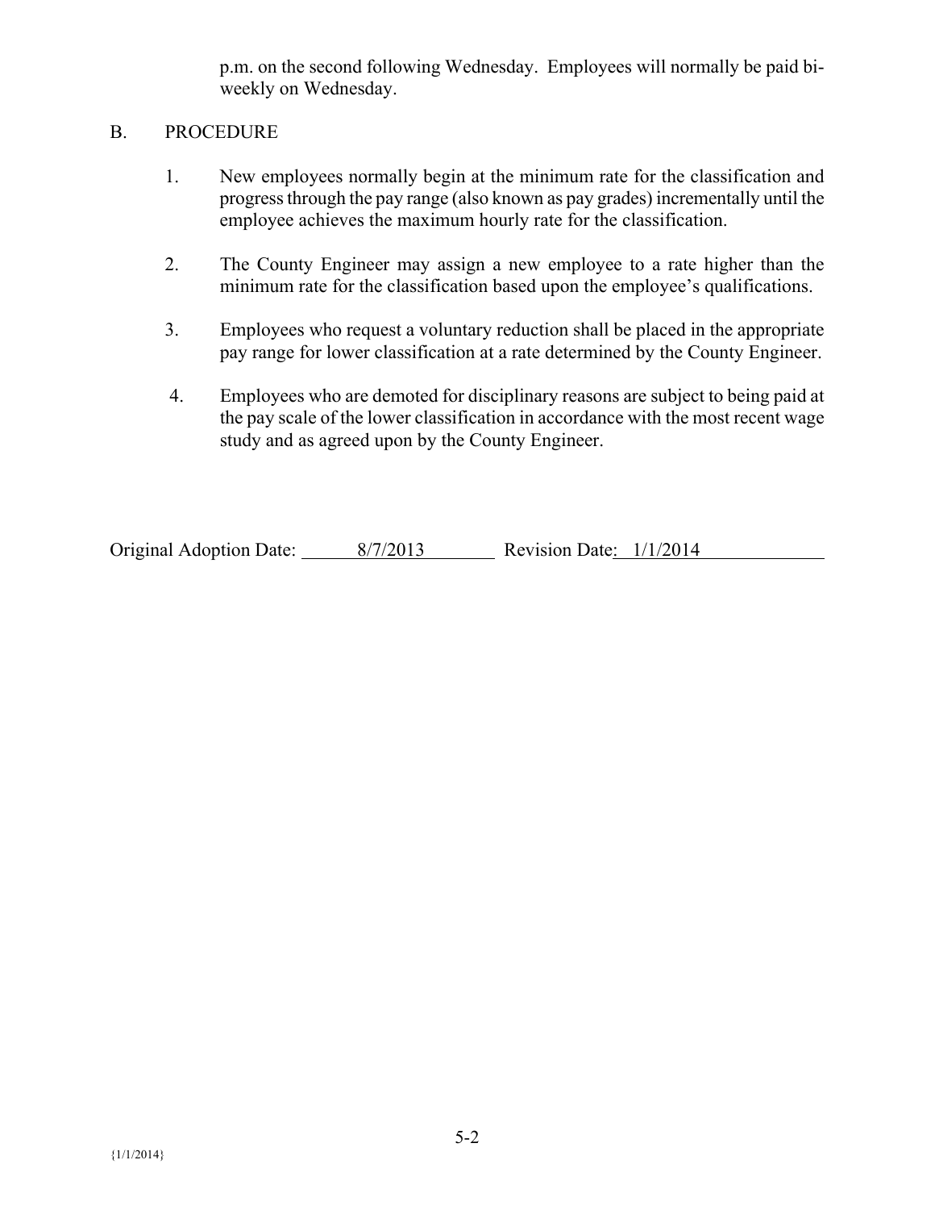p.m. on the second following Wednesday. Employees will normally be paid bi-weekly on Wednesday.

B. PROCEDURE

1. New employees normally begin at the minimum rate for the classification and progress through the pay range (also known as pay grades) incrementally until the employee achieves the maximum hourly rate for the classification.

2. The County Engineer may assign a new employee to a rate higher than the minimum rate for the classification based upon the employee's qualifications.

3. Employees who request a voluntary reduction shall be placed in the appropriate pay range for lower classification at a rate determined by the County Engineer.

4. Employees who are demoted for disciplinary reasons are subject to being paid at the pay scale of the lower classification in accordance with the most recent wage study and as agreed upon by the County Engineer.

Original Adoption Date: 8/7/2013 Revision Date: 1/1/2014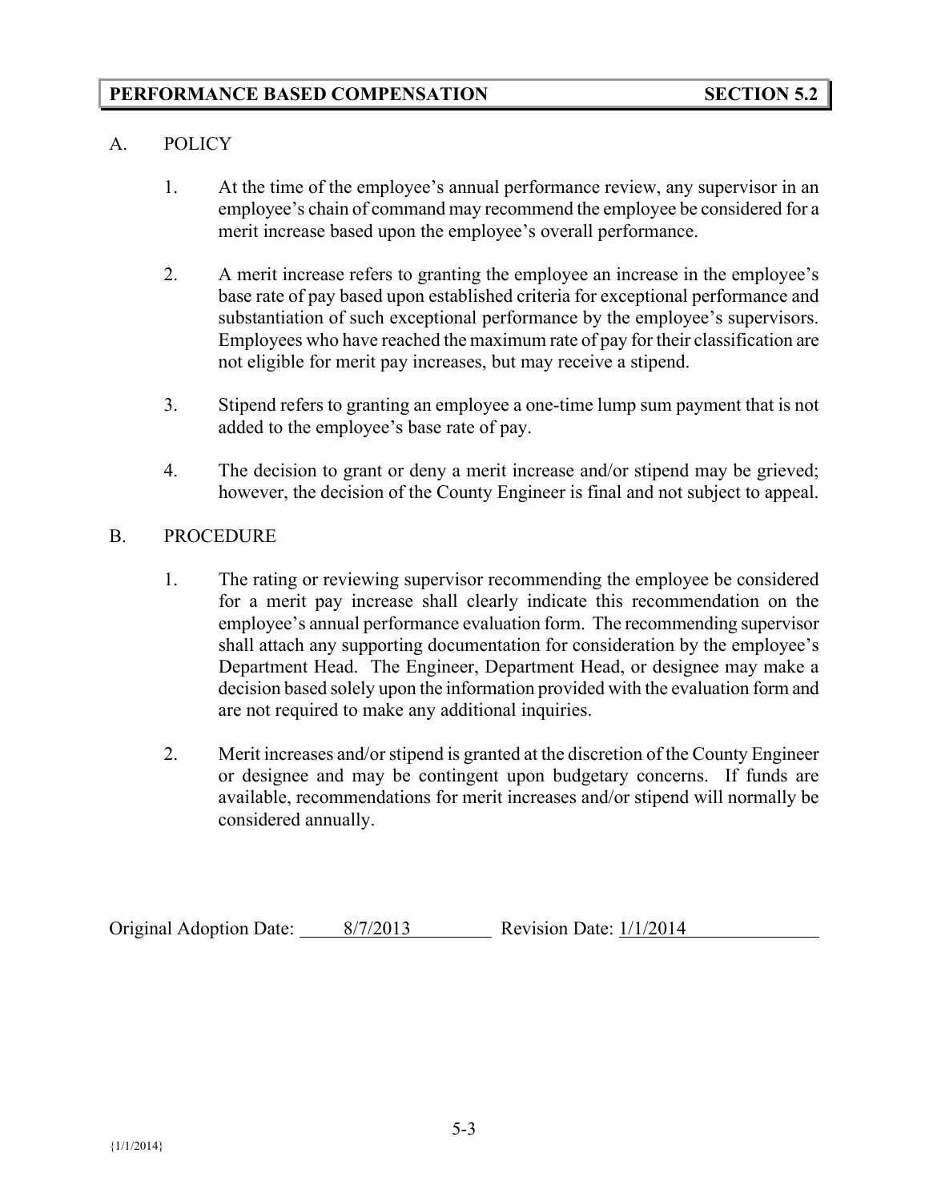## PERFORMANCE BASED COMPENSATION SECTION 5.2

A. POLICY

1. At the time of the employee's annual performance review, any supervisor in an employee's chain of command may recommend the employee be considered for a merit increase based upon the employee's overall performance.

2. A merit increase refers to granting the employee an increase in the employee's base rate of pay based upon established criteria for exceptional performance and substantiation of such exceptional performance by the employee's supervisors. Employees who have reached the maximum rate of pay for their classification are not eligible for merit pay increases, but may receive a stipend.

3. Stipend refers to granting an employee a one-time lump sum payment that is not added to the employee's base rate of pay.

4. The decision to grant or deny a merit increase and/or stipend may be grieved; however, the decision of the County Engineer is final and not subject to appeal.

B. PROCEDURE

1. The rating or reviewing supervisor recommending the employee be considered for a merit pay increase shall clearly indicate this recommendation on the employee's annual performance evaluation form. The recommending supervisor shall attach any supporting documentation for consideration by the employee's Department Head. The Engineer, Department Head, or designee may make a decision based solely upon the information provided with the evaluation form and are not required to make any additional inquiries.

2. Merit increases and/or stipend is granted at the discretion of the County Engineer or designee and may be contingent upon budgetary concerns. If funds are available, recommendations for merit increases and/or stipend will normally be considered annually.

Original Adoption Date: 8/7/2013 Revision Date: 1/1/2014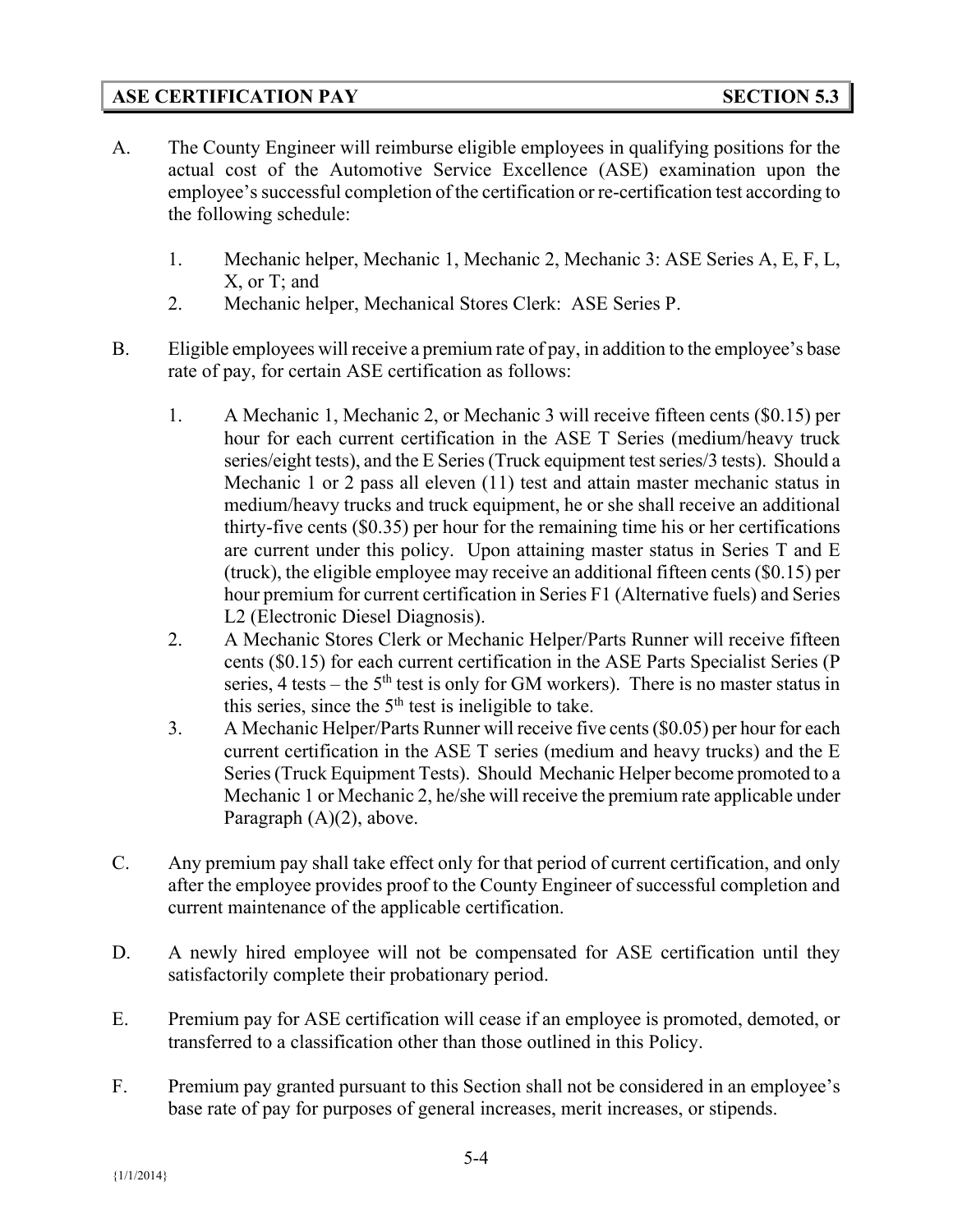## ASE CERTIFICATION PAY — SECTION 5.3

A. The County Engineer will reimburse eligible employees in qualifying positions for the actual cost of the Automotive Service Excellence (ASE) examination upon the employee's successful completion of the certification or re-certification test according to the following schedule:

   1. Mechanic helper, Mechanic 1, Mechanic 2, Mechanic 3: ASE Series A, E, F, L, X, or T; and
   2. Mechanic helper, Mechanical Stores Clerk: ASE Series P.

B. Eligible employees will receive a premium rate of pay, in addition to the employee's base rate of pay, for certain ASE certification as follows:

   1. A Mechanic 1, Mechanic 2, or Mechanic 3 will receive fifteen cents ($0.15) per hour for each current certification in the ASE T Series (medium/heavy truck series/eight tests), and the E Series (Truck equipment test series/3 tests). Should a Mechanic 1 or 2 pass all eleven (11) test and attain master mechanic status in medium/heavy trucks and truck equipment, he or she shall receive an additional thirty-five cents ($0.35) per hour for the remaining time his or her certifications are current under this policy. Upon attaining master status in Series T and E (truck), the eligible employee may receive an additional fifteen cents ($0.15) per hour premium for current certification in Series F1 (Alternative fuels) and Series L2 (Electronic Diesel Diagnosis).
   2. A Mechanic Stores Clerk or Mechanic Helper/Parts Runner will receive fifteen cents ($0.15) for each current certification in the ASE Parts Specialist Series (P series, 4 tests – the 5th test is only for GM workers). There is no master status in this series, since the 5th test is ineligible to take.
   3. A Mechanic Helper/Parts Runner will receive five cents ($0.05) per hour for each current certification in the ASE T series (medium and heavy trucks) and the E Series (Truck Equipment Tests). Should Mechanic Helper become promoted to a Mechanic 1 or Mechanic 2, he/she will receive the premium rate applicable under Paragraph (A)(2), above.

C. Any premium pay shall take effect only for that period of current certification, and only after the employee provides proof to the County Engineer of successful completion and current maintenance of the applicable certification.

D. A newly hired employee will not be compensated for ASE certification until they satisfactorily complete their probationary period.

E. Premium pay for ASE certification will cease if an employee is promoted, demoted, or transferred to a classification other than those outlined in this Policy.

F. Premium pay granted pursuant to this Section shall not be considered in an employee's base rate of pay for purposes of general increases, merit increases, or stipends.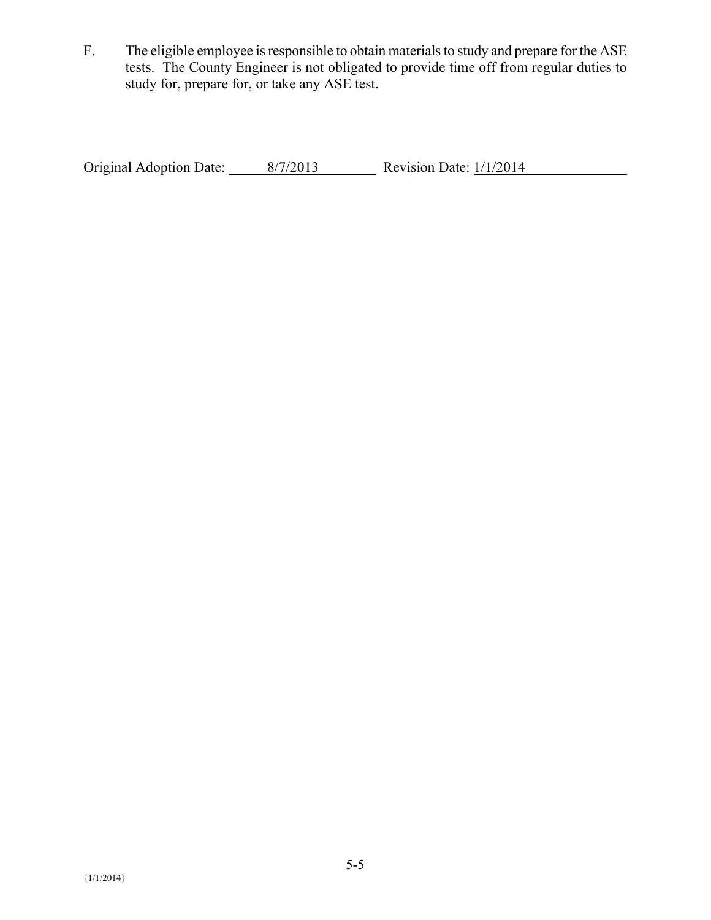F. The eligible employee is responsible to obtain materials to study and prepare for the ASE tests. The County Engineer is not obligated to provide time off from regular duties to study for, prepare for, or take any ASE test.

Original Adoption Date: 8/7/2013 Revision Date: 1/1/2014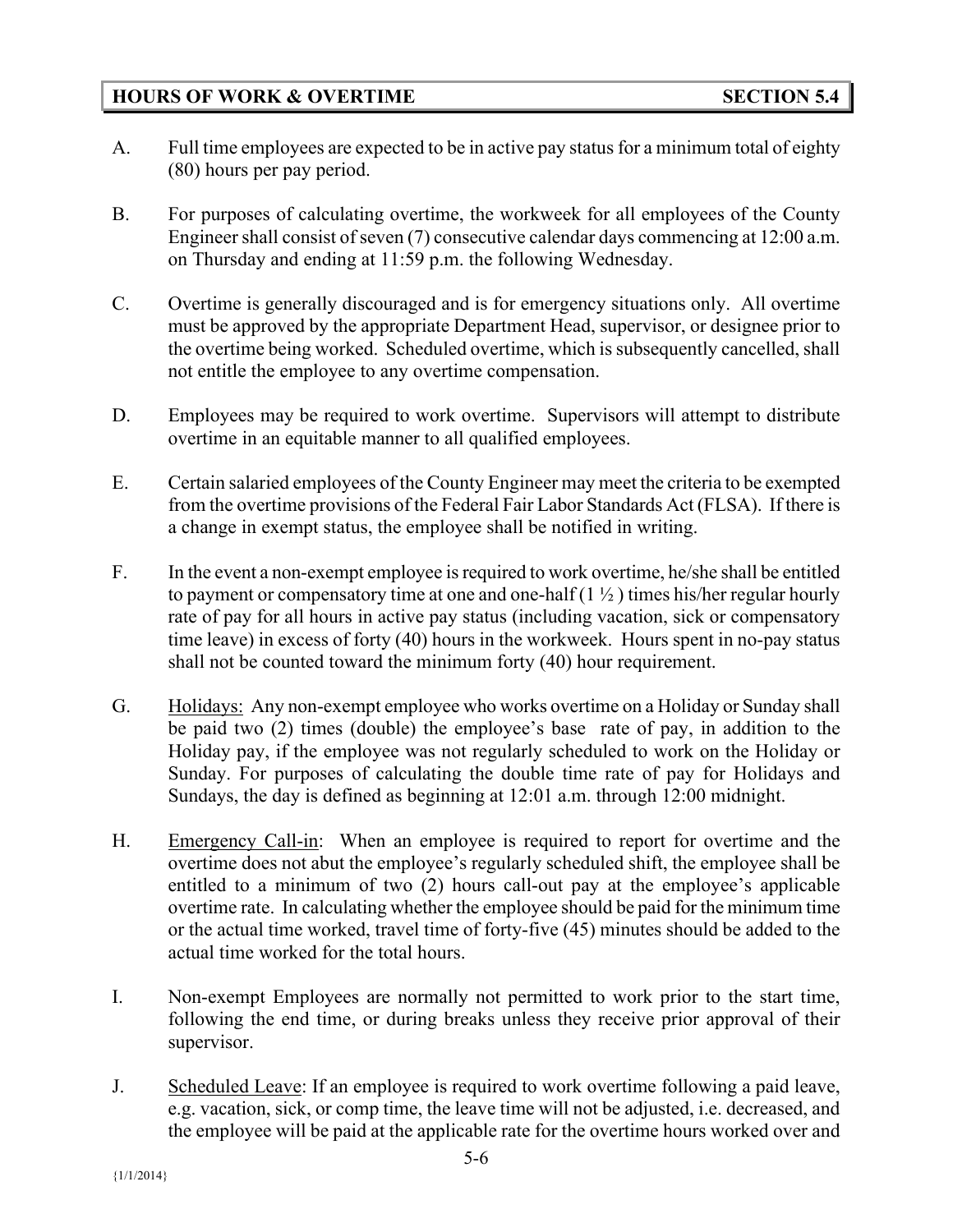## HOURS OF WORK & OVERTIME — SECTION 5.4

A. Full time employees are expected to be in active pay status for a minimum total of eighty (80) hours per pay period.

B. For purposes of calculating overtime, the workweek for all employees of the County Engineer shall consist of seven (7) consecutive calendar days commencing at 12:00 a.m. on Thursday and ending at 11:59 p.m. the following Wednesday.

C. Overtime is generally discouraged and is for emergency situations only. All overtime must be approved by the appropriate Department Head, supervisor, or designee prior to the overtime being worked. Scheduled overtime, which is subsequently cancelled, shall not entitle the employee to any overtime compensation.

D. Employees may be required to work overtime. Supervisors will attempt to distribute overtime in an equitable manner to all qualified employees.

E. Certain salaried employees of the County Engineer may meet the criteria to be exempted from the overtime provisions of the Federal Fair Labor Standards Act (FLSA). If there is a change in exempt status, the employee shall be notified in writing.

F. In the event a non-exempt employee is required to work overtime, he/she shall be entitled to payment or compensatory time at one and one-half (1 ½ ) times his/her regular hourly rate of pay for all hours in active pay status (including vacation, sick or compensatory time leave) in excess of forty (40) hours in the workweek. Hours spent in no-pay status shall not be counted toward the minimum forty (40) hour requirement.

G. Holidays: Any non-exempt employee who works overtime on a Holiday or Sunday shall be paid two (2) times (double) the employee's base rate of pay, in addition to the Holiday pay, if the employee was not regularly scheduled to work on the Holiday or Sunday. For purposes of calculating the double time rate of pay for Holidays and Sundays, the day is defined as beginning at 12:01 a.m. through 12:00 midnight.

H. Emergency Call-in: When an employee is required to report for overtime and the overtime does not abut the employee's regularly scheduled shift, the employee shall be entitled to a minimum of two (2) hours call-out pay at the employee's applicable overtime rate. In calculating whether the employee should be paid for the minimum time or the actual time worked, travel time of forty-five (45) minutes should be added to the actual time worked for the total hours.

I. Non-exempt Employees are normally not permitted to work prior to the start time, following the end time, or during breaks unless they receive prior approval of their supervisor.

J. Scheduled Leave: If an employee is required to work overtime following a paid leave, e.g. vacation, sick, or comp time, the leave time will not be adjusted, i.e. decreased, and the employee will be paid at the applicable rate for the overtime hours worked over and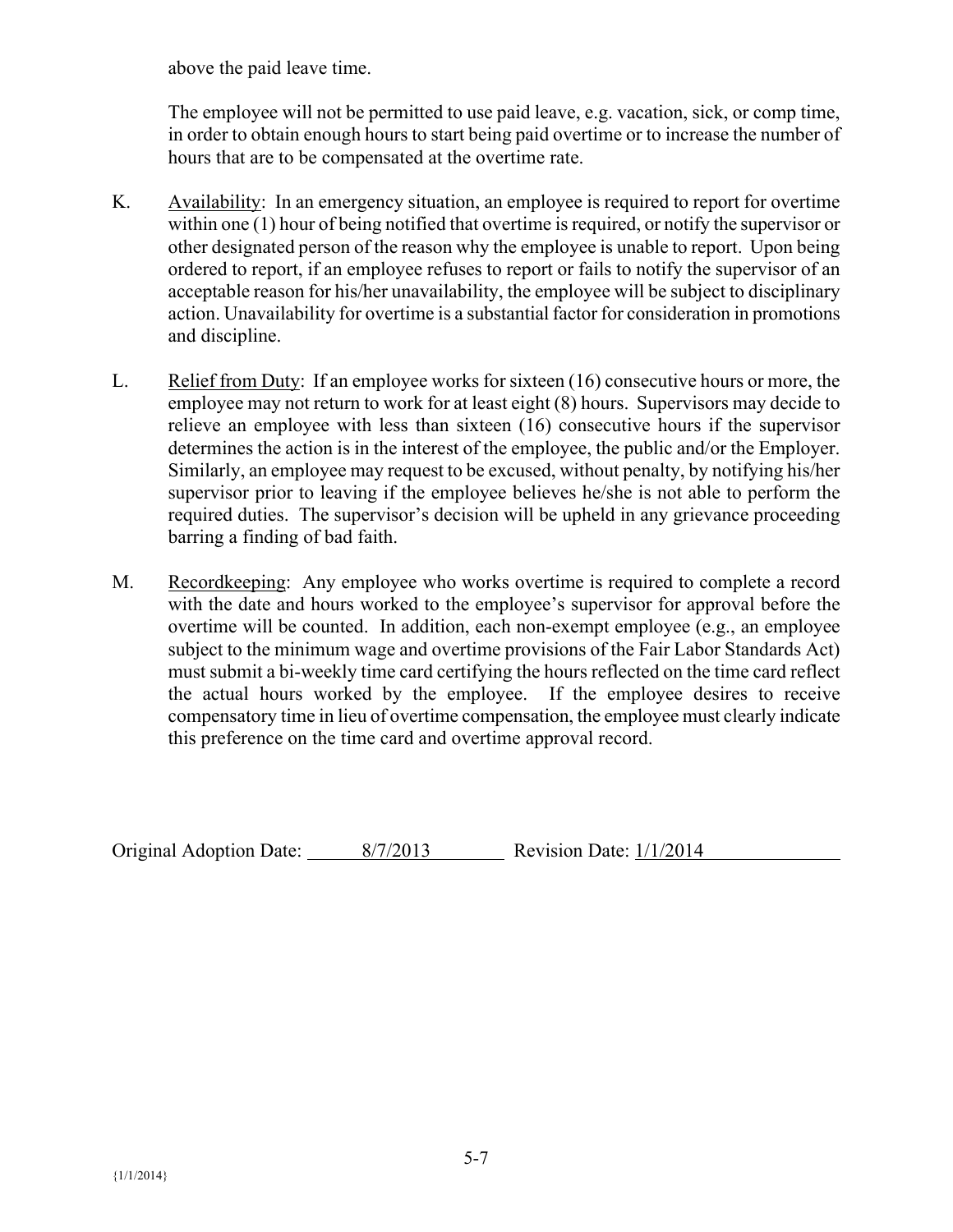above the paid leave time.

The employee will not be permitted to use paid leave, e.g. vacation, sick, or comp time, in order to obtain enough hours to start being paid overtime or to increase the number of hours that are to be compensated at the overtime rate.

K. Availability: In an emergency situation, an employee is required to report for overtime within one (1) hour of being notified that overtime is required, or notify the supervisor or other designated person of the reason why the employee is unable to report. Upon being ordered to report, if an employee refuses to report or fails to notify the supervisor of an acceptable reason for his/her unavailability, the employee will be subject to disciplinary action. Unavailability for overtime is a substantial factor for consideration in promotions and discipline.

L. Relief from Duty: If an employee works for sixteen (16) consecutive hours or more, the employee may not return to work for at least eight (8) hours. Supervisors may decide to relieve an employee with less than sixteen (16) consecutive hours if the supervisor determines the action is in the interest of the employee, the public and/or the Employer. Similarly, an employee may request to be excused, without penalty, by notifying his/her supervisor prior to leaving if the employee believes he/she is not able to perform the required duties. The supervisor's decision will be upheld in any grievance proceeding barring a finding of bad faith.

M. Recordkeeping: Any employee who works overtime is required to complete a record with the date and hours worked to the employee's supervisor for approval before the overtime will be counted. In addition, each non-exempt employee (e.g., an employee subject to the minimum wage and overtime provisions of the Fair Labor Standards Act) must submit a bi-weekly time card certifying the hours reflected on the time card reflect the actual hours worked by the employee. If the employee desires to receive compensatory time in lieu of overtime compensation, the employee must clearly indicate this preference on the time card and overtime approval record.

Original Adoption Date: 8/7/2013 Revision Date: 1/1/2014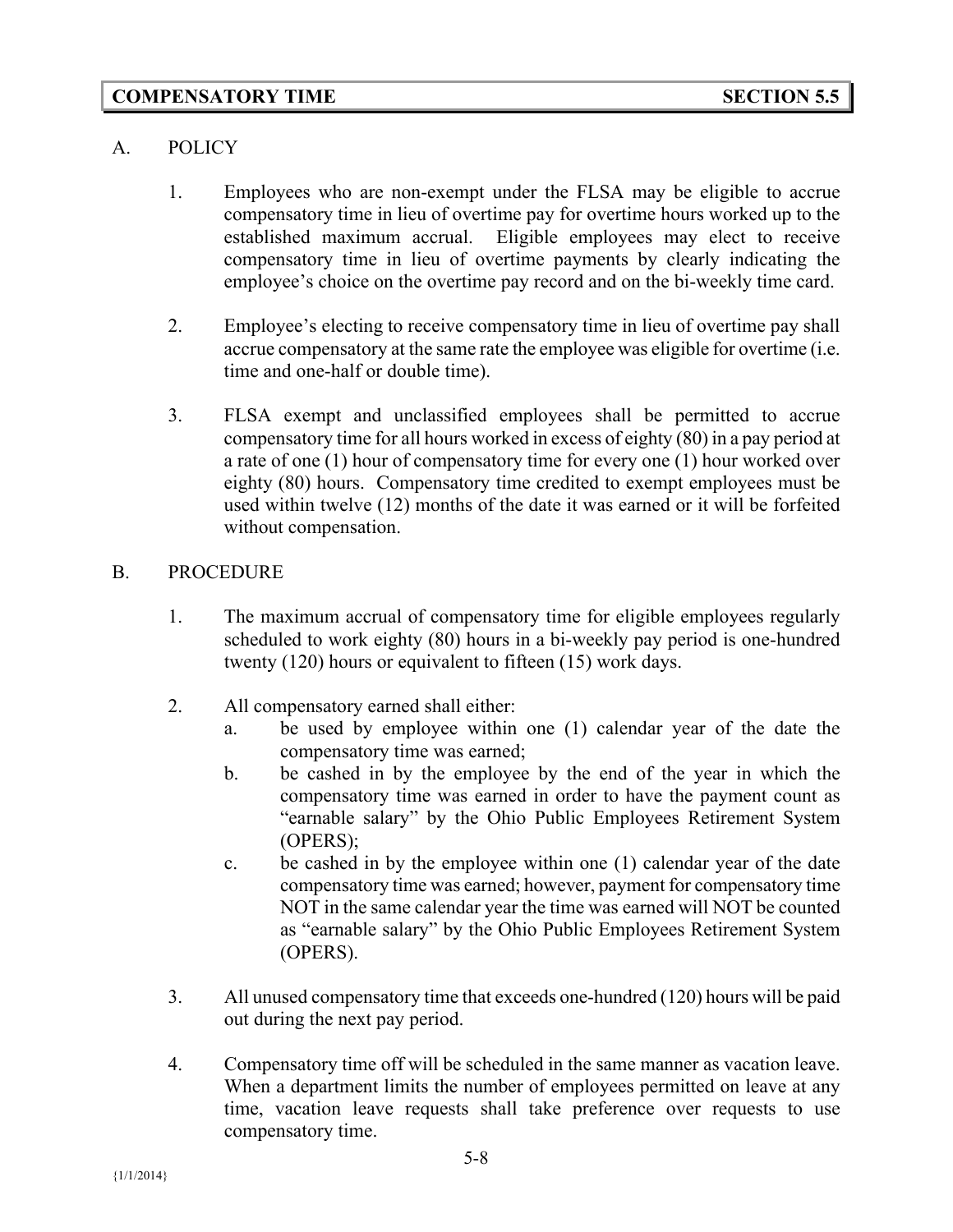## COMPENSATORY TIME — SECTION 5.5

A. POLICY

1. Employees who are non-exempt under the FLSA may be eligible to accrue compensatory time in lieu of overtime pay for overtime hours worked up to the established maximum accrual. Eligible employees may elect to receive compensatory time in lieu of overtime payments by clearly indicating the employee's choice on the overtime pay record and on the bi-weekly time card.

2. Employee's electing to receive compensatory time in lieu of overtime pay shall accrue compensatory at the same rate the employee was eligible for overtime (i.e. time and one-half or double time).

3. FLSA exempt and unclassified employees shall be permitted to accrue compensatory time for all hours worked in excess of eighty (80) in a pay period at a rate of one (1) hour of compensatory time for every one (1) hour worked over eighty (80) hours. Compensatory time credited to exempt employees must be used within twelve (12) months of the date it was earned or it will be forfeited without compensation.

B. PROCEDURE

1. The maximum accrual of compensatory time for eligible employees regularly scheduled to work eighty (80) hours in a bi-weekly pay period is one-hundred twenty (120) hours or equivalent to fifteen (15) work days.

2. All compensatory earned shall either:
   a. be used by employee within one (1) calendar year of the date the compensatory time was earned;
   b. be cashed in by the employee by the end of the year in which the compensatory time was earned in order to have the payment count as "earnable salary" by the Ohio Public Employees Retirement System (OPERS);
   c. be cashed in by the employee within one (1) calendar year of the date compensatory time was earned; however, payment for compensatory time NOT in the same calendar year the time was earned will NOT be counted as "earnable salary" by the Ohio Public Employees Retirement System (OPERS).

3. All unused compensatory time that exceeds one-hundred (120) hours will be paid out during the next pay period.

4. Compensatory time off will be scheduled in the same manner as vacation leave. When a department limits the number of employees permitted on leave at any time, vacation leave requests shall take preference over requests to use compensatory time.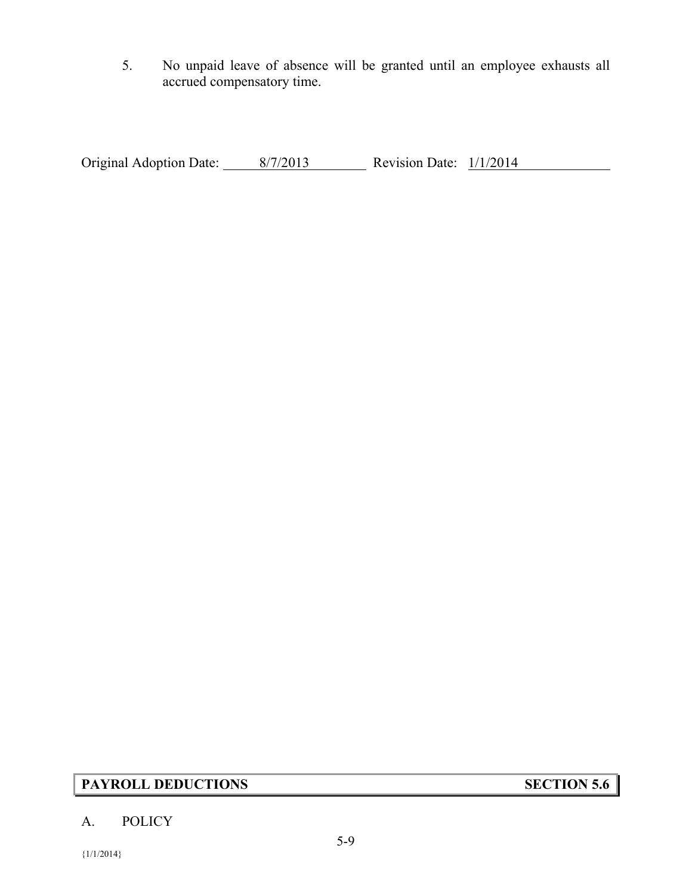5. No unpaid leave of absence will be granted until an employee exhausts all accrued compensatory time.

Original Adoption Date: 8/7/2013 Revision Date: 1/1/2014

## PAYROLL DEDUCTIONS SECTION 5.6

A. POLICY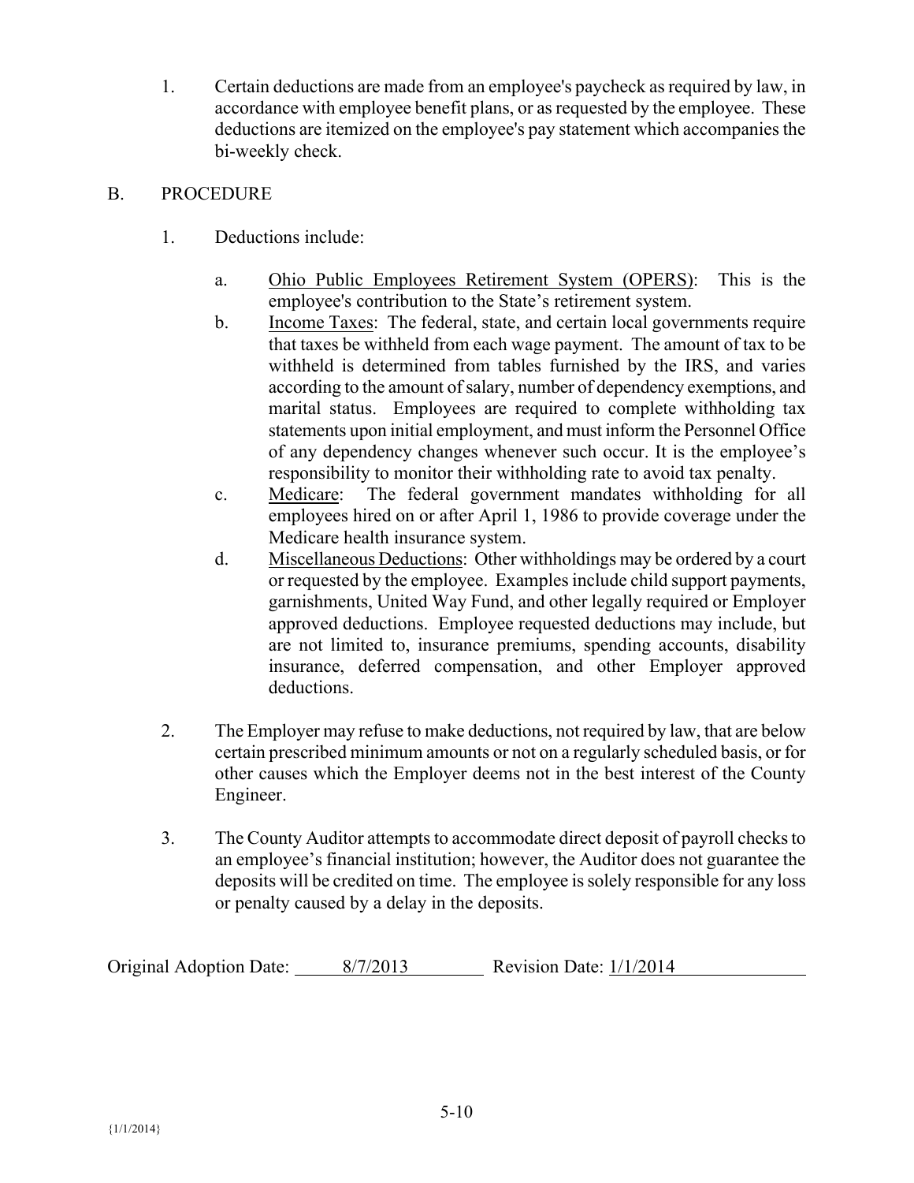1. Certain deductions are made from an employee's paycheck as required by law, in accordance with employee benefit plans, or as requested by the employee. These deductions are itemized on the employee's pay statement which accompanies the bi-weekly check.

B. PROCEDURE

1. Deductions include:

   a. Ohio Public Employees Retirement System (OPERS): This is the employee's contribution to the State's retirement system.

   b. Income Taxes: The federal, state, and certain local governments require that taxes be withheld from each wage payment. The amount of tax to be withheld is determined from tables furnished by the IRS, and varies according to the amount of salary, number of dependency exemptions, and marital status. Employees are required to complete withholding tax statements upon initial employment, and must inform the Personnel Office of any dependency changes whenever such occur. It is the employee's responsibility to monitor their withholding rate to avoid tax penalty.

   c. Medicare: The federal government mandates withholding for all employees hired on or after April 1, 1986 to provide coverage under the Medicare health insurance system.

   d. Miscellaneous Deductions: Other withholdings may be ordered by a court or requested by the employee. Examples include child support payments, garnishments, United Way Fund, and other legally required or Employer approved deductions. Employee requested deductions may include, but are not limited to, insurance premiums, spending accounts, disability insurance, deferred compensation, and other Employer approved deductions.

2. The Employer may refuse to make deductions, not required by law, that are below certain prescribed minimum amounts or not on a regularly scheduled basis, or for other causes which the Employer deems not in the best interest of the County Engineer.

3. The County Auditor attempts to accommodate direct deposit of payroll checks to an employee's financial institution; however, the Auditor does not guarantee the deposits will be credited on time. The employee is solely responsible for any loss or penalty caused by a delay in the deposits.

Original Adoption Date: 8/7/2013 Revision Date: 1/1/2014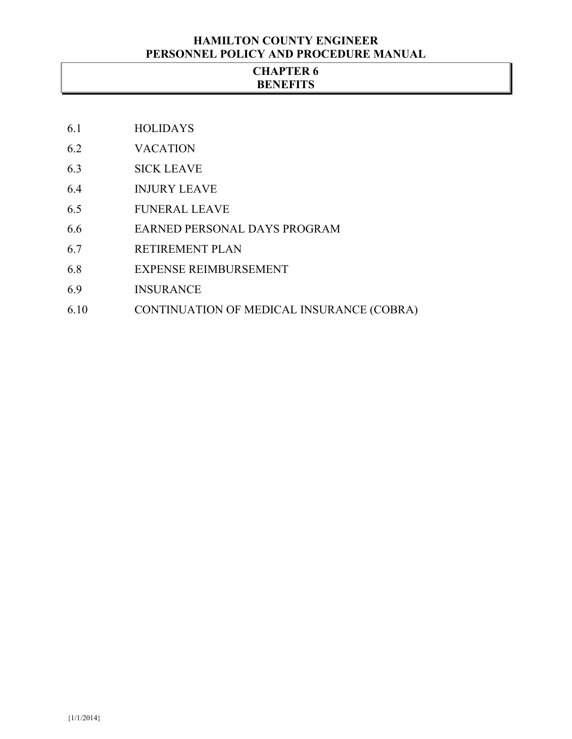# CHAPTER 6
# BENEFITS

| | |
|---|---|
| 6.1 | HOLIDAYS |
| 6.2 | VACATION |
| 6.3 | SICK LEAVE |
| 6.4 | INJURY LEAVE |
| 6.5 | FUNERAL LEAVE |
| 6.6 | EARNED PERSONAL DAYS PROGRAM |
| 6.7 | RETIREMENT PLAN |
| 6.8 | EXPENSE REIMBURSEMENT |
| 6.9 | INSURANCE |
| 6.10 | CONTINUATION OF MEDICAL INSURANCE (COBRA) |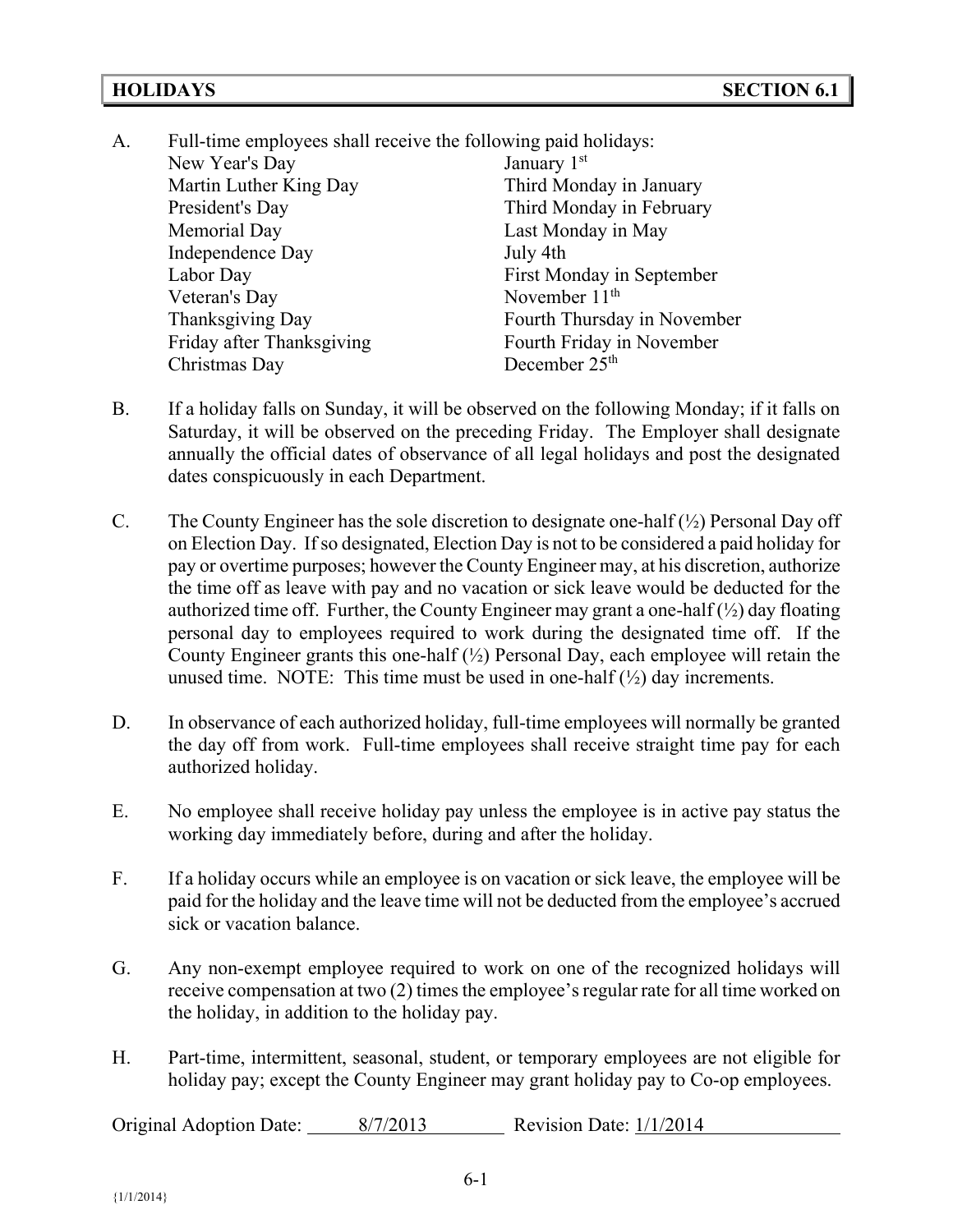## HOLIDAYS — SECTION 6.1

A. Full-time employees shall receive the following paid holidays:

| | |
|---|---|
| New Year's Day | January 1st |
| Martin Luther King Day | Third Monday in January |
| President's Day | Third Monday in February |
| Memorial Day | Last Monday in May |
| Independence Day | July 4th |
| Labor Day | First Monday in September |
| Veteran's Day | November 11th |
| Thanksgiving Day | Fourth Thursday in November |
| Friday after Thanksgiving | Fourth Friday in November |
| Christmas Day | December 25th |

B. If a holiday falls on Sunday, it will be observed on the following Monday; if it falls on Saturday, it will be observed on the preceding Friday. The Employer shall designate annually the official dates of observance of all legal holidays and post the designated dates conspicuously in each Department.

C. The County Engineer has the sole discretion to designate one-half (½) Personal Day off on Election Day. If so designated, Election Day is not to be considered a paid holiday for pay or overtime purposes; however the County Engineer may, at his discretion, authorize the time off as leave with pay and no vacation or sick leave would be deducted for the authorized time off. Further, the County Engineer may grant a one-half (½) day floating personal day to employees required to work during the designated time off. If the County Engineer grants this one-half (½) Personal Day, each employee will retain the unused time. NOTE: This time must be used in one-half (½) day increments.

D. In observance of each authorized holiday, full-time employees will normally be granted the day off from work. Full-time employees shall receive straight time pay for each authorized holiday.

E. No employee shall receive holiday pay unless the employee is in active pay status the working day immediately before, during and after the holiday.

F. If a holiday occurs while an employee is on vacation or sick leave, the employee will be paid for the holiday and the leave time will not be deducted from the employee's accrued sick or vacation balance.

G. Any non-exempt employee required to work on one of the recognized holidays will receive compensation at two (2) times the employee's regular rate for all time worked on the holiday, in addition to the holiday pay.

H. Part-time, intermittent, seasonal, student, or temporary employees are not eligible for holiday pay; except the County Engineer may grant holiday pay to Co-op employees.

Original Adoption Date: 8/7/2013 Revision Date: 1/1/2014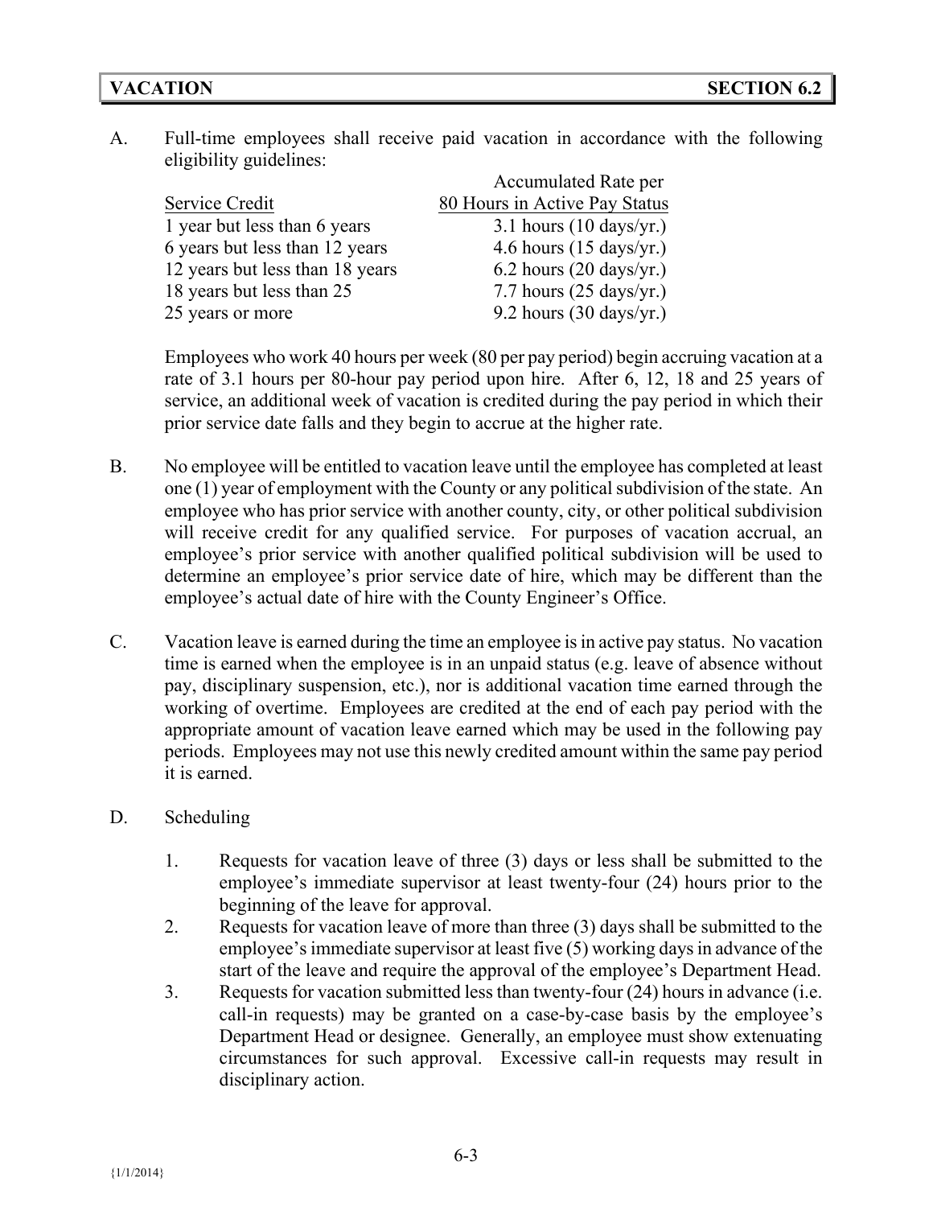## VACATION — SECTION 6.2

A. Full-time employees shall receive paid vacation in accordance with the following eligibility guidelines:

| Service Credit | Accumulated Rate per 80 Hours in Active Pay Status |
|---|---|
| 1 year but less than 6 years | 3.1 hours (10 days/yr.) |
| 6 years but less than 12 years | 4.6 hours (15 days/yr.) |
| 12 years but less than 18 years | 6.2 hours (20 days/yr.) |
| 18 years but less than 25 | 7.7 hours (25 days/yr.) |
| 25 years or more | 9.2 hours (30 days/yr.) |

Employees who work 40 hours per week (80 per pay period) begin accruing vacation at a rate of 3.1 hours per 80-hour pay period upon hire. After 6, 12, 18 and 25 years of service, an additional week of vacation is credited during the pay period in which their prior service date falls and they begin to accrue at the higher rate.

B. No employee will be entitled to vacation leave until the employee has completed at least one (1) year of employment with the County or any political subdivision of the state. An employee who has prior service with another county, city, or other political subdivision will receive credit for any qualified service. For purposes of vacation accrual, an employee's prior service with another qualified political subdivision will be used to determine an employee's prior service date of hire, which may be different than the employee's actual date of hire with the County Engineer's Office.

C. Vacation leave is earned during the time an employee is in active pay status. No vacation time is earned when the employee is in an unpaid status (e.g. leave of absence without pay, disciplinary suspension, etc.), nor is additional vacation time earned through the working of overtime. Employees are credited at the end of each pay period with the appropriate amount of vacation leave earned which may be used in the following pay periods. Employees may not use this newly credited amount within the same pay period it is earned.

D. Scheduling

1. Requests for vacation leave of three (3) days or less shall be submitted to the employee's immediate supervisor at least twenty-four (24) hours prior to the beginning of the leave for approval.
2. Requests for vacation leave of more than three (3) days shall be submitted to the employee's immediate supervisor at least five (5) working days in advance of the start of the leave and require the approval of the employee's Department Head.
3. Requests for vacation submitted less than twenty-four (24) hours in advance (i.e. call-in requests) may be granted on a case-by-case basis by the employee's Department Head or designee. Generally, an employee must show extenuating circumstances for such approval. Excessive call-in requests may result in disciplinary action.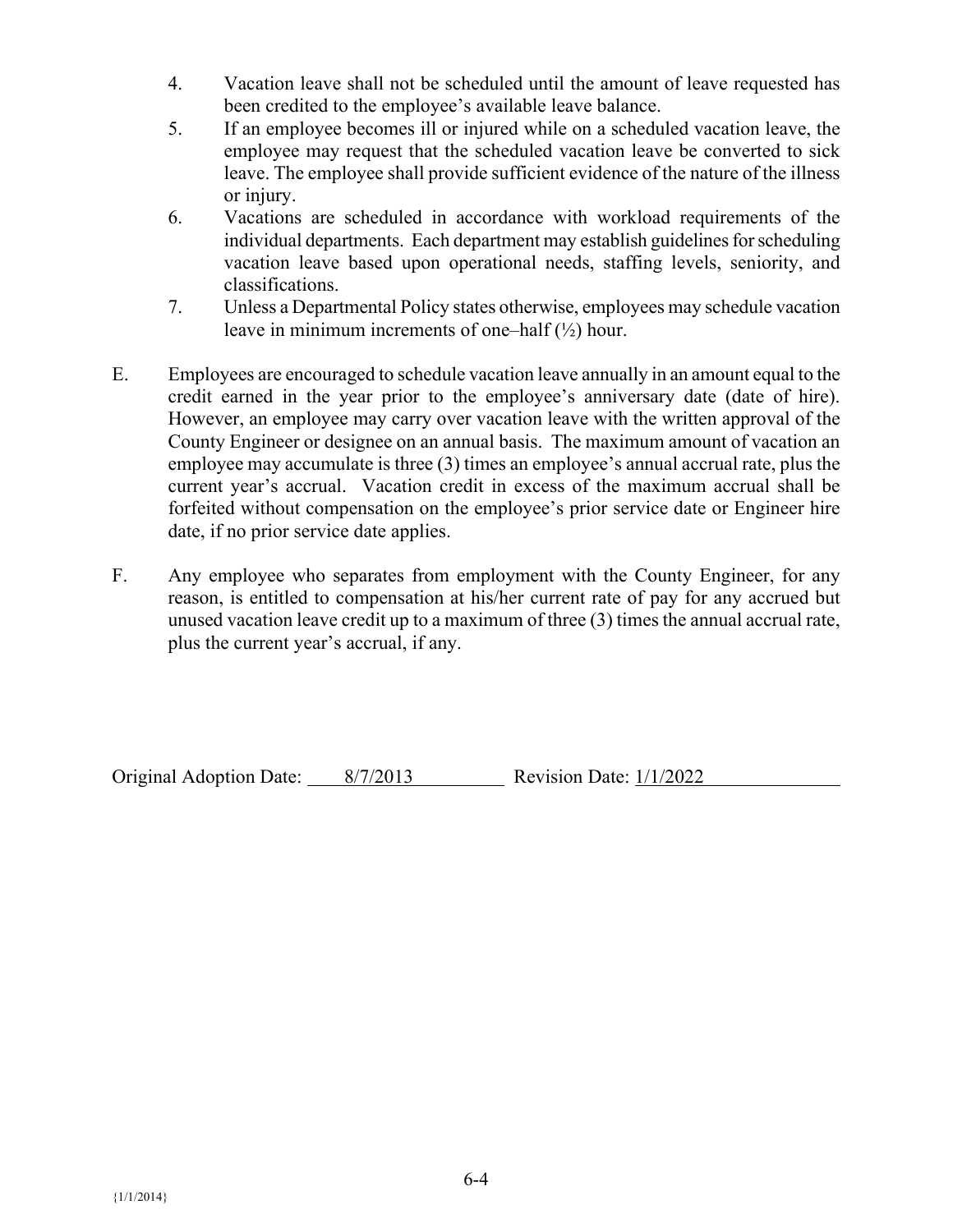4. Vacation leave shall not be scheduled until the amount of leave requested has been credited to the employee's available leave balance.
5. If an employee becomes ill or injured while on a scheduled vacation leave, the employee may request that the scheduled vacation leave be converted to sick leave. The employee shall provide sufficient evidence of the nature of the illness or injury.
6. Vacations are scheduled in accordance with workload requirements of the individual departments. Each department may establish guidelines for scheduling vacation leave based upon operational needs, staffing levels, seniority, and classifications.
7. Unless a Departmental Policy states otherwise, employees may schedule vacation leave in minimum increments of one–half (½) hour.

E. Employees are encouraged to schedule vacation leave annually in an amount equal to the credit earned in the year prior to the employee's anniversary date (date of hire). However, an employee may carry over vacation leave with the written approval of the County Engineer or designee on an annual basis. The maximum amount of vacation an employee may accumulate is three (3) times an employee's annual accrual rate, plus the current year's accrual. Vacation credit in excess of the maximum accrual shall be forfeited without compensation on the employee's prior service date or Engineer hire date, if no prior service date applies.

F. Any employee who separates from employment with the County Engineer, for any reason, is entitled to compensation at his/her current rate of pay for any accrued but unused vacation leave credit up to a maximum of three (3) times the annual accrual rate, plus the current year's accrual, if any.

Original Adoption Date: 8/7/2013 Revision Date: 1/1/2022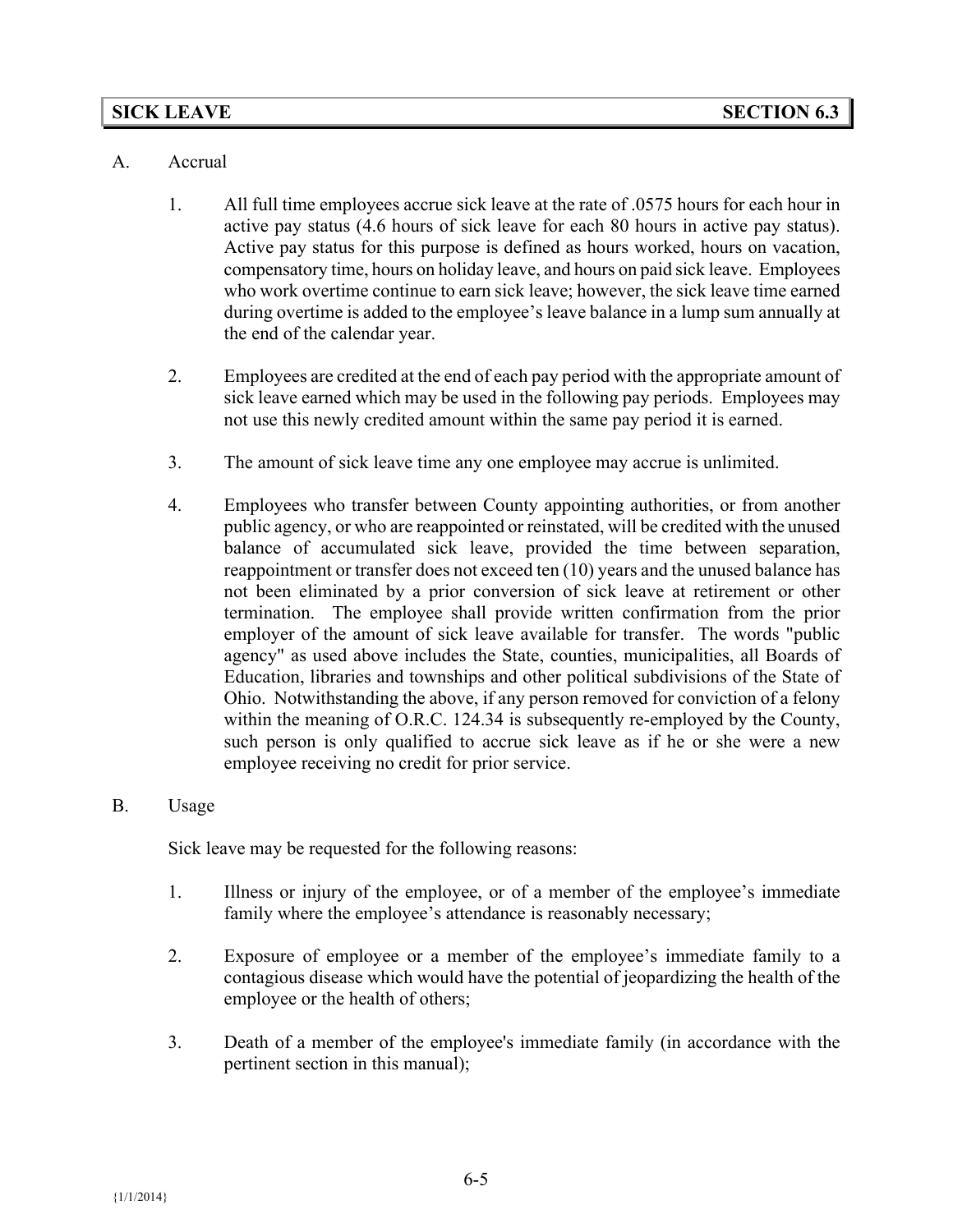## SICK LEAVE SECTION 6.3

A. Accrual

1. All full time employees accrue sick leave at the rate of .0575 hours for each hour in active pay status (4.6 hours of sick leave for each 80 hours in active pay status). Active pay status for this purpose is defined as hours worked, hours on vacation, compensatory time, hours on holiday leave, and hours on paid sick leave. Employees who work overtime continue to earn sick leave; however, the sick leave time earned during overtime is added to the employee's leave balance in a lump sum annually at the end of the calendar year.

2. Employees are credited at the end of each pay period with the appropriate amount of sick leave earned which may be used in the following pay periods. Employees may not use this newly credited amount within the same pay period it is earned.

3. The amount of sick leave time any one employee may accrue is unlimited.

4. Employees who transfer between County appointing authorities, or from another public agency, or who are reappointed or reinstated, will be credited with the unused balance of accumulated sick leave, provided the time between separation, reappointment or transfer does not exceed ten (10) years and the unused balance has not been eliminated by a prior conversion of sick leave at retirement or other termination. The employee shall provide written confirmation from the prior employer of the amount of sick leave available for transfer. The words "public agency" as used above includes the State, counties, municipalities, all Boards of Education, libraries and townships and other political subdivisions of the State of Ohio. Notwithstanding the above, if any person removed for conviction of a felony within the meaning of O.R.C. 124.34 is subsequently re-employed by the County, such person is only qualified to accrue sick leave as if he or she were a new employee receiving no credit for prior service.

B. Usage

Sick leave may be requested for the following reasons:

1. Illness or injury of the employee, or of a member of the employee's immediate family where the employee's attendance is reasonably necessary;

2. Exposure of employee or a member of the employee's immediate family to a contagious disease which would have the potential of jeopardizing the health of the employee or the health of others;

3. Death of a member of the employee's immediate family (in accordance with the pertinent section in this manual);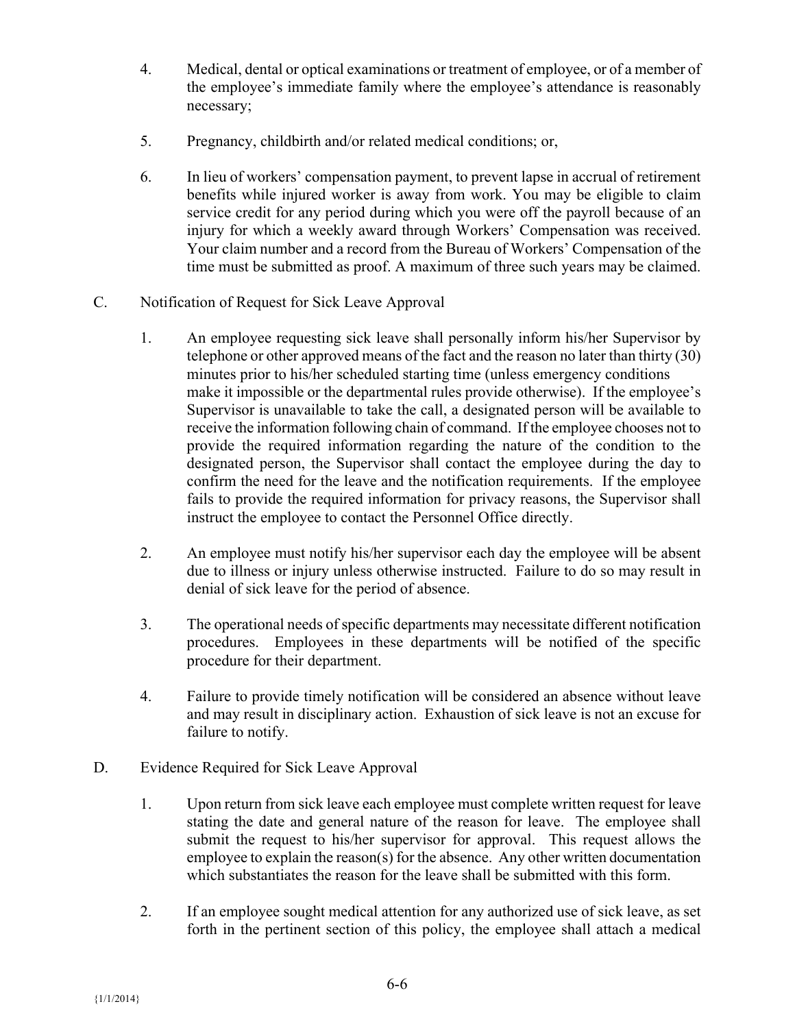4. Medical, dental or optical examinations or treatment of employee, or of a member of the employee's immediate family where the employee's attendance is reasonably necessary;

5. Pregnancy, childbirth and/or related medical conditions; or,

6. In lieu of workers' compensation payment, to prevent lapse in accrual of retirement benefits while injured worker is away from work. You may be eligible to claim service credit for any period during which you were off the payroll because of an injury for which a weekly award through Workers' Compensation was received. Your claim number and a record from the Bureau of Workers' Compensation of the time must be submitted as proof. A maximum of three such years may be claimed.

C. Notification of Request for Sick Leave Approval

1. An employee requesting sick leave shall personally inform his/her Supervisor by telephone or other approved means of the fact and the reason no later than thirty (30) minutes prior to his/her scheduled starting time (unless emergency conditions make it impossible or the departmental rules provide otherwise). If the employee's Supervisor is unavailable to take the call, a designated person will be available to receive the information following chain of command. If the employee chooses not to provide the required information regarding the nature of the condition to the designated person, the Supervisor shall contact the employee during the day to confirm the need for the leave and the notification requirements. If the employee fails to provide the required information for privacy reasons, the Supervisor shall instruct the employee to contact the Personnel Office directly.

2. An employee must notify his/her supervisor each day the employee will be absent due to illness or injury unless otherwise instructed. Failure to do so may result in denial of sick leave for the period of absence.

3. The operational needs of specific departments may necessitate different notification procedures. Employees in these departments will be notified of the specific procedure for their department.

4. Failure to provide timely notification will be considered an absence without leave and may result in disciplinary action. Exhaustion of sick leave is not an excuse for failure to notify.

D. Evidence Required for Sick Leave Approval

1. Upon return from sick leave each employee must complete written request for leave stating the date and general nature of the reason for leave. The employee shall submit the request to his/her supervisor for approval. This request allows the employee to explain the reason(s) for the absence. Any other written documentation which substantiates the reason for the leave shall be submitted with this form.

2. If an employee sought medical attention for any authorized use of sick leave, as set forth in the pertinent section of this policy, the employee shall attach a medical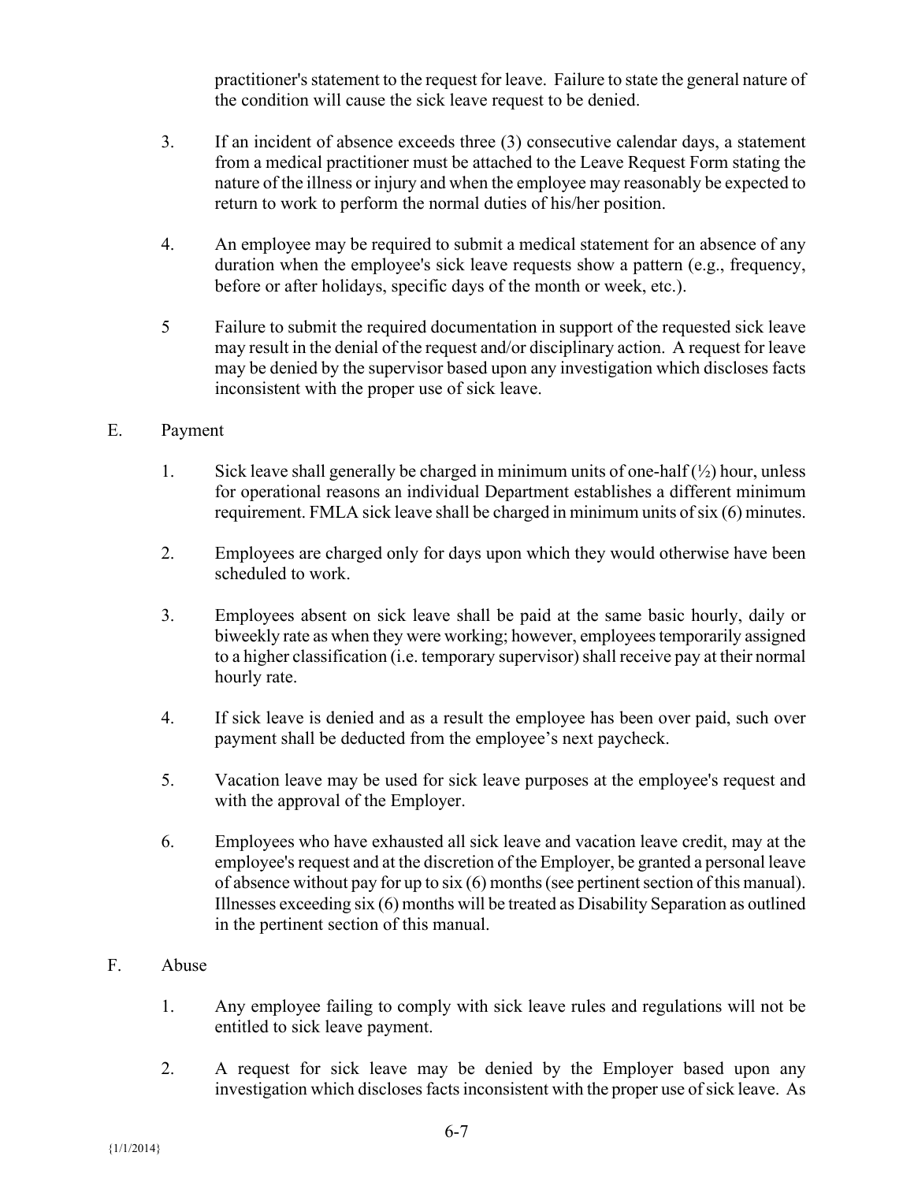practitioner's statement to the request for leave. Failure to state the general nature of the condition will cause the sick leave request to be denied.

3. If an incident of absence exceeds three (3) consecutive calendar days, a statement from a medical practitioner must be attached to the Leave Request Form stating the nature of the illness or injury and when the employee may reasonably be expected to return to work to perform the normal duties of his/her position.

4. An employee may be required to submit a medical statement for an absence of any duration when the employee's sick leave requests show a pattern (e.g., frequency, before or after holidays, specific days of the month or week, etc.).

5 Failure to submit the required documentation in support of the requested sick leave may result in the denial of the request and/or disciplinary action. A request for leave may be denied by the supervisor based upon any investigation which discloses facts inconsistent with the proper use of sick leave.

E. Payment

1. Sick leave shall generally be charged in minimum units of one-half (½) hour, unless for operational reasons an individual Department establishes a different minimum requirement. FMLA sick leave shall be charged in minimum units of six (6) minutes.

2. Employees are charged only for days upon which they would otherwise have been scheduled to work.

3. Employees absent on sick leave shall be paid at the same basic hourly, daily or biweekly rate as when they were working; however, employees temporarily assigned to a higher classification (i.e. temporary supervisor) shall receive pay at their normal hourly rate.

4. If sick leave is denied and as a result the employee has been over paid, such over payment shall be deducted from the employee's next paycheck.

5. Vacation leave may be used for sick leave purposes at the employee's request and with the approval of the Employer.

6. Employees who have exhausted all sick leave and vacation leave credit, may at the employee's request and at the discretion of the Employer, be granted a personal leave of absence without pay for up to six (6) months (see pertinent section of this manual). Illnesses exceeding six (6) months will be treated as Disability Separation as outlined in the pertinent section of this manual.

F. Abuse

1. Any employee failing to comply with sick leave rules and regulations will not be entitled to sick leave payment.

2. A request for sick leave may be denied by the Employer based upon any investigation which discloses facts inconsistent with the proper use of sick leave. As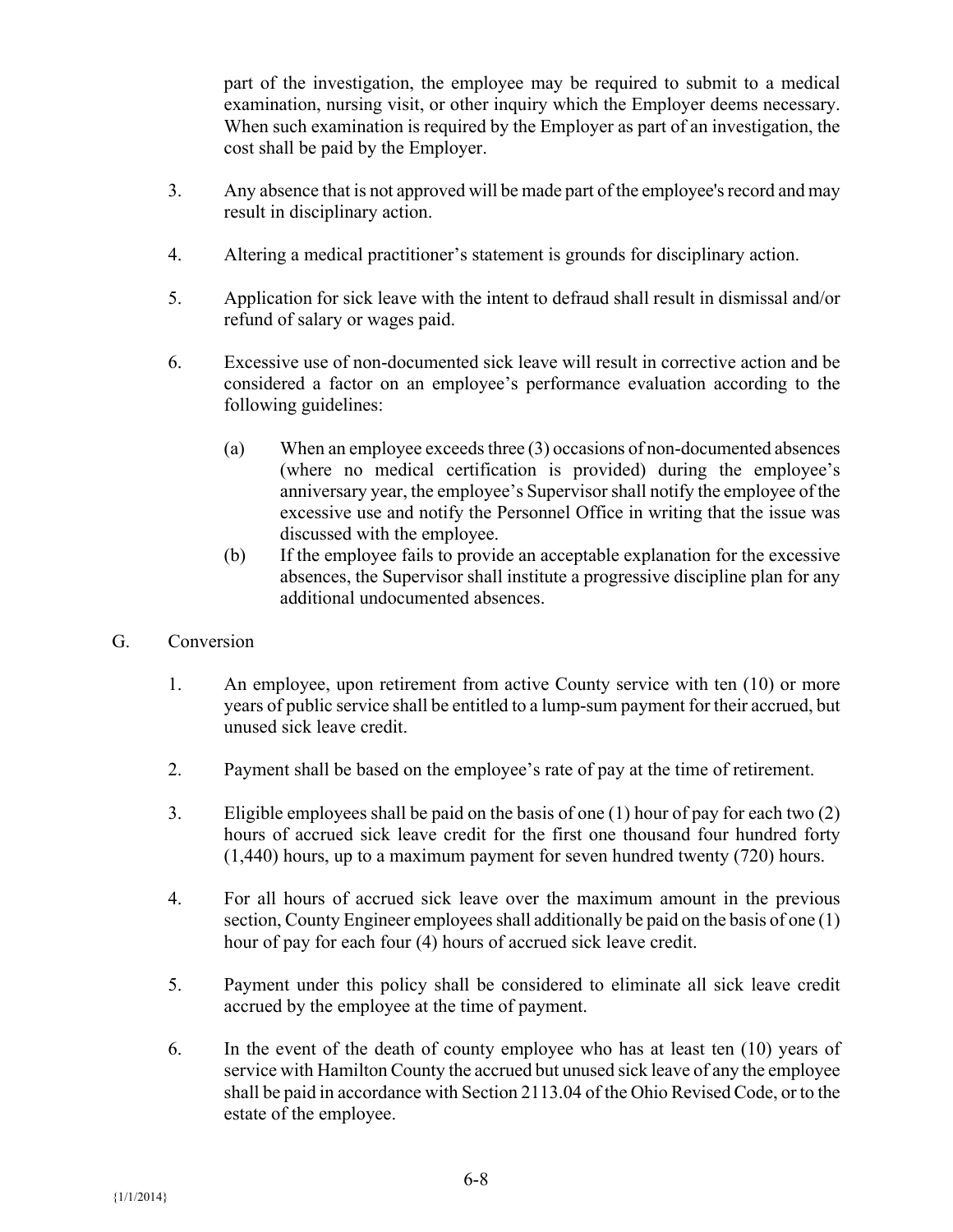part of the investigation, the employee may be required to submit to a medical examination, nursing visit, or other inquiry which the Employer deems necessary. When such examination is required by the Employer as part of an investigation, the cost shall be paid by the Employer.

3. Any absence that is not approved will be made part of the employee's record and may result in disciplinary action.

4. Altering a medical practitioner's statement is grounds for disciplinary action.

5. Application for sick leave with the intent to defraud shall result in dismissal and/or refund of salary or wages paid.

6. Excessive use of non-documented sick leave will result in corrective action and be considered a factor on an employee's performance evaluation according to the following guidelines:

   (a) When an employee exceeds three (3) occasions of non-documented absences (where no medical certification is provided) during the employee's anniversary year, the employee's Supervisor shall notify the employee of the excessive use and notify the Personnel Office in writing that the issue was discussed with the employee.

   (b) If the employee fails to provide an acceptable explanation for the excessive absences, the Supervisor shall institute a progressive discipline plan for any additional undocumented absences.

G. Conversion

1. An employee, upon retirement from active County service with ten (10) or more years of public service shall be entitled to a lump-sum payment for their accrued, but unused sick leave credit.

2. Payment shall be based on the employee's rate of pay at the time of retirement.

3. Eligible employees shall be paid on the basis of one (1) hour of pay for each two (2) hours of accrued sick leave credit for the first one thousand four hundred forty (1,440) hours, up to a maximum payment for seven hundred twenty (720) hours.

4. For all hours of accrued sick leave over the maximum amount in the previous section, County Engineer employees shall additionally be paid on the basis of one (1) hour of pay for each four (4) hours of accrued sick leave credit.

5. Payment under this policy shall be considered to eliminate all sick leave credit accrued by the employee at the time of payment.

6. In the event of the death of county employee who has at least ten (10) years of service with Hamilton County the accrued but unused sick leave of any the employee shall be paid in accordance with Section 2113.04 of the Ohio Revised Code, or to the estate of the employee.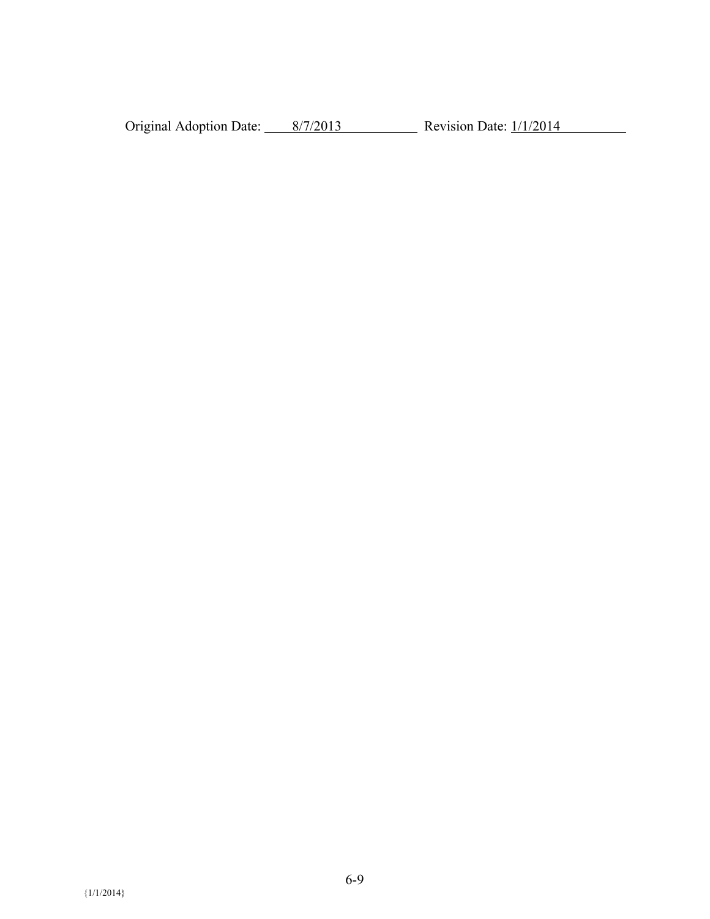Original Adoption Date: 8/7/2013 Revision Date: 1/1/2014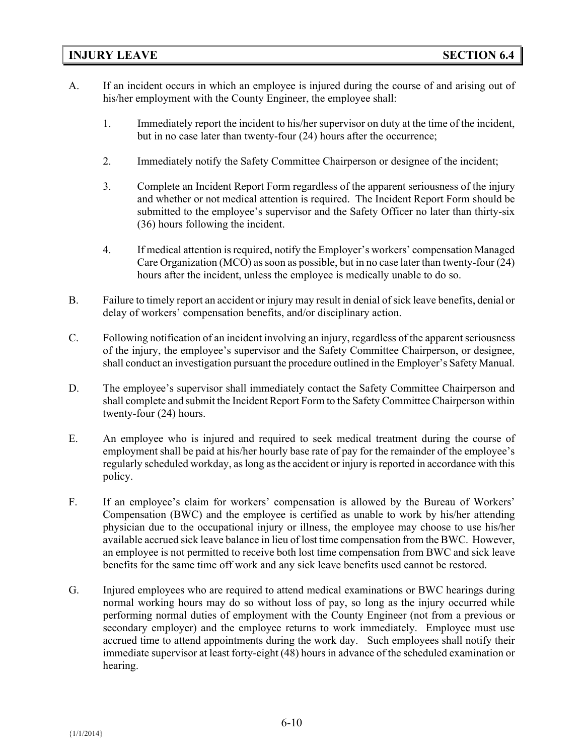## INJURY LEAVE SECTION 6.4

A. If an incident occurs in which an employee is injured during the course of and arising out of his/her employment with the County Engineer, the employee shall:

   1. Immediately report the incident to his/her supervisor on duty at the time of the incident, but in no case later than twenty-four (24) hours after the occurrence;

   2. Immediately notify the Safety Committee Chairperson or designee of the incident;

   3. Complete an Incident Report Form regardless of the apparent seriousness of the injury and whether or not medical attention is required. The Incident Report Form should be submitted to the employee's supervisor and the Safety Officer no later than thirty-six (36) hours following the incident.

   4. If medical attention is required, notify the Employer's workers' compensation Managed Care Organization (MCO) as soon as possible, but in no case later than twenty-four (24) hours after the incident, unless the employee is medically unable to do so.

B. Failure to timely report an accident or injury may result in denial of sick leave benefits, denial or delay of workers' compensation benefits, and/or disciplinary action.

C. Following notification of an incident involving an injury, regardless of the apparent seriousness of the injury, the employee's supervisor and the Safety Committee Chairperson, or designee, shall conduct an investigation pursuant the procedure outlined in the Employer's Safety Manual.

D. The employee's supervisor shall immediately contact the Safety Committee Chairperson and shall complete and submit the Incident Report Form to the Safety Committee Chairperson within twenty-four (24) hours.

E. An employee who is injured and required to seek medical treatment during the course of employment shall be paid at his/her hourly base rate of pay for the remainder of the employee's regularly scheduled workday, as long as the accident or injury is reported in accordance with this policy.

F. If an employee's claim for workers' compensation is allowed by the Bureau of Workers' Compensation (BWC) and the employee is certified as unable to work by his/her attending physician due to the occupational injury or illness, the employee may choose to use his/her available accrued sick leave balance in lieu of lost time compensation from the BWC. However, an employee is not permitted to receive both lost time compensation from BWC and sick leave benefits for the same time off work and any sick leave benefits used cannot be restored.

G. Injured employees who are required to attend medical examinations or BWC hearings during normal working hours may do so without loss of pay, so long as the injury occurred while performing normal duties of employment with the County Engineer (not from a previous or secondary employer) and the employee returns to work immediately. Employee must use accrued time to attend appointments during the work day. Such employees shall notify their immediate supervisor at least forty-eight (48) hours in advance of the scheduled examination or hearing.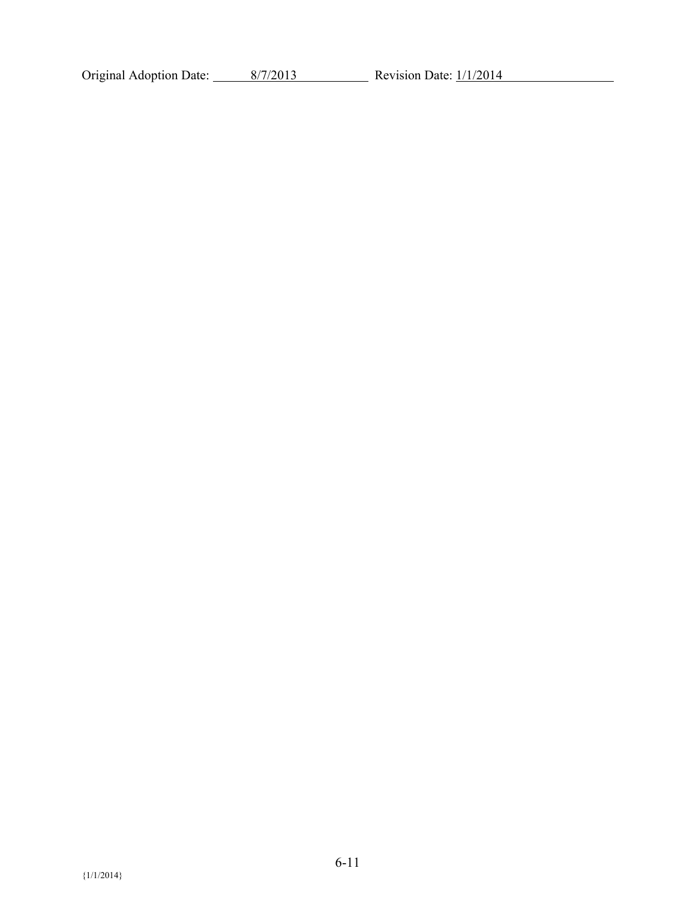Original Adoption Date: 8/7/2013 Revision Date: 1/1/2014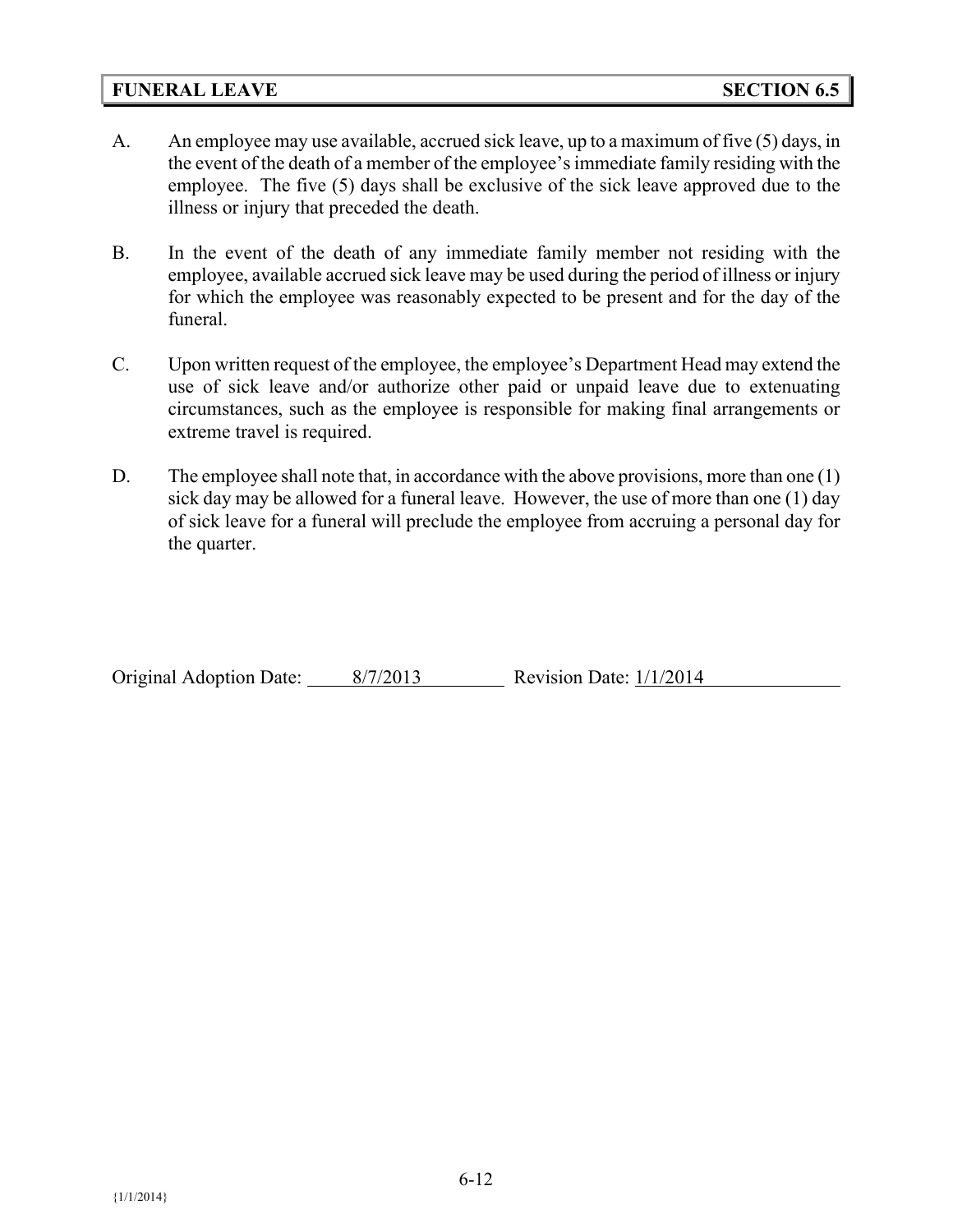## FUNERAL LEAVE — SECTION 6.5

A. An employee may use available, accrued sick leave, up to a maximum of five (5) days, in the event of the death of a member of the employee's immediate family residing with the employee. The five (5) days shall be exclusive of the sick leave approved due to the illness or injury that preceded the death.

B. In the event of the death of any immediate family member not residing with the employee, available accrued sick leave may be used during the period of illness or injury for which the employee was reasonably expected to be present and for the day of the funeral.

C. Upon written request of the employee, the employee's Department Head may extend the use of sick leave and/or authorize other paid or unpaid leave due to extenuating circumstances, such as the employee is responsible for making final arrangements or extreme travel is required.

D. The employee shall note that, in accordance with the above provisions, more than one (1) sick day may be allowed for a funeral leave. However, the use of more than one (1) day of sick leave for a funeral will preclude the employee from accruing a personal day for the quarter.

Original Adoption Date: 8/7/2013 Revision Date: 1/1/2014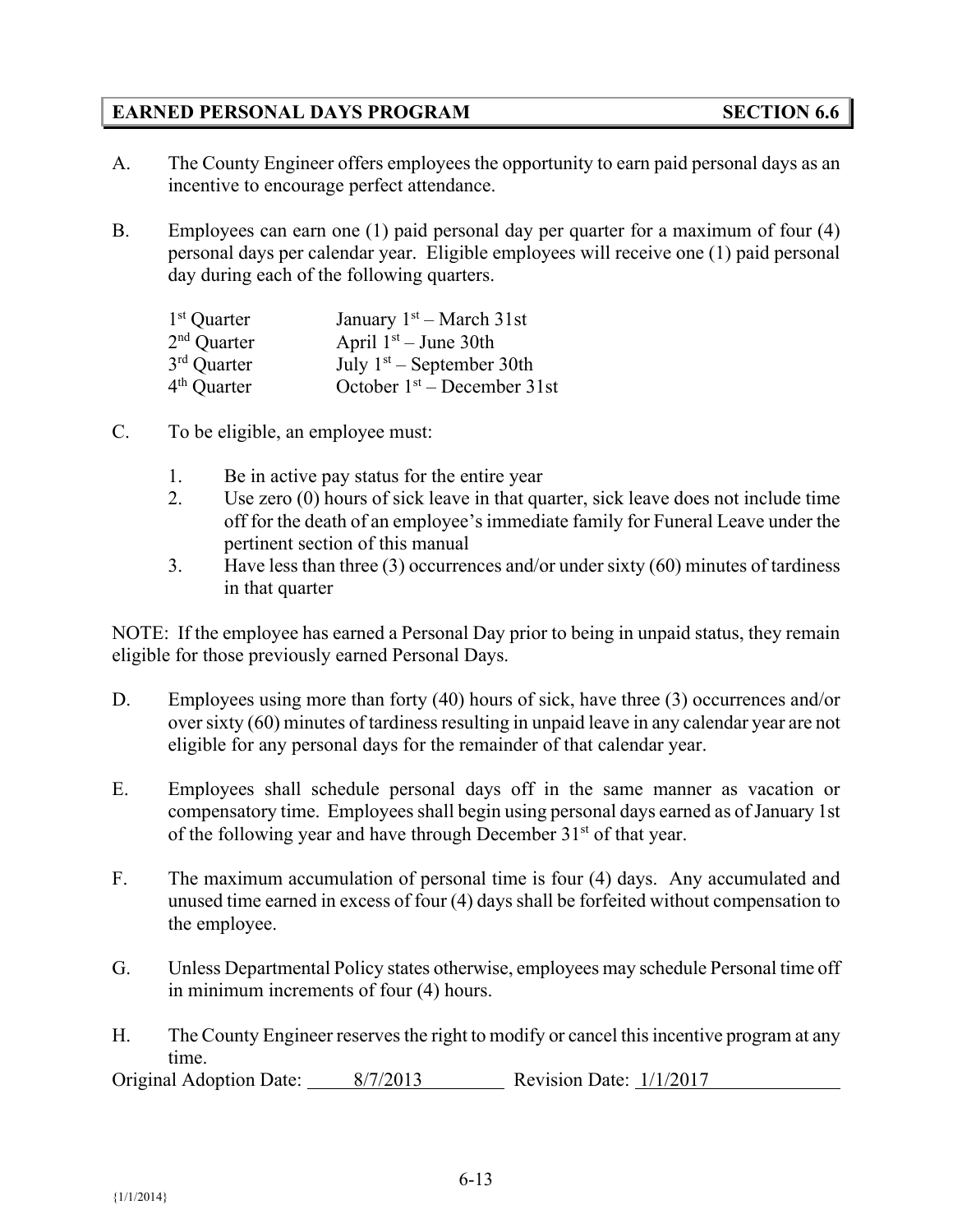## EARNED PERSONAL DAYS PROGRAM — SECTION 6.6

A. The County Engineer offers employees the opportunity to earn paid personal days as an incentive to encourage perfect attendance.

B. Employees can earn one (1) paid personal day per quarter for a maximum of four (4) personal days per calendar year. Eligible employees will receive one (1) paid personal day during each of the following quarters.

| | |
|---|---|
| 1st Quarter | January 1st – March 31st |
| 2nd Quarter | April 1st – June 30th |
| 3rd Quarter | July 1st – September 30th |
| 4th Quarter | October 1st – December 31st |

C. To be eligible, an employee must:

1. Be in active pay status for the entire year
2. Use zero (0) hours of sick leave in that quarter, sick leave does not include time off for the death of an employee's immediate family for Funeral Leave under the pertinent section of this manual
3. Have less than three (3) occurrences and/or under sixty (60) minutes of tardiness in that quarter

NOTE: If the employee has earned a Personal Day prior to being in unpaid status, they remain eligible for those previously earned Personal Days.

D. Employees using more than forty (40) hours of sick, have three (3) occurrences and/or over sixty (60) minutes of tardiness resulting in unpaid leave in any calendar year are not eligible for any personal days for the remainder of that calendar year.

E. Employees shall schedule personal days off in the same manner as vacation or compensatory time. Employees shall begin using personal days earned as of January 1st of the following year and have through December 31st of that year.

F. The maximum accumulation of personal time is four (4) days. Any accumulated and unused time earned in excess of four (4) days shall be forfeited without compensation to the employee.

G. Unless Departmental Policy states otherwise, employees may schedule Personal time off in minimum increments of four (4) hours.

H. The County Engineer reserves the right to modify or cancel this incentive program at any time.

Original Adoption Date: 8/7/2013 Revision Date: 1/1/2017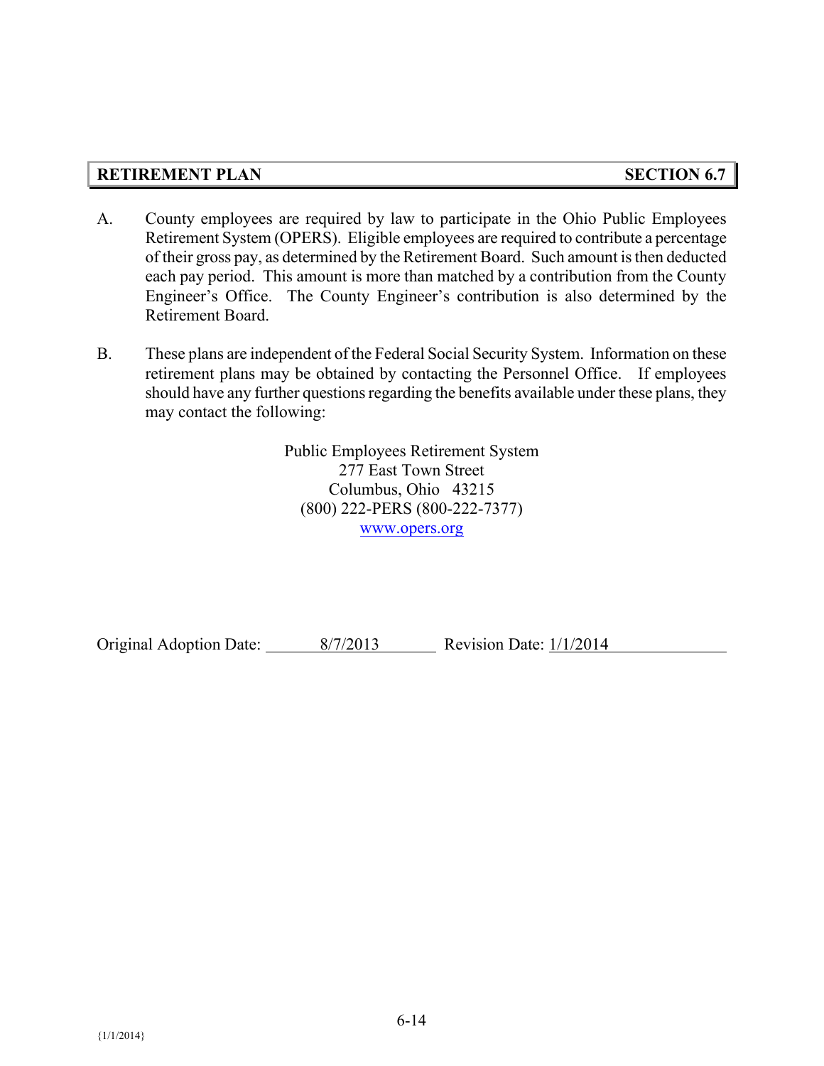## RETIREMENT PLAN — SECTION 6.7

A. County employees are required by law to participate in the Ohio Public Employees Retirement System (OPERS). Eligible employees are required to contribute a percentage of their gross pay, as determined by the Retirement Board. Such amount is then deducted each pay period. This amount is more than matched by a contribution from the County Engineer's Office. The County Engineer's contribution is also determined by the Retirement Board.

B. These plans are independent of the Federal Social Security System. Information on these retirement plans may be obtained by contacting the Personnel Office. If employees should have any further questions regarding the benefits available under these plans, they may contact the following:

Public Employees Retirement System
277 East Town Street
Columbus, Ohio 43215
(800) 222-PERS (800-222-7377)
www.opers.org

Original Adoption Date: 8/7/2013 Revision Date: 1/1/2014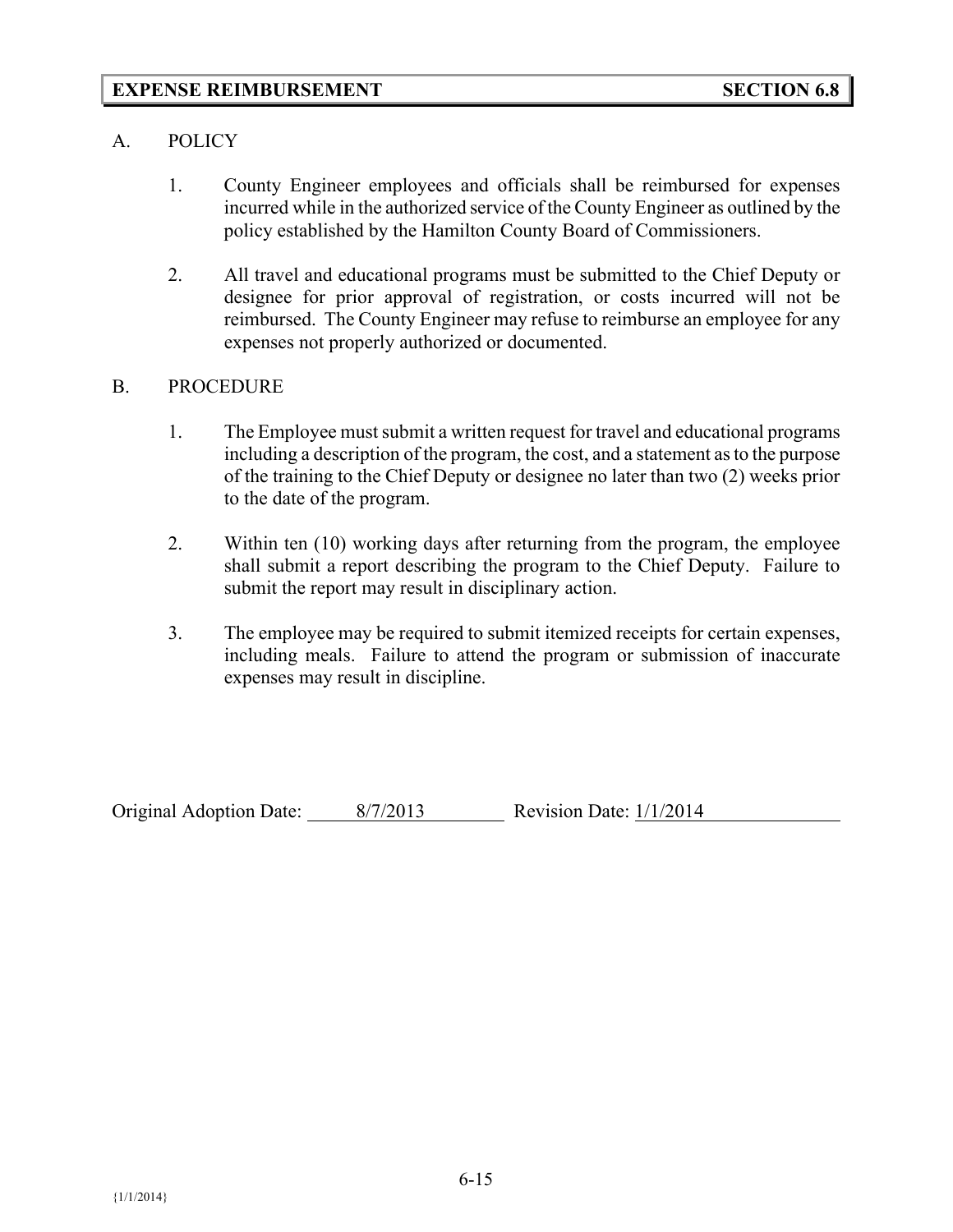## EXPENSE REIMBURSEMENT — SECTION 6.8

A. POLICY

1. County Engineer employees and officials shall be reimbursed for expenses incurred while in the authorized service of the County Engineer as outlined by the policy established by the Hamilton County Board of Commissioners.

2. All travel and educational programs must be submitted to the Chief Deputy or designee for prior approval of registration, or costs incurred will not be reimbursed. The County Engineer may refuse to reimburse an employee for any expenses not properly authorized or documented.

B. PROCEDURE

1. The Employee must submit a written request for travel and educational programs including a description of the program, the cost, and a statement as to the purpose of the training to the Chief Deputy or designee no later than two (2) weeks prior to the date of the program.

2. Within ten (10) working days after returning from the program, the employee shall submit a report describing the program to the Chief Deputy. Failure to submit the report may result in disciplinary action.

3. The employee may be required to submit itemized receipts for certain expenses, including meals. Failure to attend the program or submission of inaccurate expenses may result in discipline.

Original Adoption Date: 8/7/2013 Revision Date: 1/1/2014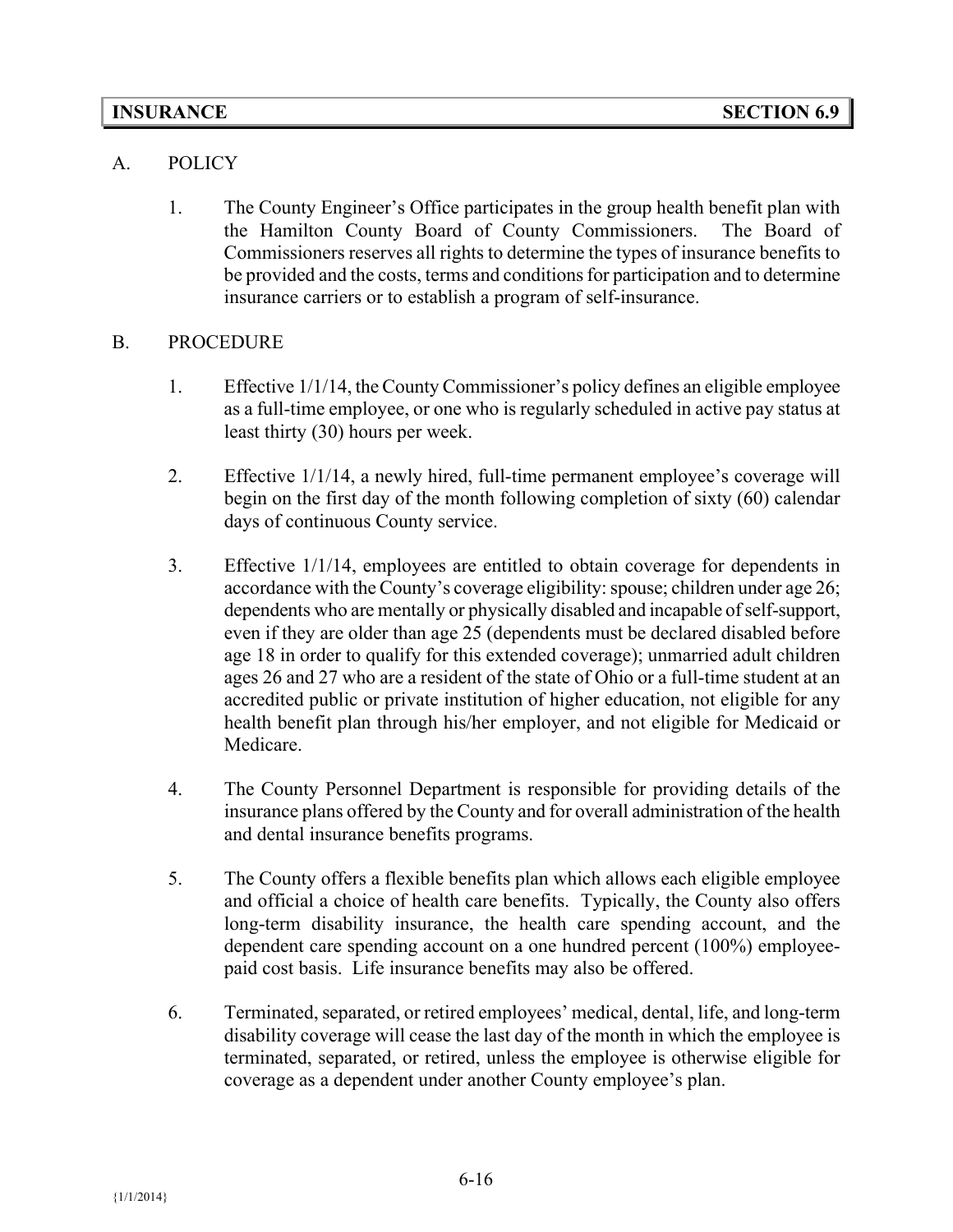## INSURANCE SECTION 6.9

A. POLICY

1. The County Engineer's Office participates in the group health benefit plan with the Hamilton County Board of County Commissioners. The Board of Commissioners reserves all rights to determine the types of insurance benefits to be provided and the costs, terms and conditions for participation and to determine insurance carriers or to establish a program of self-insurance.

B. PROCEDURE

1. Effective 1/1/14, the County Commissioner's policy defines an eligible employee as a full-time employee, or one who is regularly scheduled in active pay status at least thirty (30) hours per week.

2. Effective 1/1/14, a newly hired, full-time permanent employee's coverage will begin on the first day of the month following completion of sixty (60) calendar days of continuous County service.

3. Effective 1/1/14, employees are entitled to obtain coverage for dependents in accordance with the County's coverage eligibility: spouse; children under age 26; dependents who are mentally or physically disabled and incapable of self-support, even if they are older than age 25 (dependents must be declared disabled before age 18 in order to qualify for this extended coverage); unmarried adult children ages 26 and 27 who are a resident of the state of Ohio or a full-time student at an accredited public or private institution of higher education, not eligible for any health benefit plan through his/her employer, and not eligible for Medicaid or Medicare.

4. The County Personnel Department is responsible for providing details of the insurance plans offered by the County and for overall administration of the health and dental insurance benefits programs.

5. The County offers a flexible benefits plan which allows each eligible employee and official a choice of health care benefits. Typically, the County also offers long-term disability insurance, the health care spending account, and the dependent care spending account on a one hundred percent (100%) employee-paid cost basis. Life insurance benefits may also be offered.

6. Terminated, separated, or retired employees' medical, dental, life, and long-term disability coverage will cease the last day of the month in which the employee is terminated, separated, or retired, unless the employee is otherwise eligible for coverage as a dependent under another County employee's plan.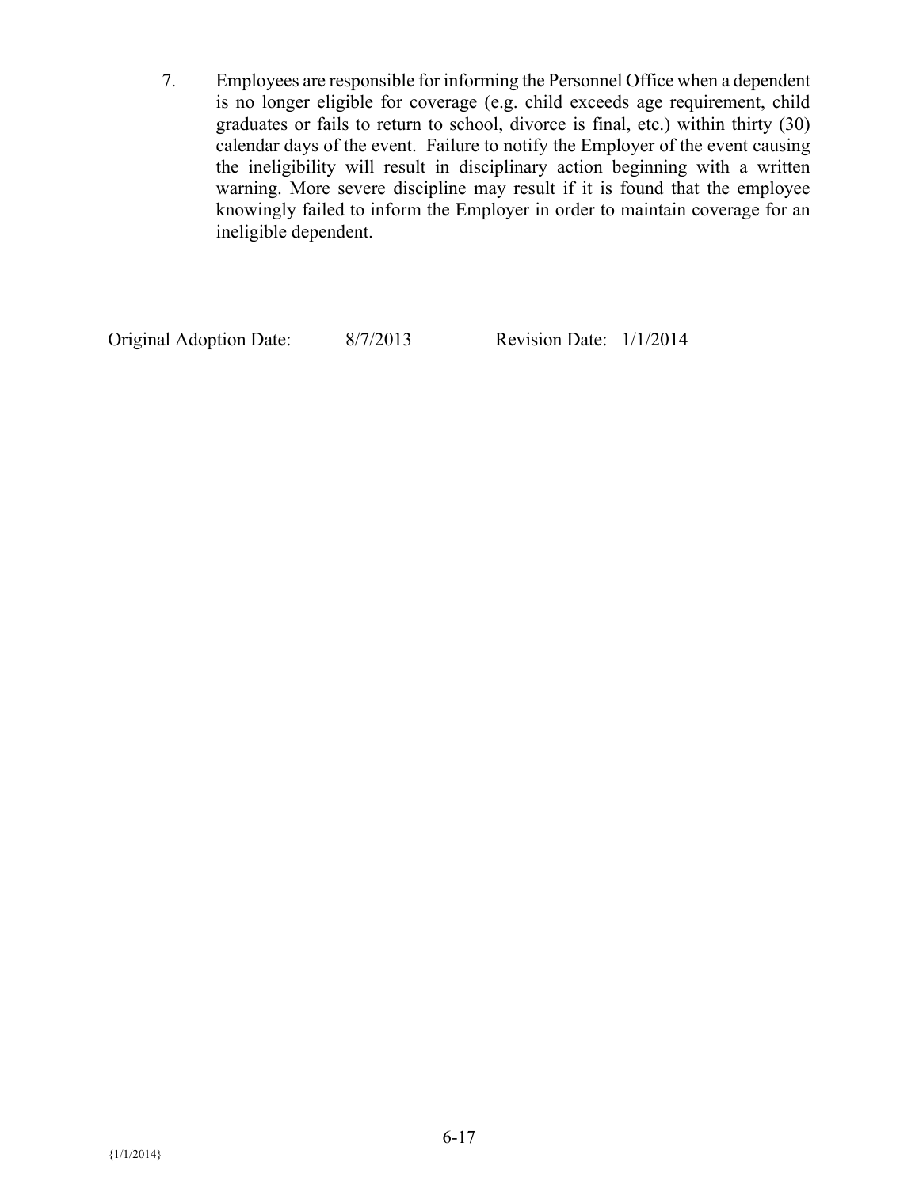7. Employees are responsible for informing the Personnel Office when a dependent is no longer eligible for coverage (e.g. child exceeds age requirement, child graduates or fails to return to school, divorce is final, etc.) within thirty (30) calendar days of the event. Failure to notify the Employer of the event causing the ineligibility will result in disciplinary action beginning with a written warning. More severe discipline may result if it is found that the employee knowingly failed to inform the Employer in order to maintain coverage for an ineligible dependent.

Original Adoption Date: 8/7/2013 Revision Date: 1/1/2014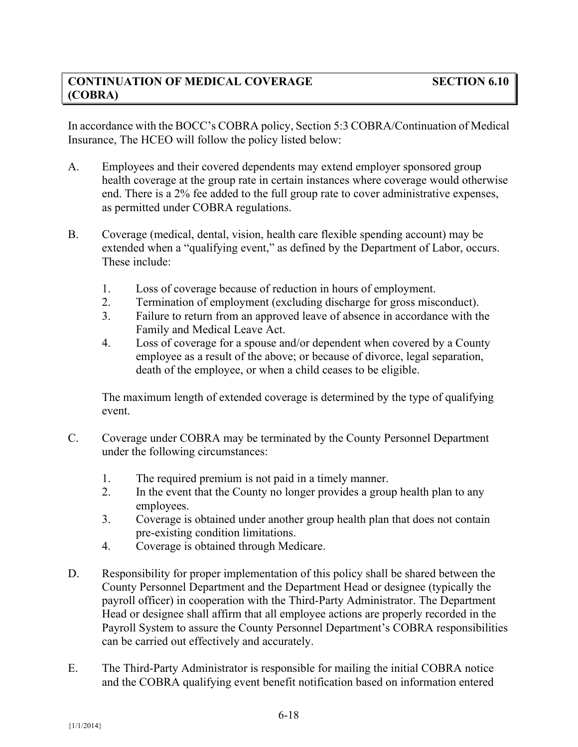## CONTINUATION OF MEDICAL COVERAGE (COBRA) — SECTION 6.10

In accordance with the BOCC's COBRA policy, Section 5:3 COBRA/Continuation of Medical Insurance, The HCEO will follow the policy listed below:

A. Employees and their covered dependents may extend employer sponsored group health coverage at the group rate in certain instances where coverage would otherwise end. There is a 2% fee added to the full group rate to cover administrative expenses, as permitted under COBRA regulations.

B. Coverage (medical, dental, vision, health care flexible spending account) may be extended when a "qualifying event," as defined by the Department of Labor, occurs. These include:

   1. Loss of coverage because of reduction in hours of employment.
   2. Termination of employment (excluding discharge for gross misconduct).
   3. Failure to return from an approved leave of absence in accordance with the Family and Medical Leave Act.
   4. Loss of coverage for a spouse and/or dependent when covered by a County employee as a result of the above; or because of divorce, legal separation, death of the employee, or when a child ceases to be eligible.

   The maximum length of extended coverage is determined by the type of qualifying event.

C. Coverage under COBRA may be terminated by the County Personnel Department under the following circumstances:

   1. The required premium is not paid in a timely manner.
   2. In the event that the County no longer provides a group health plan to any employees.
   3. Coverage is obtained under another group health plan that does not contain pre-existing condition limitations.
   4. Coverage is obtained through Medicare.

D. Responsibility for proper implementation of this policy shall be shared between the County Personnel Department and the Department Head or designee (typically the payroll officer) in cooperation with the Third-Party Administrator. The Department Head or designee shall affirm that all employee actions are properly recorded in the Payroll System to assure the County Personnel Department's COBRA responsibilities can be carried out effectively and accurately.

E. The Third-Party Administrator is responsible for mailing the initial COBRA notice and the COBRA qualifying event benefit notification based on information entered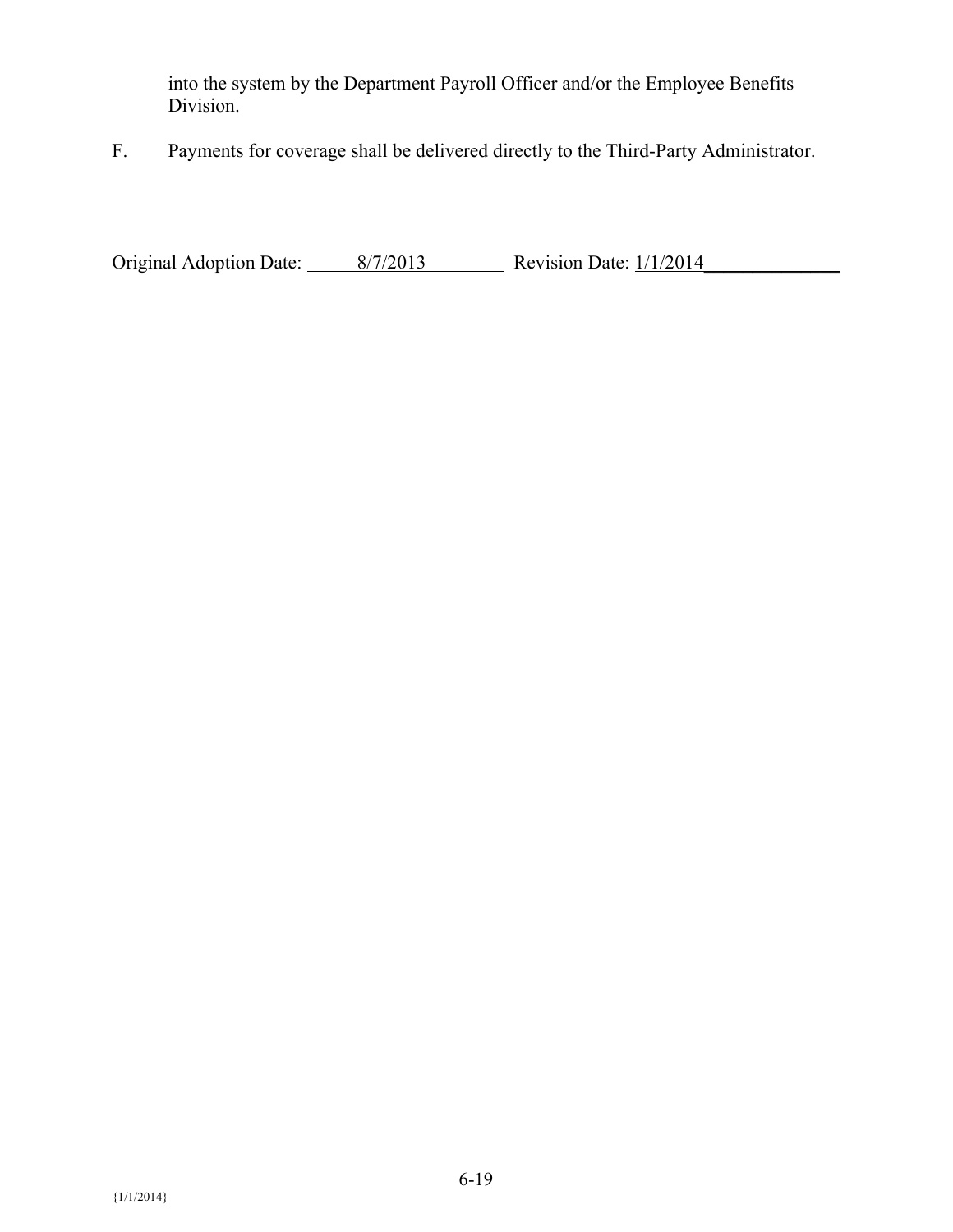into the system by the Department Payroll Officer and/or the Employee Benefits Division.

F. Payments for coverage shall be delivered directly to the Third-Party Administrator.

Original Adoption Date: 8/7/2013 Revision Date: 1/1/2014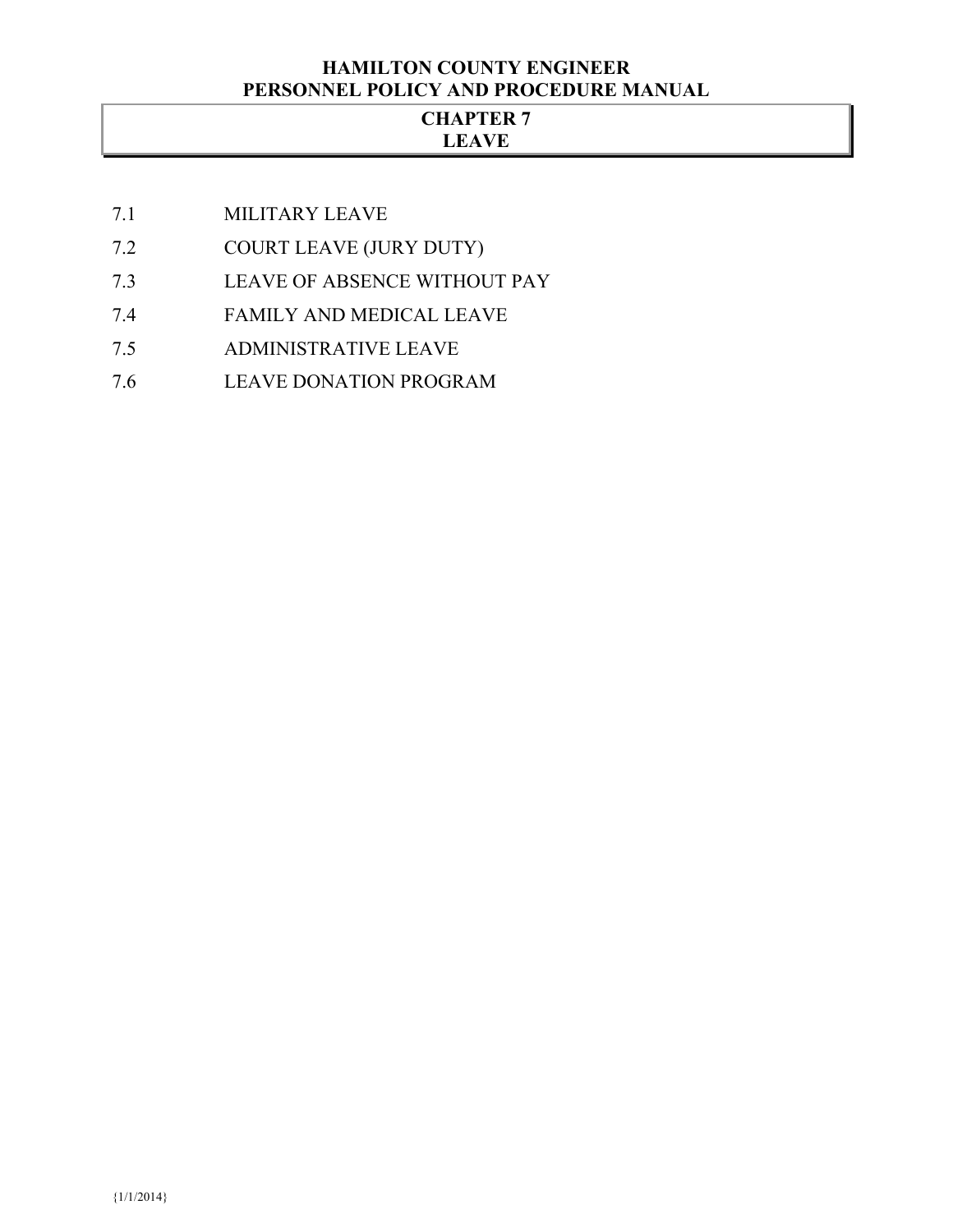# CHAPTER 7
# LEAVE

7.1 MILITARY LEAVE

7.2 COURT LEAVE (JURY DUTY)

7.3 LEAVE OF ABSENCE WITHOUT PAY

7.4 FAMILY AND MEDICAL LEAVE

7.5 ADMINISTRATIVE LEAVE

7.6 LEAVE DONATION PROGRAM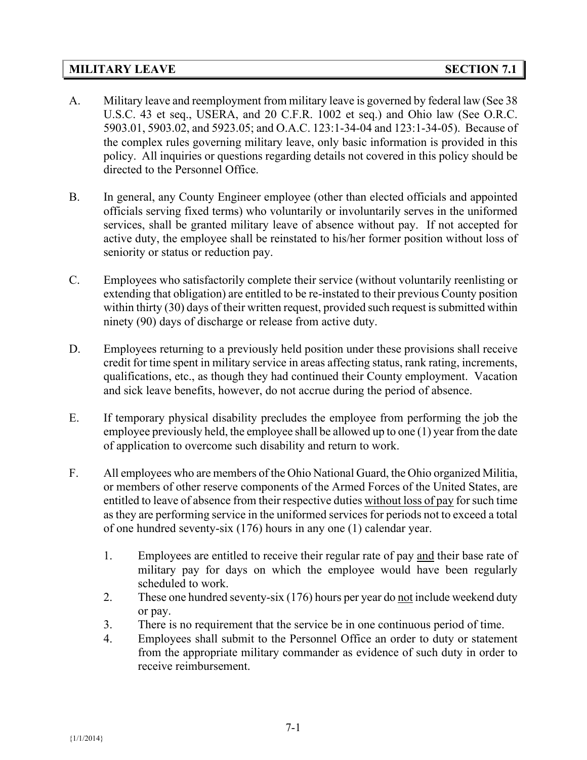## MILITARY LEAVE — SECTION 7.1

A. Military leave and reemployment from military leave is governed by federal law (See 38 U.S.C. 43 et seq., USERA, and 20 C.F.R. 1002 et seq.) and Ohio law (See O.R.C. 5903.01, 5903.02, and 5923.05; and O.A.C. 123:1-34-04 and 123:1-34-05). Because of the complex rules governing military leave, only basic information is provided in this policy. All inquiries or questions regarding details not covered in this policy should be directed to the Personnel Office.

B. In general, any County Engineer employee (other than elected officials and appointed officials serving fixed terms) who voluntarily or involuntarily serves in the uniformed services, shall be granted military leave of absence without pay. If not accepted for active duty, the employee shall be reinstated to his/her former position without loss of seniority or status or reduction pay.

C. Employees who satisfactorily complete their service (without voluntarily reenlisting or extending that obligation) are entitled to be re-instated to their previous County position within thirty (30) days of their written request, provided such request is submitted within ninety (90) days of discharge or release from active duty.

D. Employees returning to a previously held position under these provisions shall receive credit for time spent in military service in areas affecting status, rank rating, increments, qualifications, etc., as though they had continued their County employment. Vacation and sick leave benefits, however, do not accrue during the period of absence.

E. If temporary physical disability precludes the employee from performing the job the employee previously held, the employee shall be allowed up to one (1) year from the date of application to overcome such disability and return to work.

F. All employees who are members of the Ohio National Guard, the Ohio organized Militia, or members of other reserve components of the Armed Forces of the United States, are entitled to leave of absence from their respective duties <u>without loss of pay</u> for such time as they are performing service in the uniformed services for periods not to exceed a total of one hundred seventy-six (176) hours in any one (1) calendar year.

1. Employees are entitled to receive their regular rate of pay <u>and</u> their base rate of military pay for days on which the employee would have been regularly scheduled to work.
2. These one hundred seventy-six (176) hours per year do <u>not</u> include weekend duty or pay.
3. There is no requirement that the service be in one continuous period of time.
4. Employees shall submit to the Personnel Office an order to duty or statement from the appropriate military commander as evidence of such duty in order to receive reimbursement.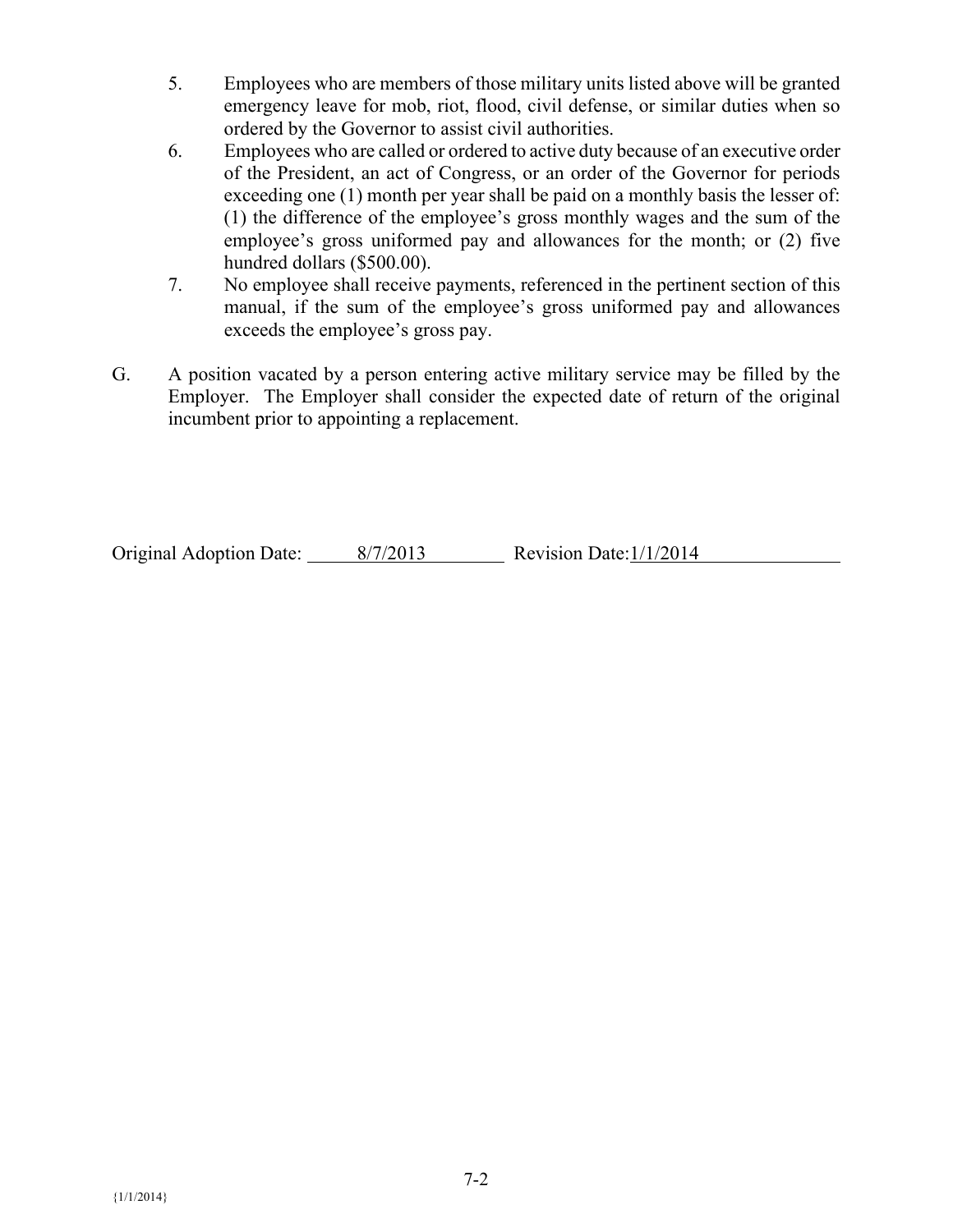5. Employees who are members of those military units listed above will be granted emergency leave for mob, riot, flood, civil defense, or similar duties when so ordered by the Governor to assist civil authorities.
6. Employees who are called or ordered to active duty because of an executive order of the President, an act of Congress, or an order of the Governor for periods exceeding one (1) month per year shall be paid on a monthly basis the lesser of: (1) the difference of the employee's gross monthly wages and the sum of the employee's gross uniformed pay and allowances for the month; or (2) five hundred dollars ($500.00).
7. No employee shall receive payments, referenced in the pertinent section of this manual, if the sum of the employee's gross uniformed pay and allowances exceeds the employee's gross pay.

G. A position vacated by a person entering active military service may be filled by the Employer. The Employer shall consider the expected date of return of the original incumbent prior to appointing a replacement.

Original Adoption Date: 8/7/2013 Revision Date: 1/1/2014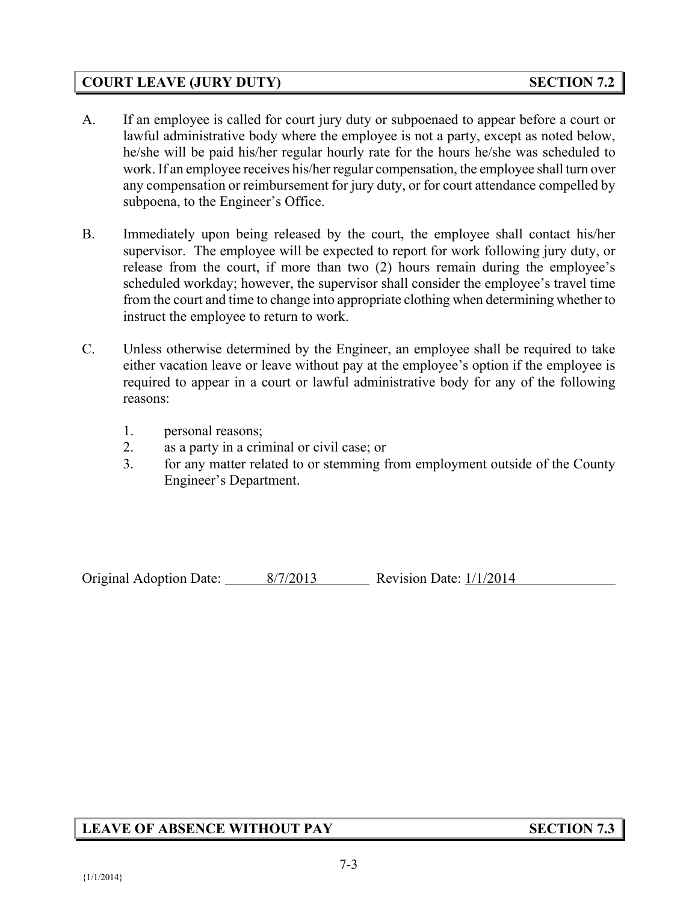## COURT LEAVE (JURY DUTY) — SECTION 7.2

A. If an employee is called for court jury duty or subpoenaed to appear before a court or lawful administrative body where the employee is not a party, except as noted below, he/she will be paid his/her regular hourly rate for the hours he/she was scheduled to work. If an employee receives his/her regular compensation, the employee shall turn over any compensation or reimbursement for jury duty, or for court attendance compelled by subpoena, to the Engineer's Office.

B. Immediately upon being released by the court, the employee shall contact his/her supervisor. The employee will be expected to report for work following jury duty, or release from the court, if more than two (2) hours remain during the employee's scheduled workday; however, the supervisor shall consider the employee's travel time from the court and time to change into appropriate clothing when determining whether to instruct the employee to return to work.

C. Unless otherwise determined by the Engineer, an employee shall be required to take either vacation leave or leave without pay at the employee's option if the employee is required to appear in a court or lawful administrative body for any of the following reasons:

1. personal reasons;
2. as a party in a criminal or civil case; or
3. for any matter related to or stemming from employment outside of the County Engineer's Department.

Original Adoption Date: 8/7/2013 Revision Date: 1/1/2014

## LEAVE OF ABSENCE WITHOUT PAY — SECTION 7.3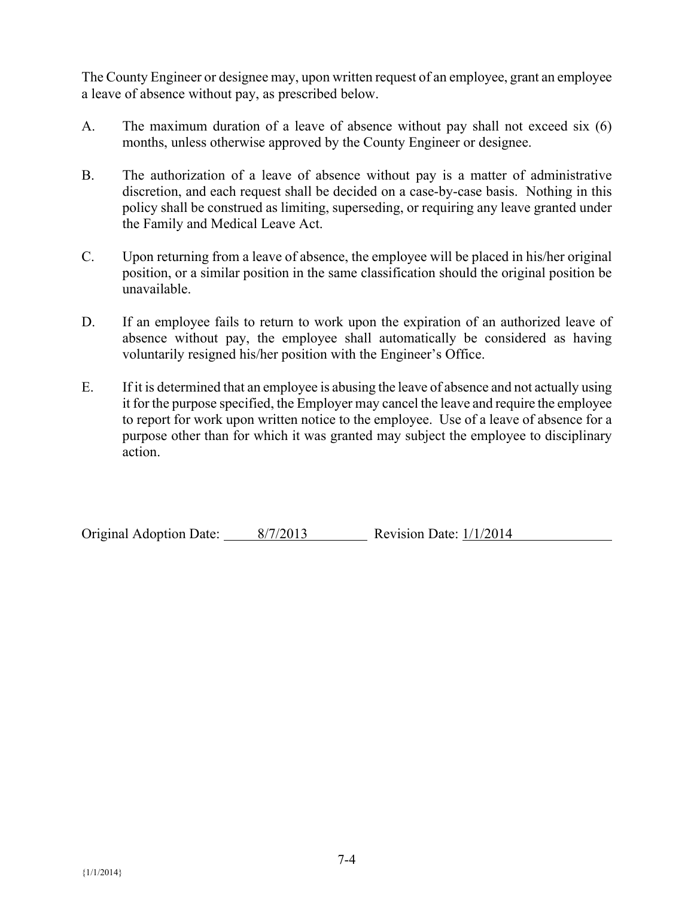The County Engineer or designee may, upon written request of an employee, grant an employee a leave of absence without pay, as prescribed below.

A. The maximum duration of a leave of absence without pay shall not exceed six (6) months, unless otherwise approved by the County Engineer or designee.

B. The authorization of a leave of absence without pay is a matter of administrative discretion, and each request shall be decided on a case-by-case basis. Nothing in this policy shall be construed as limiting, superseding, or requiring any leave granted under the Family and Medical Leave Act.

C. Upon returning from a leave of absence, the employee will be placed in his/her original position, or a similar position in the same classification should the original position be unavailable.

D. If an employee fails to return to work upon the expiration of an authorized leave of absence without pay, the employee shall automatically be considered as having voluntarily resigned his/her position with the Engineer's Office.

E. If it is determined that an employee is abusing the leave of absence and not actually using it for the purpose specified, the Employer may cancel the leave and require the employee to report for work upon written notice to the employee. Use of a leave of absence for a purpose other than for which it was granted may subject the employee to disciplinary action.

Original Adoption Date: 8/7/2013 Revision Date: 1/1/2014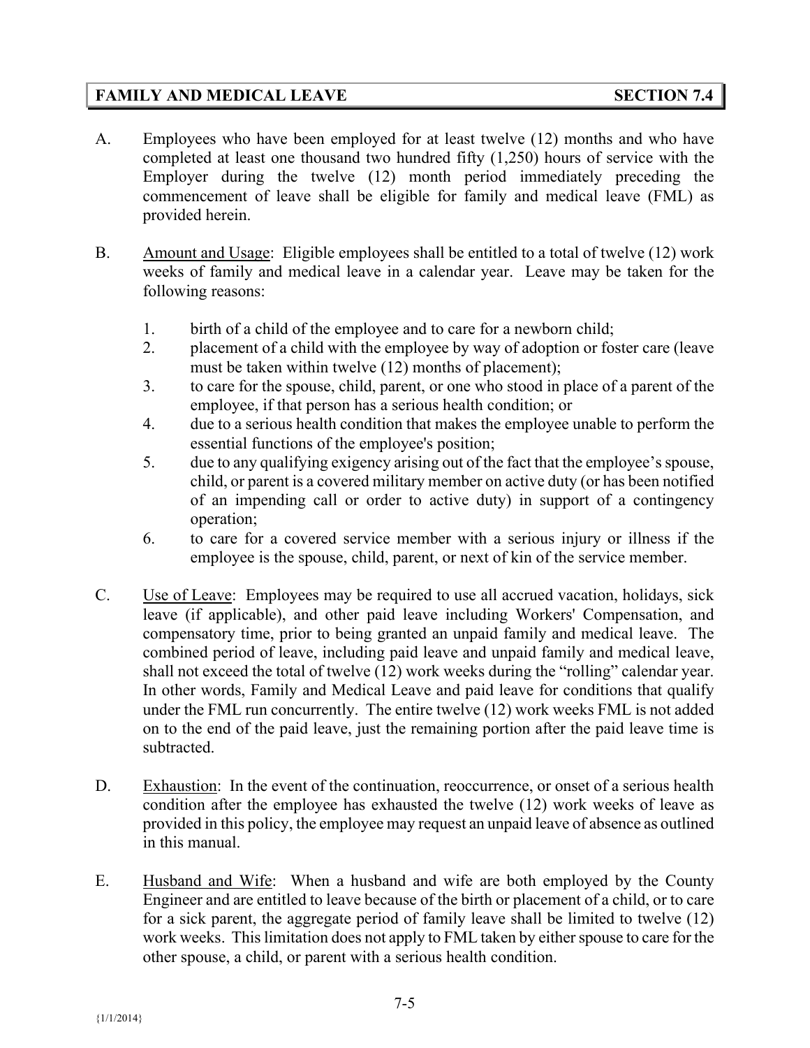## FAMILY AND MEDICAL LEAVE — SECTION 7.4

A. Employees who have been employed for at least twelve (12) months and who have completed at least one thousand two hundred fifty (1,250) hours of service with the Employer during the twelve (12) month period immediately preceding the commencement of leave shall be eligible for family and medical leave (FML) as provided herein.

B. Amount and Usage: Eligible employees shall be entitled to a total of twelve (12) work weeks of family and medical leave in a calendar year. Leave may be taken for the following reasons:

   1. birth of a child of the employee and to care for a newborn child;
   2. placement of a child with the employee by way of adoption or foster care (leave must be taken within twelve (12) months of placement);
   3. to care for the spouse, child, parent, or one who stood in place of a parent of the employee, if that person has a serious health condition; or
   4. due to a serious health condition that makes the employee unable to perform the essential functions of the employee's position;
   5. due to any qualifying exigency arising out of the fact that the employee's spouse, child, or parent is a covered military member on active duty (or has been notified of an impending call or order to active duty) in support of a contingency operation;
   6. to care for a covered service member with a serious injury or illness if the employee is the spouse, child, parent, or next of kin of the service member.

C. Use of Leave: Employees may be required to use all accrued vacation, holidays, sick leave (if applicable), and other paid leave including Workers' Compensation, and compensatory time, prior to being granted an unpaid family and medical leave. The combined period of leave, including paid leave and unpaid family and medical leave, shall not exceed the total of twelve (12) work weeks during the "rolling" calendar year. In other words, Family and Medical Leave and paid leave for conditions that qualify under the FML run concurrently. The entire twelve (12) work weeks FML is not added on to the end of the paid leave, just the remaining portion after the paid leave time is subtracted.

D. Exhaustion: In the event of the continuation, reoccurrence, or onset of a serious health condition after the employee has exhausted the twelve (12) work weeks of leave as provided in this policy, the employee may request an unpaid leave of absence as outlined in this manual.

E. Husband and Wife: When a husband and wife are both employed by the County Engineer and are entitled to leave because of the birth or placement of a child, or to care for a sick parent, the aggregate period of family leave shall be limited to twelve (12) work weeks. This limitation does not apply to FML taken by either spouse to care for the other spouse, a child, or parent with a serious health condition.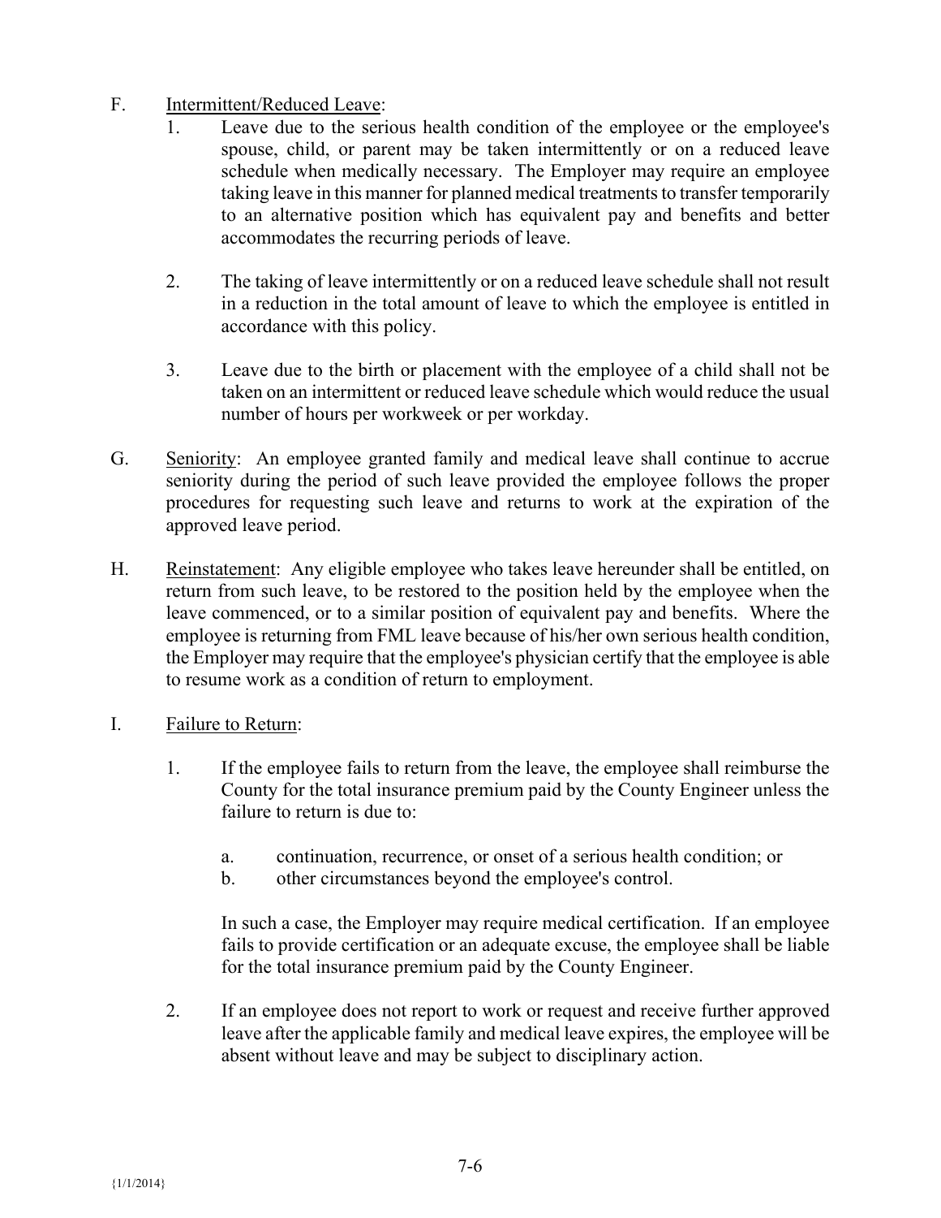F. Intermittent/Reduced Leave:

1. Leave due to the serious health condition of the employee or the employee's spouse, child, or parent may be taken intermittently or on a reduced leave schedule when medically necessary. The Employer may require an employee taking leave in this manner for planned medical treatments to transfer temporarily to an alternative position which has equivalent pay and benefits and better accommodates the recurring periods of leave.

2. The taking of leave intermittently or on a reduced leave schedule shall not result in a reduction in the total amount of leave to which the employee is entitled in accordance with this policy.

3. Leave due to the birth or placement with the employee of a child shall not be taken on an intermittent or reduced leave schedule which would reduce the usual number of hours per workweek or per workday.

G. Seniority: An employee granted family and medical leave shall continue to accrue seniority during the period of such leave provided the employee follows the proper procedures for requesting such leave and returns to work at the expiration of the approved leave period.

H. Reinstatement: Any eligible employee who takes leave hereunder shall be entitled, on return from such leave, to be restored to the position held by the employee when the leave commenced, or to a similar position of equivalent pay and benefits. Where the employee is returning from FML leave because of his/her own serious health condition, the Employer may require that the employee's physician certify that the employee is able to resume work as a condition of return to employment.

I. Failure to Return:

1. If the employee fails to return from the leave, the employee shall reimburse the County for the total insurance premium paid by the County Engineer unless the failure to return is due to:

   a. continuation, recurrence, or onset of a serious health condition; or
   b. other circumstances beyond the employee's control.

   In such a case, the Employer may require medical certification. If an employee fails to provide certification or an adequate excuse, the employee shall be liable for the total insurance premium paid by the County Engineer.

2. If an employee does not report to work or request and receive further approved leave after the applicable family and medical leave expires, the employee will be absent without leave and may be subject to disciplinary action.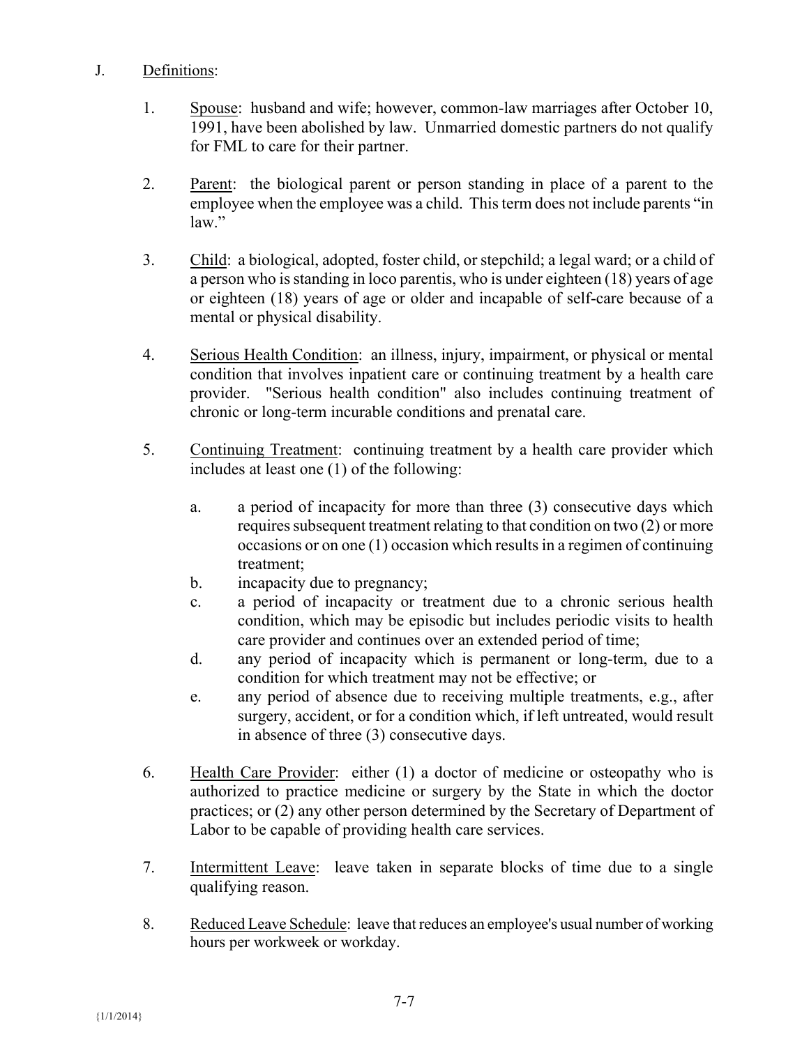J. Definitions:

1. Spouse: husband and wife; however, common-law marriages after October 10, 1991, have been abolished by law. Unmarried domestic partners do not qualify for FML to care for their partner.

2. Parent: the biological parent or person standing in place of a parent to the employee when the employee was a child. This term does not include parents "in law."

3. Child: a biological, adopted, foster child, or stepchild; a legal ward; or a child of a person who is standing in loco parentis, who is under eighteen (18) years of age or eighteen (18) years of age or older and incapable of self-care because of a mental or physical disability.

4. Serious Health Condition: an illness, injury, impairment, or physical or mental condition that involves inpatient care or continuing treatment by a health care provider. "Serious health condition" also includes continuing treatment of chronic or long-term incurable conditions and prenatal care.

5. Continuing Treatment: continuing treatment by a health care provider which includes at least one (1) of the following:

   a. a period of incapacity for more than three (3) consecutive days which requires subsequent treatment relating to that condition on two (2) or more occasions or on one (1) occasion which results in a regimen of continuing treatment;
   b. incapacity due to pregnancy;
   c. a period of incapacity or treatment due to a chronic serious health condition, which may be episodic but includes periodic visits to health care provider and continues over an extended period of time;
   d. any period of incapacity which is permanent or long-term, due to a condition for which treatment may not be effective; or
   e. any period of absence due to receiving multiple treatments, e.g., after surgery, accident, or for a condition which, if left untreated, would result in absence of three (3) consecutive days.

6. Health Care Provider: either (1) a doctor of medicine or osteopathy who is authorized to practice medicine or surgery by the State in which the doctor practices; or (2) any other person determined by the Secretary of Department of Labor to be capable of providing health care services.

7. Intermittent Leave: leave taken in separate blocks of time due to a single qualifying reason.

8. Reduced Leave Schedule: leave that reduces an employee's usual number of working hours per workweek or workday.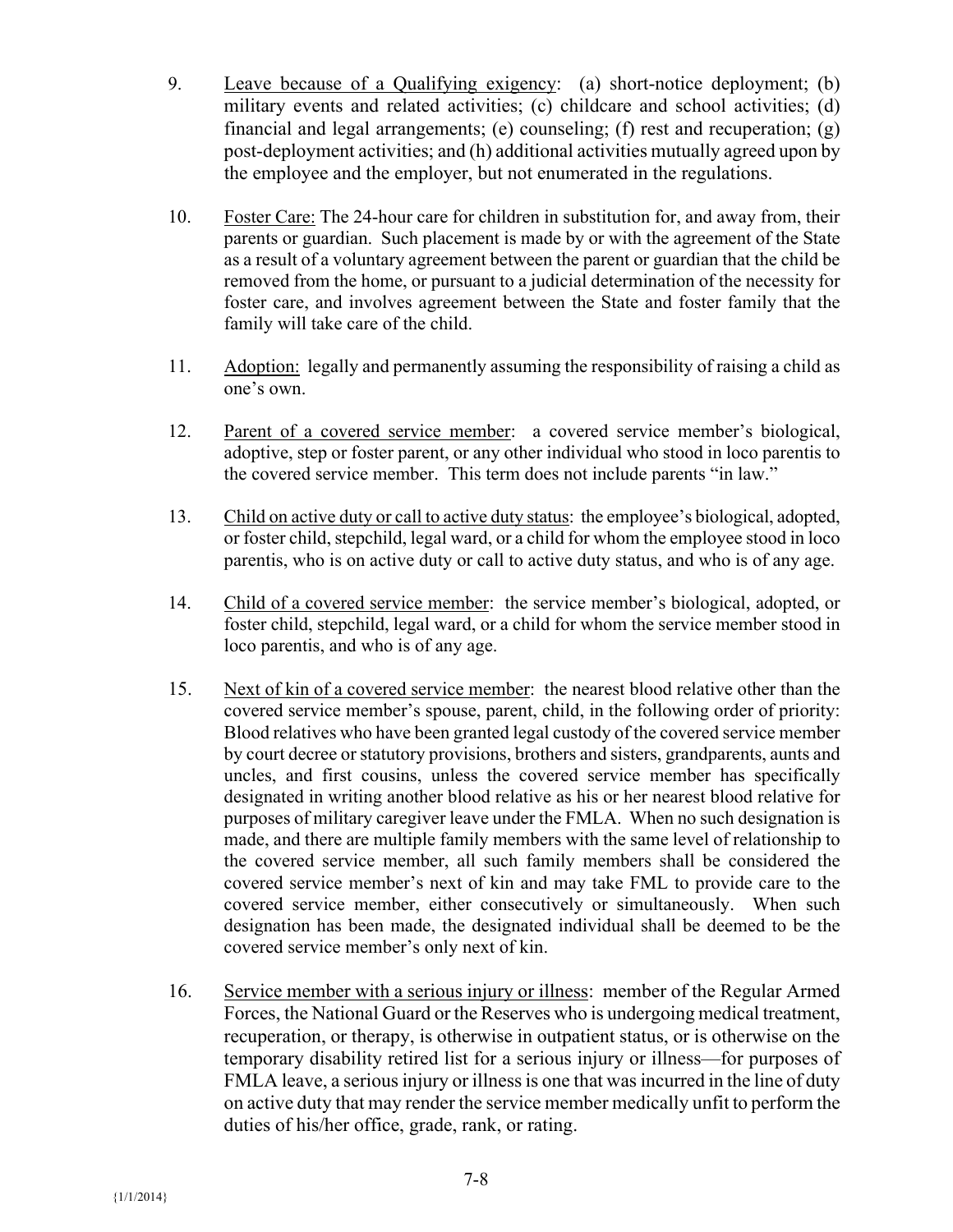9. Leave because of a Qualifying exigency: (a) short-notice deployment; (b) military events and related activities; (c) childcare and school activities; (d) financial and legal arrangements; (e) counseling; (f) rest and recuperation; (g) post-deployment activities; and (h) additional activities mutually agreed upon by the employee and the employer, but not enumerated in the regulations.

10. Foster Care: The 24-hour care for children in substitution for, and away from, their parents or guardian. Such placement is made by or with the agreement of the State as a result of a voluntary agreement between the parent or guardian that the child be removed from the home, or pursuant to a judicial determination of the necessity for foster care, and involves agreement between the State and foster family that the family will take care of the child.

11. Adoption: legally and permanently assuming the responsibility of raising a child as one's own.

12. Parent of a covered service member: a covered service member's biological, adoptive, step or foster parent, or any other individual who stood in loco parentis to the covered service member. This term does not include parents "in law."

13. Child on active duty or call to active duty status: the employee's biological, adopted, or foster child, stepchild, legal ward, or a child for whom the employee stood in loco parentis, who is on active duty or call to active duty status, and who is of any age.

14. Child of a covered service member: the service member's biological, adopted, or foster child, stepchild, legal ward, or a child for whom the service member stood in loco parentis, and who is of any age.

15. Next of kin of a covered service member: the nearest blood relative other than the covered service member's spouse, parent, child, in the following order of priority: Blood relatives who have been granted legal custody of the covered service member by court decree or statutory provisions, brothers and sisters, grandparents, aunts and uncles, and first cousins, unless the covered service member has specifically designated in writing another blood relative as his or her nearest blood relative for purposes of military caregiver leave under the FMLA. When no such designation is made, and there are multiple family members with the same level of relationship to the covered service member, all such family members shall be considered the covered service member's next of kin and may take FML to provide care to the covered service member, either consecutively or simultaneously. When such designation has been made, the designated individual shall be deemed to be the covered service member's only next of kin.

16. Service member with a serious injury or illness: member of the Regular Armed Forces, the National Guard or the Reserves who is undergoing medical treatment, recuperation, or therapy, is otherwise in outpatient status, or is otherwise on the temporary disability retired list for a serious injury or illness—for purposes of FMLA leave, a serious injury or illness is one that was incurred in the line of duty on active duty that may render the service member medically unfit to perform the duties of his/her office, grade, rank, or rating.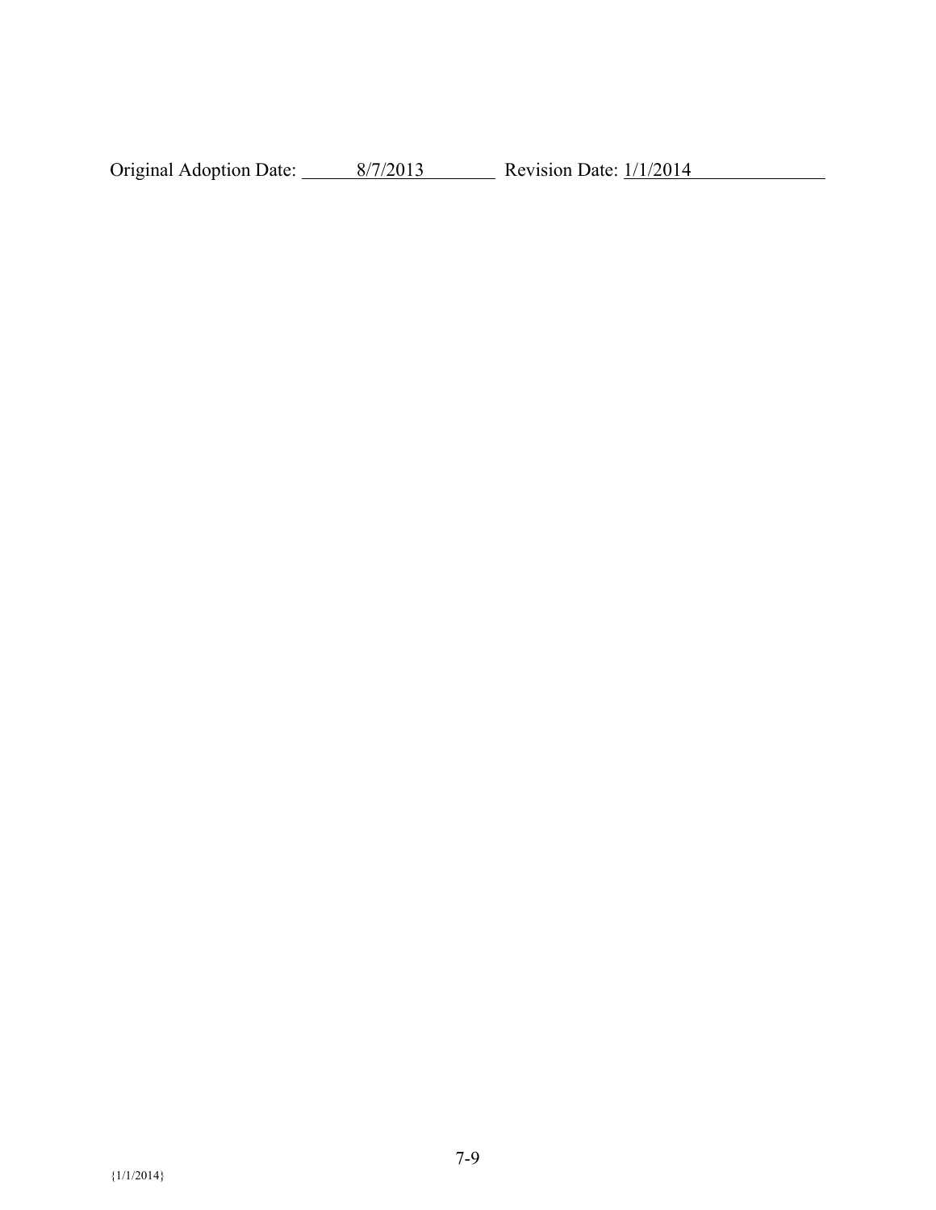Original Adoption Date: 8/7/2013 Revision Date: 1/1/2014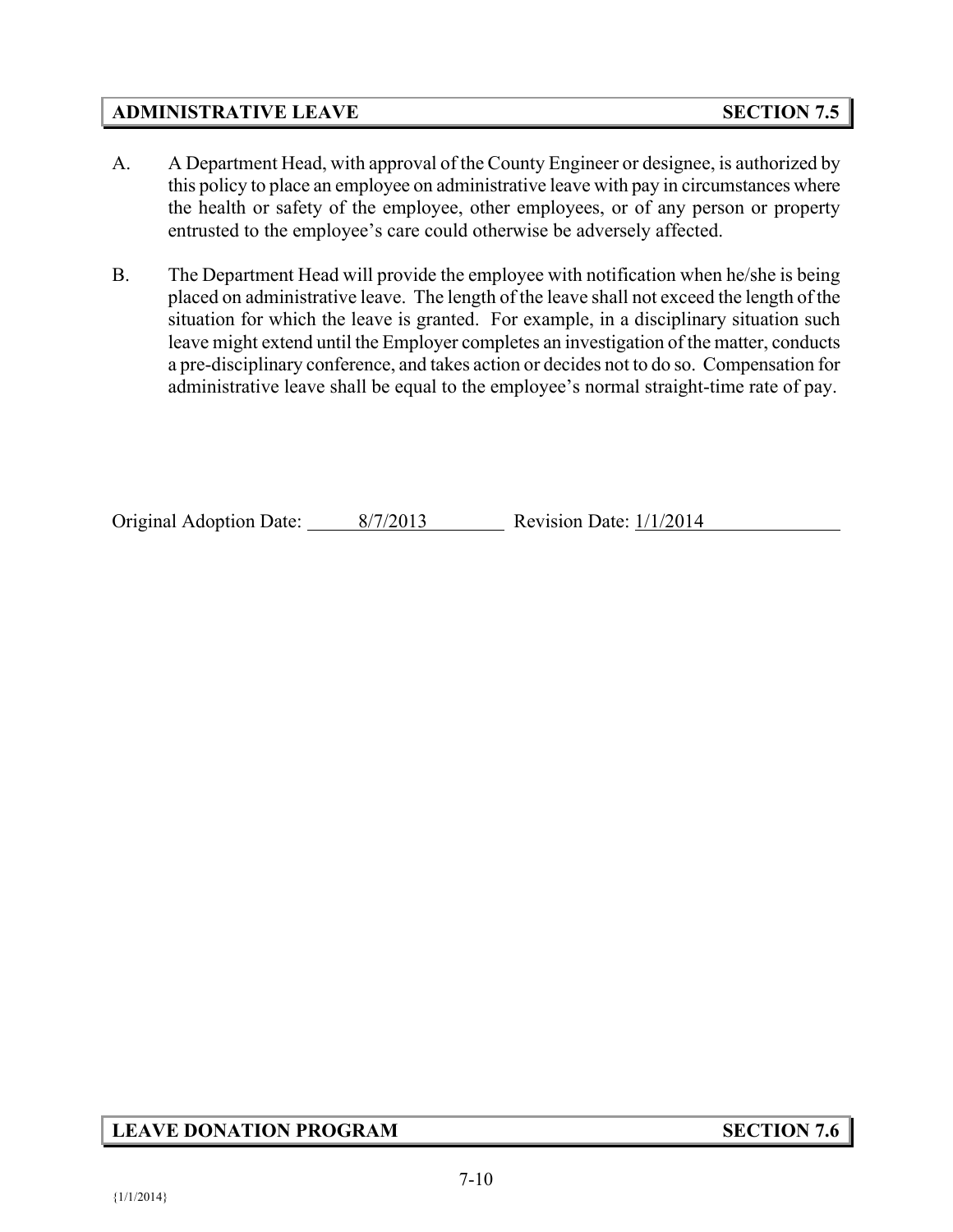## ADMINISTRATIVE LEAVE — SECTION 7.5

A. A Department Head, with approval of the County Engineer or designee, is authorized by this policy to place an employee on administrative leave with pay in circumstances where the health or safety of the employee, other employees, or of any person or property entrusted to the employee's care could otherwise be adversely affected.

B. The Department Head will provide the employee with notification when he/she is being placed on administrative leave. The length of the leave shall not exceed the length of the situation for which the leave is granted. For example, in a disciplinary situation such leave might extend until the Employer completes an investigation of the matter, conducts a pre-disciplinary conference, and takes action or decides not to do so. Compensation for administrative leave shall be equal to the employee's normal straight-time rate of pay.

Original Adoption Date: 8/7/2013 Revision Date: 1/1/2014

## LEAVE DONATION PROGRAM — SECTION 7.6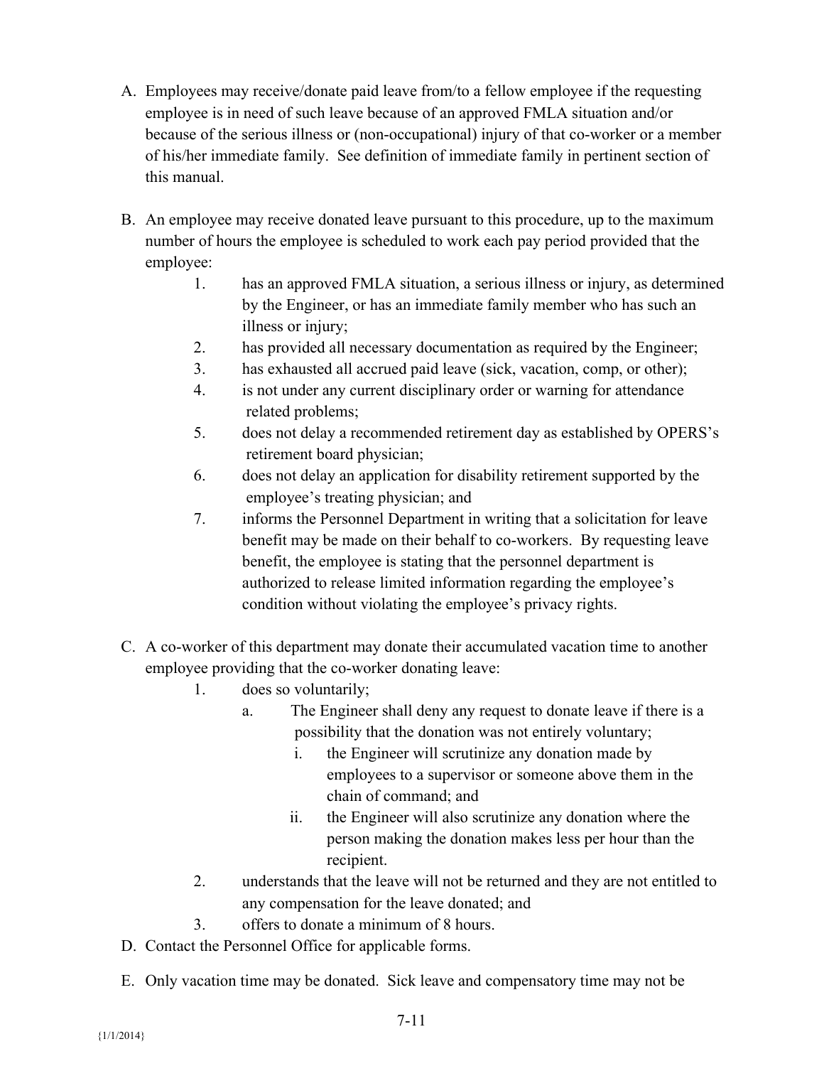A. Employees may receive/donate paid leave from/to a fellow employee if the requesting employee is in need of such leave because of an approved FMLA situation and/or because of the serious illness or (non-occupational) injury of that co-worker or a member of his/her immediate family. See definition of immediate family in pertinent section of this manual.

B. An employee may receive donated leave pursuant to this procedure, up to the maximum number of hours the employee is scheduled to work each pay period provided that the employee:

   1. has an approved FMLA situation, a serious illness or injury, as determined by the Engineer, or has an immediate family member who has such an illness or injury;
   2. has provided all necessary documentation as required by the Engineer;
   3. has exhausted all accrued paid leave (sick, vacation, comp, or other);
   4. is not under any current disciplinary order or warning for attendance related problems;
   5. does not delay a recommended retirement day as established by OPERS's retirement board physician;
   6. does not delay an application for disability retirement supported by the employee's treating physician; and
   7. informs the Personnel Department in writing that a solicitation for leave benefit may be made on their behalf to co-workers. By requesting leave benefit, the employee is stating that the personnel department is authorized to release limited information regarding the employee's condition without violating the employee's privacy rights.

C. A co-worker of this department may donate their accumulated vacation time to another employee providing that the co-worker donating leave:

   1. does so voluntarily;
      a. The Engineer shall deny any request to donate leave if there is a possibility that the donation was not entirely voluntary;
         i. the Engineer will scrutinize any donation made by employees to a supervisor or someone above them in the chain of command; and
         ii. the Engineer will also scrutinize any donation where the person making the donation makes less per hour than the recipient.
   2. understands that the leave will not be returned and they are not entitled to any compensation for the leave donated; and
   3. offers to donate a minimum of 8 hours.

D. Contact the Personnel Office for applicable forms.

E. Only vacation time may be donated. Sick leave and compensatory time may not be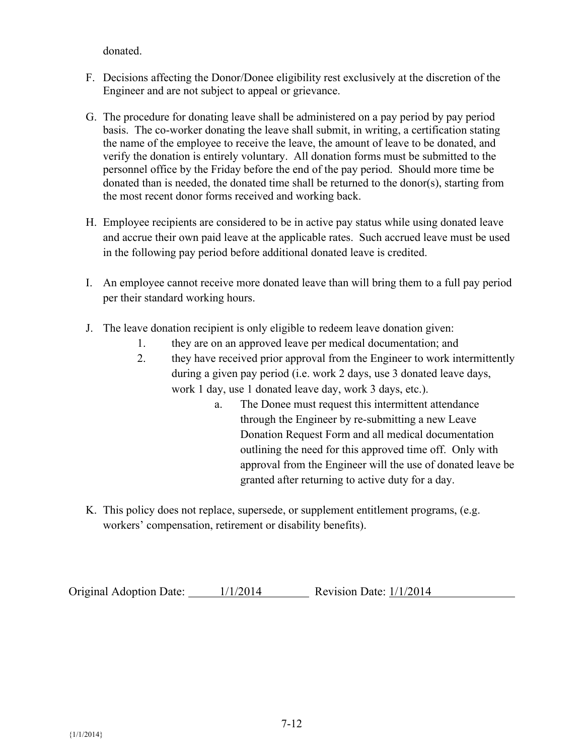donated.

F. Decisions affecting the Donor/Donee eligibility rest exclusively at the discretion of the Engineer and are not subject to appeal or grievance.

G. The procedure for donating leave shall be administered on a pay period by pay period basis. The co-worker donating the leave shall submit, in writing, a certification stating the name of the employee to receive the leave, the amount of leave to be donated, and verify the donation is entirely voluntary. All donation forms must be submitted to the personnel office by the Friday before the end of the pay period. Should more time be donated than is needed, the donated time shall be returned to the donor(s), starting from the most recent donor forms received and working back.

H. Employee recipients are considered to be in active pay status while using donated leave and accrue their own paid leave at the applicable rates. Such accrued leave must be used in the following pay period before additional donated leave is credited.

I. An employee cannot receive more donated leave than will bring them to a full pay period per their standard working hours.

J. The leave donation recipient is only eligible to redeem leave donation given:
   1. they are on an approved leave per medical documentation; and
   2. they have received prior approval from the Engineer to work intermittently during a given pay period (i.e. work 2 days, use 3 donated leave days, work 1 day, use 1 donated leave day, work 3 days, etc.).
      a. The Donee must request this intermittent attendance through the Engineer by re-submitting a new Leave Donation Request Form and all medical documentation outlining the need for this approved time off. Only with approval from the Engineer will the use of donated leave be granted after returning to active duty for a day.

K. This policy does not replace, supersede, or supplement entitlement programs, (e.g. workers' compensation, retirement or disability benefits).

Original Adoption Date: 1/1/2014 Revision Date: 1/1/2014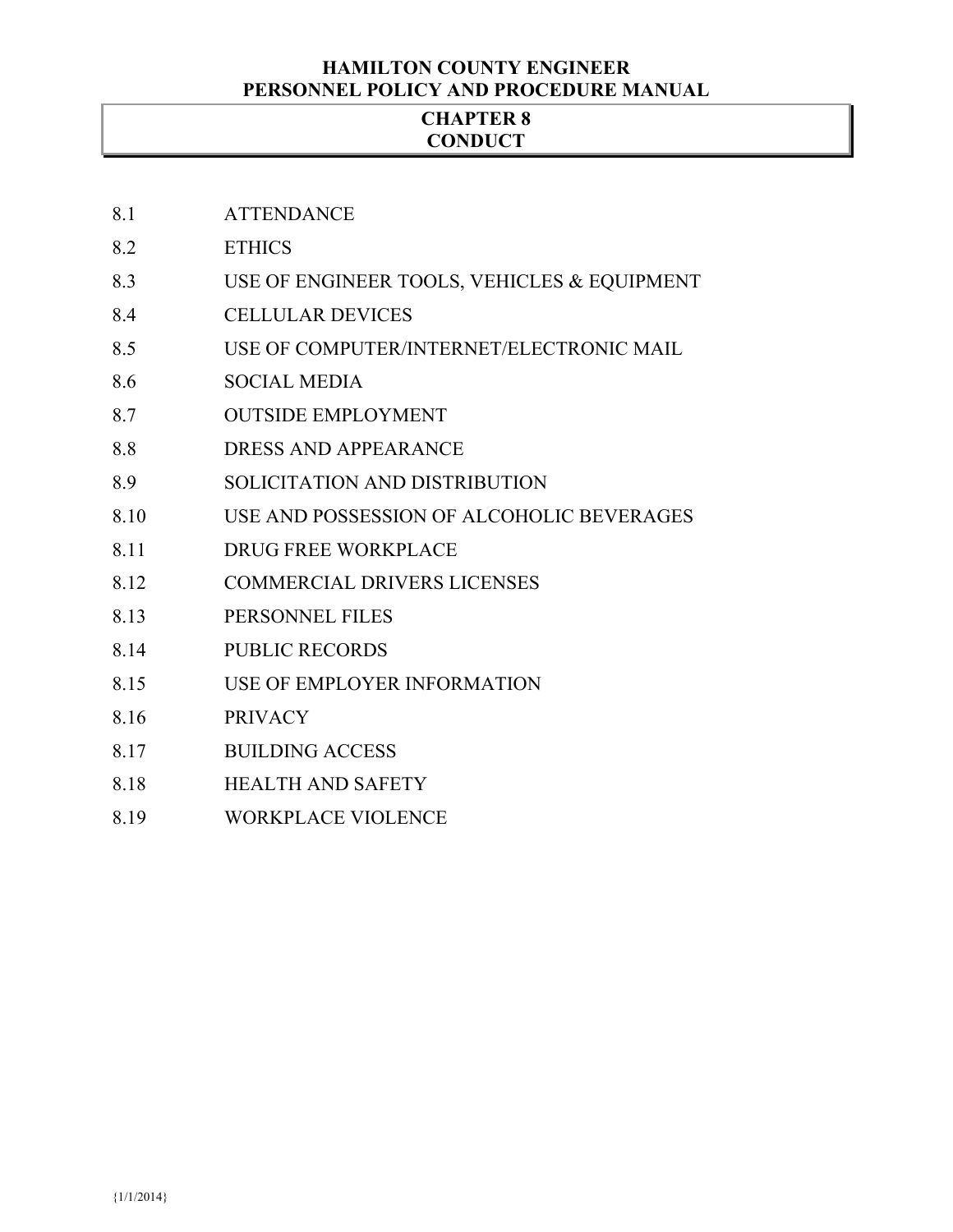# HAMILTON COUNTY ENGINEER
# PERSONNEL POLICY AND PROCEDURE MANUAL

## CHAPTER 8
## CONDUCT

8.1 ATTENDANCE

8.2 ETHICS

8.3 USE OF ENGINEER TOOLS, VEHICLES & EQUIPMENT

8.4 CELLULAR DEVICES

8.5 USE OF COMPUTER/INTERNET/ELECTRONIC MAIL

8.6 SOCIAL MEDIA

8.7 OUTSIDE EMPLOYMENT

8.8 DRESS AND APPEARANCE

8.9 SOLICITATION AND DISTRIBUTION

8.10 USE AND POSSESSION OF ALCOHOLIC BEVERAGES

8.11 DRUG FREE WORKPLACE

8.12 COMMERCIAL DRIVERS LICENSES

8.13 PERSONNEL FILES

8.14 PUBLIC RECORDS

8.15 USE OF EMPLOYER INFORMATION

8.16 PRIVACY

8.17 BUILDING ACCESS

8.18 HEALTH AND SAFETY

8.19 WORKPLACE VIOLENCE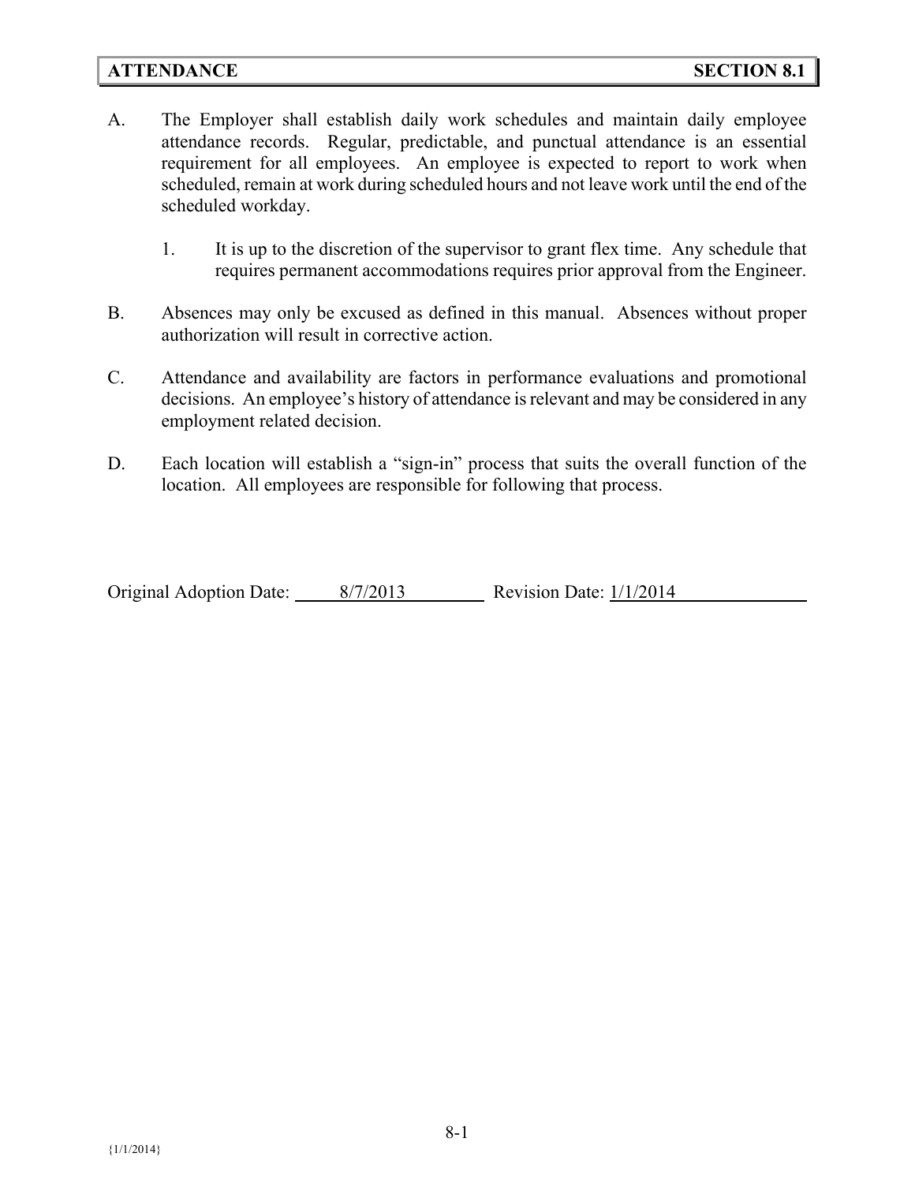## ATTENDANCE — SECTION 8.1

A. The Employer shall establish daily work schedules and maintain daily employee attendance records. Regular, predictable, and punctual attendance is an essential requirement for all employees. An employee is expected to report to work when scheduled, remain at work during scheduled hours and not leave work until the end of the scheduled workday.

   1. It is up to the discretion of the supervisor to grant flex time. Any schedule that requires permanent accommodations requires prior approval from the Engineer.

B. Absences may only be excused as defined in this manual. Absences without proper authorization will result in corrective action.

C. Attendance and availability are factors in performance evaluations and promotional decisions. An employee's history of attendance is relevant and may be considered in any employment related decision.

D. Each location will establish a "sign-in" process that suits the overall function of the location. All employees are responsible for following that process.

Original Adoption Date: 8/7/2013 Revision Date: 1/1/2014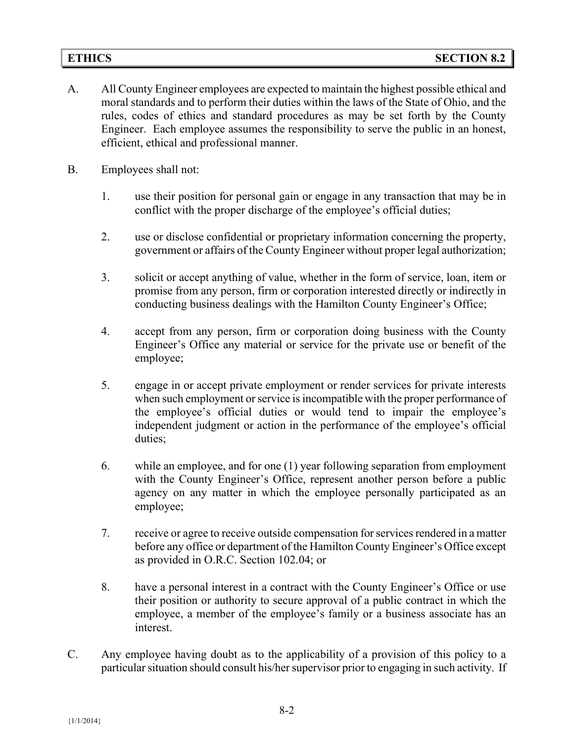## ETHICS SECTION 8.2

A. All County Engineer employees are expected to maintain the highest possible ethical and moral standards and to perform their duties within the laws of the State of Ohio, and the rules, codes of ethics and standard procedures as may be set forth by the County Engineer. Each employee assumes the responsibility to serve the public in an honest, efficient, ethical and professional manner.

B. Employees shall not:

1. use their position for personal gain or engage in any transaction that may be in conflict with the proper discharge of the employee's official duties;

2. use or disclose confidential or proprietary information concerning the property, government or affairs of the County Engineer without proper legal authorization;

3. solicit or accept anything of value, whether in the form of service, loan, item or promise from any person, firm or corporation interested directly or indirectly in conducting business dealings with the Hamilton County Engineer's Office;

4. accept from any person, firm or corporation doing business with the County Engineer's Office any material or service for the private use or benefit of the employee;

5. engage in or accept private employment or render services for private interests when such employment or service is incompatible with the proper performance of the employee's official duties or would tend to impair the employee's independent judgment or action in the performance of the employee's official duties;

6. while an employee, and for one (1) year following separation from employment with the County Engineer's Office, represent another person before a public agency on any matter in which the employee personally participated as an employee;

7. receive or agree to receive outside compensation for services rendered in a matter before any office or department of the Hamilton County Engineer's Office except as provided in O.R.C. Section 102.04; or

8. have a personal interest in a contract with the County Engineer's Office or use their position or authority to secure approval of a public contract in which the employee, a member of the employee's family or a business associate has an interest.

C. Any employee having doubt as to the applicability of a provision of this policy to a particular situation should consult his/her supervisor prior to engaging in such activity. If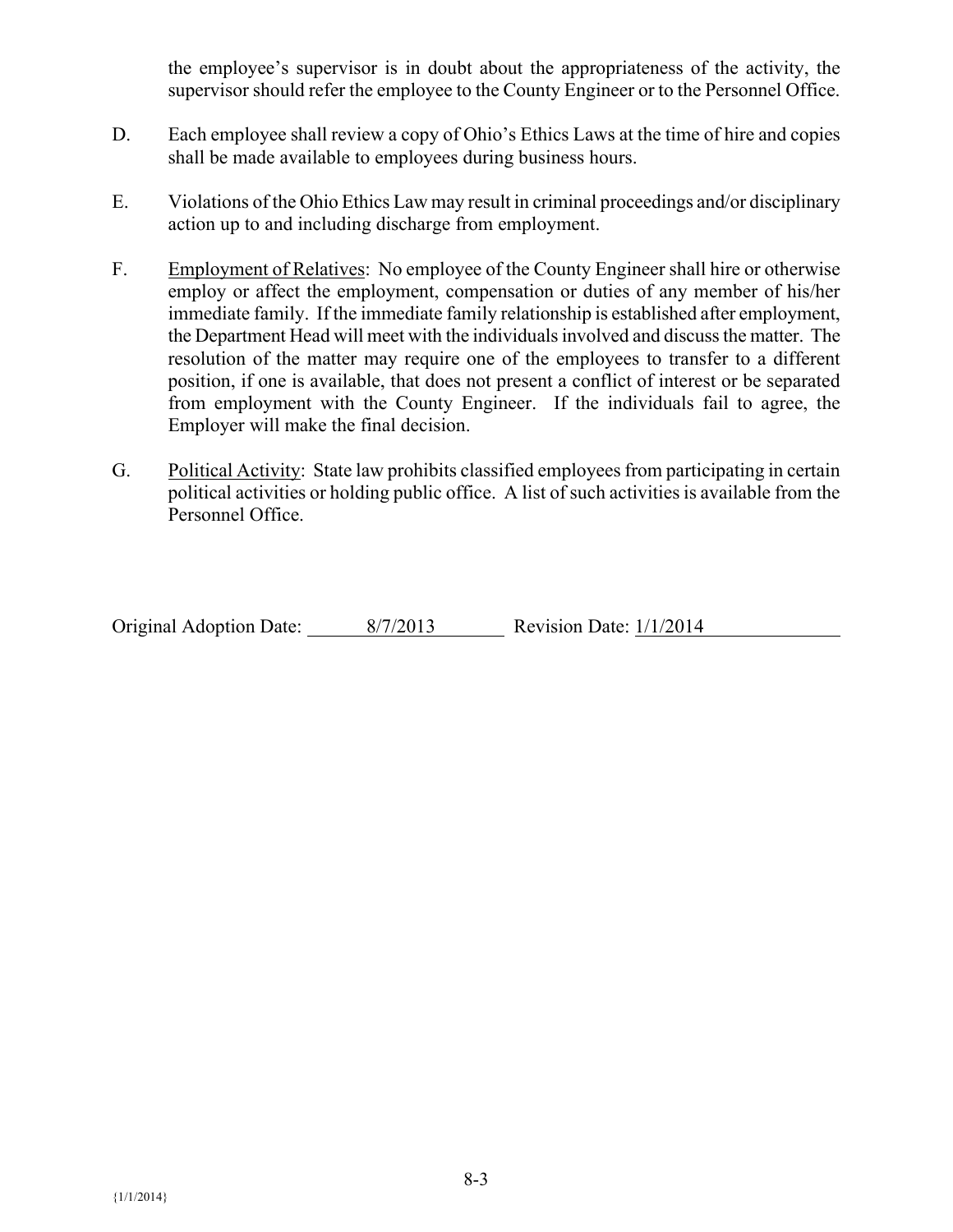the employee's supervisor is in doubt about the appropriateness of the activity, the supervisor should refer the employee to the County Engineer or to the Personnel Office.

D. Each employee shall review a copy of Ohio's Ethics Laws at the time of hire and copies shall be made available to employees during business hours.

E. Violations of the Ohio Ethics Law may result in criminal proceedings and/or disciplinary action up to and including discharge from employment.

F. Employment of Relatives: No employee of the County Engineer shall hire or otherwise employ or affect the employment, compensation or duties of any member of his/her immediate family. If the immediate family relationship is established after employment, the Department Head will meet with the individuals involved and discuss the matter. The resolution of the matter may require one of the employees to transfer to a different position, if one is available, that does not present a conflict of interest or be separated from employment with the County Engineer. If the individuals fail to agree, the Employer will make the final decision.

G. Political Activity: State law prohibits classified employees from participating in certain political activities or holding public office. A list of such activities is available from the Personnel Office.

Original Adoption Date: 8/7/2013 Revision Date: 1/1/2014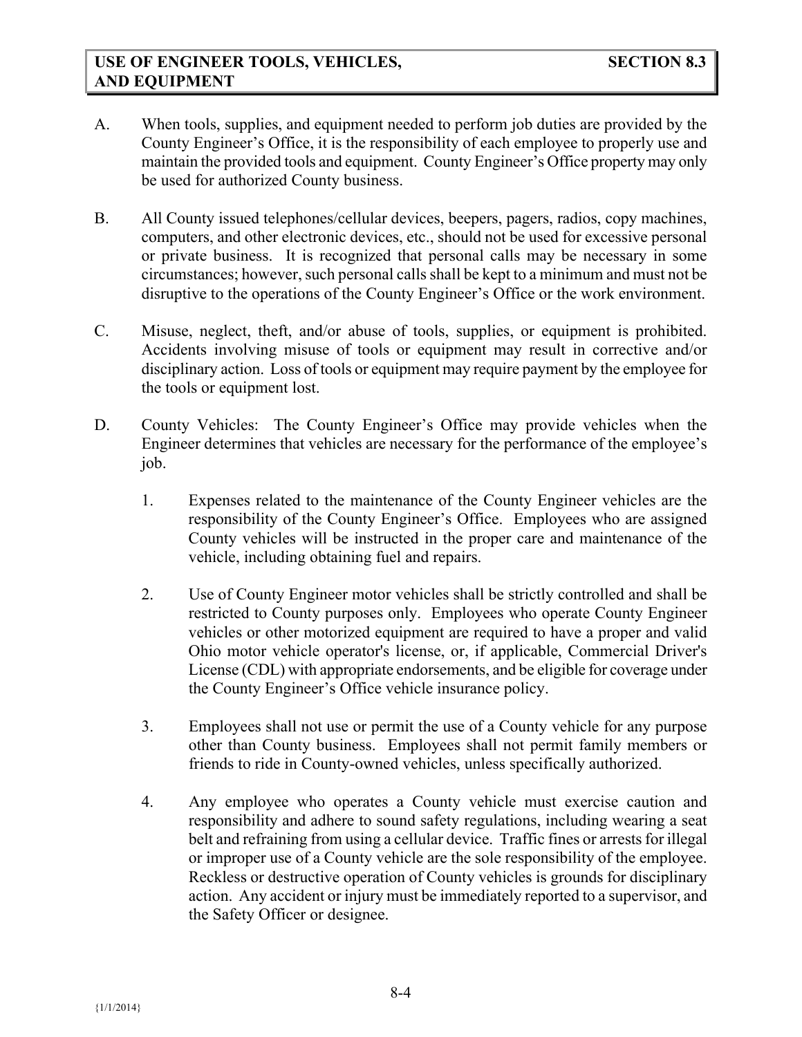## USE OF ENGINEER TOOLS, VEHICLES, AND EQUIPMENT — SECTION 8.3

A. When tools, supplies, and equipment needed to perform job duties are provided by the County Engineer's Office, it is the responsibility of each employee to properly use and maintain the provided tools and equipment. County Engineer's Office property may only be used for authorized County business.

B. All County issued telephones/cellular devices, beepers, pagers, radios, copy machines, computers, and other electronic devices, etc., should not be used for excessive personal or private business. It is recognized that personal calls may be necessary in some circumstances; however, such personal calls shall be kept to a minimum and must not be disruptive to the operations of the County Engineer's Office or the work environment.

C. Misuse, neglect, theft, and/or abuse of tools, supplies, or equipment is prohibited. Accidents involving misuse of tools or equipment may result in corrective and/or disciplinary action. Loss of tools or equipment may require payment by the employee for the tools or equipment lost.

D. County Vehicles: The County Engineer's Office may provide vehicles when the Engineer determines that vehicles are necessary for the performance of the employee's job.

   1. Expenses related to the maintenance of the County Engineer vehicles are the responsibility of the County Engineer's Office. Employees who are assigned County vehicles will be instructed in the proper care and maintenance of the vehicle, including obtaining fuel and repairs.

   2. Use of County Engineer motor vehicles shall be strictly controlled and shall be restricted to County purposes only. Employees who operate County Engineer vehicles or other motorized equipment are required to have a proper and valid Ohio motor vehicle operator's license, or, if applicable, Commercial Driver's License (CDL) with appropriate endorsements, and be eligible for coverage under the County Engineer's Office vehicle insurance policy.

   3. Employees shall not use or permit the use of a County vehicle for any purpose other than County business. Employees shall not permit family members or friends to ride in County-owned vehicles, unless specifically authorized.

   4. Any employee who operates a County vehicle must exercise caution and responsibility and adhere to sound safety regulations, including wearing a seat belt and refraining from using a cellular device. Traffic fines or arrests for illegal or improper use of a County vehicle are the sole responsibility of the employee. Reckless or destructive operation of County vehicles is grounds for disciplinary action. Any accident or injury must be immediately reported to a supervisor, and the Safety Officer or designee.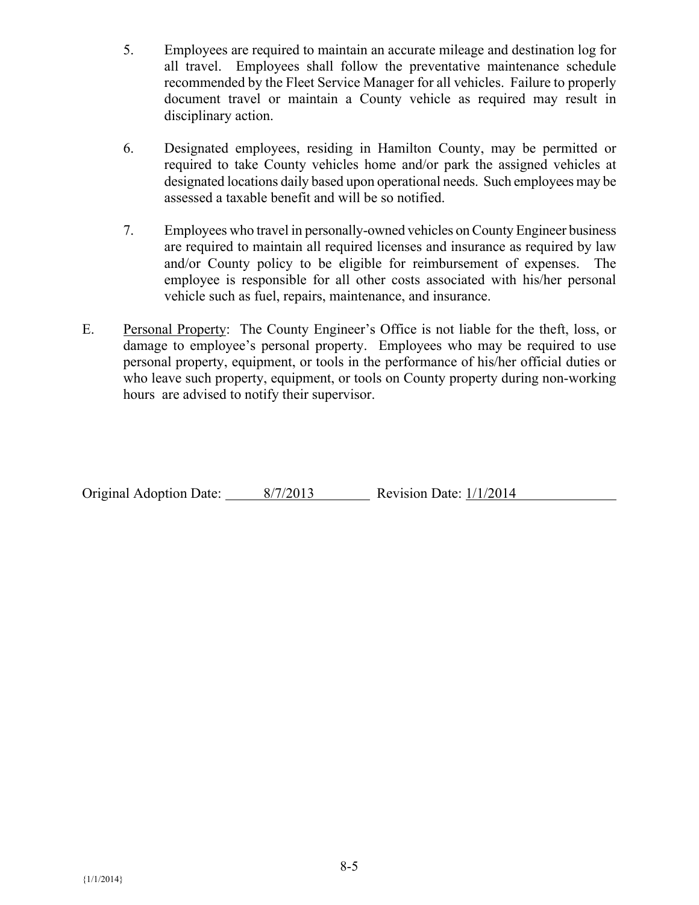5. Employees are required to maintain an accurate mileage and destination log for all travel. Employees shall follow the preventative maintenance schedule recommended by the Fleet Service Manager for all vehicles. Failure to properly document travel or maintain a County vehicle as required may result in disciplinary action.

6. Designated employees, residing in Hamilton County, may be permitted or required to take County vehicles home and/or park the assigned vehicles at designated locations daily based upon operational needs. Such employees may be assessed a taxable benefit and will be so notified.

7. Employees who travel in personally-owned vehicles on County Engineer business are required to maintain all required licenses and insurance as required by law and/or County policy to be eligible for reimbursement of expenses. The employee is responsible for all other costs associated with his/her personal vehicle such as fuel, repairs, maintenance, and insurance.

E. <u>Personal Property</u>: The County Engineer's Office is not liable for the theft, loss, or damage to employee's personal property. Employees who may be required to use personal property, equipment, or tools in the performance of his/her official duties or who leave such property, equipment, or tools on County property during non-working hours are advised to notify their supervisor.

Original Adoption Date: 8/7/2013 Revision Date: 1/1/2014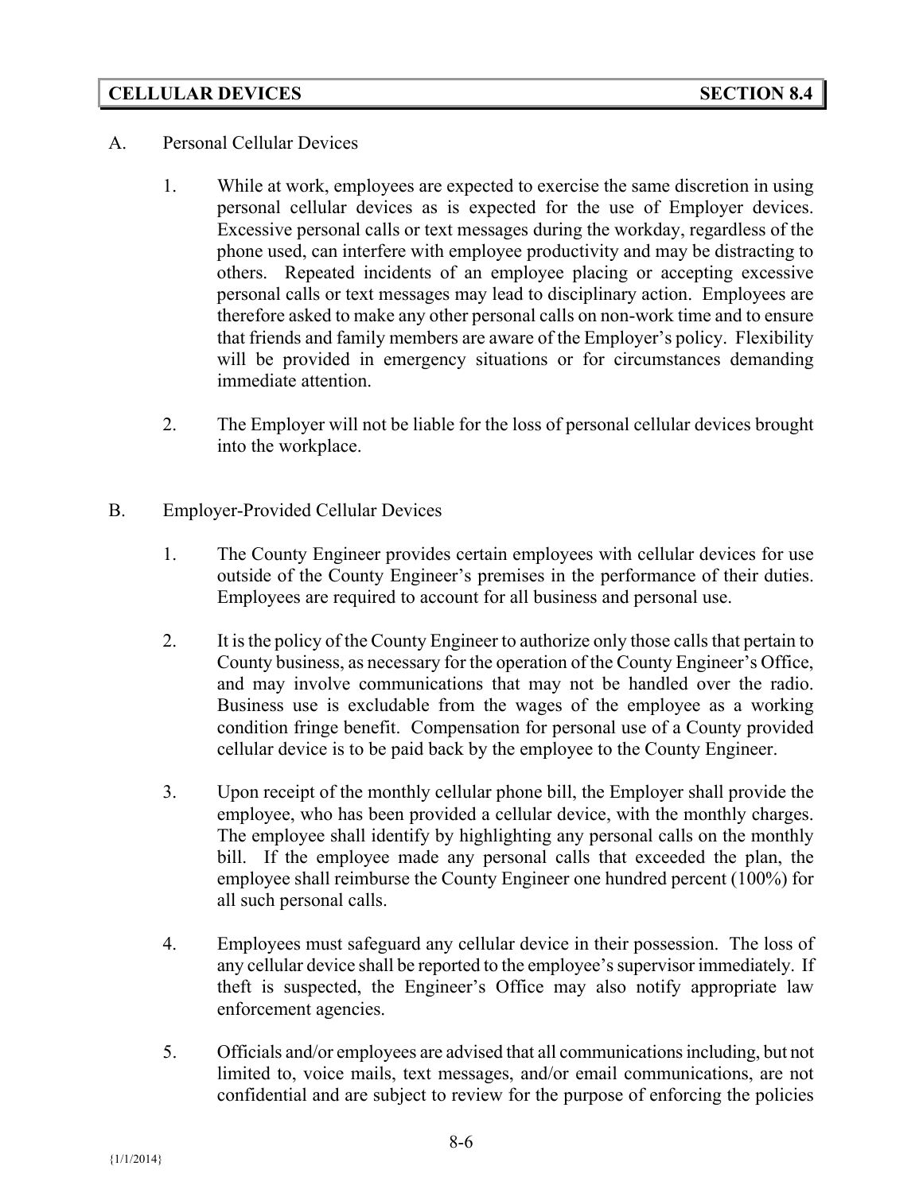## CELLULAR DEVICES — SECTION 8.4

A. Personal Cellular Devices

1. While at work, employees are expected to exercise the same discretion in using personal cellular devices as is expected for the use of Employer devices. Excessive personal calls or text messages during the workday, regardless of the phone used, can interfere with employee productivity and may be distracting to others. Repeated incidents of an employee placing or accepting excessive personal calls or text messages may lead to disciplinary action. Employees are therefore asked to make any other personal calls on non-work time and to ensure that friends and family members are aware of the Employer's policy. Flexibility will be provided in emergency situations or for circumstances demanding immediate attention.

2. The Employer will not be liable for the loss of personal cellular devices brought into the workplace.

B. Employer-Provided Cellular Devices

1. The County Engineer provides certain employees with cellular devices for use outside of the County Engineer's premises in the performance of their duties. Employees are required to account for all business and personal use.

2. It is the policy of the County Engineer to authorize only those calls that pertain to County business, as necessary for the operation of the County Engineer's Office, and may involve communications that may not be handled over the radio. Business use is excludable from the wages of the employee as a working condition fringe benefit. Compensation for personal use of a County provided cellular device is to be paid back by the employee to the County Engineer.

3. Upon receipt of the monthly cellular phone bill, the Employer shall provide the employee, who has been provided a cellular device, with the monthly charges. The employee shall identify by highlighting any personal calls on the monthly bill. If the employee made any personal calls that exceeded the plan, the employee shall reimburse the County Engineer one hundred percent (100%) for all such personal calls.

4. Employees must safeguard any cellular device in their possession. The loss of any cellular device shall be reported to the employee's supervisor immediately. If theft is suspected, the Engineer's Office may also notify appropriate law enforcement agencies.

5. Officials and/or employees are advised that all communications including, but not limited to, voice mails, text messages, and/or email communications, are not confidential and are subject to review for the purpose of enforcing the policies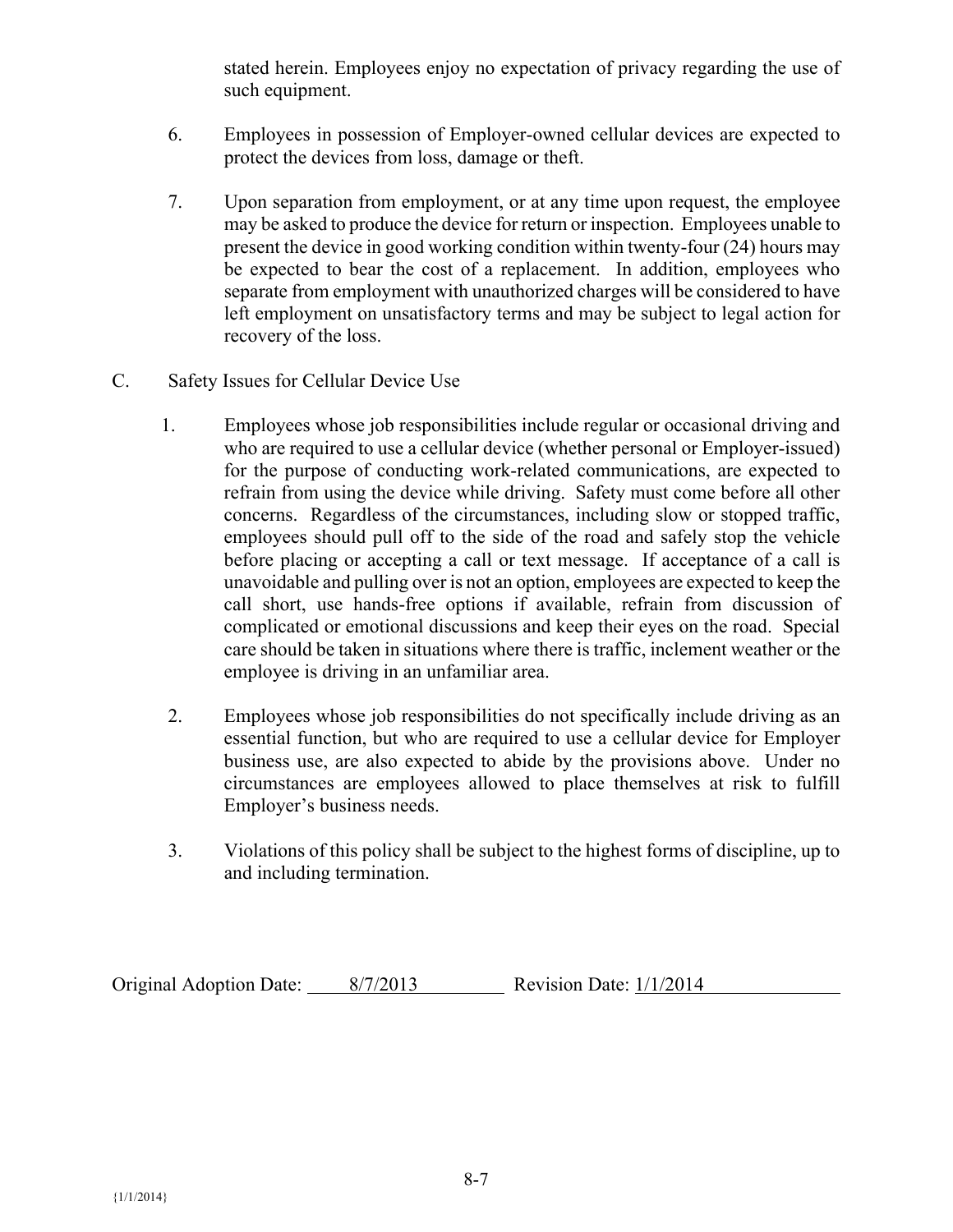stated herein. Employees enjoy no expectation of privacy regarding the use of such equipment.

6. Employees in possession of Employer-owned cellular devices are expected to protect the devices from loss, damage or theft.

7. Upon separation from employment, or at any time upon request, the employee may be asked to produce the device for return or inspection. Employees unable to present the device in good working condition within twenty-four (24) hours may be expected to bear the cost of a replacement. In addition, employees who separate from employment with unauthorized charges will be considered to have left employment on unsatisfactory terms and may be subject to legal action for recovery of the loss.

C. Safety Issues for Cellular Device Use

1. Employees whose job responsibilities include regular or occasional driving and who are required to use a cellular device (whether personal or Employer-issued) for the purpose of conducting work-related communications, are expected to refrain from using the device while driving. Safety must come before all other concerns. Regardless of the circumstances, including slow or stopped traffic, employees should pull off to the side of the road and safely stop the vehicle before placing or accepting a call or text message. If acceptance of a call is unavoidable and pulling over is not an option, employees are expected to keep the call short, use hands-free options if available, refrain from discussion of complicated or emotional discussions and keep their eyes on the road. Special care should be taken in situations where there is traffic, inclement weather or the employee is driving in an unfamiliar area.

2. Employees whose job responsibilities do not specifically include driving as an essential function, but who are required to use a cellular device for Employer business use, are also expected to abide by the provisions above. Under no circumstances are employees allowed to place themselves at risk to fulfill Employer's business needs.

3. Violations of this policy shall be subject to the highest forms of discipline, up to and including termination.

Original Adoption Date: 8/7/2013 Revision Date: 1/1/2014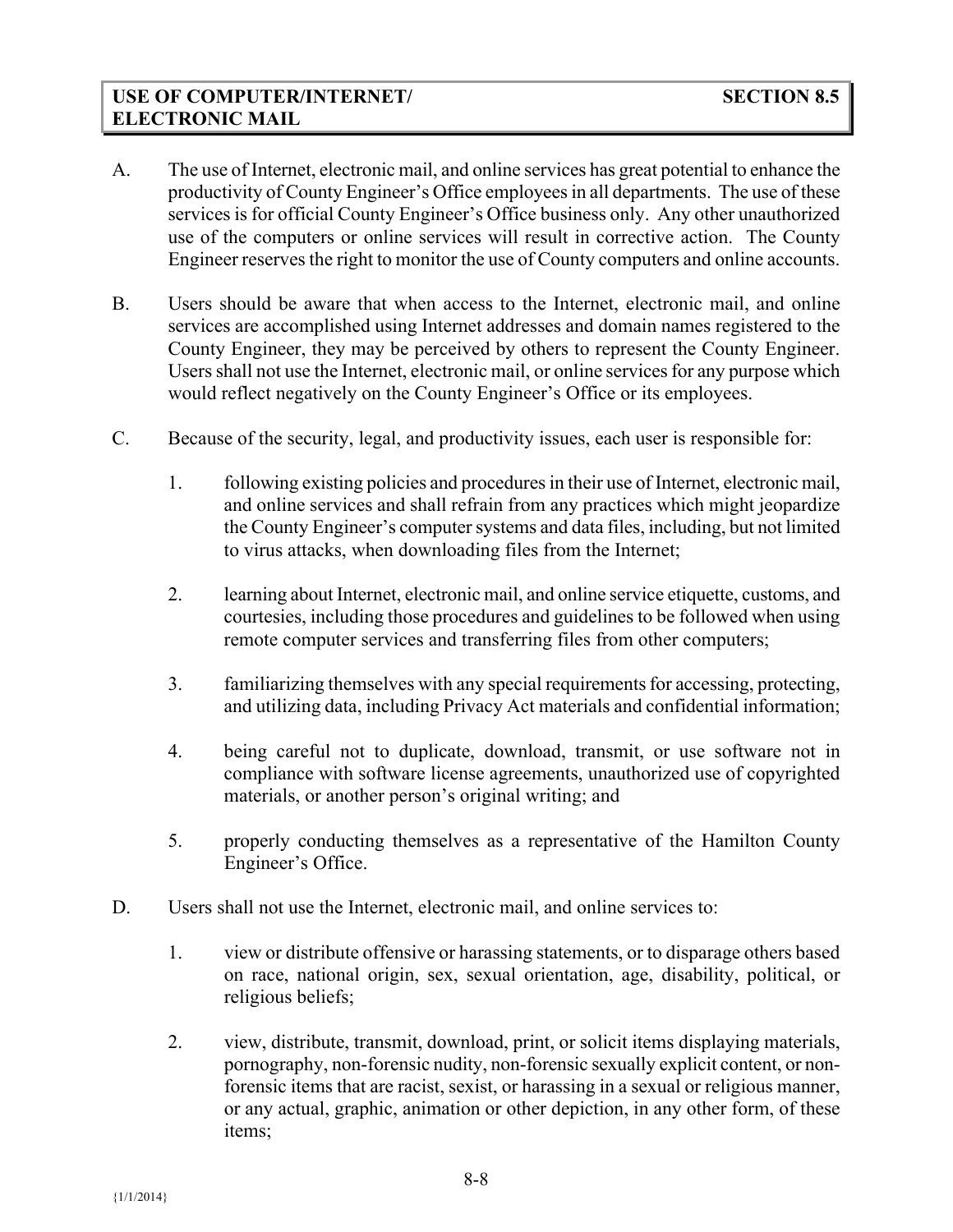## USE OF COMPUTER/INTERNET/ ELECTRONIC MAIL — SECTION 8.5

A. The use of Internet, electronic mail, and online services has great potential to enhance the productivity of County Engineer's Office employees in all departments. The use of these services is for official County Engineer's Office business only. Any other unauthorized use of the computers or online services will result in corrective action. The County Engineer reserves the right to monitor the use of County computers and online accounts.

B. Users should be aware that when access to the Internet, electronic mail, and online services are accomplished using Internet addresses and domain names registered to the County Engineer, they may be perceived by others to represent the County Engineer. Users shall not use the Internet, electronic mail, or online services for any purpose which would reflect negatively on the County Engineer's Office or its employees.

C. Because of the security, legal, and productivity issues, each user is responsible for:

1. following existing policies and procedures in their use of Internet, electronic mail, and online services and shall refrain from any practices which might jeopardize the County Engineer's computer systems and data files, including, but not limited to virus attacks, when downloading files from the Internet;

2. learning about Internet, electronic mail, and online service etiquette, customs, and courtesies, including those procedures and guidelines to be followed when using remote computer services and transferring files from other computers;

3. familiarizing themselves with any special requirements for accessing, protecting, and utilizing data, including Privacy Act materials and confidential information;

4. being careful not to duplicate, download, transmit, or use software not in compliance with software license agreements, unauthorized use of copyrighted materials, or another person's original writing; and

5. properly conducting themselves as a representative of the Hamilton County Engineer's Office.

D. Users shall not use the Internet, electronic mail, and online services to:

1. view or distribute offensive or harassing statements, or to disparage others based on race, national origin, sex, sexual orientation, age, disability, political, or religious beliefs;

2. view, distribute, transmit, download, print, or solicit items displaying materials, pornography, non-forensic nudity, non-forensic sexually explicit content, or non-forensic items that are racist, sexist, or harassing in a sexual or religious manner, or any actual, graphic, animation or other depiction, in any other form, of these items;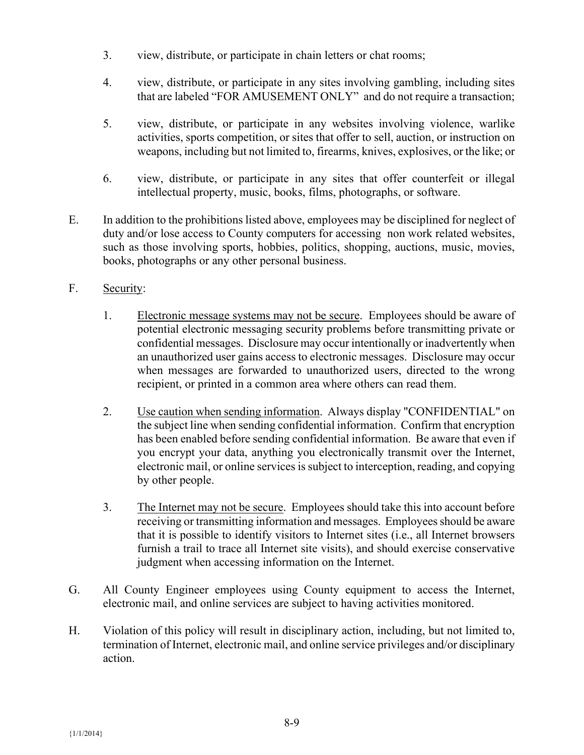3. view, distribute, or participate in chain letters or chat rooms;

4. view, distribute, or participate in any sites involving gambling, including sites that are labeled "FOR AMUSEMENT ONLY" and do not require a transaction;

5. view, distribute, or participate in any websites involving violence, warlike activities, sports competition, or sites that offer to sell, auction, or instruction on weapons, including but not limited to, firearms, knives, explosives, or the like; or

6. view, distribute, or participate in any sites that offer counterfeit or illegal intellectual property, music, books, films, photographs, or software.

E. In addition to the prohibitions listed above, employees may be disciplined for neglect of duty and/or lose access to County computers for accessing non work related websites, such as those involving sports, hobbies, politics, shopping, auctions, music, movies, books, photographs or any other personal business.

F. Security:

1. Electronic message systems may not be secure. Employees should be aware of potential electronic messaging security problems before transmitting private or confidential messages. Disclosure may occur intentionally or inadvertently when an unauthorized user gains access to electronic messages. Disclosure may occur when messages are forwarded to unauthorized users, directed to the wrong recipient, or printed in a common area where others can read them.

2. Use caution when sending information. Always display "CONFIDENTIAL" on the subject line when sending confidential information. Confirm that encryption has been enabled before sending confidential information. Be aware that even if you encrypt your data, anything you electronically transmit over the Internet, electronic mail, or online services is subject to interception, reading, and copying by other people.

3. The Internet may not be secure. Employees should take this into account before receiving or transmitting information and messages. Employees should be aware that it is possible to identify visitors to Internet sites (i.e., all Internet browsers furnish a trail to trace all Internet site visits), and should exercise conservative judgment when accessing information on the Internet.

G. All County Engineer employees using County equipment to access the Internet, electronic mail, and online services are subject to having activities monitored.

H. Violation of this policy will result in disciplinary action, including, but not limited to, termination of Internet, electronic mail, and online service privileges and/or disciplinary action.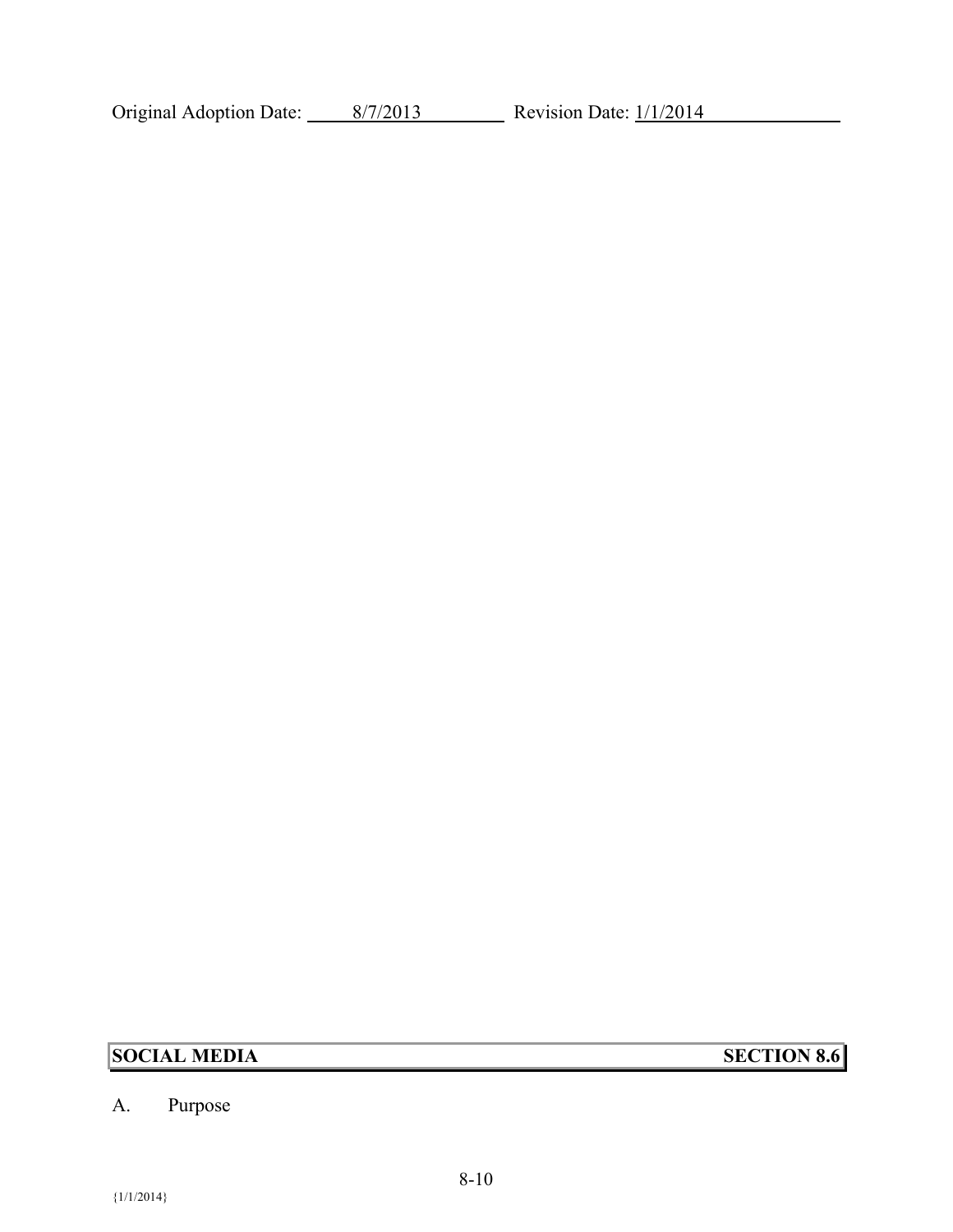Original Adoption Date: 8/7/2013 Revision Date: 1/1/2014

## SOCIAL MEDIA SECTION 8.6

A. Purpose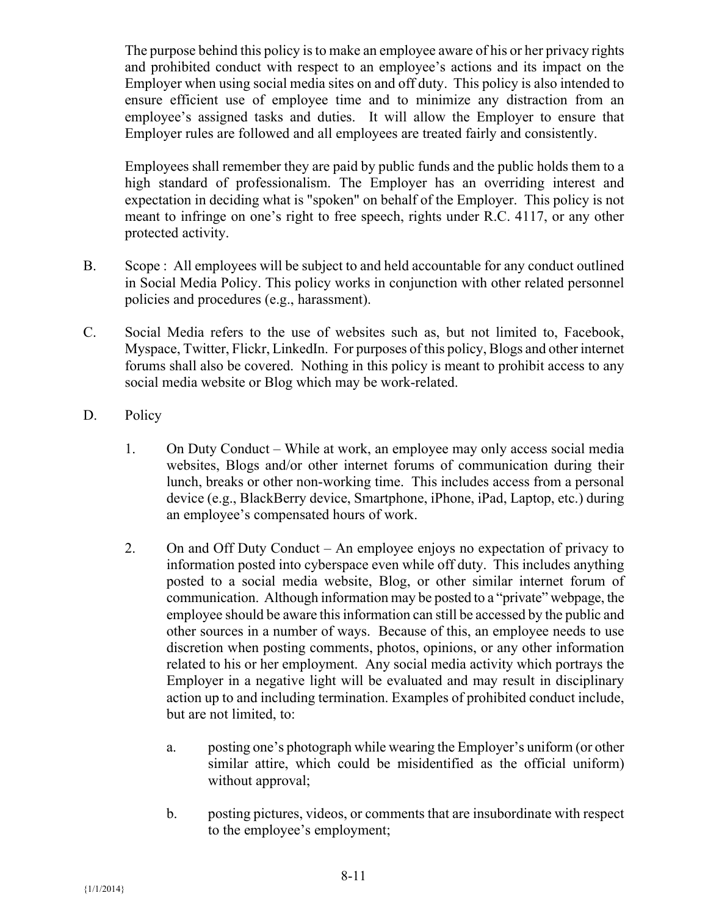The purpose behind this policy is to make an employee aware of his or her privacy rights and prohibited conduct with respect to an employee's actions and its impact on the Employer when using social media sites on and off duty. This policy is also intended to ensure efficient use of employee time and to minimize any distraction from an employee's assigned tasks and duties. It will allow the Employer to ensure that Employer rules are followed and all employees are treated fairly and consistently.

Employees shall remember they are paid by public funds and the public holds them to a high standard of professionalism. The Employer has an overriding interest and expectation in deciding what is "spoken" on behalf of the Employer. This policy is not meant to infringe on one's right to free speech, rights under R.C. 4117, or any other protected activity.

B. Scope : All employees will be subject to and held accountable for any conduct outlined in Social Media Policy. This policy works in conjunction with other related personnel policies and procedures (e.g., harassment).

C. Social Media refers to the use of websites such as, but not limited to, Facebook, Myspace, Twitter, Flickr, LinkedIn. For purposes of this policy, Blogs and other internet forums shall also be covered. Nothing in this policy is meant to prohibit access to any social media website or Blog which may be work-related.

D. Policy

1. On Duty Conduct – While at work, an employee may only access social media websites, Blogs and/or other internet forums of communication during their lunch, breaks or other non-working time. This includes access from a personal device (e.g., BlackBerry device, Smartphone, iPhone, iPad, Laptop, etc.) during an employee's compensated hours of work.

2. On and Off Duty Conduct – An employee enjoys no expectation of privacy to information posted into cyberspace even while off duty. This includes anything posted to a social media website, Blog, or other similar internet forum of communication. Although information may be posted to a "private" webpage, the employee should be aware this information can still be accessed by the public and other sources in a number of ways. Because of this, an employee needs to use discretion when posting comments, photos, opinions, or any other information related to his or her employment. Any social media activity which portrays the Employer in a negative light will be evaluated and may result in disciplinary action up to and including termination. Examples of prohibited conduct include, but are not limited, to:

   a. posting one's photograph while wearing the Employer's uniform (or other similar attire, which could be misidentified as the official uniform) without approval;

   b. posting pictures, videos, or comments that are insubordinate with respect to the employee's employment;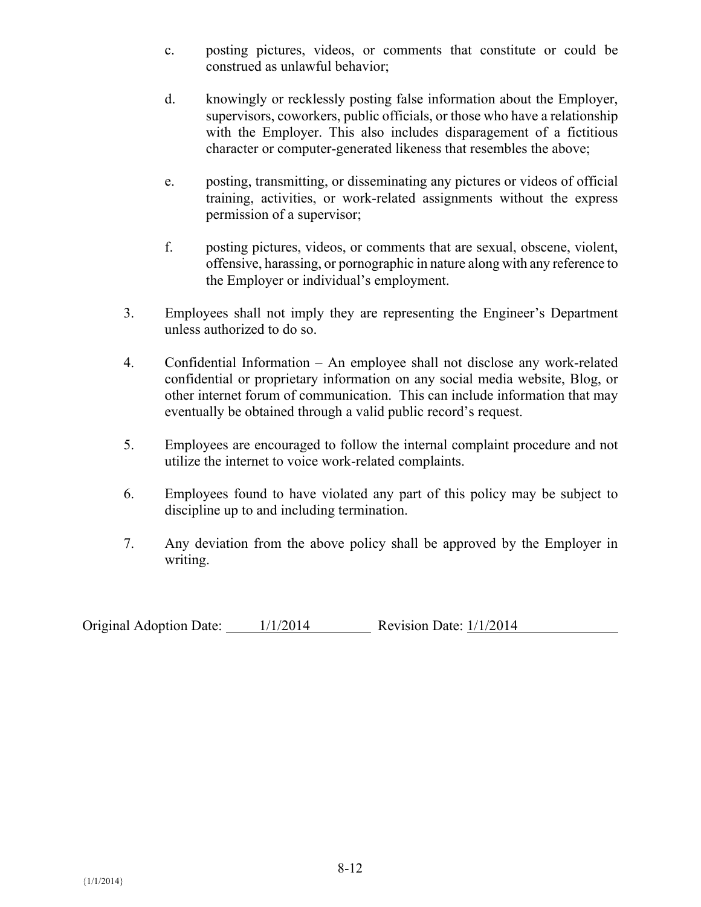c. posting pictures, videos, or comments that constitute or could be construed as unlawful behavior;

d. knowingly or recklessly posting false information about the Employer, supervisors, coworkers, public officials, or those who have a relationship with the Employer. This also includes disparagement of a fictitious character or computer-generated likeness that resembles the above;

e. posting, transmitting, or disseminating any pictures or videos of official training, activities, or work-related assignments without the express permission of a supervisor;

f. posting pictures, videos, or comments that are sexual, obscene, violent, offensive, harassing, or pornographic in nature along with any reference to the Employer or individual's employment.

3. Employees shall not imply they are representing the Engineer's Department unless authorized to do so.

4. Confidential Information – An employee shall not disclose any work-related confidential or proprietary information on any social media website, Blog, or other internet forum of communication. This can include information that may eventually be obtained through a valid public record's request.

5. Employees are encouraged to follow the internal complaint procedure and not utilize the internet to voice work-related complaints.

6. Employees found to have violated any part of this policy may be subject to discipline up to and including termination.

7. Any deviation from the above policy shall be approved by the Employer in writing.

Original Adoption Date: 1/1/2014 Revision Date: 1/1/2014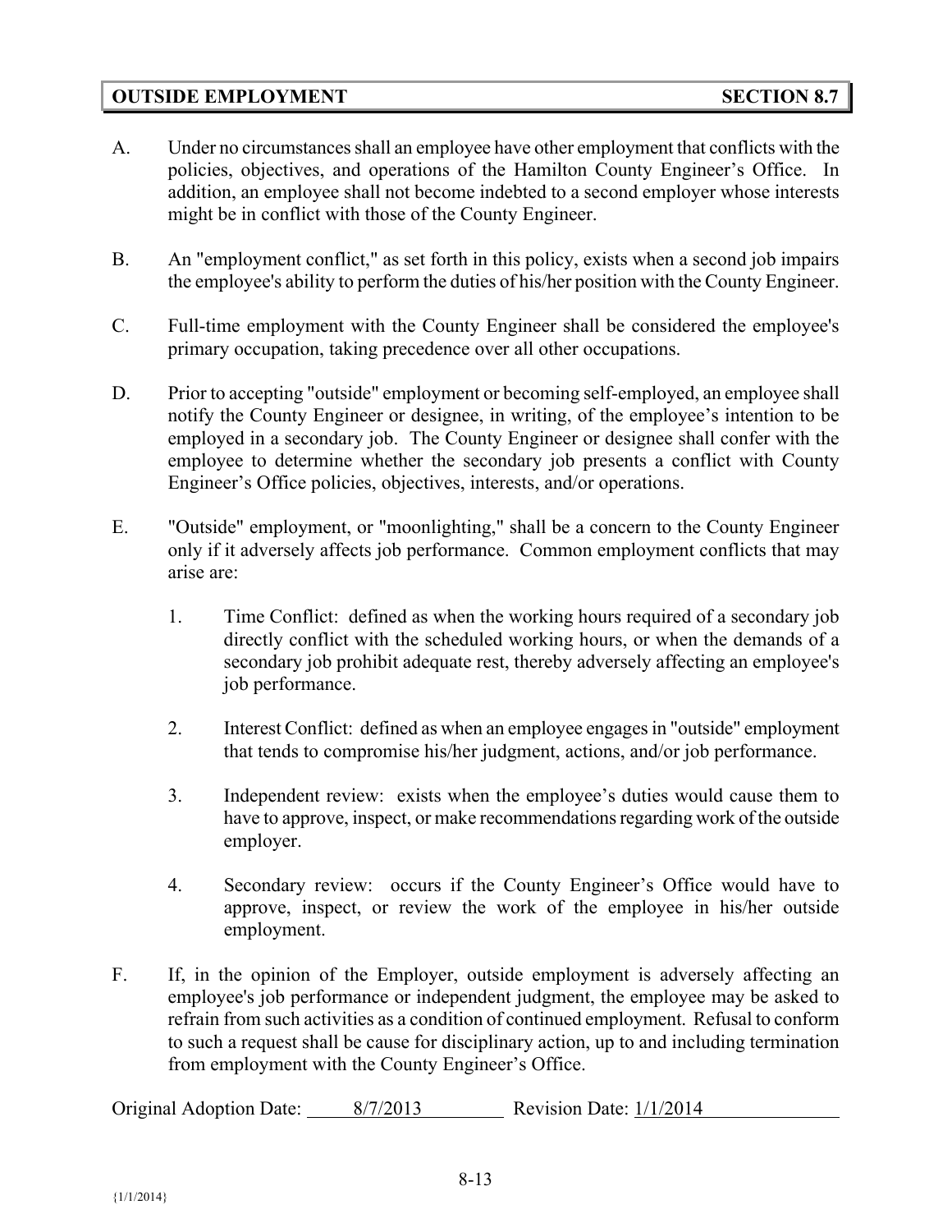## OUTSIDE EMPLOYMENT SECTION 8.7

A. Under no circumstances shall an employee have other employment that conflicts with the policies, objectives, and operations of the Hamilton County Engineer's Office. In addition, an employee shall not become indebted to a second employer whose interests might be in conflict with those of the County Engineer.

B. An "employment conflict," as set forth in this policy, exists when a second job impairs the employee's ability to perform the duties of his/her position with the County Engineer.

C. Full-time employment with the County Engineer shall be considered the employee's primary occupation, taking precedence over all other occupations.

D. Prior to accepting "outside" employment or becoming self-employed, an employee shall notify the County Engineer or designee, in writing, of the employee's intention to be employed in a secondary job. The County Engineer or designee shall confer with the employee to determine whether the secondary job presents a conflict with County Engineer's Office policies, objectives, interests, and/or operations.

E. "Outside" employment, or "moonlighting," shall be a concern to the County Engineer only if it adversely affects job performance. Common employment conflicts that may arise are:

1. Time Conflict: defined as when the working hours required of a secondary job directly conflict with the scheduled working hours, or when the demands of a secondary job prohibit adequate rest, thereby adversely affecting an employee's job performance.

2. Interest Conflict: defined as when an employee engages in "outside" employment that tends to compromise his/her judgment, actions, and/or job performance.

3. Independent review: exists when the employee's duties would cause them to have to approve, inspect, or make recommendations regarding work of the outside employer.

4. Secondary review: occurs if the County Engineer's Office would have to approve, inspect, or review the work of the employee in his/her outside employment.

F. If, in the opinion of the Employer, outside employment is adversely affecting an employee's job performance or independent judgment, the employee may be asked to refrain from such activities as a condition of continued employment. Refusal to conform to such a request shall be cause for disciplinary action, up to and including termination from employment with the County Engineer's Office.

Original Adoption Date: 8/7/2013 Revision Date: 1/1/2014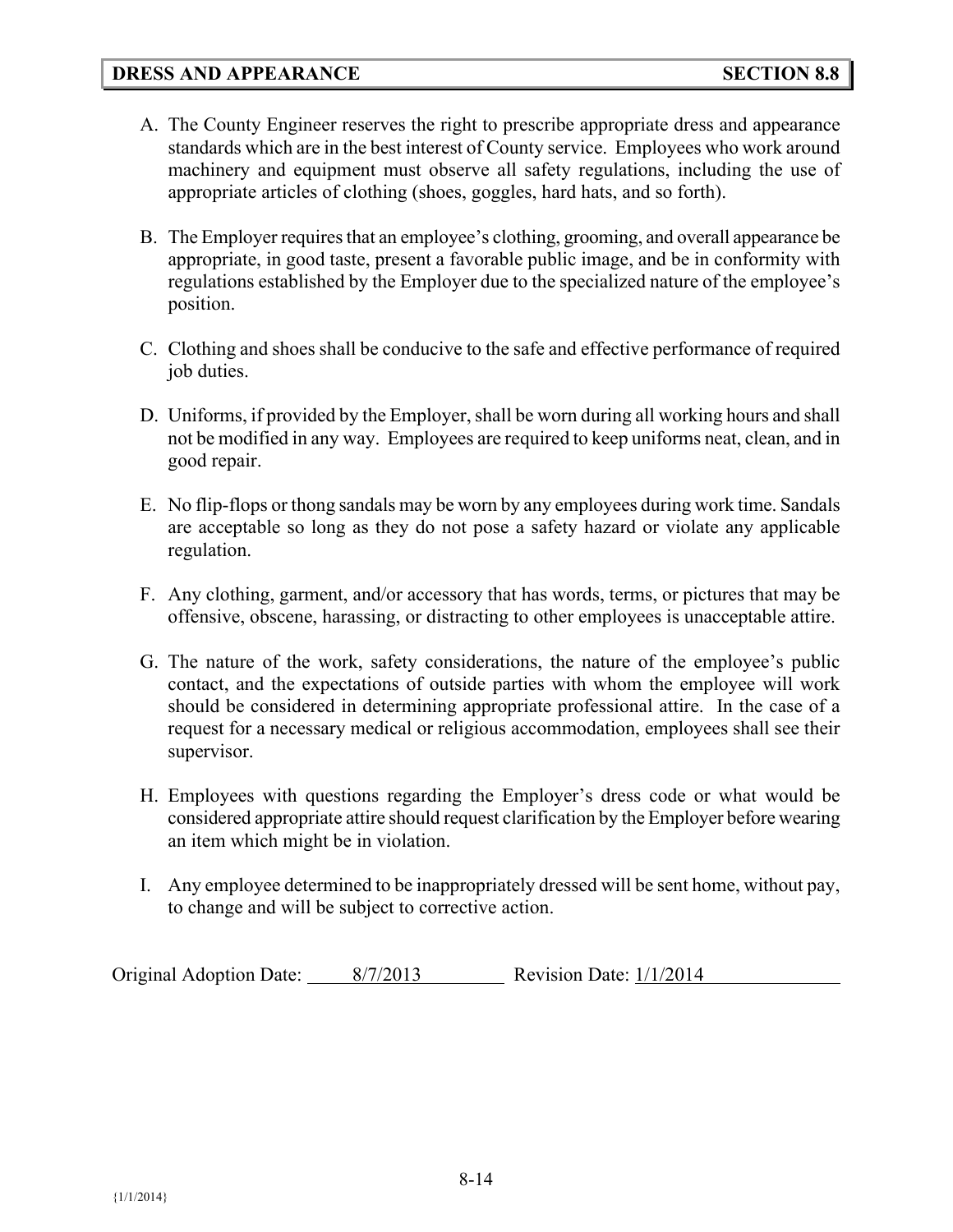## DRESS AND APPEARANCE — SECTION 8.8

A. The County Engineer reserves the right to prescribe appropriate dress and appearance standards which are in the best interest of County service. Employees who work around machinery and equipment must observe all safety regulations, including the use of appropriate articles of clothing (shoes, goggles, hard hats, and so forth).

B. The Employer requires that an employee's clothing, grooming, and overall appearance be appropriate, in good taste, present a favorable public image, and be in conformity with regulations established by the Employer due to the specialized nature of the employee's position.

C. Clothing and shoes shall be conducive to the safe and effective performance of required job duties.

D. Uniforms, if provided by the Employer, shall be worn during all working hours and shall not be modified in any way. Employees are required to keep uniforms neat, clean, and in good repair.

E. No flip-flops or thong sandals may be worn by any employees during work time. Sandals are acceptable so long as they do not pose a safety hazard or violate any applicable regulation.

F. Any clothing, garment, and/or accessory that has words, terms, or pictures that may be offensive, obscene, harassing, or distracting to other employees is unacceptable attire.

G. The nature of the work, safety considerations, the nature of the employee's public contact, and the expectations of outside parties with whom the employee will work should be considered in determining appropriate professional attire. In the case of a request for a necessary medical or religious accommodation, employees shall see their supervisor.

H. Employees with questions regarding the Employer's dress code or what would be considered appropriate attire should request clarification by the Employer before wearing an item which might be in violation.

I. Any employee determined to be inappropriately dressed will be sent home, without pay, to change and will be subject to corrective action.

Original Adoption Date: 8/7/2013 Revision Date: 1/1/2014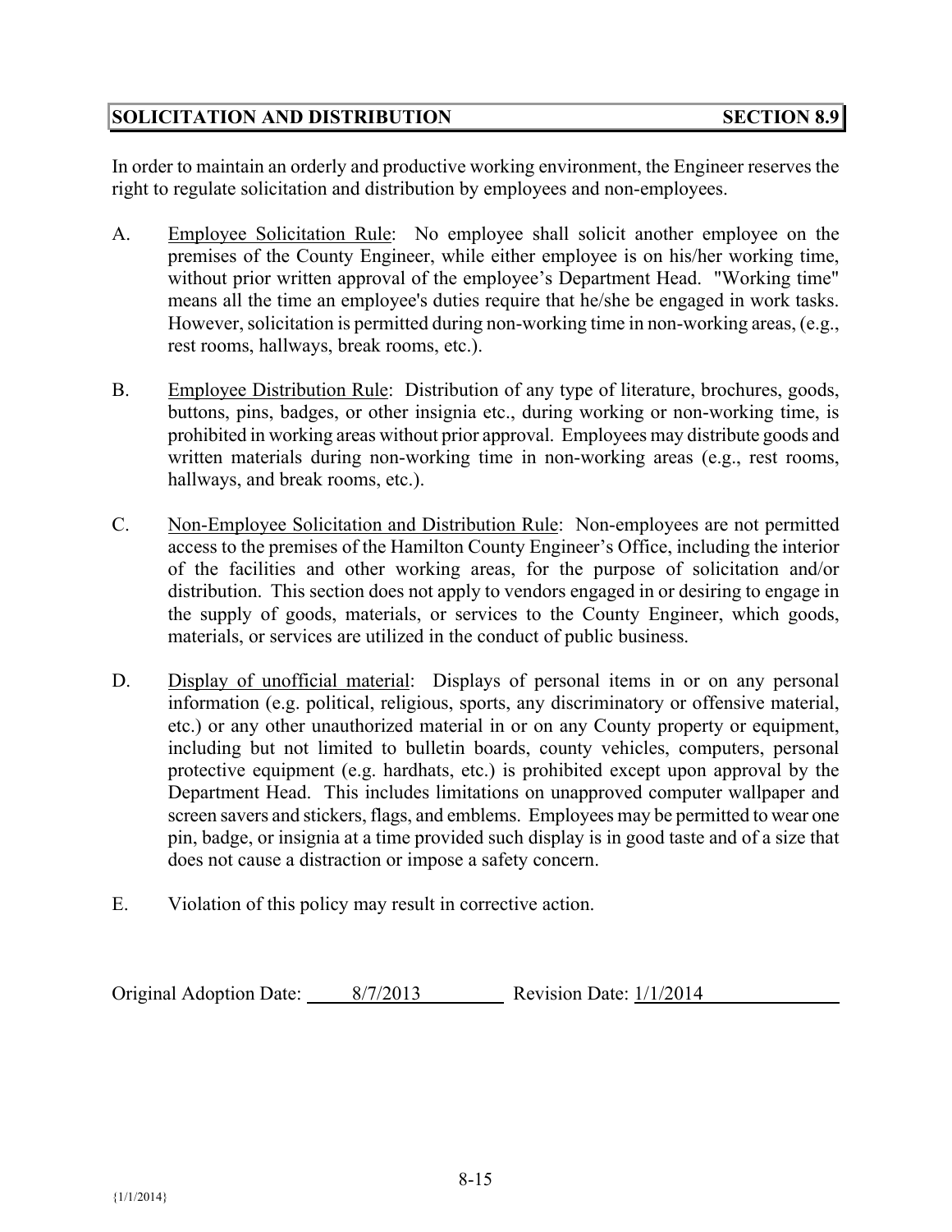## SOLICITATION AND DISTRIBUTION — SECTION 8.9

In order to maintain an orderly and productive working environment, the Engineer reserves the right to regulate solicitation and distribution by employees and non-employees.

A. Employee Solicitation Rule: No employee shall solicit another employee on the premises of the County Engineer, while either employee is on his/her working time, without prior written approval of the employee's Department Head. "Working time" means all the time an employee's duties require that he/she be engaged in work tasks. However, solicitation is permitted during non-working time in non-working areas, (e.g., rest rooms, hallways, break rooms, etc.).

B. Employee Distribution Rule: Distribution of any type of literature, brochures, goods, buttons, pins, badges, or other insignia etc., during working or non-working time, is prohibited in working areas without prior approval. Employees may distribute goods and written materials during non-working time in non-working areas (e.g., rest rooms, hallways, and break rooms, etc.).

C. Non-Employee Solicitation and Distribution Rule: Non-employees are not permitted access to the premises of the Hamilton County Engineer's Office, including the interior of the facilities and other working areas, for the purpose of solicitation and/or distribution. This section does not apply to vendors engaged in or desiring to engage in the supply of goods, materials, or services to the County Engineer, which goods, materials, or services are utilized in the conduct of public business.

D. Display of unofficial material: Displays of personal items in or on any personal information (e.g. political, religious, sports, any discriminatory or offensive material, etc.) or any other unauthorized material in or on any County property or equipment, including but not limited to bulletin boards, county vehicles, computers, personal protective equipment (e.g. hardhats, etc.) is prohibited except upon approval by the Department Head. This includes limitations on unapproved computer wallpaper and screen savers and stickers, flags, and emblems. Employees may be permitted to wear one pin, badge, or insignia at a time provided such display is in good taste and of a size that does not cause a distraction or impose a safety concern.

E. Violation of this policy may result in corrective action.

Original Adoption Date: 8/7/2013 Revision Date: 1/1/2014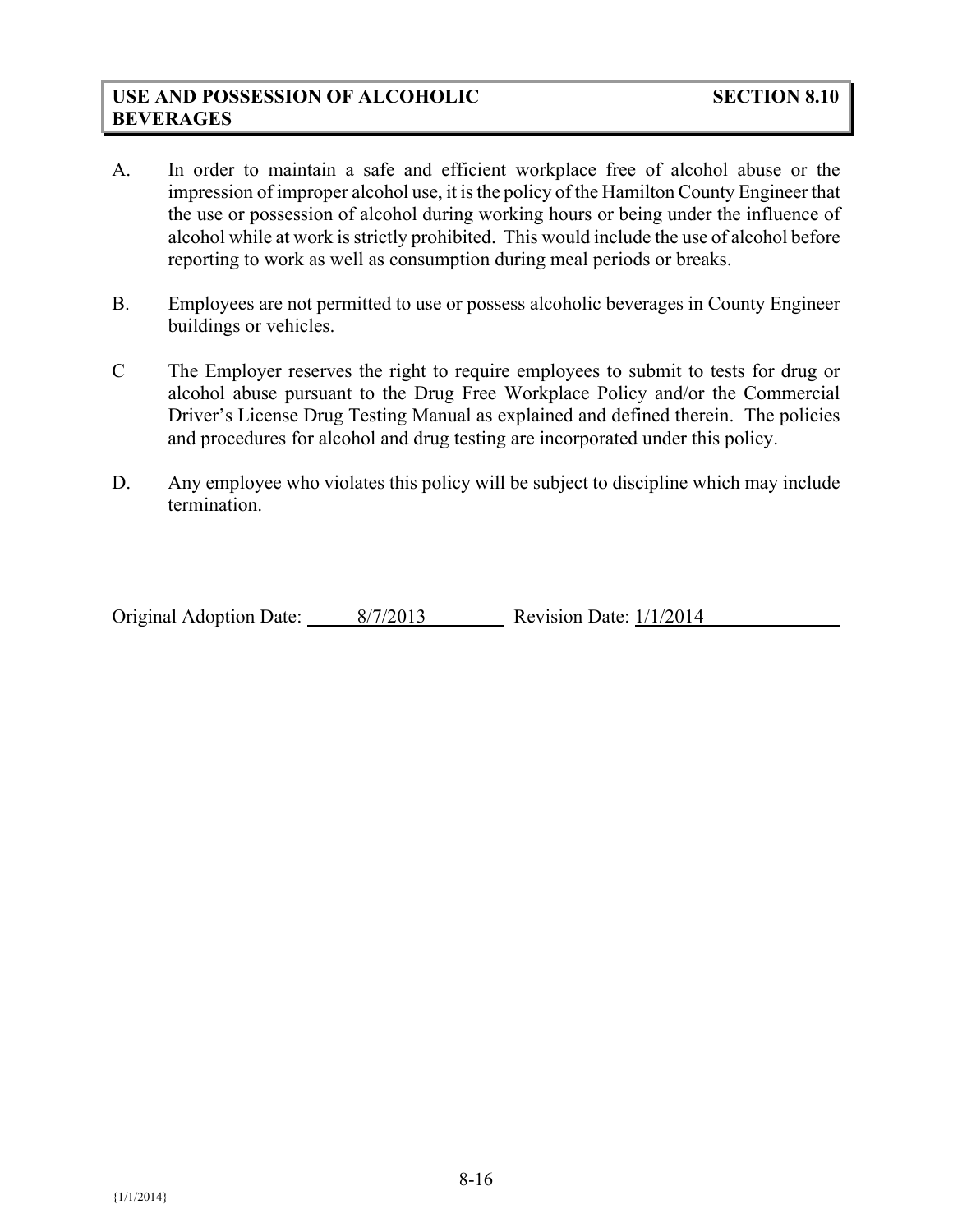## USE AND POSSESSION OF ALCOHOLIC BEVERAGES — SECTION 8.10

A. In order to maintain a safe and efficient workplace free of alcohol abuse or the impression of improper alcohol use, it is the policy of the Hamilton County Engineer that the use or possession of alcohol during working hours or being under the influence of alcohol while at work is strictly prohibited. This would include the use of alcohol before reporting to work as well as consumption during meal periods or breaks.

B. Employees are not permitted to use or possess alcoholic beverages in County Engineer buildings or vehicles.

C The Employer reserves the right to require employees to submit to tests for drug or alcohol abuse pursuant to the Drug Free Workplace Policy and/or the Commercial Driver's License Drug Testing Manual as explained and defined therein. The policies and procedures for alcohol and drug testing are incorporated under this policy.

D. Any employee who violates this policy will be subject to discipline which may include termination.

Original Adoption Date: 8/7/2013 Revision Date: 1/1/2014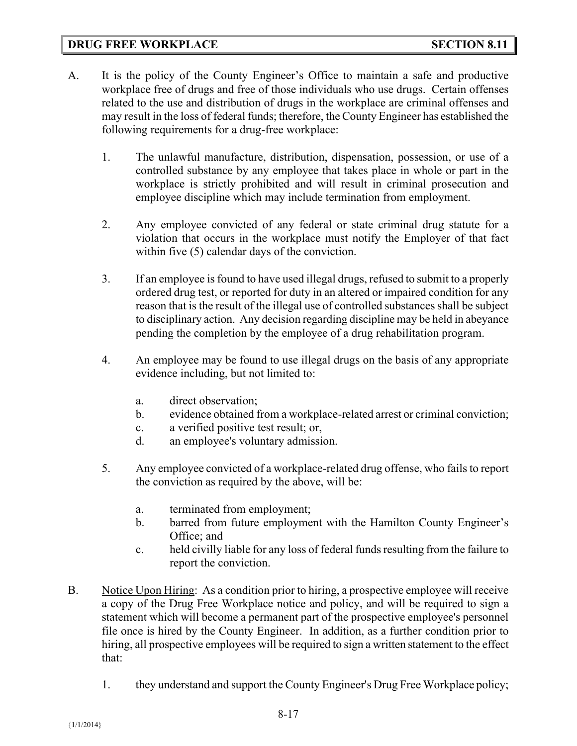## DRUG FREE WORKPLACE — SECTION 8.11

A. It is the policy of the County Engineer's Office to maintain a safe and productive workplace free of drugs and free of those individuals who use drugs. Certain offenses related to the use and distribution of drugs in the workplace are criminal offenses and may result in the loss of federal funds; therefore, the County Engineer has established the following requirements for a drug-free workplace:

   1. The unlawful manufacture, distribution, dispensation, possession, or use of a controlled substance by any employee that takes place in whole or part in the workplace is strictly prohibited and will result in criminal prosecution and employee discipline which may include termination from employment.

   2. Any employee convicted of any federal or state criminal drug statute for a violation that occurs in the workplace must notify the Employer of that fact within five (5) calendar days of the conviction.

   3. If an employee is found to have used illegal drugs, refused to submit to a properly ordered drug test, or reported for duty in an altered or impaired condition for any reason that is the result of the illegal use of controlled substances shall be subject to disciplinary action. Any decision regarding discipline may be held in abeyance pending the completion by the employee of a drug rehabilitation program.

   4. An employee may be found to use illegal drugs on the basis of any appropriate evidence including, but not limited to:

      a. direct observation;
      b. evidence obtained from a workplace-related arrest or criminal conviction;
      c. a verified positive test result; or,
      d. an employee's voluntary admission.

   5. Any employee convicted of a workplace-related drug offense, who fails to report the conviction as required by the above, will be:

      a. terminated from employment;
      b. barred from future employment with the Hamilton County Engineer's Office; and
      c. held civilly liable for any loss of federal funds resulting from the failure to report the conviction.

B. <u>Notice Upon Hiring</u>: As a condition prior to hiring, a prospective employee will receive a copy of the Drug Free Workplace notice and policy, and will be required to sign a statement which will become a permanent part of the prospective employee's personnel file once is hired by the County Engineer. In addition, as a further condition prior to hiring, all prospective employees will be required to sign a written statement to the effect that:

   1. they understand and support the County Engineer's Drug Free Workplace policy;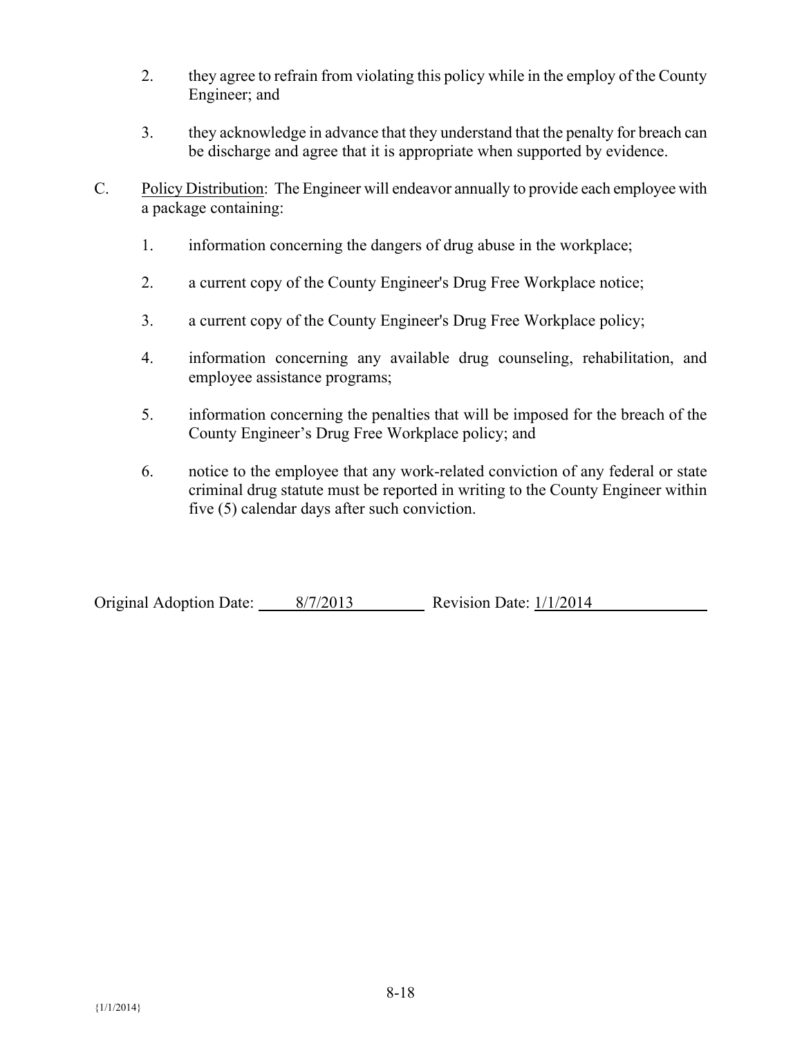2. they agree to refrain from violating this policy while in the employ of the County Engineer; and

3. they acknowledge in advance that they understand that the penalty for breach can be discharge and agree that it is appropriate when supported by evidence.

C. Policy Distribution: The Engineer will endeavor annually to provide each employee with a package containing:

1. information concerning the dangers of drug abuse in the workplace;

2. a current copy of the County Engineer's Drug Free Workplace notice;

3. a current copy of the County Engineer's Drug Free Workplace policy;

4. information concerning any available drug counseling, rehabilitation, and employee assistance programs;

5. information concerning the penalties that will be imposed for the breach of the County Engineer's Drug Free Workplace policy; and

6. notice to the employee that any work-related conviction of any federal or state criminal drug statute must be reported in writing to the County Engineer within five (5) calendar days after such conviction.

Original Adoption Date: 8/7/2013 Revision Date: 1/1/2014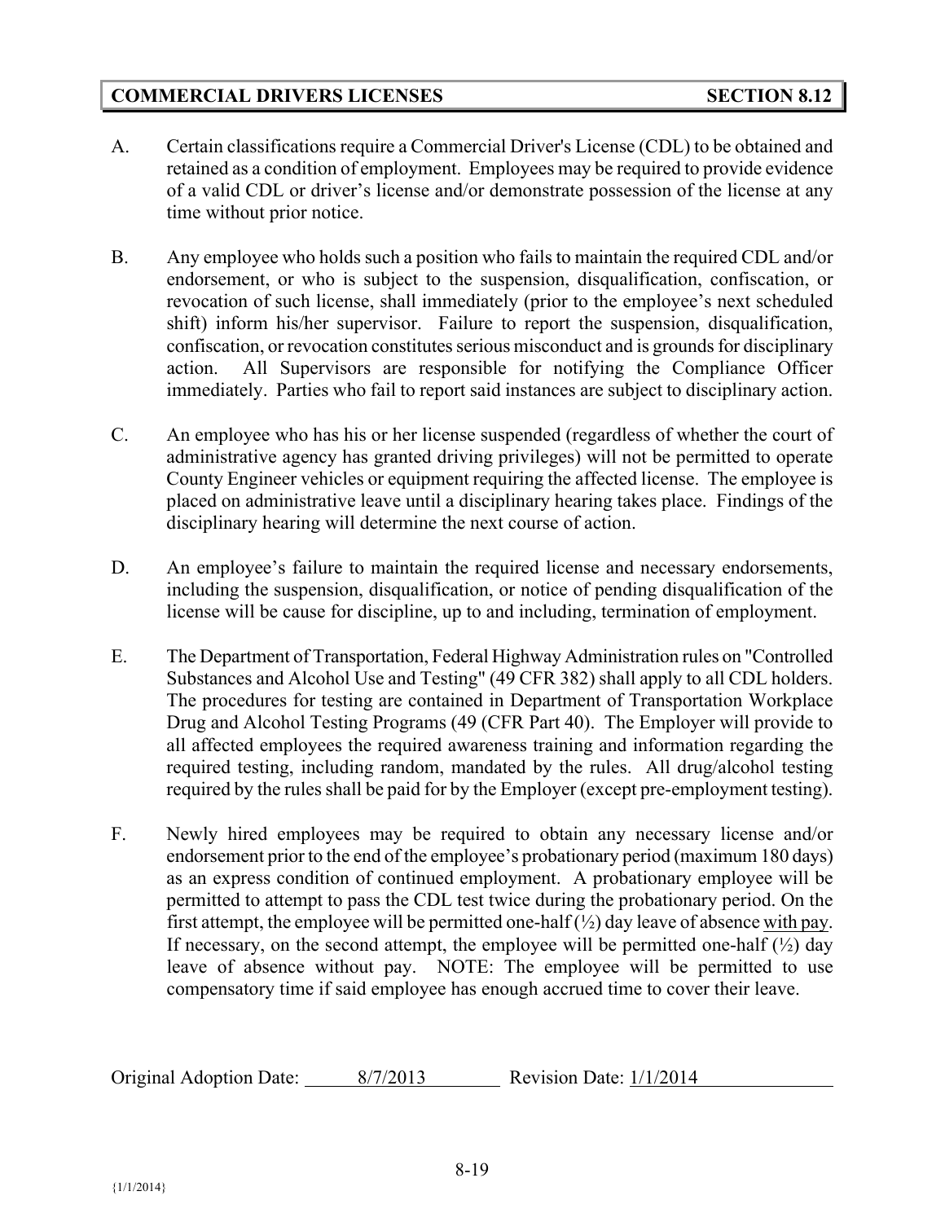## COMMERCIAL DRIVERS LICENSES SECTION 8.12

A. Certain classifications require a Commercial Driver's License (CDL) to be obtained and retained as a condition of employment. Employees may be required to provide evidence of a valid CDL or driver's license and/or demonstrate possession of the license at any time without prior notice.

B. Any employee who holds such a position who fails to maintain the required CDL and/or endorsement, or who is subject to the suspension, disqualification, confiscation, or revocation of such license, shall immediately (prior to the employee's next scheduled shift) inform his/her supervisor. Failure to report the suspension, disqualification, confiscation, or revocation constitutes serious misconduct and is grounds for disciplinary action. All Supervisors are responsible for notifying the Compliance Officer immediately. Parties who fail to report said instances are subject to disciplinary action.

C. An employee who has his or her license suspended (regardless of whether the court of administrative agency has granted driving privileges) will not be permitted to operate County Engineer vehicles or equipment requiring the affected license. The employee is placed on administrative leave until a disciplinary hearing takes place. Findings of the disciplinary hearing will determine the next course of action.

D. An employee's failure to maintain the required license and necessary endorsements, including the suspension, disqualification, or notice of pending disqualification of the license will be cause for discipline, up to and including, termination of employment.

E. The Department of Transportation, Federal Highway Administration rules on "Controlled Substances and Alcohol Use and Testing" (49 CFR 382) shall apply to all CDL holders. The procedures for testing are contained in Department of Transportation Workplace Drug and Alcohol Testing Programs (49 (CFR Part 40). The Employer will provide to all affected employees the required awareness training and information regarding the required testing, including random, mandated by the rules. All drug/alcohol testing required by the rules shall be paid for by the Employer (except pre-employment testing).

F. Newly hired employees may be required to obtain any necessary license and/or endorsement prior to the end of the employee's probationary period (maximum 180 days) as an express condition of continued employment. A probationary employee will be permitted to attempt to pass the CDL test twice during the probationary period. On the first attempt, the employee will be permitted one-half (½) day leave of absence with pay. If necessary, on the second attempt, the employee will be permitted one-half (½) day leave of absence without pay. NOTE: The employee will be permitted to use compensatory time if said employee has enough accrued time to cover their leave.

Original Adoption Date: 8/7/2013 Revision Date: 1/1/2014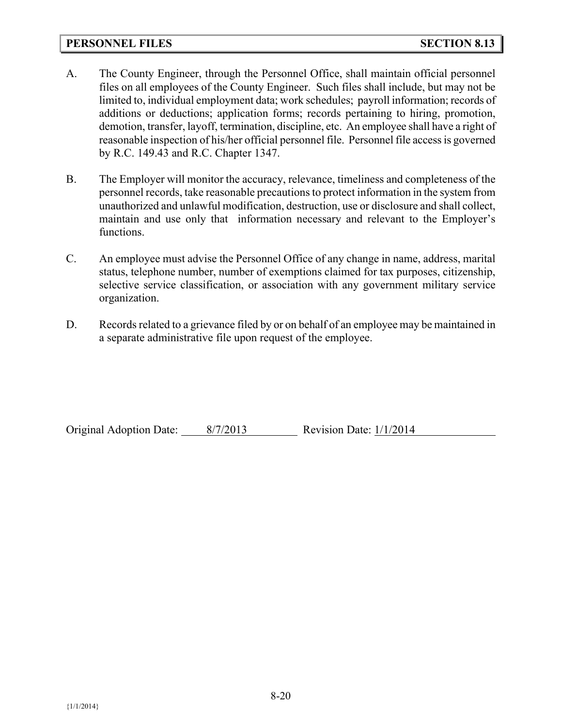## PERSONNEL FILES — SECTION 8.13

A. The County Engineer, through the Personnel Office, shall maintain official personnel files on all employees of the County Engineer. Such files shall include, but may not be limited to, individual employment data; work schedules; payroll information; records of additions or deductions; application forms; records pertaining to hiring, promotion, demotion, transfer, layoff, termination, discipline, etc. An employee shall have a right of reasonable inspection of his/her official personnel file. Personnel file access is governed by R.C. 149.43 and R.C. Chapter 1347.

B. The Employer will monitor the accuracy, relevance, timeliness and completeness of the personnel records, take reasonable precautions to protect information in the system from unauthorized and unlawful modification, destruction, use or disclosure and shall collect, maintain and use only that information necessary and relevant to the Employer's functions.

C. An employee must advise the Personnel Office of any change in name, address, marital status, telephone number, number of exemptions claimed for tax purposes, citizenship, selective service classification, or association with any government military service organization.

D. Records related to a grievance filed by or on behalf of an employee may be maintained in a separate administrative file upon request of the employee.

Original Adoption Date: 8/7/2013 Revision Date: 1/1/2014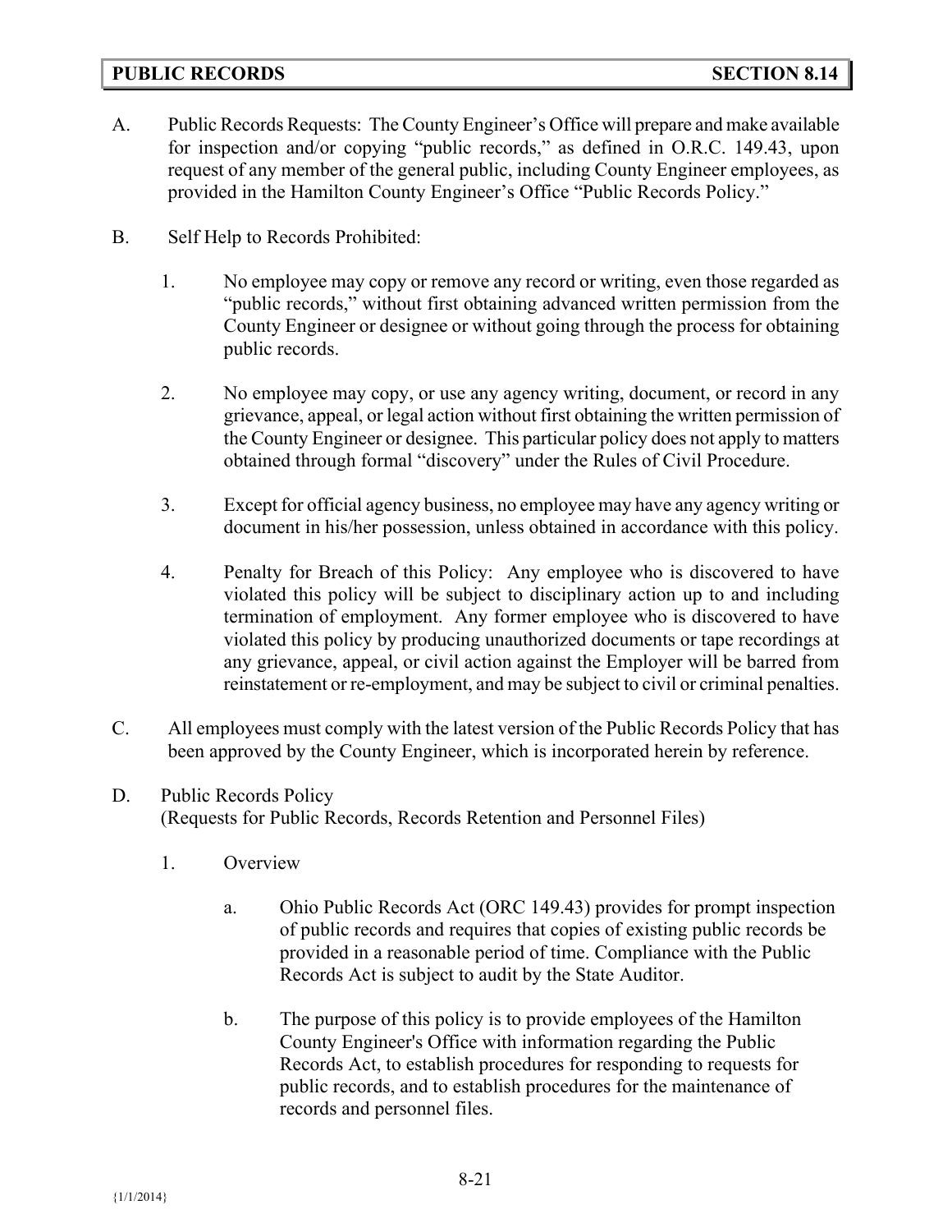## PUBLIC RECORDS SECTION 8.14

A. Public Records Requests: The County Engineer's Office will prepare and make available for inspection and/or copying "public records," as defined in O.R.C. 149.43, upon request of any member of the general public, including County Engineer employees, as provided in the Hamilton County Engineer's Office "Public Records Policy."

B. Self Help to Records Prohibited:

1. No employee may copy or remove any record or writing, even those regarded as "public records," without first obtaining advanced written permission from the County Engineer or designee or without going through the process for obtaining public records.

2. No employee may copy, or use any agency writing, document, or record in any grievance, appeal, or legal action without first obtaining the written permission of the County Engineer or designee. This particular policy does not apply to matters obtained through formal "discovery" under the Rules of Civil Procedure.

3. Except for official agency business, no employee may have any agency writing or document in his/her possession, unless obtained in accordance with this policy.

4. Penalty for Breach of this Policy: Any employee who is discovered to have violated this policy will be subject to disciplinary action up to and including termination of employment. Any former employee who is discovered to have violated this policy by producing unauthorized documents or tape recordings at any grievance, appeal, or civil action against the Employer will be barred from reinstatement or re-employment, and may be subject to civil or criminal penalties.

C. All employees must comply with the latest version of the Public Records Policy that has been approved by the County Engineer, which is incorporated herein by reference.

D. Public Records Policy
(Requests for Public Records, Records Retention and Personnel Files)

1. Overview

a. Ohio Public Records Act (ORC 149.43) provides for prompt inspection of public records and requires that copies of existing public records be provided in a reasonable period of time. Compliance with the Public Records Act is subject to audit by the State Auditor.

b. The purpose of this policy is to provide employees of the Hamilton County Engineer's Office with information regarding the Public Records Act, to establish procedures for responding to requests for public records, and to establish procedures for the maintenance of records and personnel files.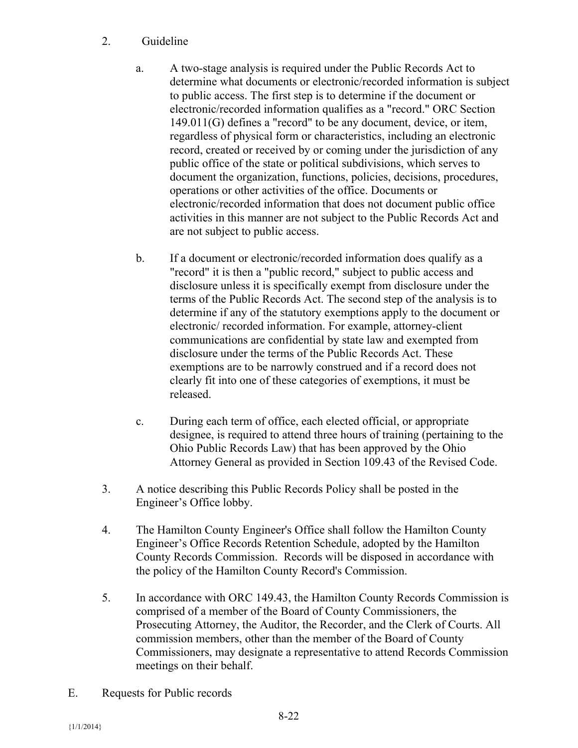2. Guideline

   a. A two-stage analysis is required under the Public Records Act to determine what documents or electronic/recorded information is subject to public access. The first step is to determine if the document or electronic/recorded information qualifies as a "record." ORC Section 149.011(G) defines a "record" to be any document, device, or item, regardless of physical form or characteristics, including an electronic record, created or received by or coming under the jurisdiction of any public office of the state or political subdivisions, which serves to document the organization, functions, policies, decisions, procedures, operations or other activities of the office. Documents or electronic/recorded information that does not document public office activities in this manner are not subject to the Public Records Act and are not subject to public access.

   b. If a document or electronic/recorded information does qualify as a "record" it is then a "public record," subject to public access and disclosure unless it is specifically exempt from disclosure under the terms of the Public Records Act. The second step of the analysis is to determine if any of the statutory exemptions apply to the document or electronic/ recorded information. For example, attorney-client communications are confidential by state law and exempted from disclosure under the terms of the Public Records Act. These exemptions are to be narrowly construed and if a record does not clearly fit into one of these categories of exemptions, it must be released.

   c. During each term of office, each elected official, or appropriate designee, is required to attend three hours of training (pertaining to the Ohio Public Records Law) that has been approved by the Ohio Attorney General as provided in Section 109.43 of the Revised Code.

3. A notice describing this Public Records Policy shall be posted in the Engineer's Office lobby.

4. The Hamilton County Engineer's Office shall follow the Hamilton County Engineer's Office Records Retention Schedule, adopted by the Hamilton County Records Commission. Records will be disposed in accordance with the policy of the Hamilton County Record's Commission.

5. In accordance with ORC 149.43, the Hamilton County Records Commission is comprised of a member of the Board of County Commissioners, the Prosecuting Attorney, the Auditor, the Recorder, and the Clerk of Courts. All commission members, other than the member of the Board of County Commissioners, may designate a representative to attend Records Commission meetings on their behalf.

E. Requests for Public records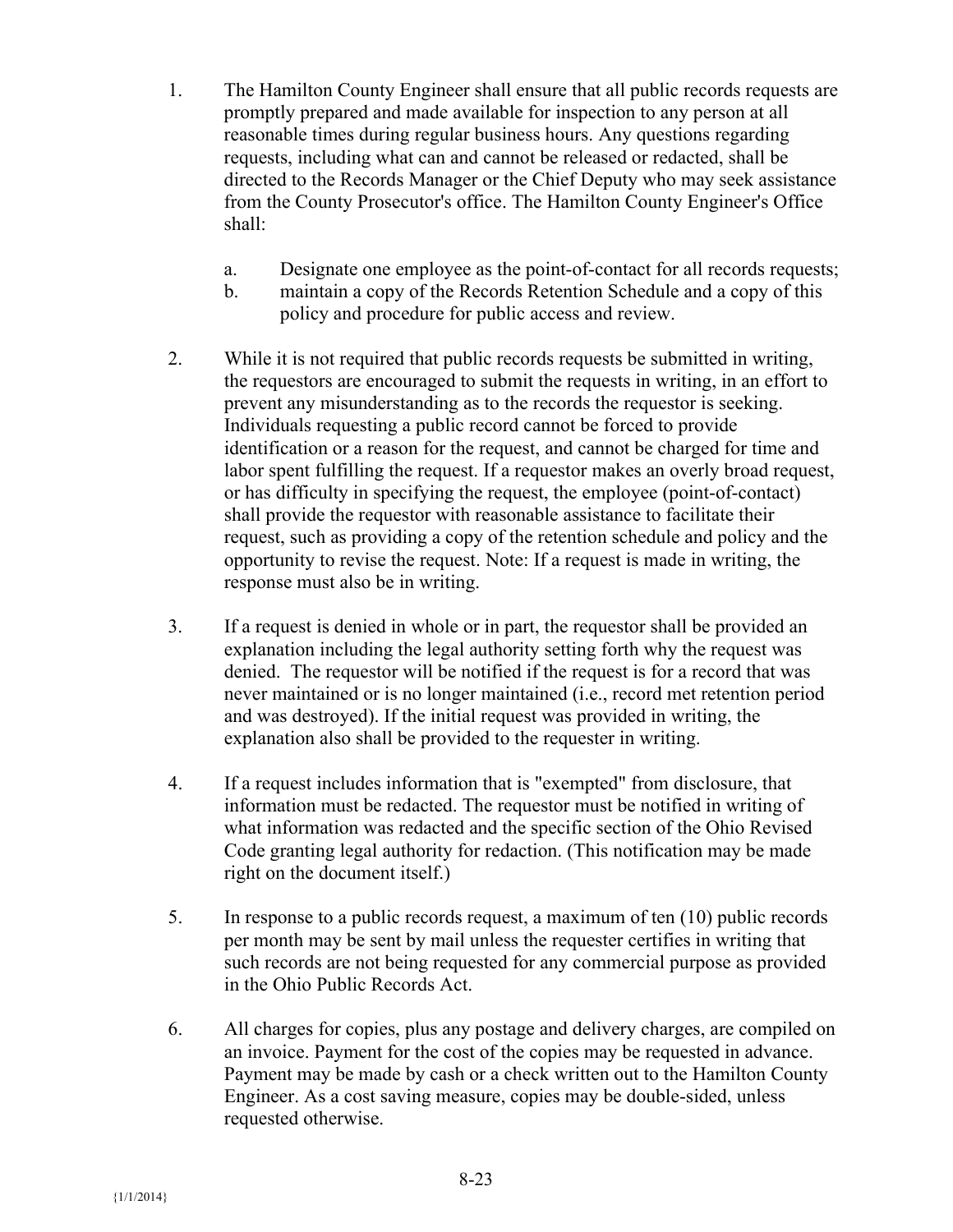1. The Hamilton County Engineer shall ensure that all public records requests are promptly prepared and made available for inspection to any person at all reasonable times during regular business hours. Any questions regarding requests, including what can and cannot be released or redacted, shall be directed to the Records Manager or the Chief Deputy who may seek assistance from the County Prosecutor's office. The Hamilton County Engineer's Office shall:

   a. Designate one employee as the point-of-contact for all records requests;
   b. maintain a copy of the Records Retention Schedule and a copy of this policy and procedure for public access and review.

2. While it is not required that public records requests be submitted in writing, the requestors are encouraged to submit the requests in writing, in an effort to prevent any misunderstanding as to the records the requestor is seeking. Individuals requesting a public record cannot be forced to provide identification or a reason for the request, and cannot be charged for time and labor spent fulfilling the request. If a requestor makes an overly broad request, or has difficulty in specifying the request, the employee (point-of-contact) shall provide the requestor with reasonable assistance to facilitate their request, such as providing a copy of the retention schedule and policy and the opportunity to revise the request. Note: If a request is made in writing, the response must also be in writing.

3. If a request is denied in whole or in part, the requestor shall be provided an explanation including the legal authority setting forth why the request was denied. The requestor will be notified if the request is for a record that was never maintained or is no longer maintained (i.e., record met retention period and was destroyed). If the initial request was provided in writing, the explanation also shall be provided to the requester in writing.

4. If a request includes information that is "exempted" from disclosure, that information must be redacted. The requestor must be notified in writing of what information was redacted and the specific section of the Ohio Revised Code granting legal authority for redaction. (This notification may be made right on the document itself.)

5. In response to a public records request, a maximum of ten (10) public records per month may be sent by mail unless the requester certifies in writing that such records are not being requested for any commercial purpose as provided in the Ohio Public Records Act.

6. All charges for copies, plus any postage and delivery charges, are compiled on an invoice. Payment for the cost of the copies may be requested in advance. Payment may be made by cash or a check written out to the Hamilton County Engineer. As a cost saving measure, copies may be double-sided, unless requested otherwise.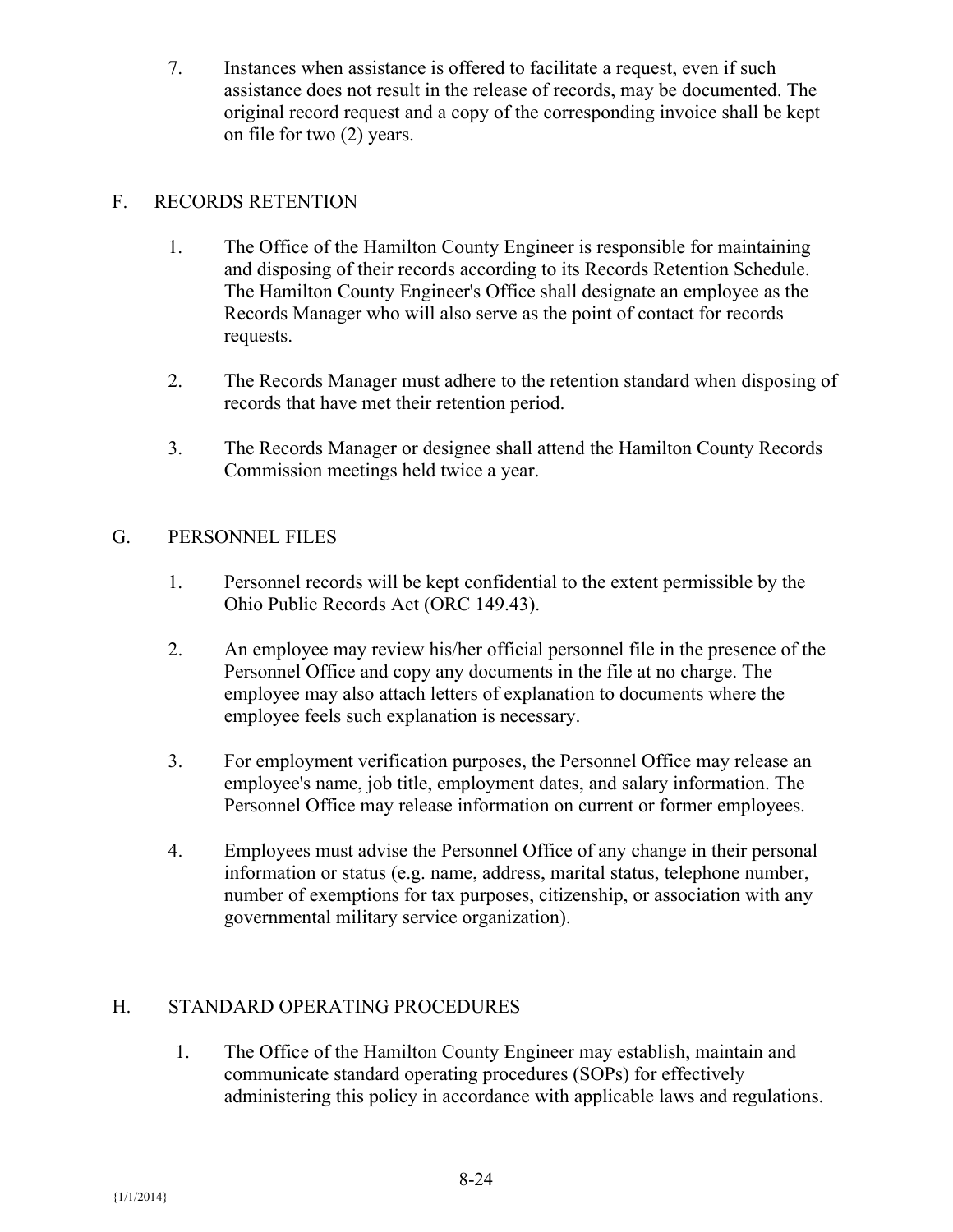7. Instances when assistance is offered to facilitate a request, even if such assistance does not result in the release of records, may be documented. The original record request and a copy of the corresponding invoice shall be kept on file for two (2) years.

## F. RECORDS RETENTION

1. The Office of the Hamilton County Engineer is responsible for maintaining and disposing of their records according to its Records Retention Schedule. The Hamilton County Engineer's Office shall designate an employee as the Records Manager who will also serve as the point of contact for records requests.

2. The Records Manager must adhere to the retention standard when disposing of records that have met their retention period.

3. The Records Manager or designee shall attend the Hamilton County Records Commission meetings held twice a year.

## G. PERSONNEL FILES

1. Personnel records will be kept confidential to the extent permissible by the Ohio Public Records Act (ORC 149.43).

2. An employee may review his/her official personnel file in the presence of the Personnel Office and copy any documents in the file at no charge. The employee may also attach letters of explanation to documents where the employee feels such explanation is necessary.

3. For employment verification purposes, the Personnel Office may release an employee's name, job title, employment dates, and salary information. The Personnel Office may release information on current or former employees.

4. Employees must advise the Personnel Office of any change in their personal information or status (e.g. name, address, marital status, telephone number, number of exemptions for tax purposes, citizenship, or association with any governmental military service organization).

## H. STANDARD OPERATING PROCEDURES

1. The Office of the Hamilton County Engineer may establish, maintain and communicate standard operating procedures (SOPs) for effectively administering this policy in accordance with applicable laws and regulations.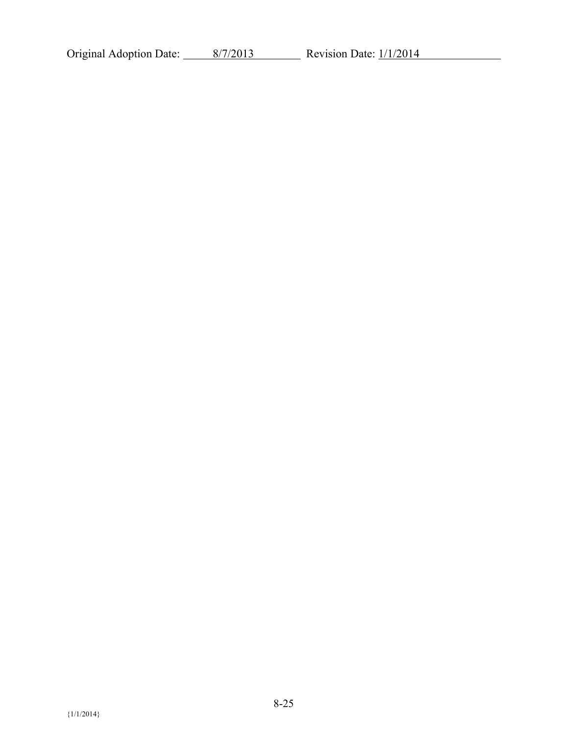Original Adoption Date: 8/7/2013 Revision Date: 1/1/2014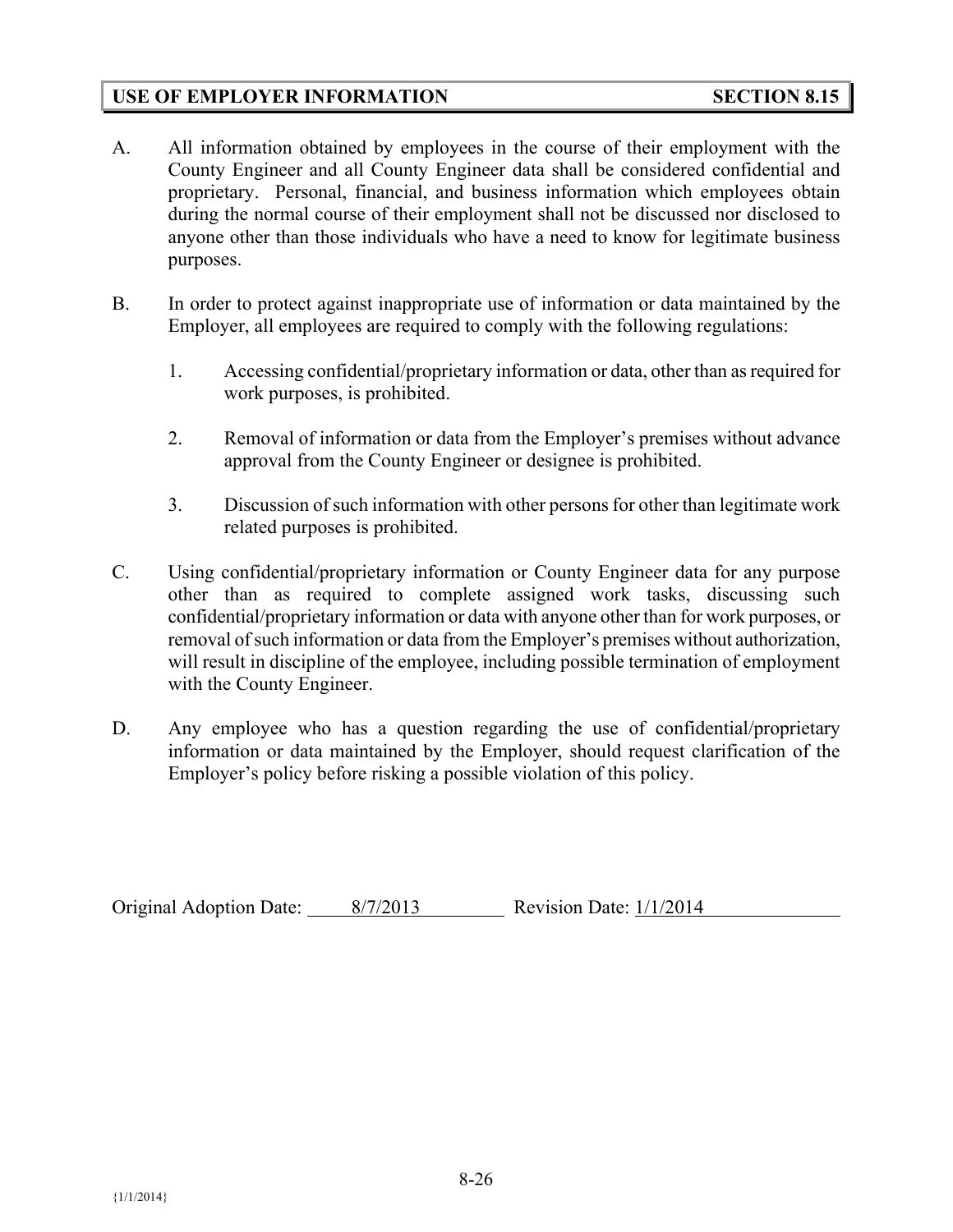## USE OF EMPLOYER INFORMATION — SECTION 8.15

A. All information obtained by employees in the course of their employment with the County Engineer and all County Engineer data shall be considered confidential and proprietary. Personal, financial, and business information which employees obtain during the normal course of their employment shall not be discussed nor disclosed to anyone other than those individuals who have a need to know for legitimate business purposes.

B. In order to protect against inappropriate use of information or data maintained by the Employer, all employees are required to comply with the following regulations:

   1. Accessing confidential/proprietary information or data, other than as required for work purposes, is prohibited.

   2. Removal of information or data from the Employer's premises without advance approval from the County Engineer or designee is prohibited.

   3. Discussion of such information with other persons for other than legitimate work related purposes is prohibited.

C. Using confidential/proprietary information or County Engineer data for any purpose other than as required to complete assigned work tasks, discussing such confidential/proprietary information or data with anyone other than for work purposes, or removal of such information or data from the Employer's premises without authorization, will result in discipline of the employee, including possible termination of employment with the County Engineer.

D. Any employee who has a question regarding the use of confidential/proprietary information or data maintained by the Employer, should request clarification of the Employer's policy before risking a possible violation of this policy.

Original Adoption Date: 8/7/2013 Revision Date: 1/1/2014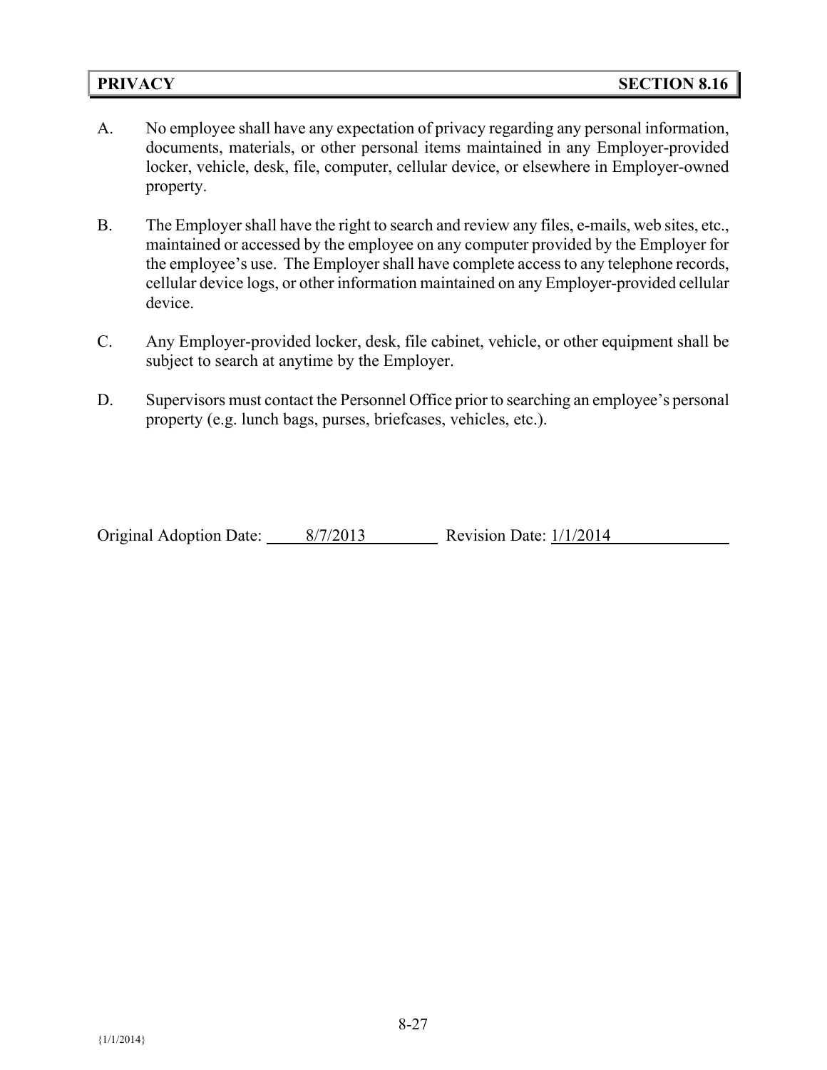## PRIVACY SECTION 8.16

A. No employee shall have any expectation of privacy regarding any personal information, documents, materials, or other personal items maintained in any Employer-provided locker, vehicle, desk, file, computer, cellular device, or elsewhere in Employer-owned property.

B. The Employer shall have the right to search and review any files, e-mails, web sites, etc., maintained or accessed by the employee on any computer provided by the Employer for the employee's use. The Employer shall have complete access to any telephone records, cellular device logs, or other information maintained on any Employer-provided cellular device.

C. Any Employer-provided locker, desk, file cabinet, vehicle, or other equipment shall be subject to search at anytime by the Employer.

D. Supervisors must contact the Personnel Office prior to searching an employee's personal property (e.g. lunch bags, purses, briefcases, vehicles, etc.).

Original Adoption Date: 8/7/2013 Revision Date: 1/1/2014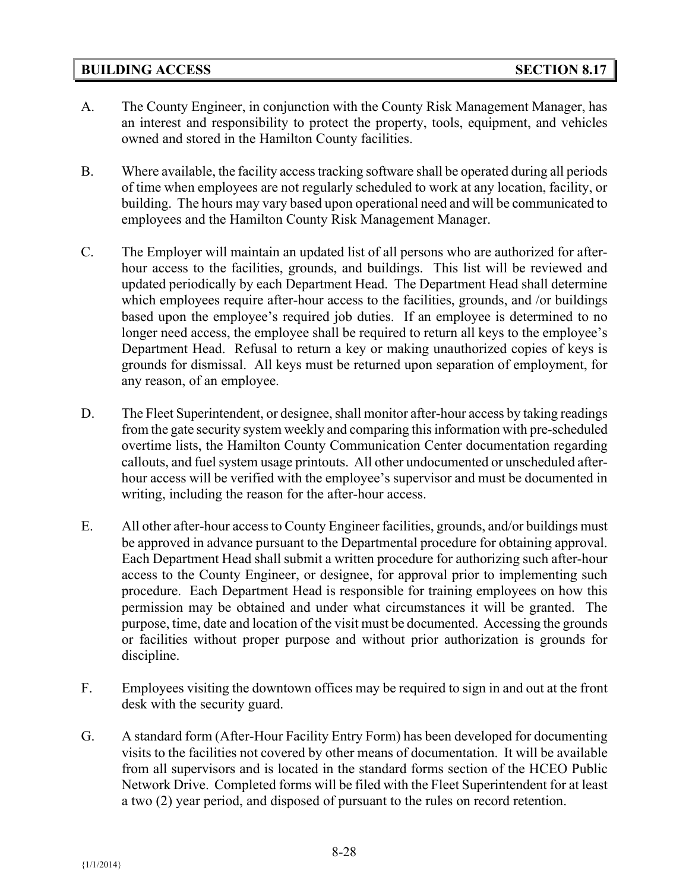## BUILDING ACCESS — SECTION 8.17

A. The County Engineer, in conjunction with the County Risk Management Manager, has an interest and responsibility to protect the property, tools, equipment, and vehicles owned and stored in the Hamilton County facilities.

B. Where available, the facility access tracking software shall be operated during all periods of time when employees are not regularly scheduled to work at any location, facility, or building. The hours may vary based upon operational need and will be communicated to employees and the Hamilton County Risk Management Manager.

C. The Employer will maintain an updated list of all persons who are authorized for after-hour access to the facilities, grounds, and buildings. This list will be reviewed and updated periodically by each Department Head. The Department Head shall determine which employees require after-hour access to the facilities, grounds, and /or buildings based upon the employee's required job duties. If an employee is determined to no longer need access, the employee shall be required to return all keys to the employee's Department Head. Refusal to return a key or making unauthorized copies of keys is grounds for dismissal. All keys must be returned upon separation of employment, for any reason, of an employee.

D. The Fleet Superintendent, or designee, shall monitor after-hour access by taking readings from the gate security system weekly and comparing this information with pre-scheduled overtime lists, the Hamilton County Communication Center documentation regarding callouts, and fuel system usage printouts. All other undocumented or unscheduled after-hour access will be verified with the employee's supervisor and must be documented in writing, including the reason for the after-hour access.

E. All other after-hour access to County Engineer facilities, grounds, and/or buildings must be approved in advance pursuant to the Departmental procedure for obtaining approval. Each Department Head shall submit a written procedure for authorizing such after-hour access to the County Engineer, or designee, for approval prior to implementing such procedure. Each Department Head is responsible for training employees on how this permission may be obtained and under what circumstances it will be granted. The purpose, time, date and location of the visit must be documented. Accessing the grounds or facilities without proper purpose and without prior authorization is grounds for discipline.

F. Employees visiting the downtown offices may be required to sign in and out at the front desk with the security guard.

G. A standard form (After-Hour Facility Entry Form) has been developed for documenting visits to the facilities not covered by other means of documentation. It will be available from all supervisors and is located in the standard forms section of the HCEO Public Network Drive. Completed forms will be filed with the Fleet Superintendent for at least a two (2) year period, and disposed of pursuant to the rules on record retention.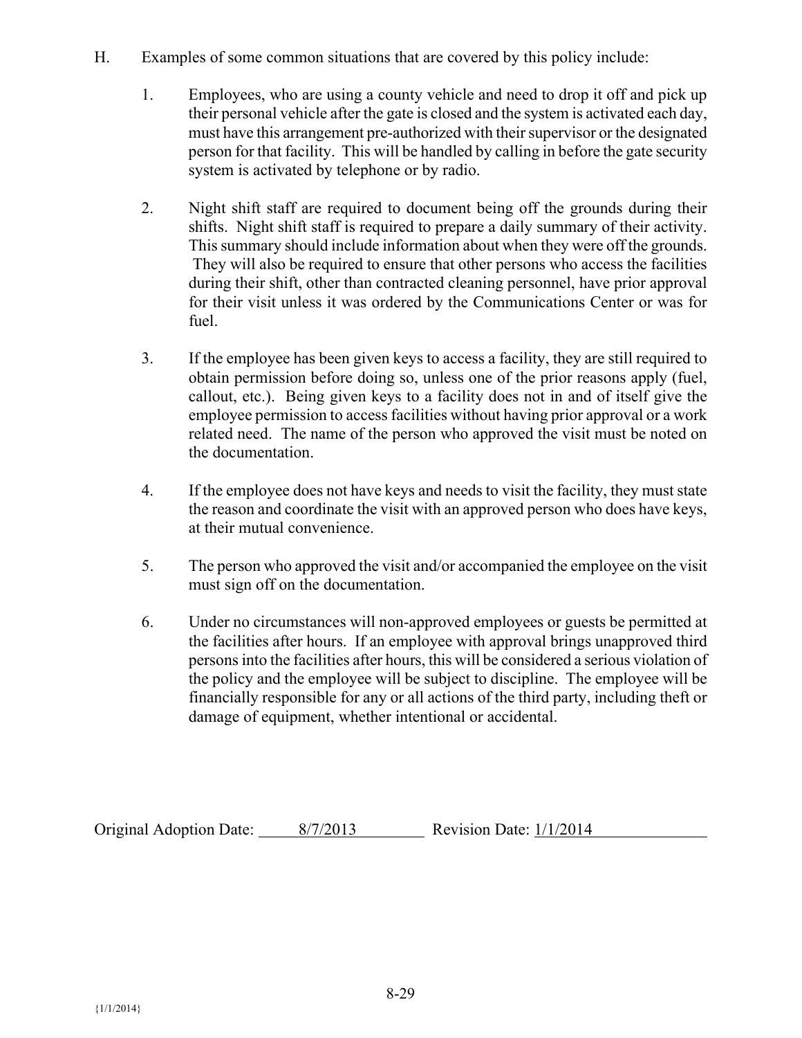H. Examples of some common situations that are covered by this policy include:

1. Employees, who are using a county vehicle and need to drop it off and pick up their personal vehicle after the gate is closed and the system is activated each day, must have this arrangement pre-authorized with their supervisor or the designated person for that facility. This will be handled by calling in before the gate security system is activated by telephone or by radio.

2. Night shift staff are required to document being off the grounds during their shifts. Night shift staff is required to prepare a daily summary of their activity. This summary should include information about when they were off the grounds. They will also be required to ensure that other persons who access the facilities during their shift, other than contracted cleaning personnel, have prior approval for their visit unless it was ordered by the Communications Center or was for fuel.

3. If the employee has been given keys to access a facility, they are still required to obtain permission before doing so, unless one of the prior reasons apply (fuel, callout, etc.). Being given keys to a facility does not in and of itself give the employee permission to access facilities without having prior approval or a work related need. The name of the person who approved the visit must be noted on the documentation.

4. If the employee does not have keys and needs to visit the facility, they must state the reason and coordinate the visit with an approved person who does have keys, at their mutual convenience.

5. The person who approved the visit and/or accompanied the employee on the visit must sign off on the documentation.

6. Under no circumstances will non-approved employees or guests be permitted at the facilities after hours. If an employee with approval brings unapproved third persons into the facilities after hours, this will be considered a serious violation of the policy and the employee will be subject to discipline. The employee will be financially responsible for any or all actions of the third party, including theft or damage of equipment, whether intentional or accidental.

Original Adoption Date: 8/7/2013 Revision Date: 1/1/2014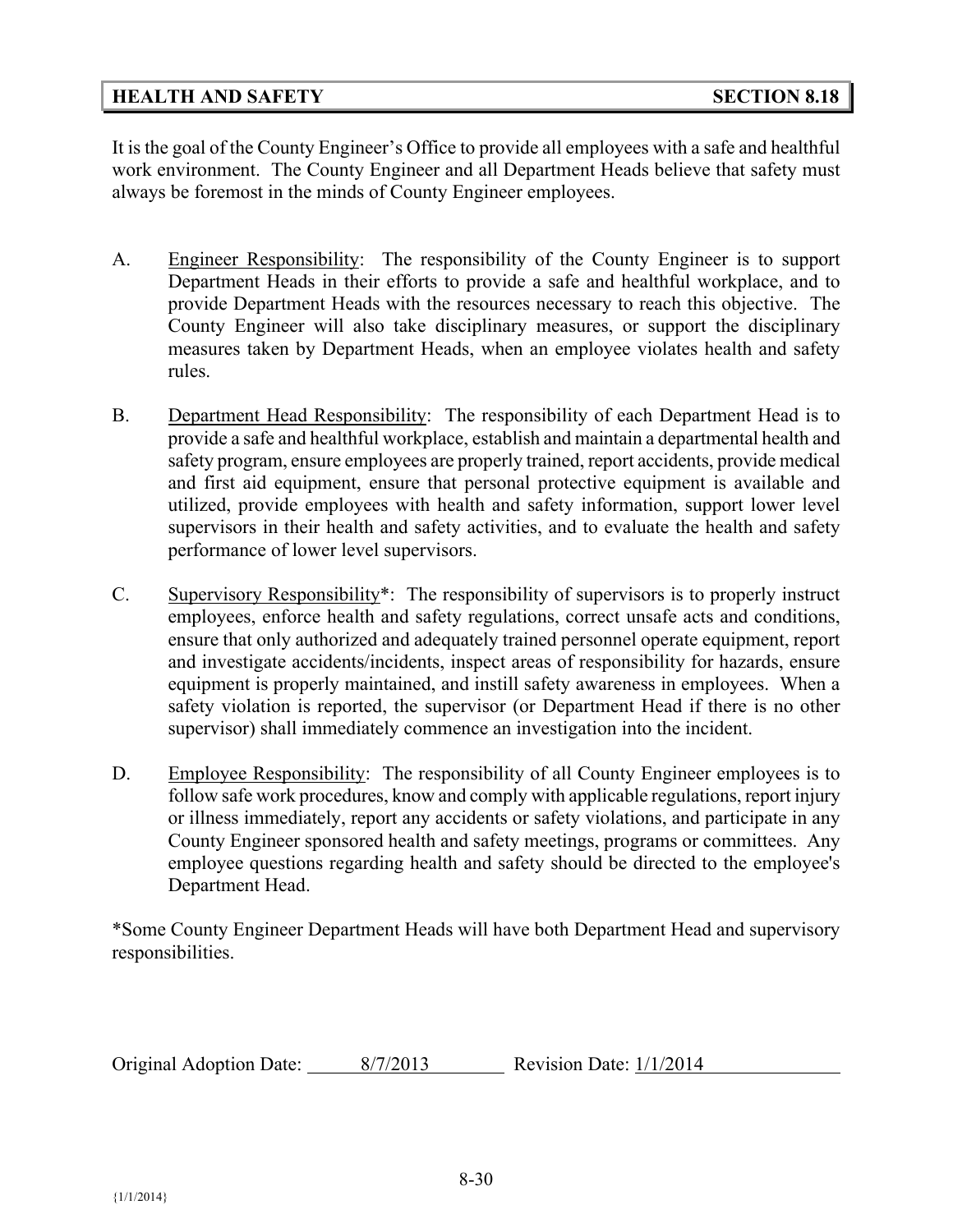## HEALTH AND SAFETY — SECTION 8.18

It is the goal of the County Engineer's Office to provide all employees with a safe and healthful work environment. The County Engineer and all Department Heads believe that safety must always be foremost in the minds of County Engineer employees.

A. Engineer Responsibility: The responsibility of the County Engineer is to support Department Heads in their efforts to provide a safe and healthful workplace, and to provide Department Heads with the resources necessary to reach this objective. The County Engineer will also take disciplinary measures, or support the disciplinary measures taken by Department Heads, when an employee violates health and safety rules.

B. Department Head Responsibility: The responsibility of each Department Head is to provide a safe and healthful workplace, establish and maintain a departmental health and safety program, ensure employees are properly trained, report accidents, provide medical and first aid equipment, ensure that personal protective equipment is available and utilized, provide employees with health and safety information, support lower level supervisors in their health and safety activities, and to evaluate the health and safety performance of lower level supervisors.

C. Supervisory Responsibility*: The responsibility of supervisors is to properly instruct employees, enforce health and safety regulations, correct unsafe acts and conditions, ensure that only authorized and adequately trained personnel operate equipment, report and investigate accidents/incidents, inspect areas of responsibility for hazards, ensure equipment is properly maintained, and instill safety awareness in employees. When a safety violation is reported, the supervisor (or Department Head if there is no other supervisor) shall immediately commence an investigation into the incident.

D. Employee Responsibility: The responsibility of all County Engineer employees is to follow safe work procedures, know and comply with applicable regulations, report injury or illness immediately, report any accidents or safety violations, and participate in any County Engineer sponsored health and safety meetings, programs or committees. Any employee questions regarding health and safety should be directed to the employee's Department Head.

*Some County Engineer Department Heads will have both Department Head and supervisory responsibilities.

Original Adoption Date: 8/7/2013 Revision Date: 1/1/2014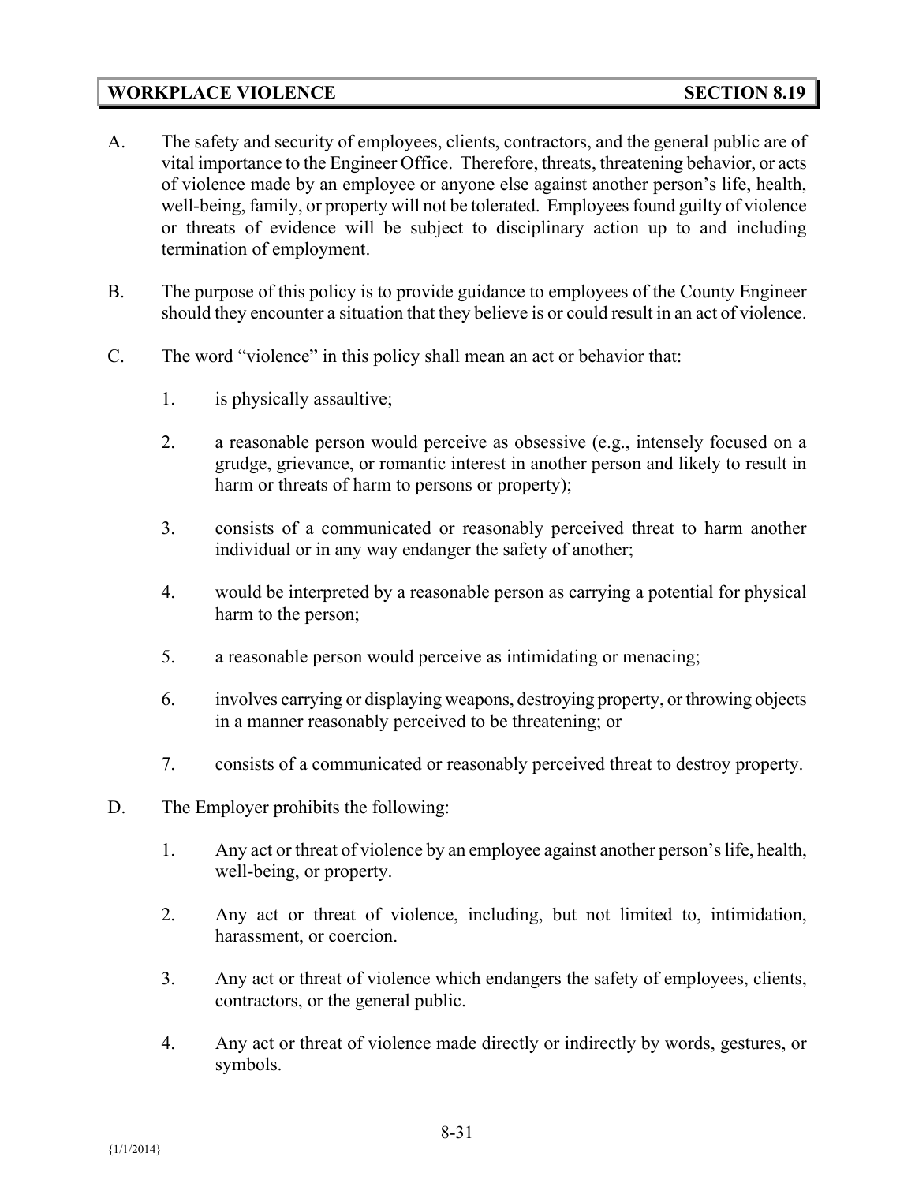## WORKPLACE VIOLENCE — SECTION 8.19

A. The safety and security of employees, clients, contractors, and the general public are of vital importance to the Engineer Office. Therefore, threats, threatening behavior, or acts of violence made by an employee or anyone else against another person's life, health, well-being, family, or property will not be tolerated. Employees found guilty of violence or threats of evidence will be subject to disciplinary action up to and including termination of employment.

B. The purpose of this policy is to provide guidance to employees of the County Engineer should they encounter a situation that they believe is or could result in an act of violence.

C. The word "violence" in this policy shall mean an act or behavior that:

1. is physically assaultive;

2. a reasonable person would perceive as obsessive (e.g., intensely focused on a grudge, grievance, or romantic interest in another person and likely to result in harm or threats of harm to persons or property);

3. consists of a communicated or reasonably perceived threat to harm another individual or in any way endanger the safety of another;

4. would be interpreted by a reasonable person as carrying a potential for physical harm to the person;

5. a reasonable person would perceive as intimidating or menacing;

6. involves carrying or displaying weapons, destroying property, or throwing objects in a manner reasonably perceived to be threatening; or

7. consists of a communicated or reasonably perceived threat to destroy property.

D. The Employer prohibits the following:

1. Any act or threat of violence by an employee against another person's life, health, well-being, or property.

2. Any act or threat of violence, including, but not limited to, intimidation, harassment, or coercion.

3. Any act or threat of violence which endangers the safety of employees, clients, contractors, or the general public.

4. Any act or threat of violence made directly or indirectly by words, gestures, or symbols.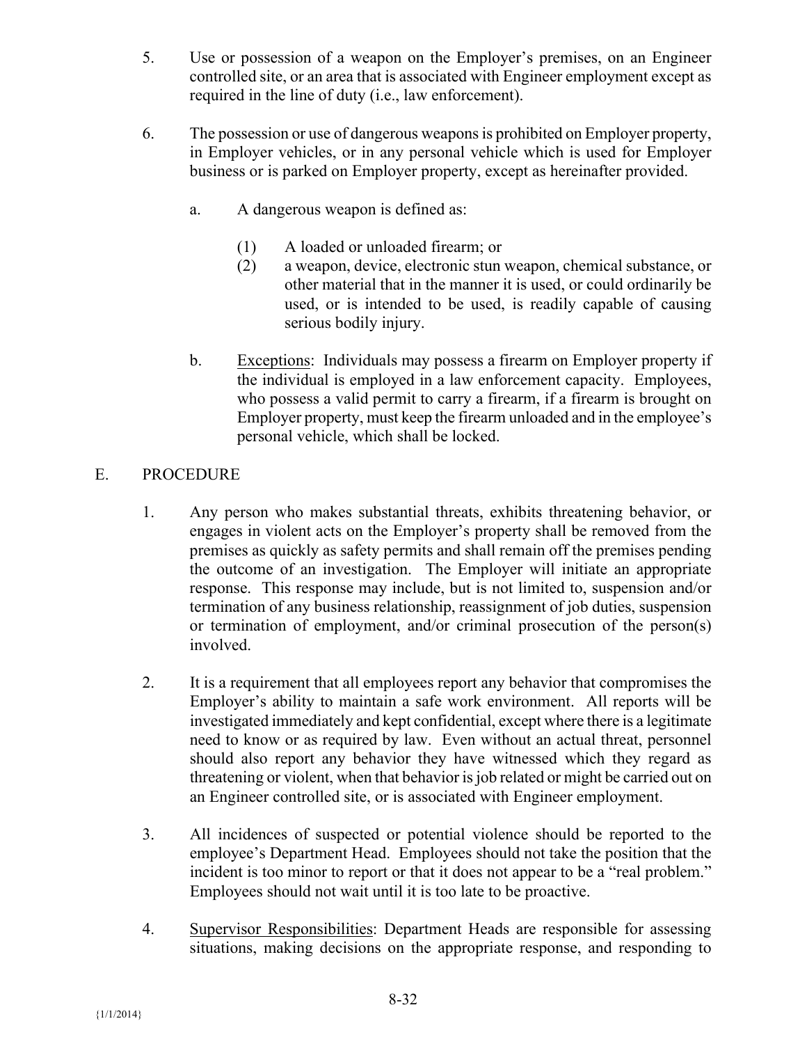5. Use or possession of a weapon on the Employer's premises, on an Engineer controlled site, or an area that is associated with Engineer employment except as required in the line of duty (i.e., law enforcement).

6. The possession or use of dangerous weapons is prohibited on Employer property, in Employer vehicles, or in any personal vehicle which is used for Employer business or is parked on Employer property, except as hereinafter provided.

   a. A dangerous weapon is defined as:

      (1) A loaded or unloaded firearm; or
      (2) a weapon, device, electronic stun weapon, chemical substance, or other material that in the manner it is used, or could ordinarily be used, or is intended to be used, is readily capable of causing serious bodily injury.

   b. Exceptions: Individuals may possess a firearm on Employer property if the individual is employed in a law enforcement capacity. Employees, who possess a valid permit to carry a firearm, if a firearm is brought on Employer property, must keep the firearm unloaded and in the employee's personal vehicle, which shall be locked.

## E. PROCEDURE

1. Any person who makes substantial threats, exhibits threatening behavior, or engages in violent acts on the Employer's property shall be removed from the premises as quickly as safety permits and shall remain off the premises pending the outcome of an investigation. The Employer will initiate an appropriate response. This response may include, but is not limited to, suspension and/or termination of any business relationship, reassignment of job duties, suspension or termination of employment, and/or criminal prosecution of the person(s) involved.

2. It is a requirement that all employees report any behavior that compromises the Employer's ability to maintain a safe work environment. All reports will be investigated immediately and kept confidential, except where there is a legitimate need to know or as required by law. Even without an actual threat, personnel should also report any behavior they have witnessed which they regard as threatening or violent, when that behavior is job related or might be carried out on an Engineer controlled site, or is associated with Engineer employment.

3. All incidences of suspected or potential violence should be reported to the employee's Department Head. Employees should not take the position that the incident is too minor to report or that it does not appear to be a "real problem." Employees should not wait until it is too late to be proactive.

4. Supervisor Responsibilities: Department Heads are responsible for assessing situations, making decisions on the appropriate response, and responding to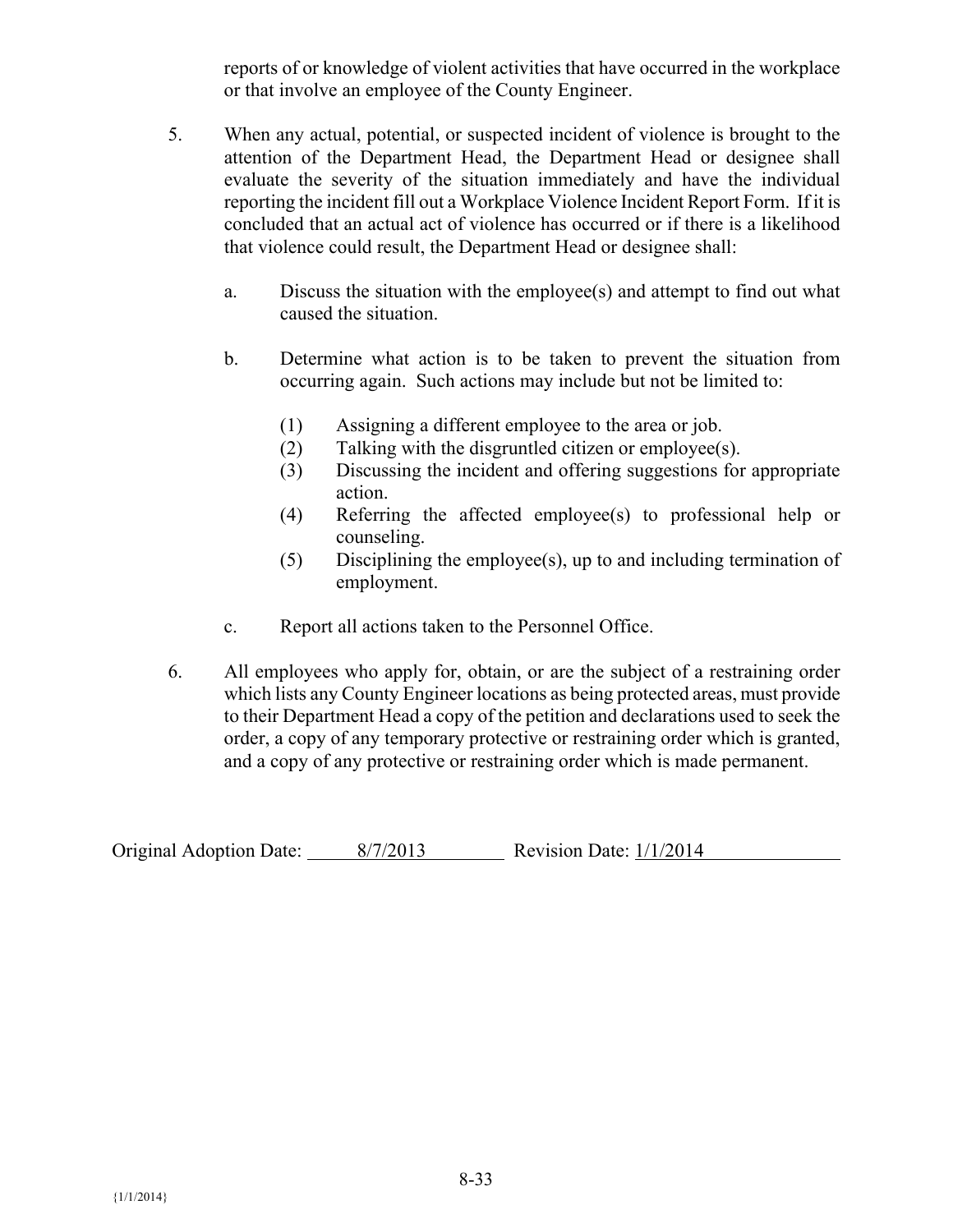reports of or knowledge of violent activities that have occurred in the workplace or that involve an employee of the County Engineer.

5. When any actual, potential, or suspected incident of violence is brought to the attention of the Department Head, the Department Head or designee shall evaluate the severity of the situation immediately and have the individual reporting the incident fill out a Workplace Violence Incident Report Form. If it is concluded that an actual act of violence has occurred or if there is a likelihood that violence could result, the Department Head or designee shall:

   a. Discuss the situation with the employee(s) and attempt to find out what caused the situation.

   b. Determine what action is to be taken to prevent the situation from occurring again. Such actions may include but not be limited to:

      (1) Assigning a different employee to the area or job.
      (2) Talking with the disgruntled citizen or employee(s).
      (3) Discussing the incident and offering suggestions for appropriate action.
      (4) Referring the affected employee(s) to professional help or counseling.
      (5) Disciplining the employee(s), up to and including termination of employment.

   c. Report all actions taken to the Personnel Office.

6. All employees who apply for, obtain, or are the subject of a restraining order which lists any County Engineer locations as being protected areas, must provide to their Department Head a copy of the petition and declarations used to seek the order, a copy of any temporary protective or restraining order which is granted, and a copy of any protective or restraining order which is made permanent.

Original Adoption Date: 8/7/2013 Revision Date: 1/1/2014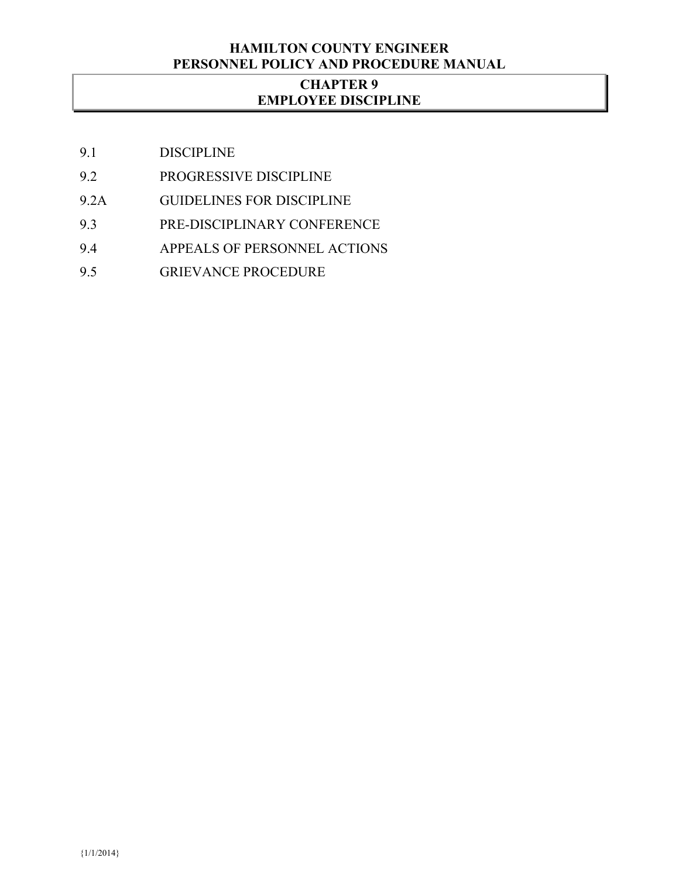# CHAPTER 9
# EMPLOYEE DISCIPLINE

| | |
|---|---|
| 9.1 | DISCIPLINE |
| 9.2 | PROGRESSIVE DISCIPLINE |
| 9.2A | GUIDELINES FOR DISCIPLINE |
| 9.3 | PRE-DISCIPLINARY CONFERENCE |
| 9.4 | APPEALS OF PERSONNEL ACTIONS |
| 9.5 | GRIEVANCE PROCEDURE |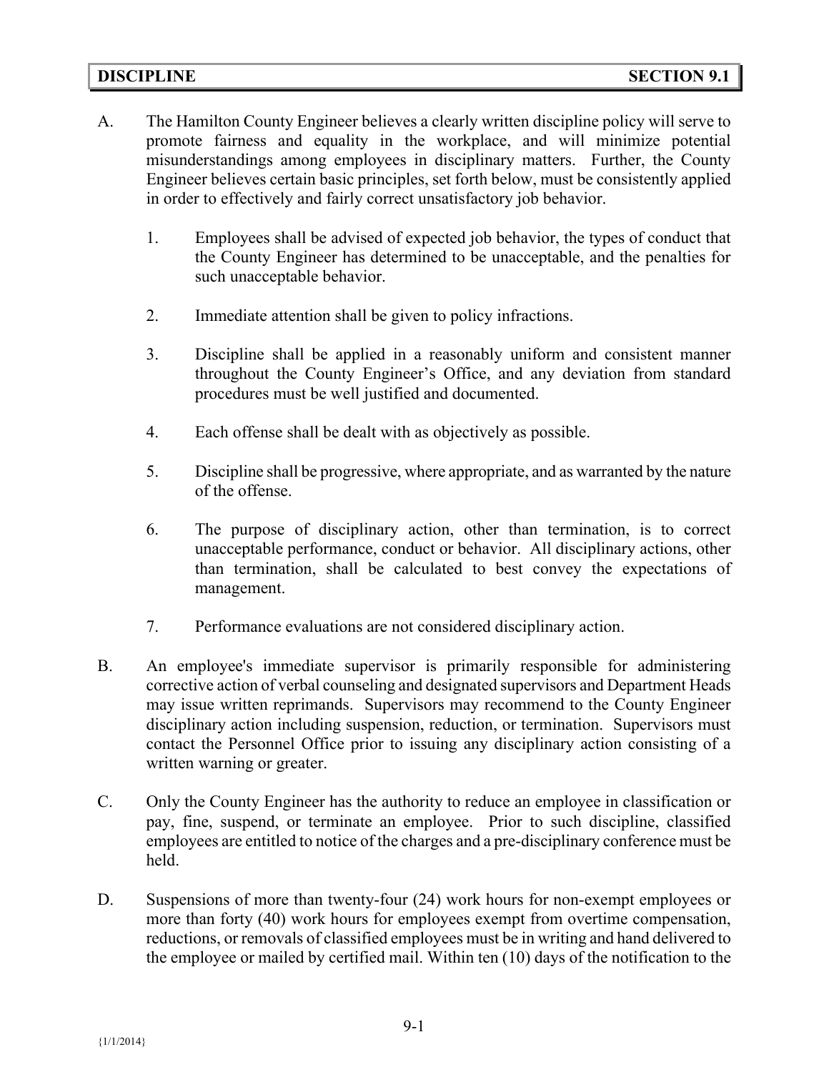# DISCIPLINE SECTION 9.1

A. The Hamilton County Engineer believes a clearly written discipline policy will serve to promote fairness and equality in the workplace, and will minimize potential misunderstandings among employees in disciplinary matters. Further, the County Engineer believes certain basic principles, set forth below, must be consistently applied in order to effectively and fairly correct unsatisfactory job behavior.

   1. Employees shall be advised of expected job behavior, the types of conduct that the County Engineer has determined to be unacceptable, and the penalties for such unacceptable behavior.

   2. Immediate attention shall be given to policy infractions.

   3. Discipline shall be applied in a reasonably uniform and consistent manner throughout the County Engineer's Office, and any deviation from standard procedures must be well justified and documented.

   4. Each offense shall be dealt with as objectively as possible.

   5. Discipline shall be progressive, where appropriate, and as warranted by the nature of the offense.

   6. The purpose of disciplinary action, other than termination, is to correct unacceptable performance, conduct or behavior. All disciplinary actions, other than termination, shall be calculated to best convey the expectations of management.

   7. Performance evaluations are not considered disciplinary action.

B. An employee's immediate supervisor is primarily responsible for administering corrective action of verbal counseling and designated supervisors and Department Heads may issue written reprimands. Supervisors may recommend to the County Engineer disciplinary action including suspension, reduction, or termination. Supervisors must contact the Personnel Office prior to issuing any disciplinary action consisting of a written warning or greater.

C. Only the County Engineer has the authority to reduce an employee in classification or pay, fine, suspend, or terminate an employee. Prior to such discipline, classified employees are entitled to notice of the charges and a pre-disciplinary conference must be held.

D. Suspensions of more than twenty-four (24) work hours for non-exempt employees or more than forty (40) work hours for employees exempt from overtime compensation, reductions, or removals of classified employees must be in writing and hand delivered to the employee or mailed by certified mail. Within ten (10) days of the notification to the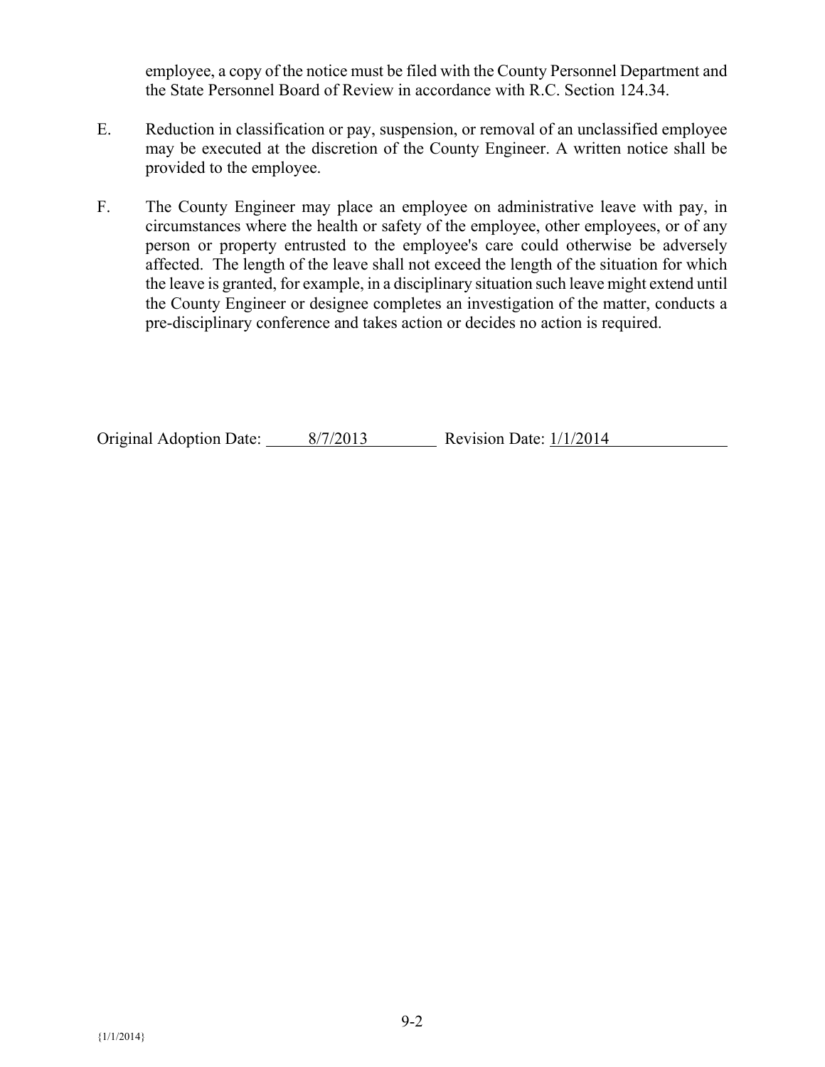employee, a copy of the notice must be filed with the County Personnel Department and the State Personnel Board of Review in accordance with R.C. Section 124.34.

E. Reduction in classification or pay, suspension, or removal of an unclassified employee may be executed at the discretion of the County Engineer. A written notice shall be provided to the employee.

F. The County Engineer may place an employee on administrative leave with pay, in circumstances where the health or safety of the employee, other employees, or of any person or property entrusted to the employee's care could otherwise be adversely affected. The length of the leave shall not exceed the length of the situation for which the leave is granted, for example, in a disciplinary situation such leave might extend until the County Engineer or designee completes an investigation of the matter, conducts a pre-disciplinary conference and takes action or decides no action is required.

Original Adoption Date: 8/7/2013 Revision Date: 1/1/2014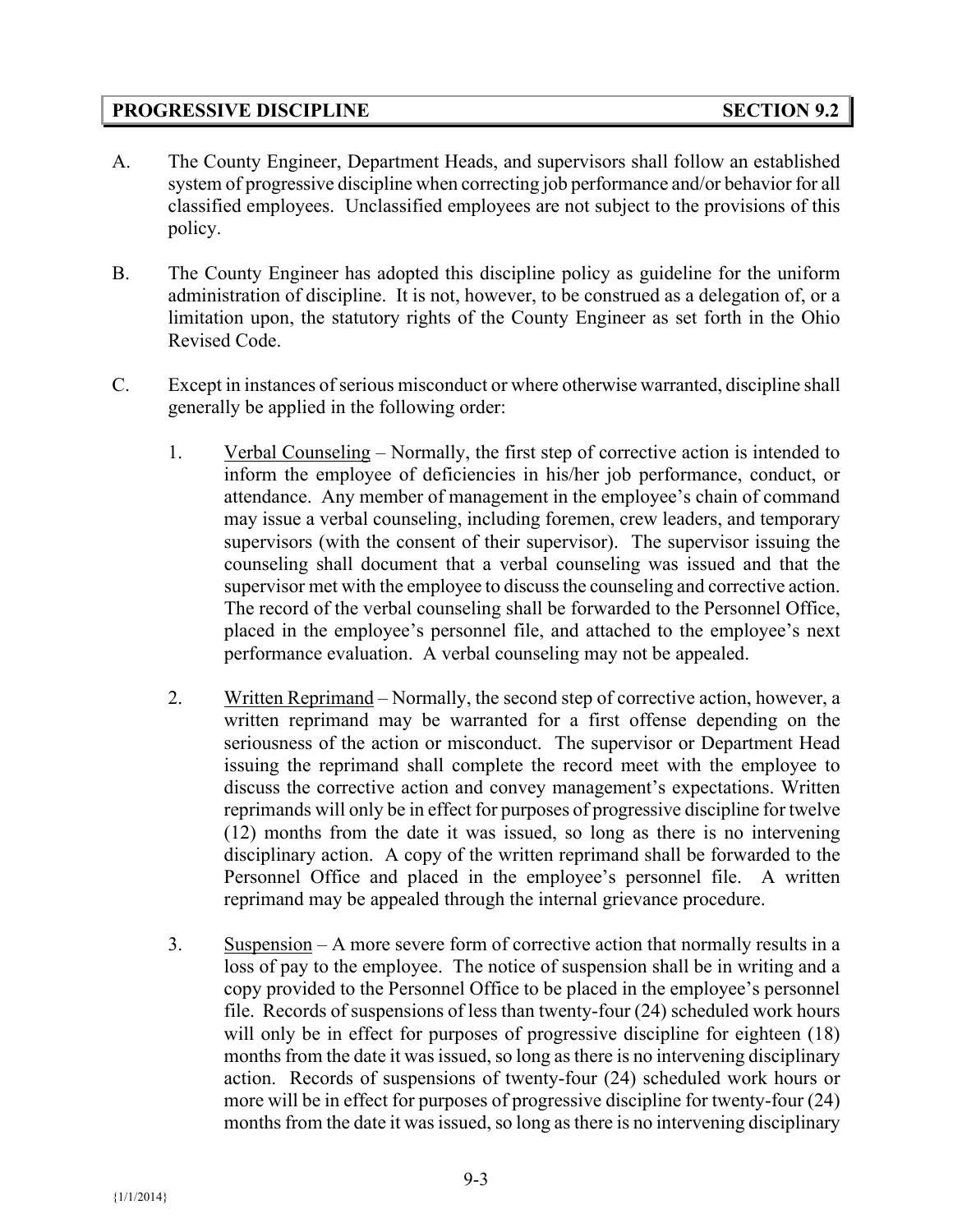## PROGRESSIVE DISCIPLINE SECTION 9.2

A. The County Engineer, Department Heads, and supervisors shall follow an established system of progressive discipline when correcting job performance and/or behavior for all classified employees. Unclassified employees are not subject to the provisions of this policy.

B. The County Engineer has adopted this discipline policy as guideline for the uniform administration of discipline. It is not, however, to be construed as a delegation of, or a limitation upon, the statutory rights of the County Engineer as set forth in the Ohio Revised Code.

C. Except in instances of serious misconduct or where otherwise warranted, discipline shall generally be applied in the following order:

1. Verbal Counseling – Normally, the first step of corrective action is intended to inform the employee of deficiencies in his/her job performance, conduct, or attendance. Any member of management in the employee's chain of command may issue a verbal counseling, including foremen, crew leaders, and temporary supervisors (with the consent of their supervisor). The supervisor issuing the counseling shall document that a verbal counseling was issued and that the supervisor met with the employee to discuss the counseling and corrective action. The record of the verbal counseling shall be forwarded to the Personnel Office, placed in the employee's personnel file, and attached to the employee's next performance evaluation. A verbal counseling may not be appealed.

2. Written Reprimand – Normally, the second step of corrective action, however, a written reprimand may be warranted for a first offense depending on the seriousness of the action or misconduct. The supervisor or Department Head issuing the reprimand shall complete the record meet with the employee to discuss the corrective action and convey management's expectations. Written reprimands will only be in effect for purposes of progressive discipline for twelve (12) months from the date it was issued, so long as there is no intervening disciplinary action. A copy of the written reprimand shall be forwarded to the Personnel Office and placed in the employee's personnel file. A written reprimand may be appealed through the internal grievance procedure.

3. Suspension – A more severe form of corrective action that normally results in a loss of pay to the employee. The notice of suspension shall be in writing and a copy provided to the Personnel Office to be placed in the employee's personnel file. Records of suspensions of less than twenty-four (24) scheduled work hours will only be in effect for purposes of progressive discipline for eighteen (18) months from the date it was issued, so long as there is no intervening disciplinary action. Records of suspensions of twenty-four (24) scheduled work hours or more will be in effect for purposes of progressive discipline for twenty-four (24) months from the date it was issued, so long as there is no intervening disciplinary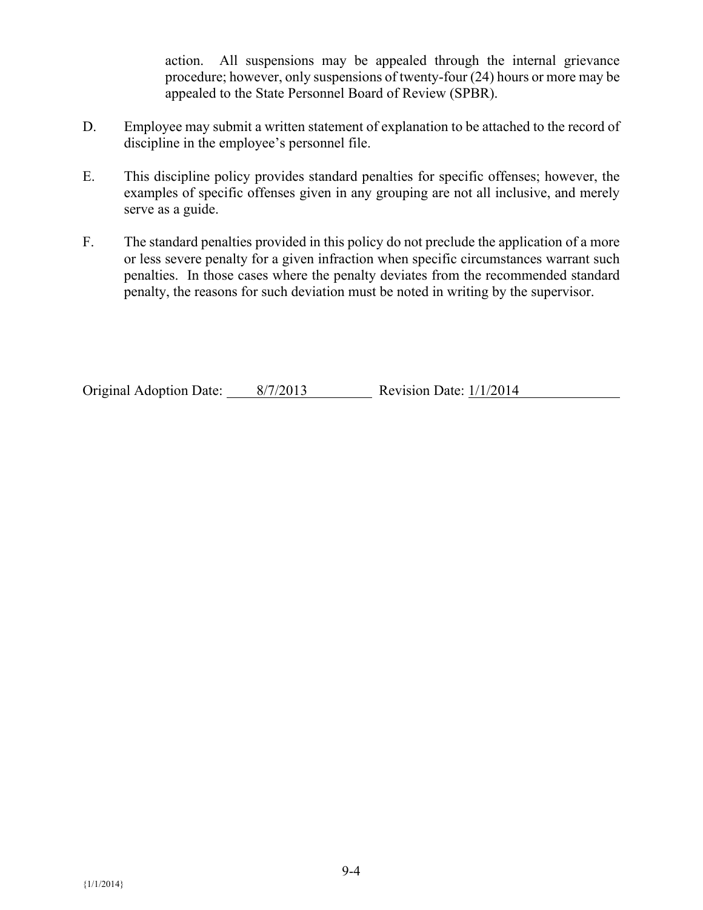action. All suspensions may be appealed through the internal grievance procedure; however, only suspensions of twenty-four (24) hours or more may be appealed to the State Personnel Board of Review (SPBR).

D. Employee may submit a written statement of explanation to be attached to the record of discipline in the employee's personnel file.

E. This discipline policy provides standard penalties for specific offenses; however, the examples of specific offenses given in any grouping are not all inclusive, and merely serve as a guide.

F. The standard penalties provided in this policy do not preclude the application of a more or less severe penalty for a given infraction when specific circumstances warrant such penalties. In those cases where the penalty deviates from the recommended standard penalty, the reasons for such deviation must be noted in writing by the supervisor.

Original Adoption Date: 8/7/2013 Revision Date: 1/1/2014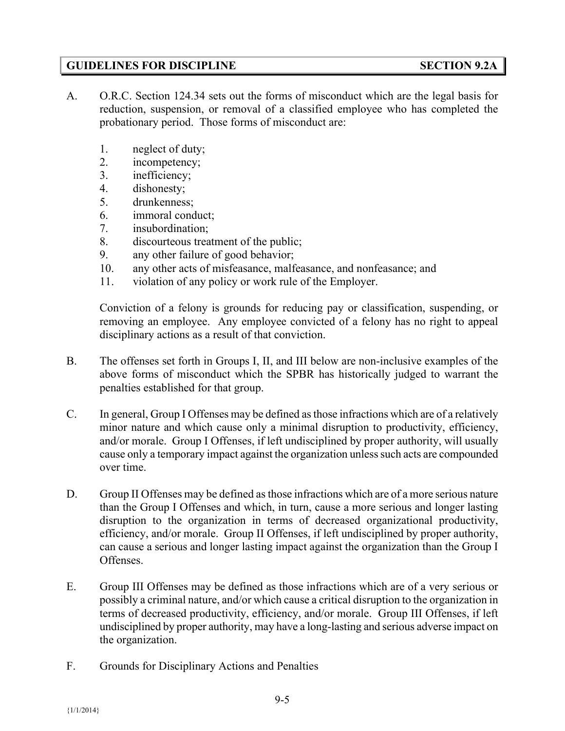## GUIDELINES FOR DISCIPLINE SECTION 9.2A

A. O.R.C. Section 124.34 sets out the forms of misconduct which are the legal basis for reduction, suspension, or removal of a classified employee who has completed the probationary period. Those forms of misconduct are:

1. neglect of duty;
2. incompetency;
3. inefficiency;
4. dishonesty;
5. drunkenness;
6. immoral conduct;
7. insubordination;
8. discourteous treatment of the public;
9. any other failure of good behavior;
10. any other acts of misfeasance, malfeasance, and nonfeasance; and
11. violation of any policy or work rule of the Employer.

Conviction of a felony is grounds for reducing pay or classification, suspending, or removing an employee. Any employee convicted of a felony has no right to appeal disciplinary actions as a result of that conviction.

B. The offenses set forth in Groups I, II, and III below are non-inclusive examples of the above forms of misconduct which the SPBR has historically judged to warrant the penalties established for that group.

C. In general, Group I Offenses may be defined as those infractions which are of a relatively minor nature and which cause only a minimal disruption to productivity, efficiency, and/or morale. Group I Offenses, if left undisciplined by proper authority, will usually cause only a temporary impact against the organization unless such acts are compounded over time.

D. Group II Offenses may be defined as those infractions which are of a more serious nature than the Group I Offenses and which, in turn, cause a more serious and longer lasting disruption to the organization in terms of decreased organizational productivity, efficiency, and/or morale. Group II Offenses, if left undisciplined by proper authority, can cause a serious and longer lasting impact against the organization than the Group I Offenses.

E. Group III Offenses may be defined as those infractions which are of a very serious or possibly a criminal nature, and/or which cause a critical disruption to the organization in terms of decreased productivity, efficiency, and/or morale. Group III Offenses, if left undisciplined by proper authority, may have a long-lasting and serious adverse impact on the organization.

F. Grounds for Disciplinary Actions and Penalties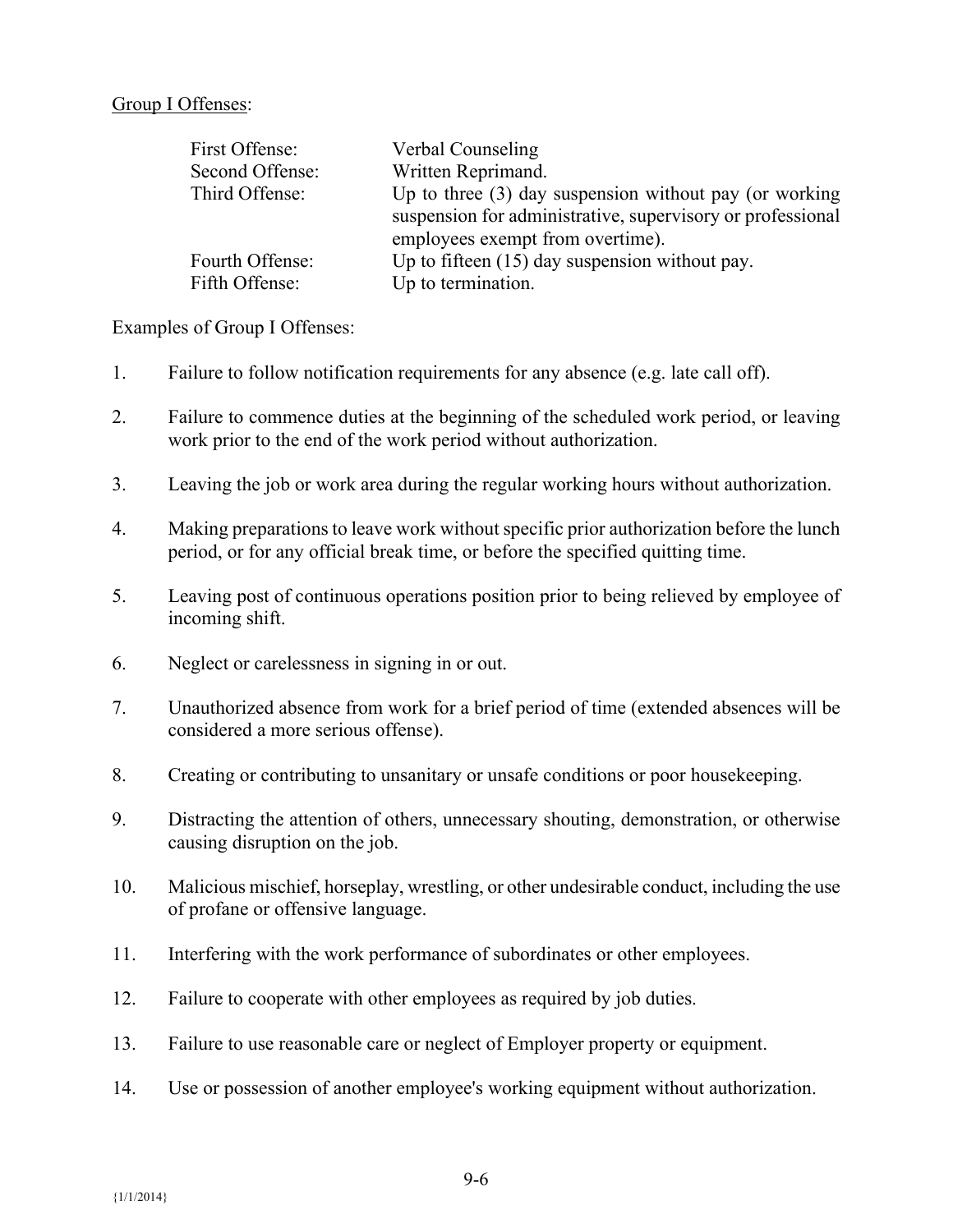Group I Offenses:

| | |
|---|---|
| First Offense: | Verbal Counseling |
| Second Offense: | Written Reprimand. |
| Third Offense: | Up to three (3) day suspension without pay (or working suspension for administrative, supervisory or professional employees exempt from overtime). |
| Fourth Offense: | Up to fifteen (15) day suspension without pay. |
| Fifth Offense: | Up to termination. |

Examples of Group I Offenses:

1. Failure to follow notification requirements for any absence (e.g. late call off).

2. Failure to commence duties at the beginning of the scheduled work period, or leaving work prior to the end of the work period without authorization.

3. Leaving the job or work area during the regular working hours without authorization.

4. Making preparations to leave work without specific prior authorization before the lunch period, or for any official break time, or before the specified quitting time.

5. Leaving post of continuous operations position prior to being relieved by employee of incoming shift.

6. Neglect or carelessness in signing in or out.

7. Unauthorized absence from work for a brief period of time (extended absences will be considered a more serious offense).

8. Creating or contributing to unsanitary or unsafe conditions or poor housekeeping.

9. Distracting the attention of others, unnecessary shouting, demonstration, or otherwise causing disruption on the job.

10. Malicious mischief, horseplay, wrestling, or other undesirable conduct, including the use of profane or offensive language.

11. Interfering with the work performance of subordinates or other employees.

12. Failure to cooperate with other employees as required by job duties.

13. Failure to use reasonable care or neglect of Employer property or equipment.

14. Use or possession of another employee's working equipment without authorization.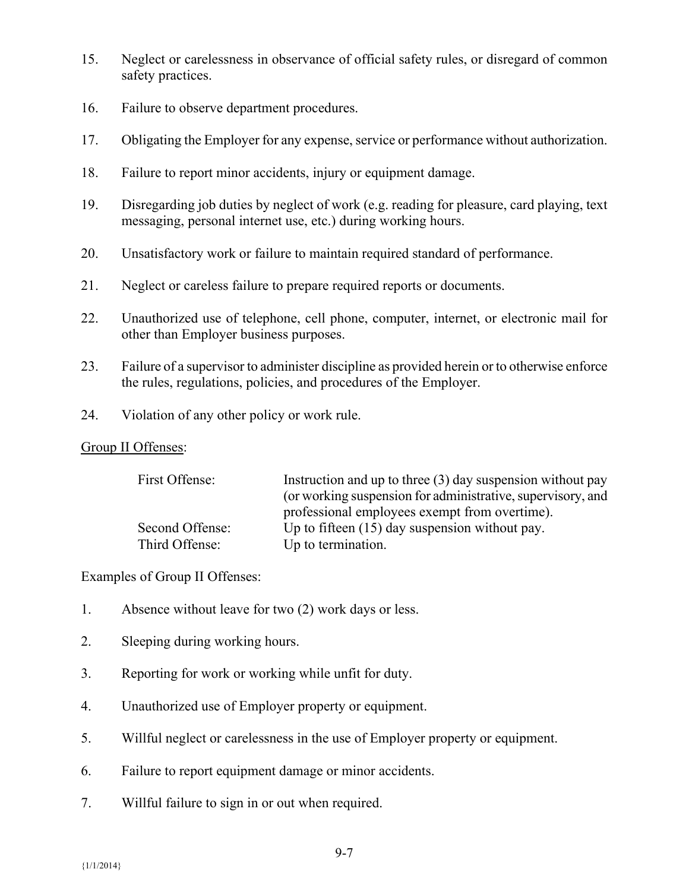15. Neglect or carelessness in observance of official safety rules, or disregard of common safety practices.

16. Failure to observe department procedures.

17. Obligating the Employer for any expense, service or performance without authorization.

18. Failure to report minor accidents, injury or equipment damage.

19. Disregarding job duties by neglect of work (e.g. reading for pleasure, card playing, text messaging, personal internet use, etc.) during working hours.

20. Unsatisfactory work or failure to maintain required standard of performance.

21. Neglect or careless failure to prepare required reports or documents.

22. Unauthorized use of telephone, cell phone, computer, internet, or electronic mail for other than Employer business purposes.

23. Failure of a supervisor to administer discipline as provided herein or to otherwise enforce the rules, regulations, policies, and procedures of the Employer.

24. Violation of any other policy or work rule.

<u>Group II Offenses</u>:

| | |
|---|---|
| First Offense: | Instruction and up to three (3) day suspension without pay (or working suspension for administrative, supervisory, and professional employees exempt from overtime). |
| Second Offense: | Up to fifteen (15) day suspension without pay. |
| Third Offense: | Up to termination. |

Examples of Group II Offenses:

1. Absence without leave for two (2) work days or less.

2. Sleeping during working hours.

3. Reporting for work or working while unfit for duty.

4. Unauthorized use of Employer property or equipment.

5. Willful neglect or carelessness in the use of Employer property or equipment.

6. Failure to report equipment damage or minor accidents.

7. Willful failure to sign in or out when required.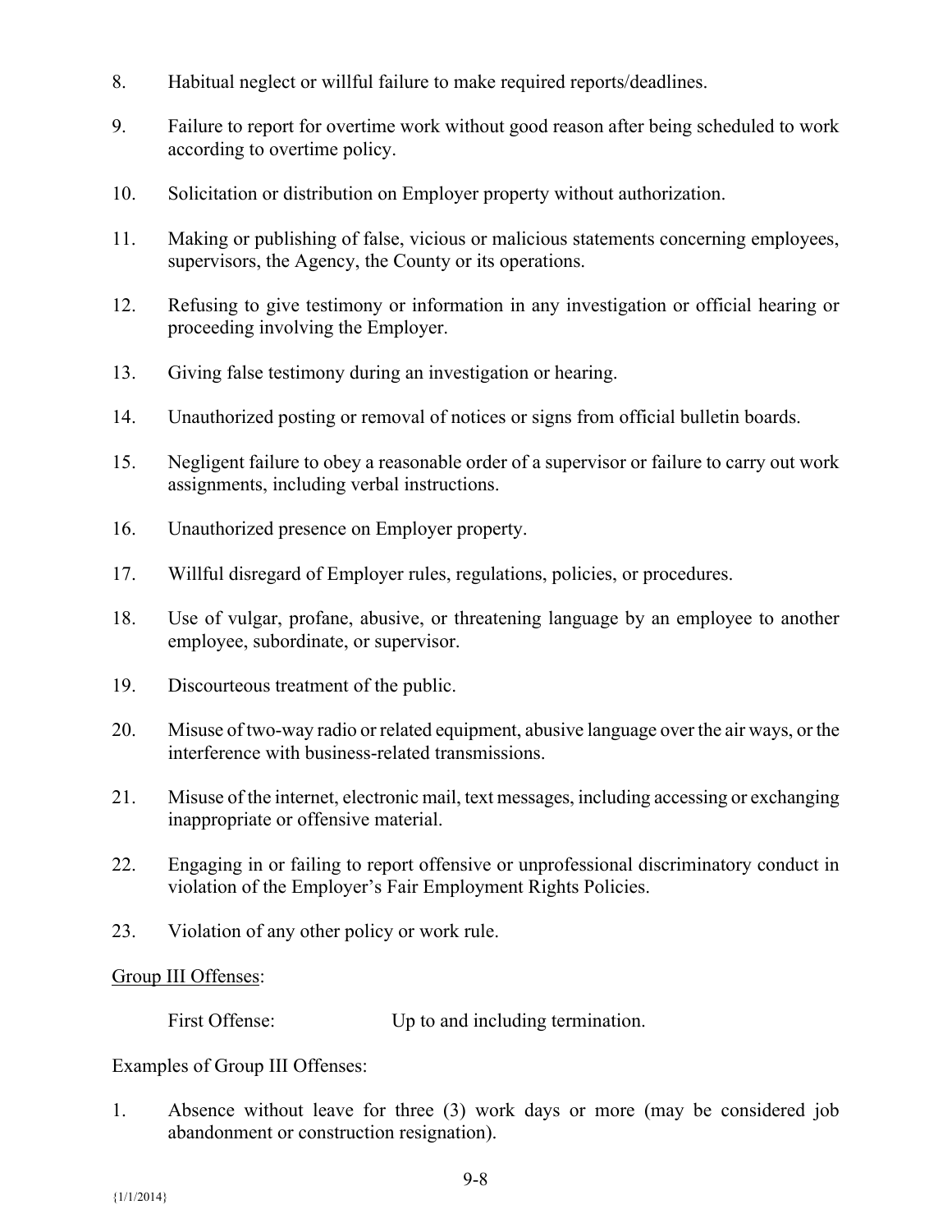8. Habitual neglect or willful failure to make required reports/deadlines.

9. Failure to report for overtime work without good reason after being scheduled to work according to overtime policy.

10. Solicitation or distribution on Employer property without authorization.

11. Making or publishing of false, vicious or malicious statements concerning employees, supervisors, the Agency, the County or its operations.

12. Refusing to give testimony or information in any investigation or official hearing or proceeding involving the Employer.

13. Giving false testimony during an investigation or hearing.

14. Unauthorized posting or removal of notices or signs from official bulletin boards.

15. Negligent failure to obey a reasonable order of a supervisor or failure to carry out work assignments, including verbal instructions.

16. Unauthorized presence on Employer property.

17. Willful disregard of Employer rules, regulations, policies, or procedures.

18. Use of vulgar, profane, abusive, or threatening language by an employee to another employee, subordinate, or supervisor.

19. Discourteous treatment of the public.

20. Misuse of two-way radio or related equipment, abusive language over the air ways, or the interference with business-related transmissions.

21. Misuse of the internet, electronic mail, text messages, including accessing or exchanging inappropriate or offensive material.

22. Engaging in or failing to report offensive or unprofessional discriminatory conduct in violation of the Employer's Fair Employment Rights Policies.

23. Violation of any other policy or work rule.

<u>Group III Offenses</u>:

First Offense: Up to and including termination.

Examples of Group III Offenses:

1. Absence without leave for three (3) work days or more (may be considered job abandonment or construction resignation).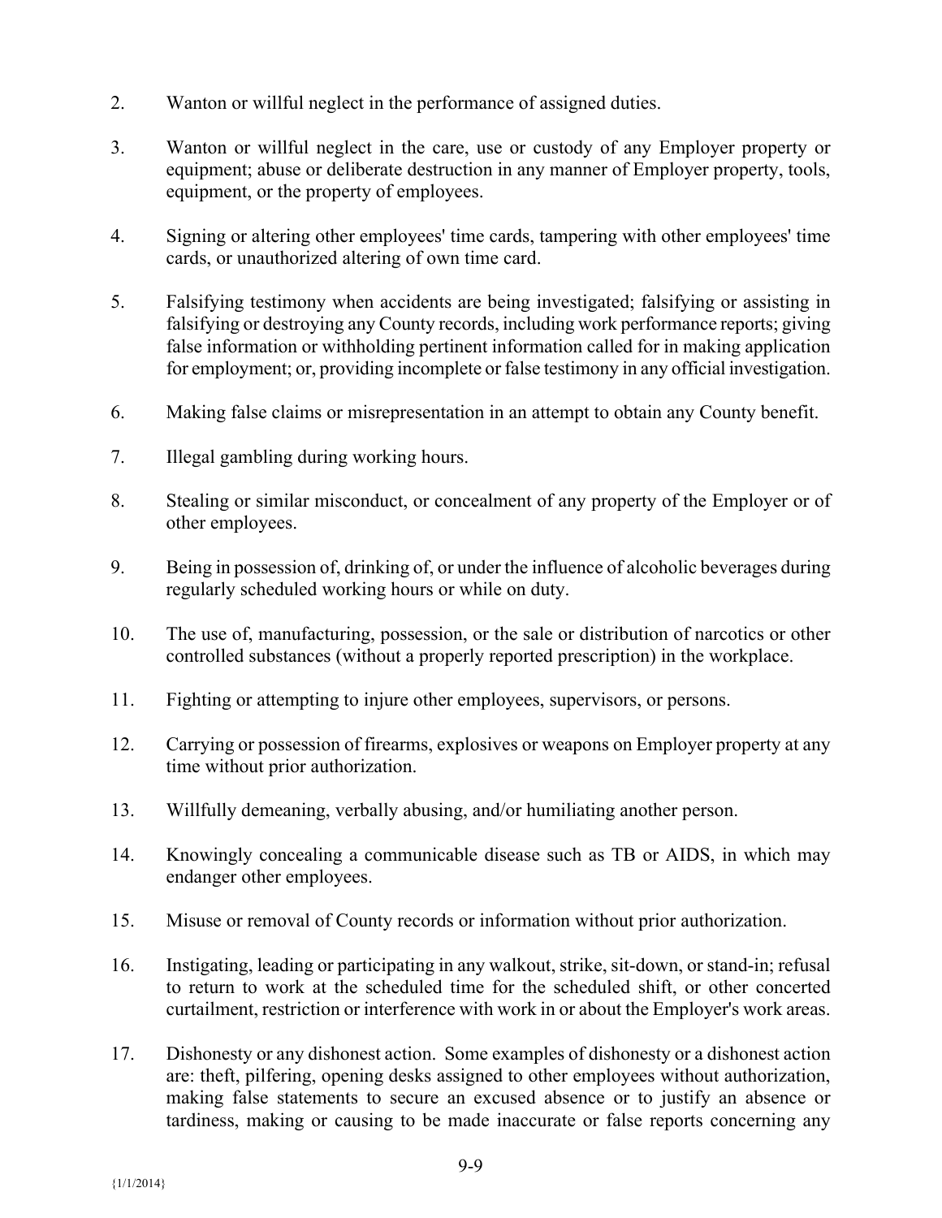2. Wanton or willful neglect in the performance of assigned duties.

3. Wanton or willful neglect in the care, use or custody of any Employer property or equipment; abuse or deliberate destruction in any manner of Employer property, tools, equipment, or the property of employees.

4. Signing or altering other employees' time cards, tampering with other employees' time cards, or unauthorized altering of own time card.

5. Falsifying testimony when accidents are being investigated; falsifying or assisting in falsifying or destroying any County records, including work performance reports; giving false information or withholding pertinent information called for in making application for employment; or, providing incomplete or false testimony in any official investigation.

6. Making false claims or misrepresentation in an attempt to obtain any County benefit.

7. Illegal gambling during working hours.

8. Stealing or similar misconduct, or concealment of any property of the Employer or of other employees.

9. Being in possession of, drinking of, or under the influence of alcoholic beverages during regularly scheduled working hours or while on duty.

10. The use of, manufacturing, possession, or the sale or distribution of narcotics or other controlled substances (without a properly reported prescription) in the workplace.

11. Fighting or attempting to injure other employees, supervisors, or persons.

12. Carrying or possession of firearms, explosives or weapons on Employer property at any time without prior authorization.

13. Willfully demeaning, verbally abusing, and/or humiliating another person.

14. Knowingly concealing a communicable disease such as TB or AIDS, in which may endanger other employees.

15. Misuse or removal of County records or information without prior authorization.

16. Instigating, leading or participating in any walkout, strike, sit-down, or stand-in; refusal to return to work at the scheduled time for the scheduled shift, or other concerted curtailment, restriction or interference with work in or about the Employer's work areas.

17. Dishonesty or any dishonest action. Some examples of dishonesty or a dishonest action are: theft, pilfering, opening desks assigned to other employees without authorization, making false statements to secure an excused absence or to justify an absence or tardiness, making or causing to be made inaccurate or false reports concerning any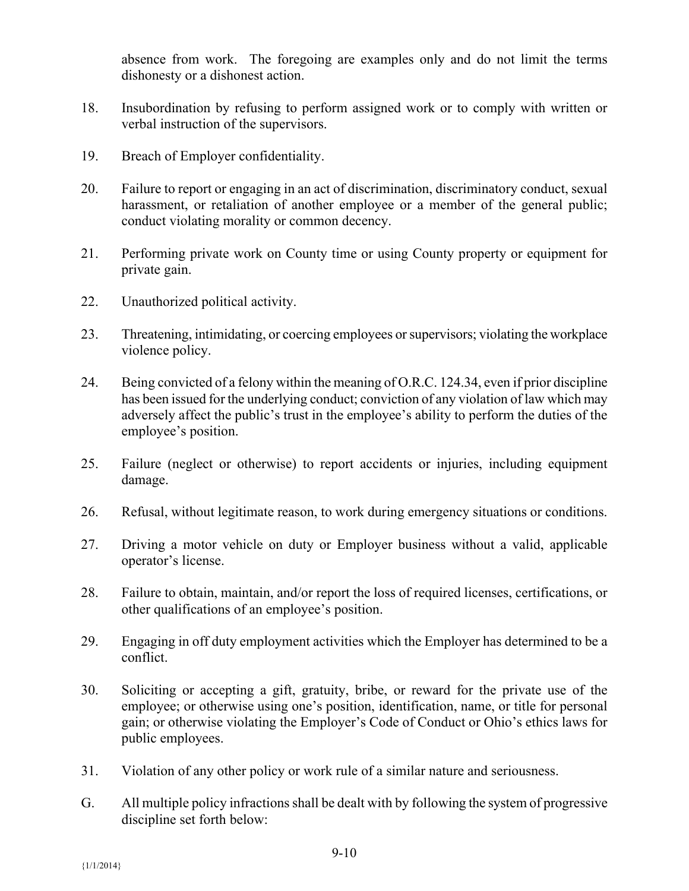absence from work. The foregoing are examples only and do not limit the terms dishonesty or a dishonest action.

18. Insubordination by refusing to perform assigned work or to comply with written or verbal instruction of the supervisors.

19. Breach of Employer confidentiality.

20. Failure to report or engaging in an act of discrimination, discriminatory conduct, sexual harassment, or retaliation of another employee or a member of the general public; conduct violating morality or common decency.

21. Performing private work on County time or using County property or equipment for private gain.

22. Unauthorized political activity.

23. Threatening, intimidating, or coercing employees or supervisors; violating the workplace violence policy.

24. Being convicted of a felony within the meaning of O.R.C. 124.34, even if prior discipline has been issued for the underlying conduct; conviction of any violation of law which may adversely affect the public's trust in the employee's ability to perform the duties of the employee's position.

25. Failure (neglect or otherwise) to report accidents or injuries, including equipment damage.

26. Refusal, without legitimate reason, to work during emergency situations or conditions.

27. Driving a motor vehicle on duty or Employer business without a valid, applicable operator's license.

28. Failure to obtain, maintain, and/or report the loss of required licenses, certifications, or other qualifications of an employee's position.

29. Engaging in off duty employment activities which the Employer has determined to be a conflict.

30. Soliciting or accepting a gift, gratuity, bribe, or reward for the private use of the employee; or otherwise using one's position, identification, name, or title for personal gain; or otherwise violating the Employer's Code of Conduct or Ohio's ethics laws for public employees.

31. Violation of any other policy or work rule of a similar nature and seriousness.

G. All multiple policy infractions shall be dealt with by following the system of progressive discipline set forth below: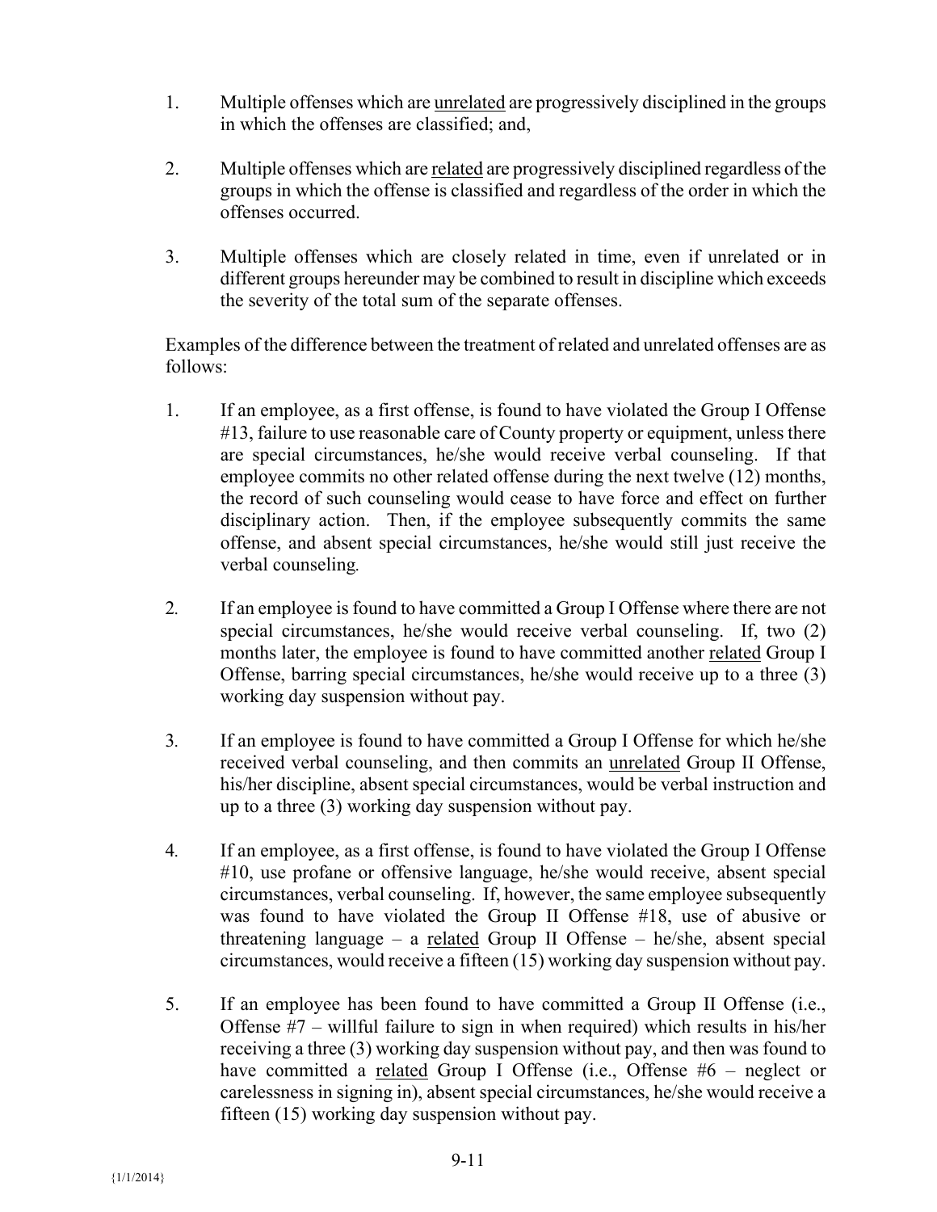1. Multiple offenses which are unrelated are progressively disciplined in the groups in which the offenses are classified; and,

2. Multiple offenses which are related are progressively disciplined regardless of the groups in which the offense is classified and regardless of the order in which the offenses occurred.

3. Multiple offenses which are closely related in time, even if unrelated or in different groups hereunder may be combined to result in discipline which exceeds the severity of the total sum of the separate offenses.

Examples of the difference between the treatment of related and unrelated offenses are as follows:

1. If an employee, as a first offense, is found to have violated the Group I Offense #13, failure to use reasonable care of County property or equipment, unless there are special circumstances, he/she would receive verbal counseling. If that employee commits no other related offense during the next twelve (12) months, the record of such counseling would cease to have force and effect on further disciplinary action. Then, if the employee subsequently commits the same offense, and absent special circumstances, he/she would still just receive the verbal counseling.

2. If an employee is found to have committed a Group I Offense where there are not special circumstances, he/she would receive verbal counseling. If, two (2) months later, the employee is found to have committed another related Group I Offense, barring special circumstances, he/she would receive up to a three (3) working day suspension without pay.

3. If an employee is found to have committed a Group I Offense for which he/she received verbal counseling, and then commits an unrelated Group II Offense, his/her discipline, absent special circumstances, would be verbal instruction and up to a three (3) working day suspension without pay.

4. If an employee, as a first offense, is found to have violated the Group I Offense #10, use profane or offensive language, he/she would receive, absent special circumstances, verbal counseling. If, however, the same employee subsequently was found to have violated the Group II Offense #18, use of abusive or threatening language – a related Group II Offense – he/she, absent special circumstances, would receive a fifteen (15) working day suspension without pay.

5. If an employee has been found to have committed a Group II Offense (i.e., Offense #7 – willful failure to sign in when required) which results in his/her receiving a three (3) working day suspension without pay, and then was found to have committed a related Group I Offense (i.e., Offense #6 – neglect or carelessness in signing in), absent special circumstances, he/she would receive a fifteen (15) working day suspension without pay.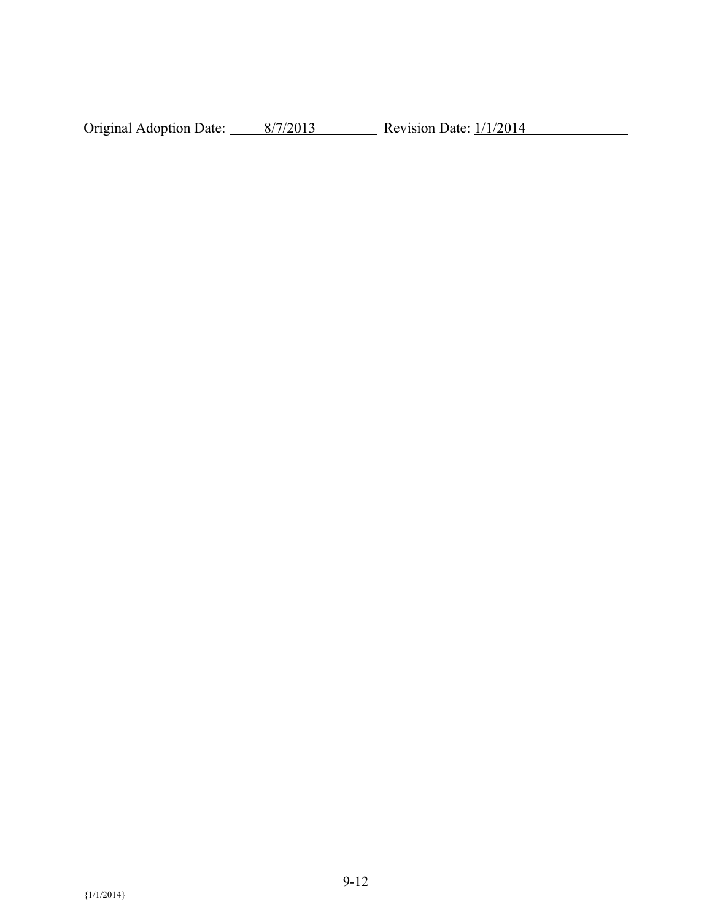Original Adoption Date: 8/7/2013 Revision Date: 1/1/2014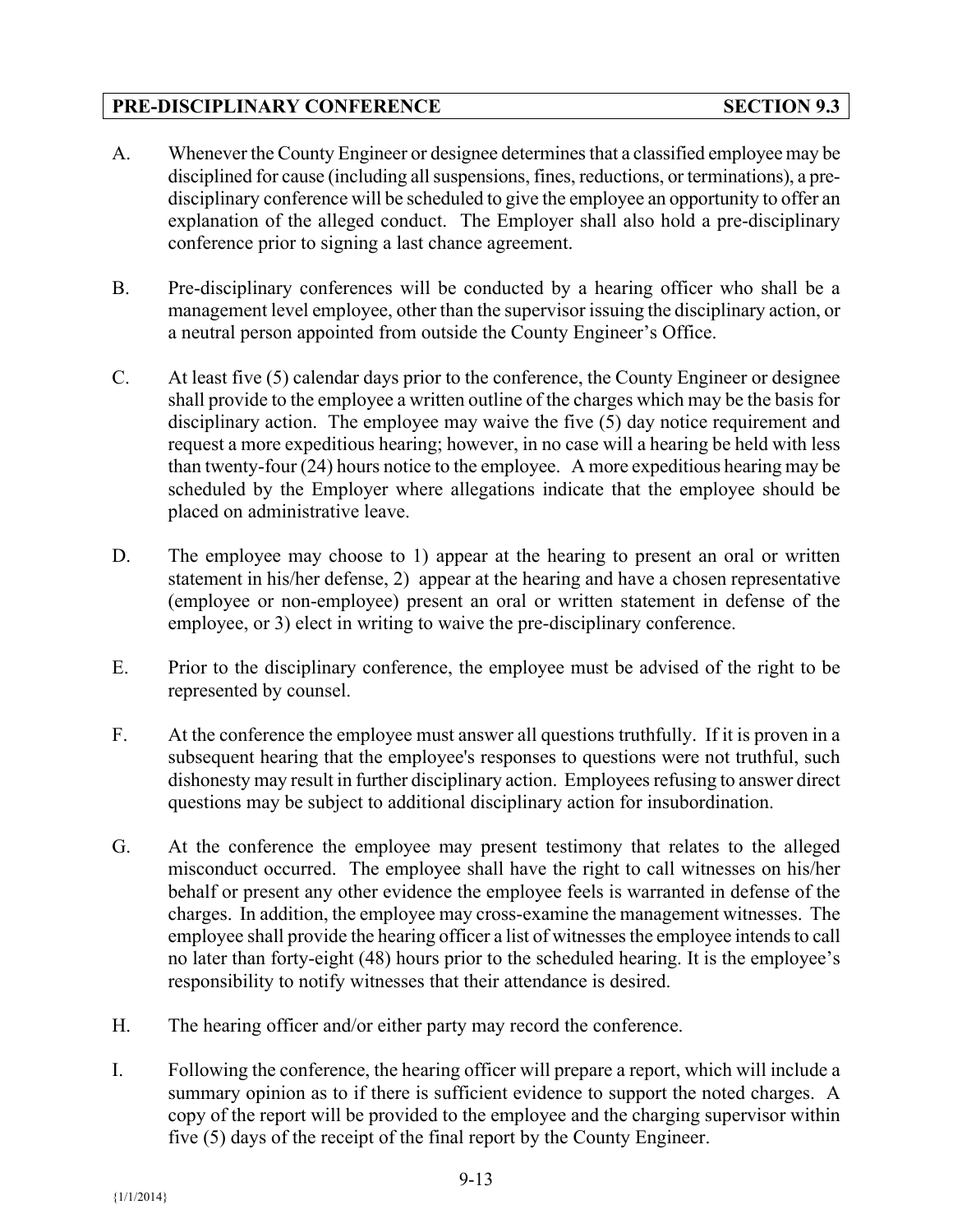## PRE-DISCIPLINARY CONFERENCE SECTION 9.3

A. Whenever the County Engineer or designee determines that a classified employee may be disciplined for cause (including all suspensions, fines, reductions, or terminations), a pre-disciplinary conference will be scheduled to give the employee an opportunity to offer an explanation of the alleged conduct. The Employer shall also hold a pre-disciplinary conference prior to signing a last chance agreement.

B. Pre-disciplinary conferences will be conducted by a hearing officer who shall be a management level employee, other than the supervisor issuing the disciplinary action, or a neutral person appointed from outside the County Engineer's Office.

C. At least five (5) calendar days prior to the conference, the County Engineer or designee shall provide to the employee a written outline of the charges which may be the basis for disciplinary action. The employee may waive the five (5) day notice requirement and request a more expeditious hearing; however, in no case will a hearing be held with less than twenty-four (24) hours notice to the employee. A more expeditious hearing may be scheduled by the Employer where allegations indicate that the employee should be placed on administrative leave.

D. The employee may choose to 1) appear at the hearing to present an oral or written statement in his/her defense, 2) appear at the hearing and have a chosen representative (employee or non-employee) present an oral or written statement in defense of the employee, or 3) elect in writing to waive the pre-disciplinary conference.

E. Prior to the disciplinary conference, the employee must be advised of the right to be represented by counsel.

F. At the conference the employee must answer all questions truthfully. If it is proven in a subsequent hearing that the employee's responses to questions were not truthful, such dishonesty may result in further disciplinary action. Employees refusing to answer direct questions may be subject to additional disciplinary action for insubordination.

G. At the conference the employee may present testimony that relates to the alleged misconduct occurred. The employee shall have the right to call witnesses on his/her behalf or present any other evidence the employee feels is warranted in defense of the charges. In addition, the employee may cross-examine the management witnesses. The employee shall provide the hearing officer a list of witnesses the employee intends to call no later than forty-eight (48) hours prior to the scheduled hearing. It is the employee's responsibility to notify witnesses that their attendance is desired.

H. The hearing officer and/or either party may record the conference.

I. Following the conference, the hearing officer will prepare a report, which will include a summary opinion as to if there is sufficient evidence to support the noted charges. A copy of the report will be provided to the employee and the charging supervisor within five (5) days of the receipt of the final report by the County Engineer.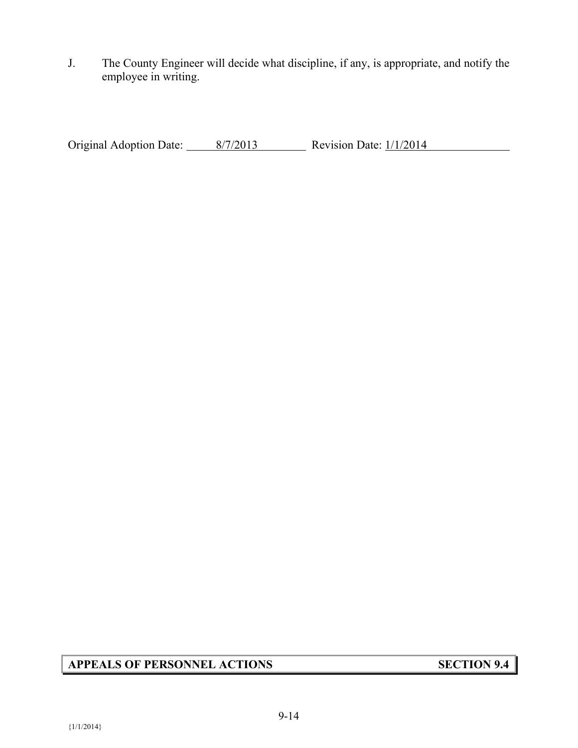J. The County Engineer will decide what discipline, if any, is appropriate, and notify the employee in writing.

Original Adoption Date: 8/7/2013 Revision Date: 1/1/2014

| APPEALS OF PERSONNEL ACTIONS | SECTION 9.4 |
| --- | --- |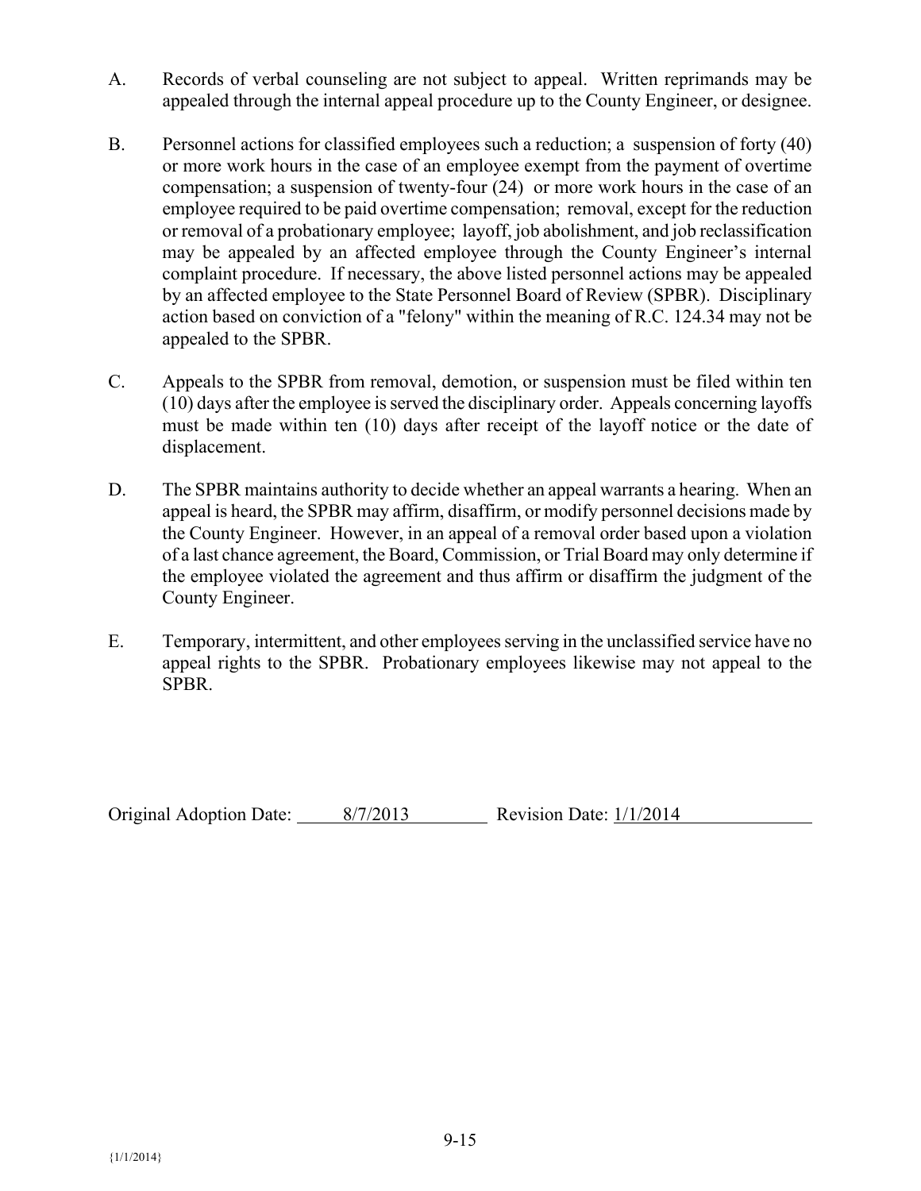A. Records of verbal counseling are not subject to appeal. Written reprimands may be appealed through the internal appeal procedure up to the County Engineer, or designee.

B. Personnel actions for classified employees such a reduction; a suspension of forty (40) or more work hours in the case of an employee exempt from the payment of overtime compensation; a suspension of twenty-four (24) or more work hours in the case of an employee required to be paid overtime compensation; removal, except for the reduction or removal of a probationary employee; layoff, job abolishment, and job reclassification may be appealed by an affected employee through the County Engineer's internal complaint procedure. If necessary, the above listed personnel actions may be appealed by an affected employee to the State Personnel Board of Review (SPBR). Disciplinary action based on conviction of a "felony" within the meaning of R.C. 124.34 may not be appealed to the SPBR.

C. Appeals to the SPBR from removal, demotion, or suspension must be filed within ten (10) days after the employee is served the disciplinary order. Appeals concerning layoffs must be made within ten (10) days after receipt of the layoff notice or the date of displacement.

D. The SPBR maintains authority to decide whether an appeal warrants a hearing. When an appeal is heard, the SPBR may affirm, disaffirm, or modify personnel decisions made by the County Engineer. However, in an appeal of a removal order based upon a violation of a last chance agreement, the Board, Commission, or Trial Board may only determine if the employee violated the agreement and thus affirm or disaffirm the judgment of the County Engineer.

E. Temporary, intermittent, and other employees serving in the unclassified service have no appeal rights to the SPBR. Probationary employees likewise may not appeal to the SPBR.

Original Adoption Date: 8/7/2013 Revision Date: 1/1/2014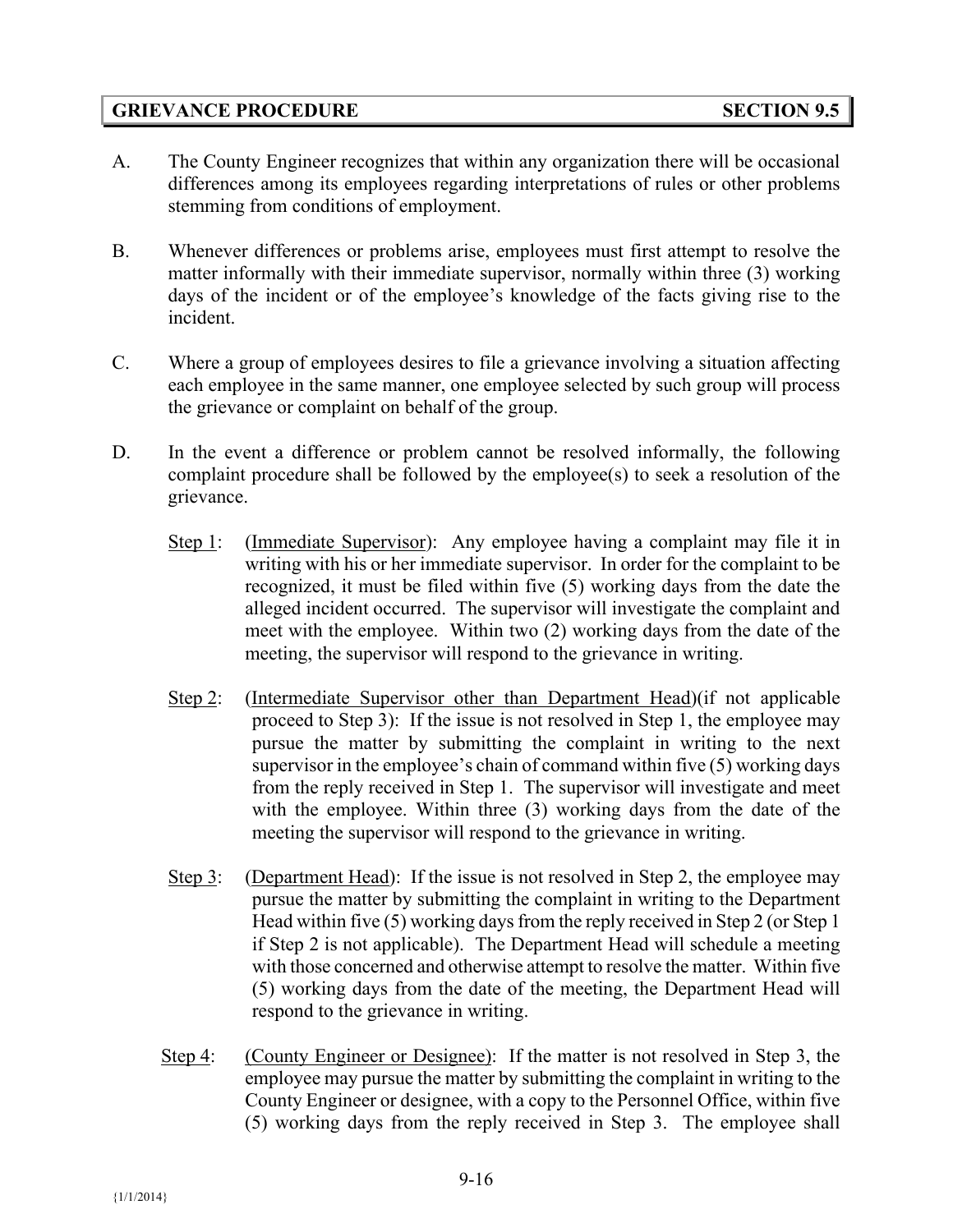## GRIEVANCE PROCEDURE SECTION 9.5

A. The County Engineer recognizes that within any organization there will be occasional differences among its employees regarding interpretations of rules or other problems stemming from conditions of employment.

B. Whenever differences or problems arise, employees must first attempt to resolve the matter informally with their immediate supervisor, normally within three (3) working days of the incident or of the employee's knowledge of the facts giving rise to the incident.

C. Where a group of employees desires to file a grievance involving a situation affecting each employee in the same manner, one employee selected by such group will process the grievance or complaint on behalf of the group.

D. In the event a difference or problem cannot be resolved informally, the following complaint procedure shall be followed by the employee(s) to seek a resolution of the grievance.

Step 1: (Immediate Supervisor): Any employee having a complaint may file it in writing with his or her immediate supervisor. In order for the complaint to be recognized, it must be filed within five (5) working days from the date the alleged incident occurred. The supervisor will investigate the complaint and meet with the employee. Within two (2) working days from the date of the meeting, the supervisor will respond to the grievance in writing.

Step 2: (Intermediate Supervisor other than Department Head)(if not applicable proceed to Step 3): If the issue is not resolved in Step 1, the employee may pursue the matter by submitting the complaint in writing to the next supervisor in the employee's chain of command within five (5) working days from the reply received in Step 1. The supervisor will investigate and meet with the employee. Within three (3) working days from the date of the meeting the supervisor will respond to the grievance in writing.

Step 3: (Department Head): If the issue is not resolved in Step 2, the employee may pursue the matter by submitting the complaint in writing to the Department Head within five (5) working days from the reply received in Step 2 (or Step 1 if Step 2 is not applicable). The Department Head will schedule a meeting with those concerned and otherwise attempt to resolve the matter. Within five (5) working days from the date of the meeting, the Department Head will respond to the grievance in writing.

Step 4: (County Engineer or Designee): If the matter is not resolved in Step 3, the employee may pursue the matter by submitting the complaint in writing to the County Engineer or designee, with a copy to the Personnel Office, within five (5) working days from the reply received in Step 3. The employee shall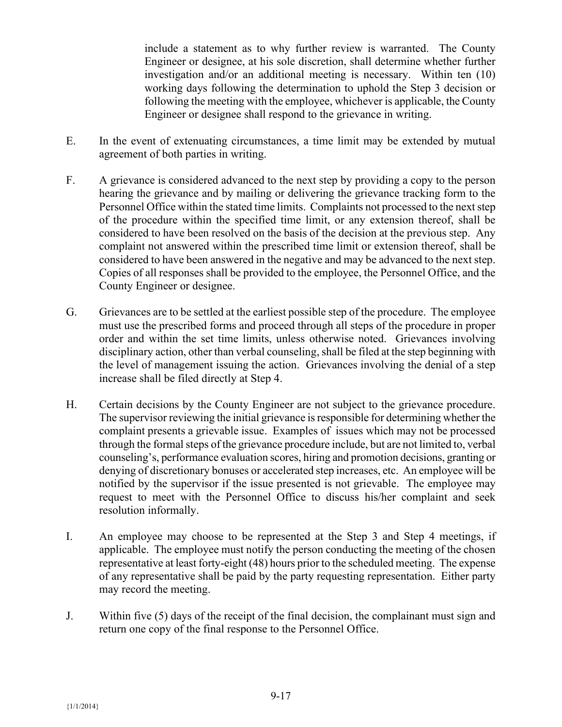include a statement as to why further review is warranted. The County Engineer or designee, at his sole discretion, shall determine whether further investigation and/or an additional meeting is necessary. Within ten (10) working days following the determination to uphold the Step 3 decision or following the meeting with the employee, whichever is applicable, the County Engineer or designee shall respond to the grievance in writing.

E. In the event of extenuating circumstances, a time limit may be extended by mutual agreement of both parties in writing.

F. A grievance is considered advanced to the next step by providing a copy to the person hearing the grievance and by mailing or delivering the grievance tracking form to the Personnel Office within the stated time limits. Complaints not processed to the next step of the procedure within the specified time limit, or any extension thereof, shall be considered to have been resolved on the basis of the decision at the previous step. Any complaint not answered within the prescribed time limit or extension thereof, shall be considered to have been answered in the negative and may be advanced to the next step. Copies of all responses shall be provided to the employee, the Personnel Office, and the County Engineer or designee.

G. Grievances are to be settled at the earliest possible step of the procedure. The employee must use the prescribed forms and proceed through all steps of the procedure in proper order and within the set time limits, unless otherwise noted. Grievances involving disciplinary action, other than verbal counseling, shall be filed at the step beginning with the level of management issuing the action. Grievances involving the denial of a step increase shall be filed directly at Step 4.

H. Certain decisions by the County Engineer are not subject to the grievance procedure. The supervisor reviewing the initial grievance is responsible for determining whether the complaint presents a grievable issue. Examples of issues which may not be processed through the formal steps of the grievance procedure include, but are not limited to, verbal counseling's, performance evaluation scores, hiring and promotion decisions, granting or denying of discretionary bonuses or accelerated step increases, etc. An employee will be notified by the supervisor if the issue presented is not grievable. The employee may request to meet with the Personnel Office to discuss his/her complaint and seek resolution informally.

I. An employee may choose to be represented at the Step 3 and Step 4 meetings, if applicable. The employee must notify the person conducting the meeting of the chosen representative at least forty-eight (48) hours prior to the scheduled meeting. The expense of any representative shall be paid by the party requesting representation. Either party may record the meeting.

J. Within five (5) days of the receipt of the final decision, the complainant must sign and return one copy of the final response to the Personnel Office.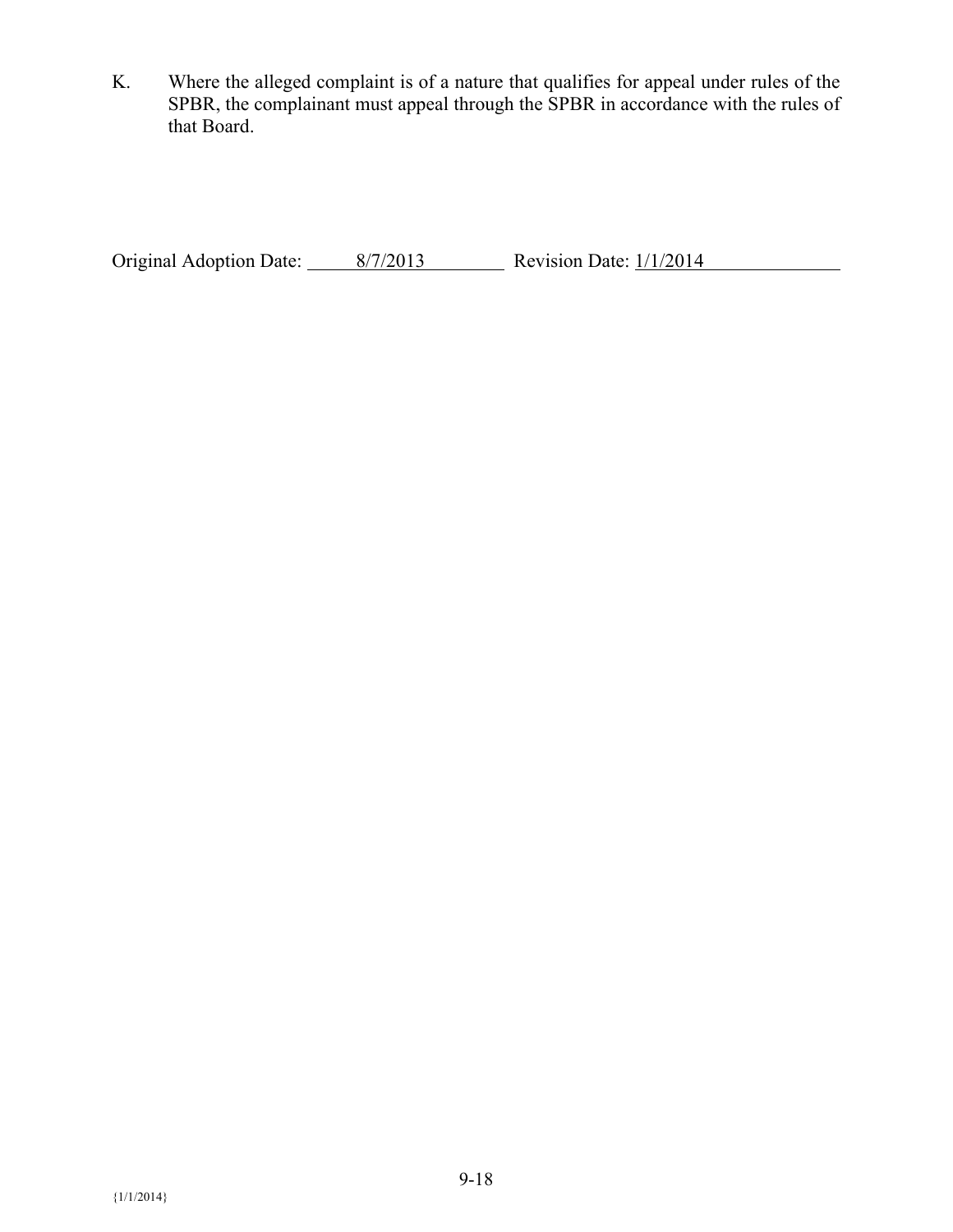K. Where the alleged complaint is of a nature that qualifies for appeal under rules of the SPBR, the complainant must appeal through the SPBR in accordance with the rules of that Board.

Original Adoption Date: 8/7/2013 Revision Date: 1/1/2014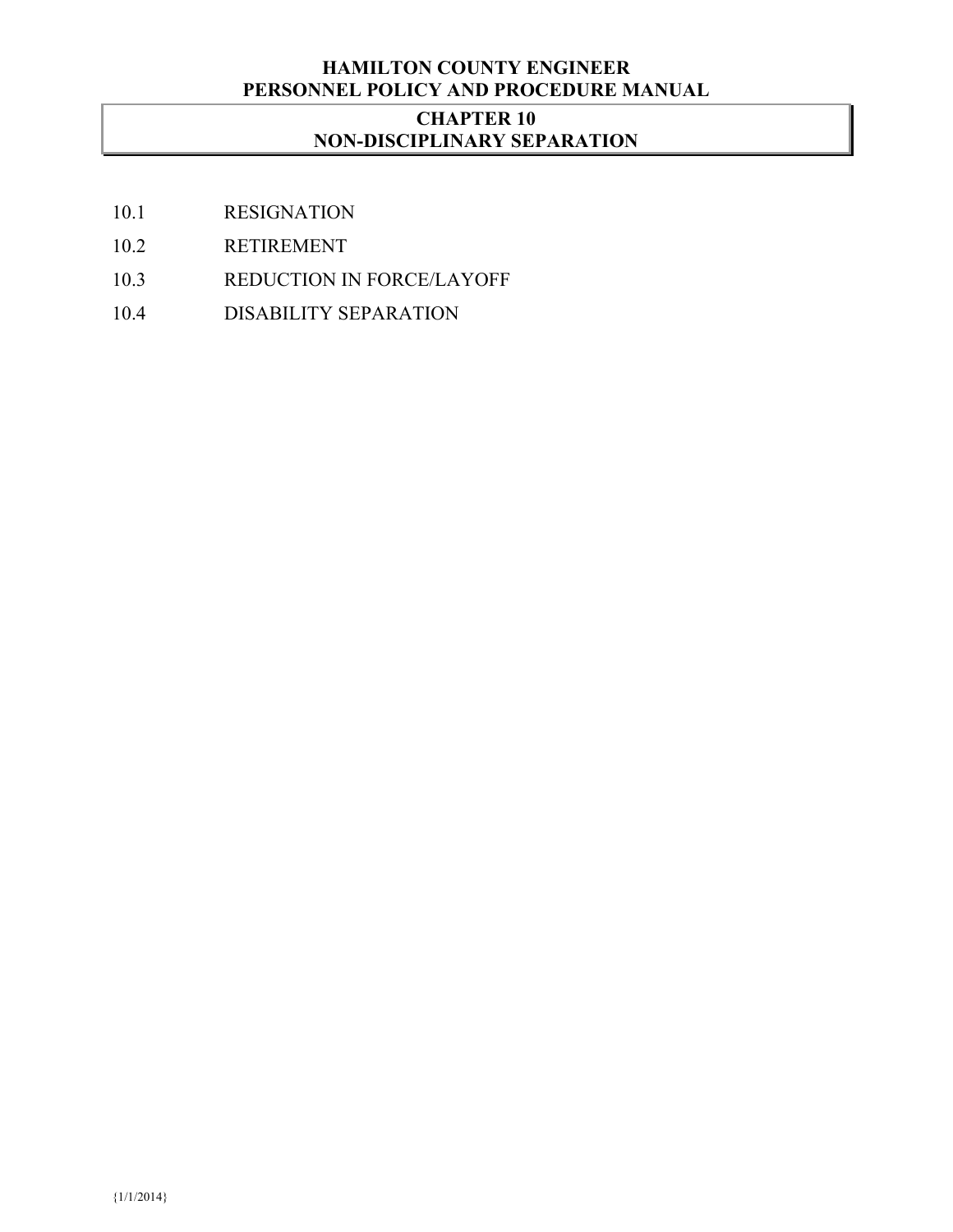# CHAPTER 10
## NON-DISCIPLINARY SEPARATION

10.1 RESIGNATION

10.2 RETIREMENT

10.3 REDUCTION IN FORCE/LAYOFF

10.4 DISABILITY SEPARATION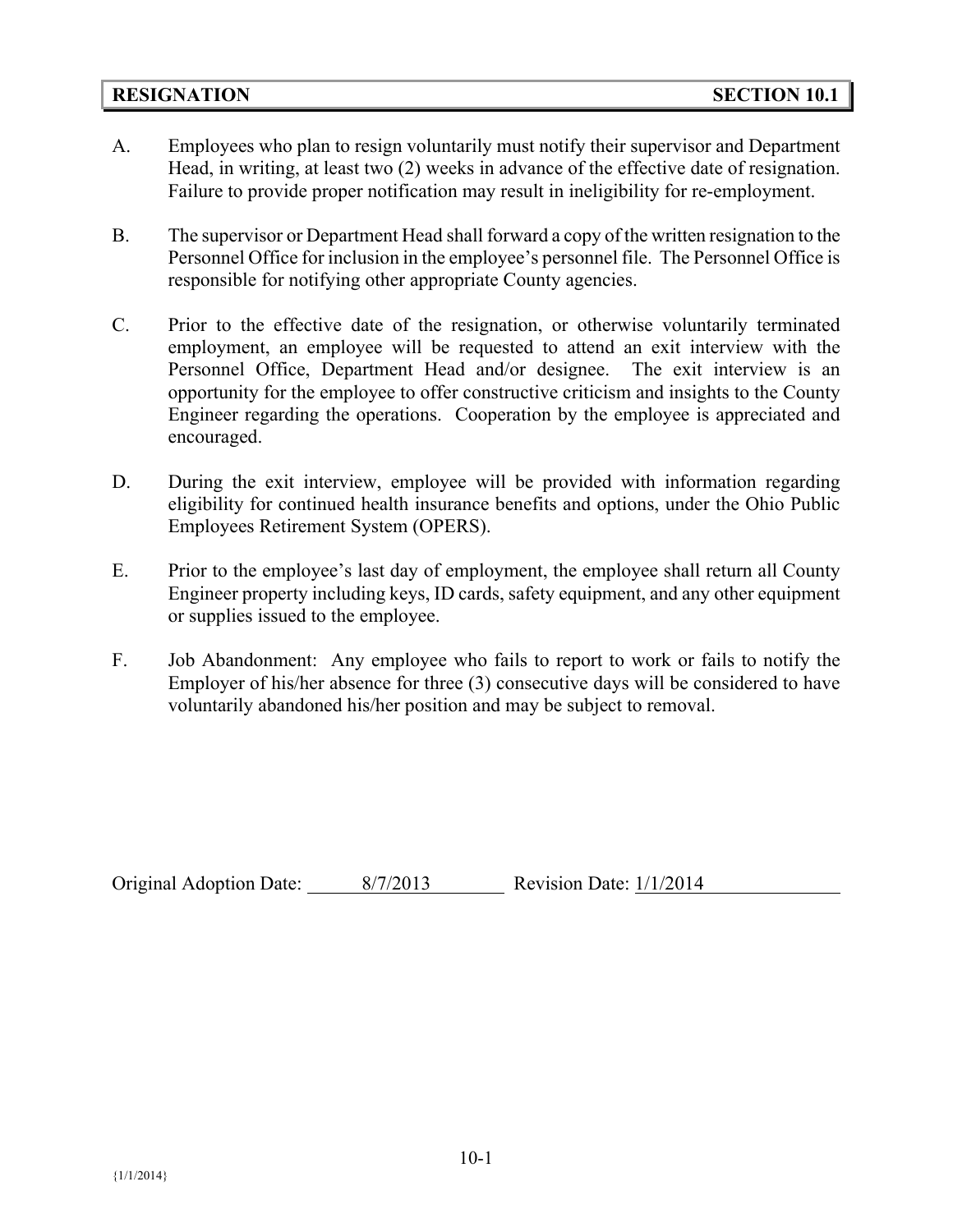## RESIGNATION SECTION 10.1

A. Employees who plan to resign voluntarily must notify their supervisor and Department Head, in writing, at least two (2) weeks in advance of the effective date of resignation. Failure to provide proper notification may result in ineligibility for re-employment.

B. The supervisor or Department Head shall forward a copy of the written resignation to the Personnel Office for inclusion in the employee's personnel file. The Personnel Office is responsible for notifying other appropriate County agencies.

C. Prior to the effective date of the resignation, or otherwise voluntarily terminated employment, an employee will be requested to attend an exit interview with the Personnel Office, Department Head and/or designee. The exit interview is an opportunity for the employee to offer constructive criticism and insights to the County Engineer regarding the operations. Cooperation by the employee is appreciated and encouraged.

D. During the exit interview, employee will be provided with information regarding eligibility for continued health insurance benefits and options, under the Ohio Public Employees Retirement System (OPERS).

E. Prior to the employee's last day of employment, the employee shall return all County Engineer property including keys, ID cards, safety equipment, and any other equipment or supplies issued to the employee.

F. Job Abandonment: Any employee who fails to report to work or fails to notify the Employer of his/her absence for three (3) consecutive days will be considered to have voluntarily abandoned his/her position and may be subject to removal.

Original Adoption Date: 8/7/2013 Revision Date: 1/1/2014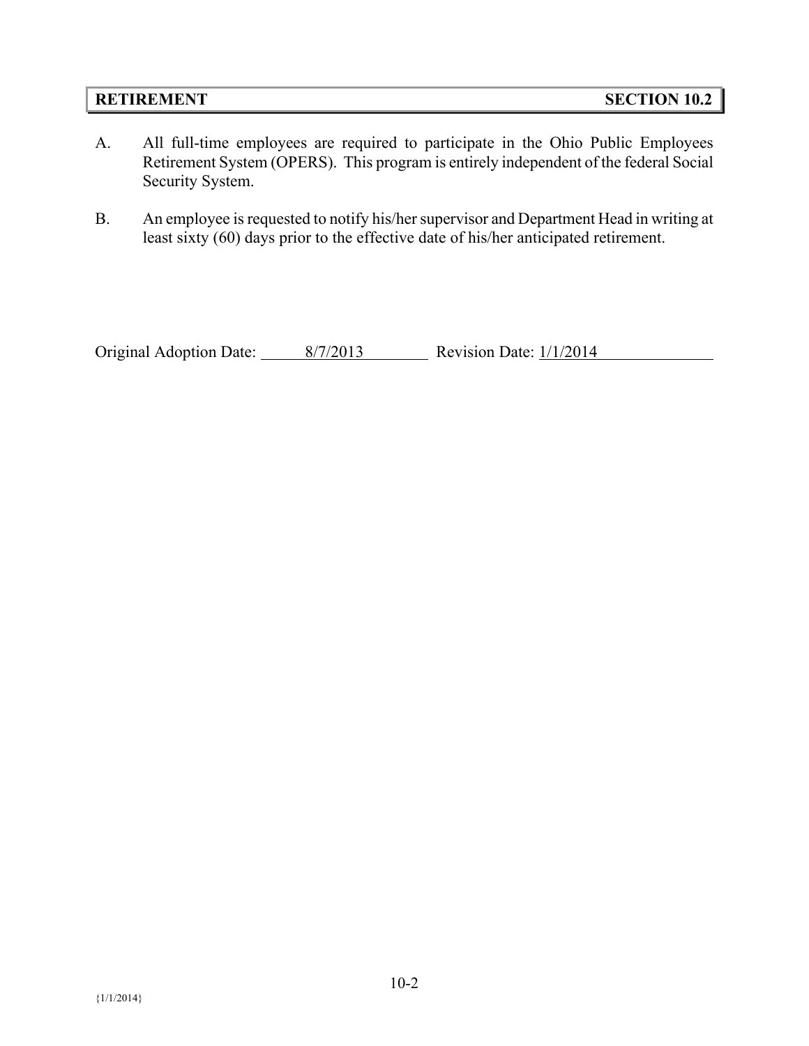## RETIREMENT — SECTION 10.2

A. All full-time employees are required to participate in the Ohio Public Employees Retirement System (OPERS). This program is entirely independent of the federal Social Security System.

B. An employee is requested to notify his/her supervisor and Department Head in writing at least sixty (60) days prior to the effective date of his/her anticipated retirement.

Original Adoption Date: 8/7/2013 Revision Date: 1/1/2014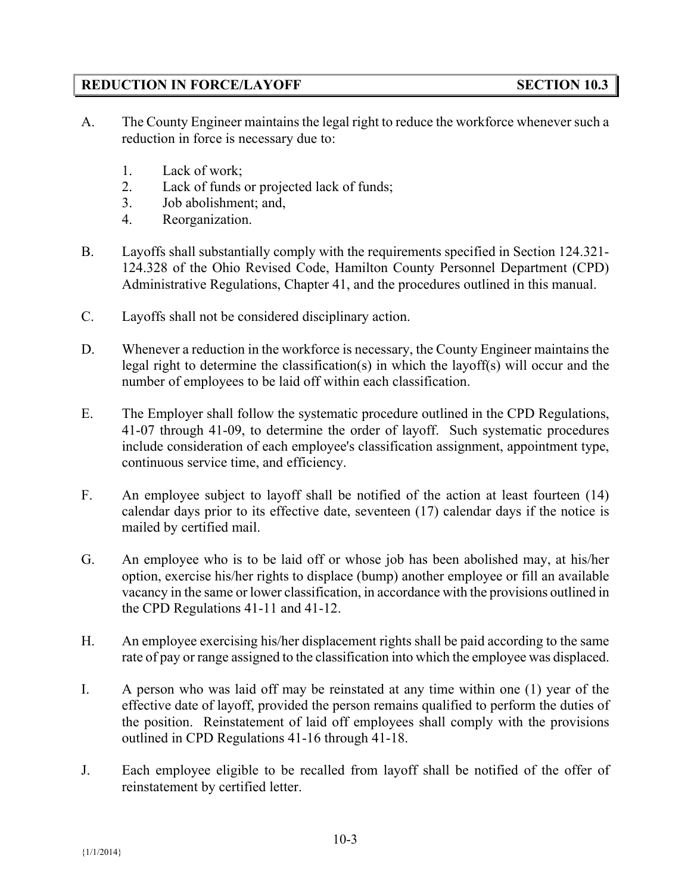## REDUCTION IN FORCE/LAYOFF — SECTION 10.3

A. The County Engineer maintains the legal right to reduce the workforce whenever such a reduction in force is necessary due to:

   1. Lack of work;
   2. Lack of funds or projected lack of funds;
   3. Job abolishment; and,
   4. Reorganization.

B. Layoffs shall substantially comply with the requirements specified in Section 124.321-124.328 of the Ohio Revised Code, Hamilton County Personnel Department (CPD) Administrative Regulations, Chapter 41, and the procedures outlined in this manual.

C. Layoffs shall not be considered disciplinary action.

D. Whenever a reduction in the workforce is necessary, the County Engineer maintains the legal right to determine the classification(s) in which the layoff(s) will occur and the number of employees to be laid off within each classification.

E. The Employer shall follow the systematic procedure outlined in the CPD Regulations, 41-07 through 41-09, to determine the order of layoff. Such systematic procedures include consideration of each employee's classification assignment, appointment type, continuous service time, and efficiency.

F. An employee subject to layoff shall be notified of the action at least fourteen (14) calendar days prior to its effective date, seventeen (17) calendar days if the notice is mailed by certified mail.

G. An employee who is to be laid off or whose job has been abolished may, at his/her option, exercise his/her rights to displace (bump) another employee or fill an available vacancy in the same or lower classification, in accordance with the provisions outlined in the CPD Regulations 41-11 and 41-12.

H. An employee exercising his/her displacement rights shall be paid according to the same rate of pay or range assigned to the classification into which the employee was displaced.

I. A person who was laid off may be reinstated at any time within one (1) year of the effective date of layoff, provided the person remains qualified to perform the duties of the position. Reinstatement of laid off employees shall comply with the provisions outlined in CPD Regulations 41-16 through 41-18.

J. Each employee eligible to be recalled from layoff shall be notified of the offer of reinstatement by certified letter.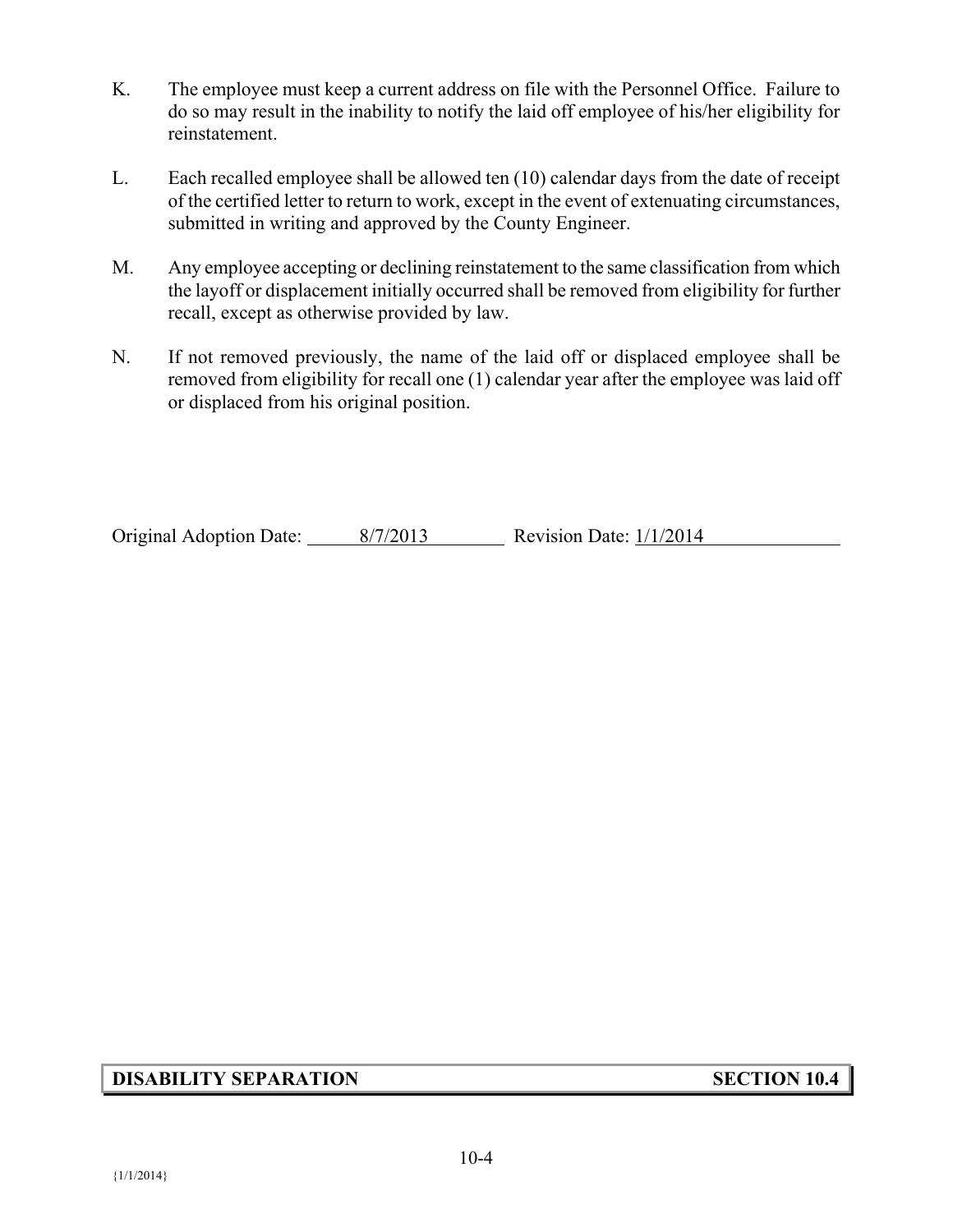K. The employee must keep a current address on file with the Personnel Office. Failure to do so may result in the inability to notify the laid off employee of his/her eligibility for reinstatement.

L. Each recalled employee shall be allowed ten (10) calendar days from the date of receipt of the certified letter to return to work, except in the event of extenuating circumstances, submitted in writing and approved by the County Engineer.

M. Any employee accepting or declining reinstatement to the same classification from which the layoff or displacement initially occurred shall be removed from eligibility for further recall, except as otherwise provided by law.

N. If not removed previously, the name of the laid off or displaced employee shall be removed from eligibility for recall one (1) calendar year after the employee was laid off or displaced from his original position.

Original Adoption Date: 8/7/2013 Revision Date: 1/1/2014

## DISABILITY SEPARATION SECTION 10.4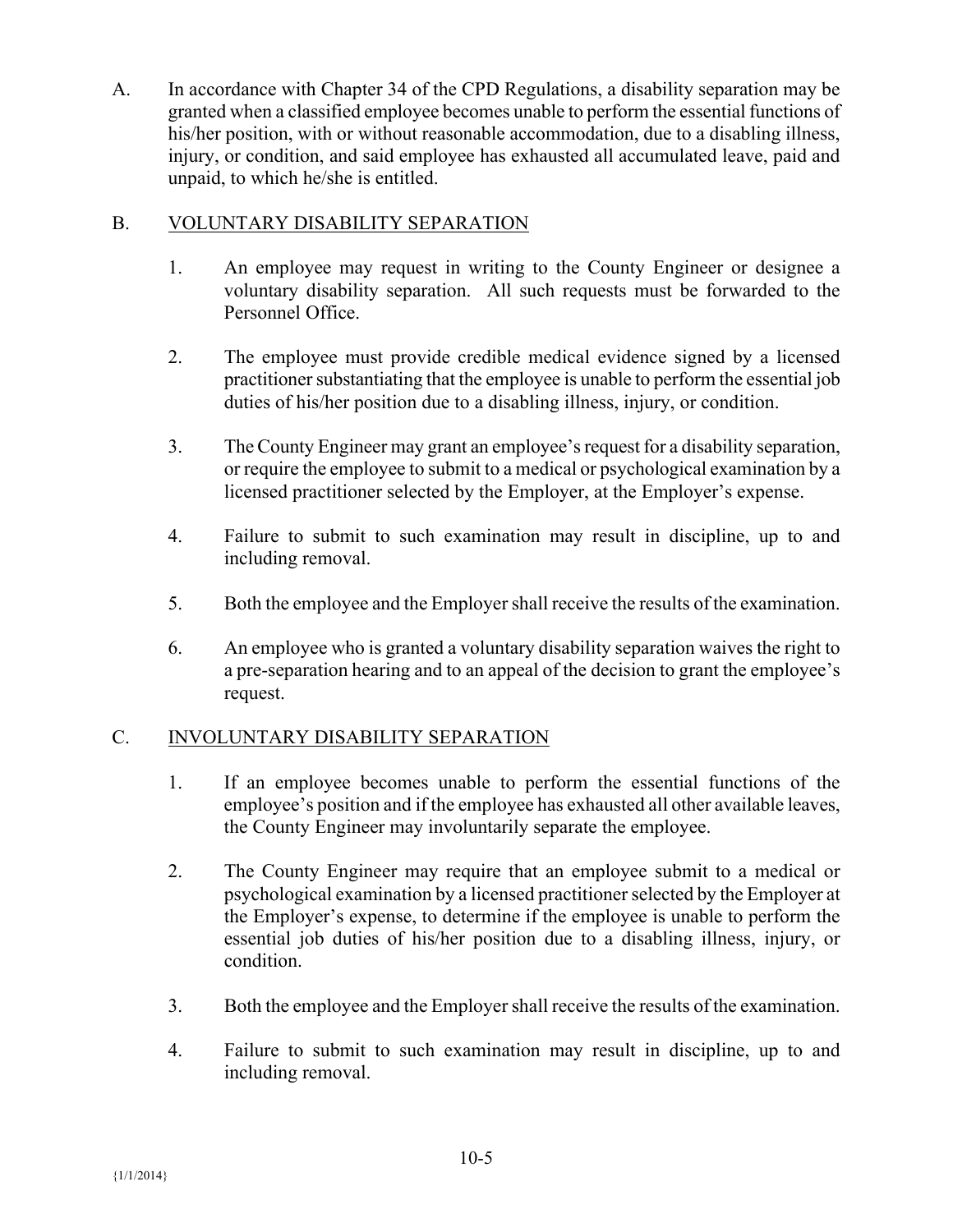A. In accordance with Chapter 34 of the CPD Regulations, a disability separation may be granted when a classified employee becomes unable to perform the essential functions of his/her position, with or without reasonable accommodation, due to a disabling illness, injury, or condition, and said employee has exhausted all accumulated leave, paid and unpaid, to which he/she is entitled.

B. VOLUNTARY DISABILITY SEPARATION

1. An employee may request in writing to the County Engineer or designee a voluntary disability separation. All such requests must be forwarded to the Personnel Office.

2. The employee must provide credible medical evidence signed by a licensed practitioner substantiating that the employee is unable to perform the essential job duties of his/her position due to a disabling illness, injury, or condition.

3. The County Engineer may grant an employee's request for a disability separation, or require the employee to submit to a medical or psychological examination by a licensed practitioner selected by the Employer, at the Employer's expense.

4. Failure to submit to such examination may result in discipline, up to and including removal.

5. Both the employee and the Employer shall receive the results of the examination.

6. An employee who is granted a voluntary disability separation waives the right to a pre-separation hearing and to an appeal of the decision to grant the employee's request.

C. INVOLUNTARY DISABILITY SEPARATION

1. If an employee becomes unable to perform the essential functions of the employee's position and if the employee has exhausted all other available leaves, the County Engineer may involuntarily separate the employee.

2. The County Engineer may require that an employee submit to a medical or psychological examination by a licensed practitioner selected by the Employer at the Employer's expense, to determine if the employee is unable to perform the essential job duties of his/her position due to a disabling illness, injury, or condition.

3. Both the employee and the Employer shall receive the results of the examination.

4. Failure to submit to such examination may result in discipline, up to and including removal.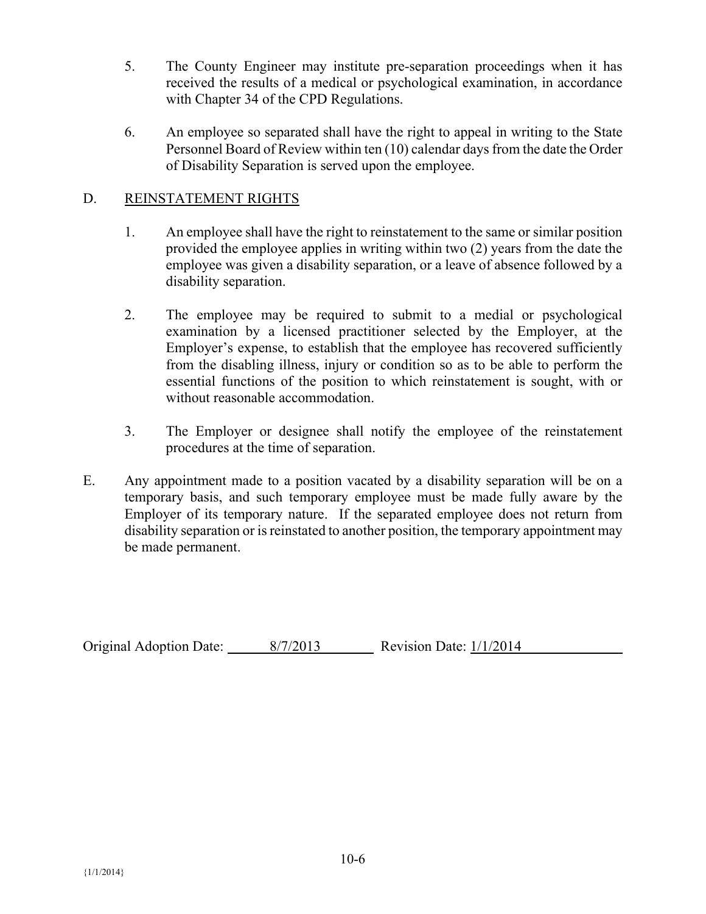5. The County Engineer may institute pre-separation proceedings when it has received the results of a medical or psychological examination, in accordance with Chapter 34 of the CPD Regulations.

6. An employee so separated shall have the right to appeal in writing to the State Personnel Board of Review within ten (10) calendar days from the date the Order of Disability Separation is served upon the employee.

D. REINSTATEMENT RIGHTS

1. An employee shall have the right to reinstatement to the same or similar position provided the employee applies in writing within two (2) years from the date the employee was given a disability separation, or a leave of absence followed by a disability separation.

2. The employee may be required to submit to a medial or psychological examination by a licensed practitioner selected by the Employer, at the Employer's expense, to establish that the employee has recovered sufficiently from the disabling illness, injury or condition so as to be able to perform the essential functions of the position to which reinstatement is sought, with or without reasonable accommodation.

3. The Employer or designee shall notify the employee of the reinstatement procedures at the time of separation.

E. Any appointment made to a position vacated by a disability separation will be on a temporary basis, and such temporary employee must be made fully aware by the Employer of its temporary nature. If the separated employee does not return from disability separation or is reinstated to another position, the temporary appointment may be made permanent.

Original Adoption Date: 8/7/2013 Revision Date: 1/1/2014